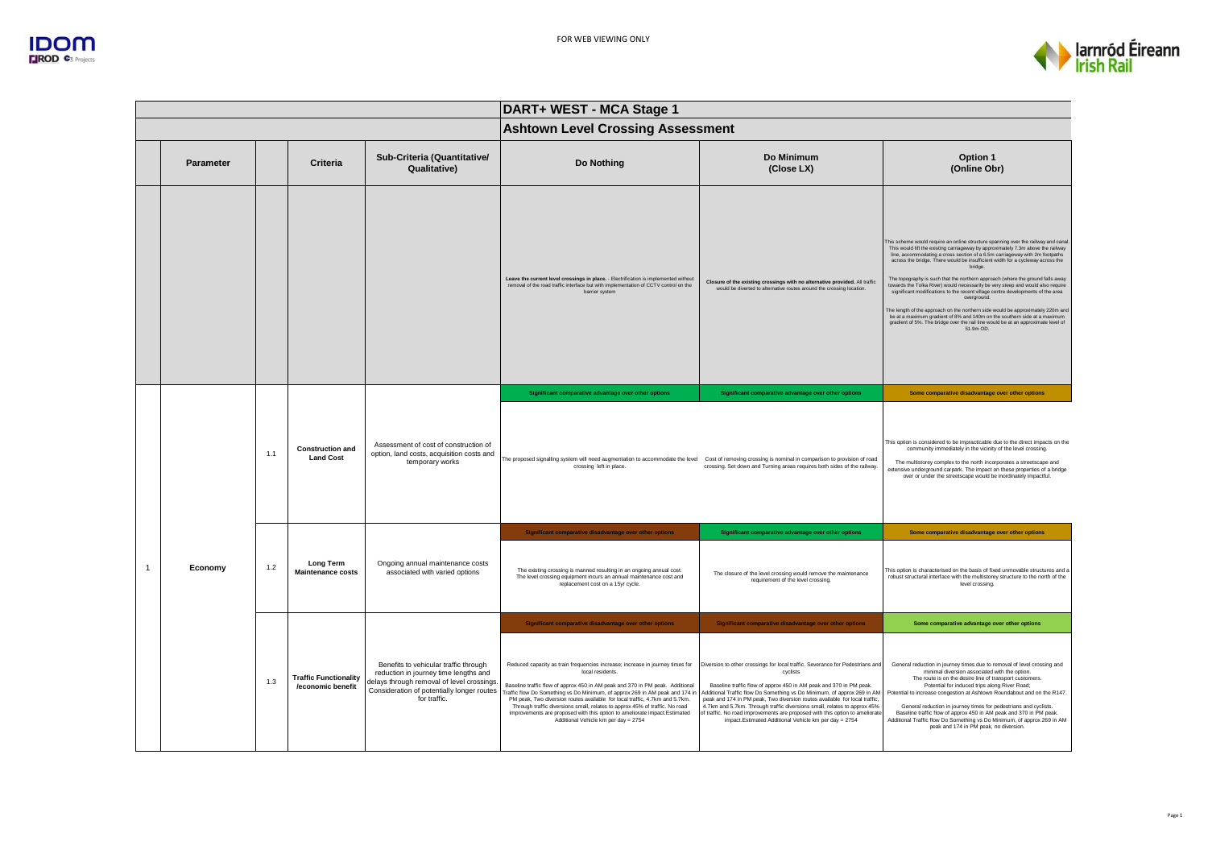FOR WEB VIEWING ONLY

## DART+ WEST - MCA Stage 1

### Ashtown Level Crossing Assessment

| | Parameter | | Criteria | Sub-Criteria (Quantitative/ Qualitative) | Do Nothing | Do Minimum (Close LX) | Option 1 (Online Obr) |
|---|---|---|---|---|---|---|---|
| | | | | | **Leave the current level crossings in place.** - Electrification is implemented without removal of the road traffic interface but with implementation of CCTV control on the barrier system | **Closure of the existing crossings with no alternative provided.** All traffic would be diverted to alternative routes around the crossing location. | This scheme would require an online structure spanning over the railway and canal. This would lift the existing carriageway by approximately 7.3m above the railway line, accommodating a cross section of a 6.5m carriageway with 2m footpaths across the bridge. There would be insufficient width for a cycleway across the bridge.<br><br>The topography is such that the northern approach (where the ground falls away towards the Tolka River) would necessarily be very steep and would also require significant modifications to the recent village centre developments of the area overground.<br><br>The length of the approach on the northern side would be approximately 220m and be at a maximum gradient of 8% and 140m on the southern side at a maximum gradient of 5%. The bridge over the rail line would be at an approximate level of 51.9m OD. |
| 1 | Economy | 1.1 | Construction and Land Cost | Assessment of cost of construction of option, land costs, acquisition costs and temporary works | **Significant comparative advantage over other options**<br><br>The proposed signalling system will need augmentation to accommodate the level crossing left in place. | **Significant comparative advantage over other options**<br><br>Cost of removing crossing is nominal in comparison to provision of road crossing. Set down and Turning areas requires both sides of the railway. | **Some comparative disadvantage over other options**<br><br>This option is considered to be impracticable due to the direct impacts on the community immediately in the vicinity of the level crossing.<br><br>The multistorey complex to the north incorporates a streetscape and extensive underground carpark. The impact on these properties of a bridge over or under the streetscape would be inordinately impactful. |
| | | 1.2 | Long Term Maintenance costs | Ongoing annual maintenance costs associated with varied options | **Significant comparative disadvantage over other options**<br><br>The existing crossing is manned resulting in an ongoing annual cost. The level crossing equipment incurs an annual maintenance cost and replacement cost on a 15yr cycle. | **Significant comparative advantage over other options**<br><br>The closure of the level crossing would remove the maintenance requirement of the level crossing. | **Some comparative disadvantage over other options**<br><br>This option is characterised on the basis of fixed unmovable structures and a robust structural interface with the multistorey structure to the north of the level crossing. |
| | | 1.3 | Traffic Functionality /economic benefit | Benefits to vehicular traffic through reduction in journey time lengths and delays through removal of level crossings. Consideration of potentially longer routes for traffic. | **Significant comparative disadvantage over other options**<br><br>Reduced capacity as train frequencies increase; increase in journey times for local residents.<br><br>Baseline traffic flow of approx 450 in AM peak and 370 in PM peak. Additional Traffic flow Do Something vs Do Minimum, of approx 269 in AM peak and 174 in PM peak, Two diversion routes available for local traffic, 4.7km and 5.7km. Through traffic diversions small, relates to approx 45% of traffic. No road improvements are proposed with this option to ameliorate impact.Estimated Additional Vehicle km per day = 2754 | **Significant comparative disadvantage over other options**<br><br>Diversion to other crossings for local traffic. Severance for Pedestrians and cyclists<br><br>Baseline traffic flow of approx 450 in AM peak and 370 in PM peak. Additional Traffic flow Do Something vs Do Minimum, of approx 269 in AM peak and 174 in PM peak, Two diversion routes available for local traffic, 4.7km and 5.7km. Through traffic diversions small, relates to approx 45% of traffic. No road improvements are proposed with this option to ameliorate impact.Estimated Additional Vehicle km per day = 2754 | **Some comparative advantage over other options**<br><br>General reduction in journey times due to removal of level crossing and minimal diversion associated with the option.<br>The route is on the desire line of transport customers.<br>Potential for induced trips along River Road;<br>Potential to increase congestion at Ashtown Roundabout and on the R147.<br><br>General reduction in journey times for pedestrians and cyclists.<br>Baseline traffic flow of approx 450 in AM peak and 370 in PM peak.<br>Additional Traffic flow Do Something vs Do Minimum, of approx 269 in AM peak and 174 in PM peak, no diversion. |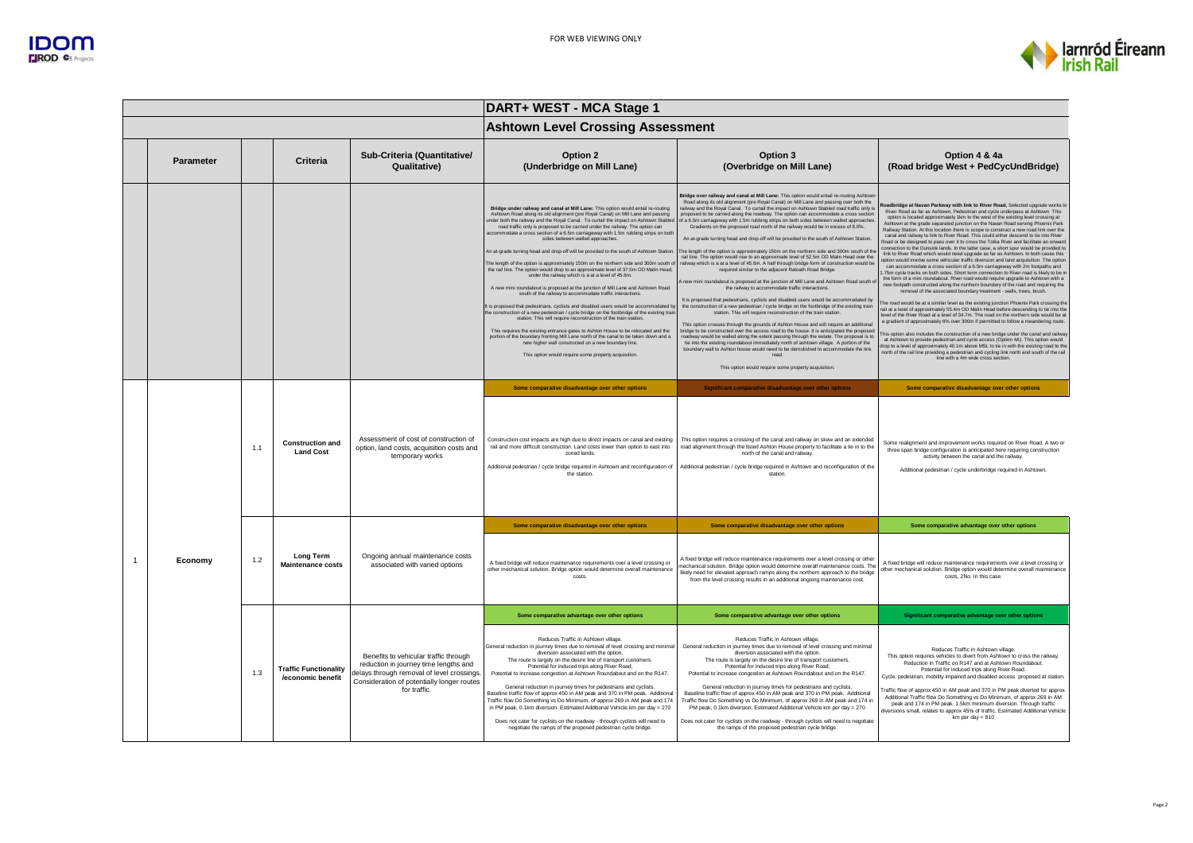# DART+ WEST - MCA Stage 1

## Ashtown Level Crossing Assessment

| | Parameter | | Criteria | Sub-Criteria (Quantitative/ Qualitative) | Option 2 (Underbridge on Mill Lane) | Option 3 (Overbridge on Mill Lane) | Option 4 & 4a (Road bridge West + PedCycUndBridge) |
|---|---|---|---|---|---|---|---|
| | | | | | **Bridge under railway and canal at Mill Lane:** This option would entail re-routing Ashtown Road along its old alignment (pre Royal Canal) on Mill Lane and passing under both the railway and the Royal Canal. To curtail the impact on Ashtown Stabled road traffic only is proposed to be carried under the railway. The option can accommodate a cross section of a 6.5m carriageway with 1.5m rubbing strips on both sides between walled approaches.<br><br>An at-grade turning head and drop-off will be provided to the south of Ashtown Station.<br><br>The length of the option is approximately 150m on the northern side and 300m south of the rail line. The option would drop to an approximate level of 37.5m OD Malin Head, under the railway which is a at a level of 45.6m.<br><br>A new mini roundabout is proposed at the junction of Mill Lane and Ashtown Road south of the railway to accommodate traffic interactions.<br><br>It is proposed that pedestrians, cyclists and disabled users would be accommodated by the construction of a new pedestrian / cycle bridge on the footbridge of the existing train station. This will require reconstruction of the train station.<br><br>This requires the existing entrance gates to Ashton House to be relocated and the portion of the boundary fronting Mill Lane north of the canal to be taken down and a new higher wall constructed on a new boundary line.<br><br>This option would require some property acquisition. | **Bridge over railway and canal at Mill Lane:** This option would entail re-routing Ashtown Road along its old alignment (pre Royal Canal) on Mill Lane and passing over both the railway and the Royal Canal. To curtail the impact on Ashtown Stabled road traffic only is proposed to be carried along the roadway. The option can accommodate a cross section of a 6.5m carriageway with 1.5m rubbing strips on both sides between walled approaches. Gradients on the proposed road north of the railway would be in excess of 8.0%.<br><br>An at-grade turning head and drop-off will be provided to the south of Ashtown Station.<br><br>The length of the option is approximately 150m on the northern side and 300m south of the rail line. The option would rise to an approximate level of 52.5m OD Malin Head over the railway which is a at a level of 45.6m. A half through bridge form of construction would be required similar to the adjacent Ratoath Road Bridge.<br><br>A new mini roundabout is proposed at the junction of Mill Lane and Ashtown Road south of the railway to accommodate traffic interactions.<br><br>It is proposed that pedestrians, cyclists and disabled users would be accommodated by the construction of a new pedestrian / cycle bridge on the footbridge of the existing train station. This will require reconstruction of the train station.<br><br>This option crosses through the grounds of Ashton House and will require an additional bridge to be constructed over the access road to the house. It is anticipated the proposed roadway would be walled along the extent passing through the estate. The proposal is to tie into the existing roundabout immediately north of ashtown village. A portion of the boundary wall to Ashton House would need to be demolished to accommodate the link road.<br><br>This option would require some property acquisition. | **Roadbridge at Navan Parkway with link to River Road,** Selected upgrade works to River Road as far as Ashtown. Pedestrian and cycle underpass at Ashtown. This option is located approximately 1km to the west of the existing level crossing at Ashtown at the grade separated junction on the Navan Road serving Phoenix Park Railway Station. At this location there is scope to construct a new road link over the canal and railway to link to River Road. This could either descend to tie into River Road or be designed to pass over it to cross the Tolka River and facilitate an onward connection to the Dunsink lands. In the latter case, a short spur would be provided to link to River Road which would need upgrade as far as Ashtown. In both cases this option would involve some vehicular traffic diversion and land acquisition. The option can accommodate a cross section of a 6.5m carriageway with 2m footpaths and 1.75m cycle tracks on both sides. Short term connection to River road is likely to be in the form of a mini roundabout. River road would require upgrade to Ashtown with a new footpath constructed along the northern boundary of the road and requiring the removal of the associated boundary treatment - walls, trees, brush.<br><br>The road would be at a similar level as the existing junction Phoenix Park crossing the rail at a level of approximately 55.4m OD Malin Head before descending to tie into the level of the River Road at a level of 34.7m. The road on the northern side would be at a gradient of approximately 6% over 300m if permitted to follow a meandering route.<br><br>This option also includes the construction of a new bridge under the canal and railway at Ashtown to provide pedestrian and cycle access (Option 4A). This option would drop to a level of approximately 40.1m above MSL to tie in with the existing road to the north of the rail line providing a pedestrian and cycling link north and south of the rail line with a 4m wide cross section. |
| 1 | Economy | 1.1 | Construction and Land Cost | Assessment of cost of construction of option, land costs, acquisition costs and temporary works | **Some comparative disadvantage over other options**<br><br>Construction cost impacts are high due to direct impacts on canal and existing rail and more difficult construction. Land costs lower than option to east into zoned lands.<br><br>Additional pedestrian / cycle bridge required in Ashtown and reconfiguration of the station. | **Significant comparative disadvantage over other options**<br><br>This option requires a crossing of the canal and railway on skew and an extended road alignment through the listed Ashton House property to facilitate a tie in to the north of the canal and railway.<br><br>Additional pedestrian / cycle bridge required in Ashtown and reconfiguration of the station. | **Some comparative disadvantage over other options**<br><br>Some realignment and improvement works required on River Road. A two or three span bridge configuration is anticipated here requiring construction activity between the canal and the railway.<br><br>Additional pedestrian / cycle underbridge required in Ashtown. |
| | | 1.2 | Long Term Maintenance costs | Ongoing annual maintenance costs associated with varied options | **Some comparative disadvantage over other options**<br><br>A fixed bridge will reduce maintenance requirements over a level crossing or other mechanical solution. Bridge option would determine overall maintenance costs. | **Some comparative disadvantage over other options**<br><br>A fixed bridge will reduce maintenance requirements over a level crossing or other mechanical solution. Bridge option would determine overall maintenance costs. The likely need for elevated approach ramps along the northern approach to the bridge from the level crossing results in an additional ongoing maintenance cost. | **Some comparative advantage over other options**<br><br>A fixed bridge will reduce maintenance requirements over a level crossing or other mechanical solution. Bridge option would determine overall maintenance costs, 2No. In this case. |
| | | 1.3 | Traffic Functionality /economic benefit | Benefits to vehicular traffic through reduction in journey time lengths and delays through removal of level crossings. Consideration of potentially longer routes for traffic. | **Some comparative advantage over other options**<br><br>Reduces Traffic in Ashtown village.<br>General reduction in journey times due to removal of level crossing and minimal diversion associated with the option.<br>The route is largely on the desire line of transport customers.<br>Potential for induced trips along River Road;<br>Potential to increase congestion at Ashtown Roundabout and on the R147.<br><br>General reduction in journey times for pedestrians and cyclists.<br>Baseline traffic flow of approx 450 in AM peak and 370 in PM peak. Additional Traffic flow Do Something vs Do Minimum, of approx 269 in AM peak and 174 in PM peak, 0.1km diversion. Estimated Additional Vehicle km per day = 270<br><br>Does not cater for cyclists on the roadway - through cyclists will need to negotiate the ramps of the proposed pedestrian cycle bridge. | **Some comparative advantage over other options**<br><br>Reduces Traffic in Ashtown village.<br>General reduction in journey times due to removal of level crossing and minimal diversion associated with the option.<br>The route is largely on the desire line of transport customers.<br>Potential for induced trips along River Road;<br>Potential to increase congestion at Ashtown Roundabout and on the R147.<br><br>General reduction in journey times for pedestrians and cyclists.<br>Baseline traffic flow of approx 450 in AM peak and 370 in PM peak. Additional Traffic flow Do Something vs Do Minimum, of approx 269 in AM peak and 174 in PM peak, 0.1km diversion. Estimated Additional Vehicle km per day = 270<br><br>Does not cater for cyclists on the roadway - through cyclists will need to negotiate the ramps of the proposed pedestrian cycle bridge. | **Significant comparative advantage over other options**<br><br>Reduces Traffic in Ashtown village.<br>This option requires vehicles to divert from Ashtown to cross the railway.<br>Reduction in Traffic on R147 and at Ashtown Roundabout.<br>Potential for induced trips along River Road.<br>Cycle, pedestrian, mobility impaired and disabled access proposed at station.<br><br>Traffic flow of approx 450 in AM peak and 370 in PM peak diverted for approx. Additional Traffic flow Do Something vs Do Minimum, of approx 269 in AM peak and 174 in PM peak. 1.5km minimum diversion. Through traffic diversions small, relates to approx 45% of traffic. Estimated Additional Vehicle km per day = 810 |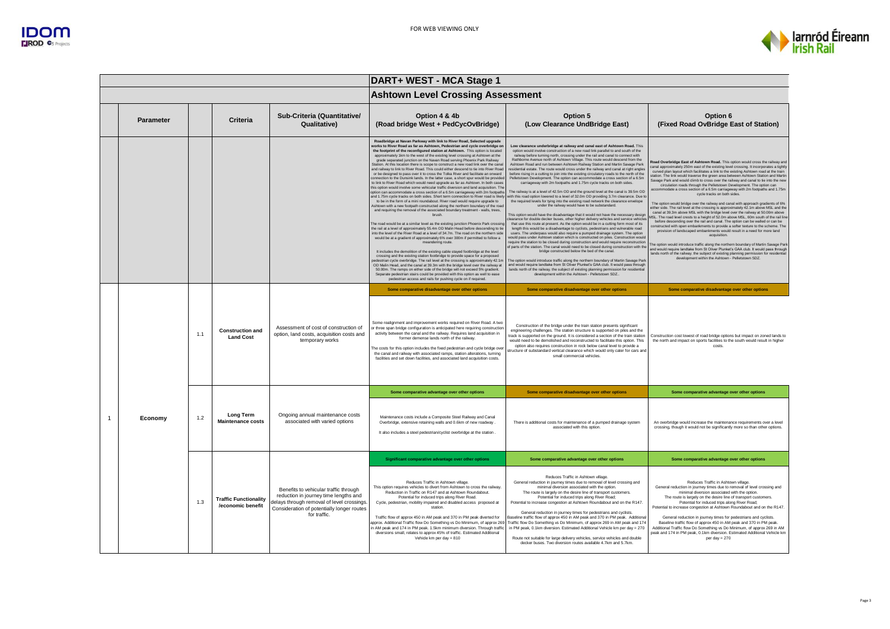# DART+ WEST - MCA Stage 1

## Ashtown Level Crossing Assessment

| | Parameter | | Criteria | Sub-Criteria (Quantitative/ Qualitative) | Option 4 & 4b (Road bridge West + PedCycOvBridge) | Option 5 (Low Clearance UndBridge East) | Option 6 (Fixed Road OvBridge East of Station) |
|---|---|---|---|---|---|---|---|
| | | | | | **Roadbridge at Navan Parkway with link to River Road, Selected upgrade works to River Road as far as Ashtown, Pedestrian and cycle overbridge on the footprint of the reconfigured station at Ashtown.** This option is located approximately 1km to the west of the existing level crossing at Ashtown at the grade separated junction on the Navan Road serving Phoenix Park Railway Station. At this location there is scope to construct a new road link over the canal and railway to link to River Road. This could either descend to tie into River Road or be designed to pass over it to cross the Tolka River and facilitate an onward connection to the Dunsink lands. In the latter case, a short spur would be provided to link to River Road which would need upgrade as far as Ashtown. In both cases this option would involve some vehicular traffic diversion and land acquisition. The option can accommodate a cross section of a 6.5m carriageway with 2m footpaths and 1.75m cycle tracks on both sides. Short term connection to River road is likely to be in the form of a mini roundabout. River road would require upgrade to Ashtown with a new footpath constructed along the northern boundary of the road and requiring the removal of the associated boundary treatment - walls, trees, brush.<br><br>The road would be at a similar level as the existing junction Phoenix Park crossing the rail at a level of approximately 55.4m OD Malin Head before descending to tie into the level of the River Road at a level of 34.7m. The road on the northern side would be at a gradient of approximately 6% over 300m if permitted to follow a meandering route.<br><br>It includes the demolition of the existing cable stayed footbridge at the level crossing and the existing station footbridge to provide space for a proposed pedestrian cycle overbridge. The rail level at the crossing is approximately 42.1m OD Malin Head, and the canal at 39.3m with the bridge level over the railway at 50.00m. The ramps on either side of the bridge will not exceed 5% gradient. Separate pedestrian stairs could be provided with this option as well to ease pedestrian access and rails for pushing cycle on if required. | **Low clearance underbridge at railway and canal east of Ashtown Road.** This option would involve construction of a new road link parallel to and south of the railway before turning north, crossing under the rail and canal to connect with Rathborne Avenue north of Ashtown Village. This route would descend from the Ashtown Road and run between Ashtown Railway Station and Martin Savage Park residential estate. The route would cross under the railway and canal at right angles before rising in a cutting to join into the existing circulatory roads to the north of the Pelletstown Development. The option can accommodate a cross section of a 6.5m carriageway with 2m footpaths and 1.75m cycle tracks on both sides.<br><br>The railway is at a level of 42.5m OD and the ground level at the canal is 39.5m OD with this road option lowered to a level of 32.0m OD providing 3.7m clearance. Due to the required levels for tying into the existing road network the clearance envelope under the railway would have to be substandard.<br><br>This option would have the disadvantage that it would not have the necessary design clearance for double decker buses, other higher delivery vehicles and service vehicles that use this route at present. As the option would be in a cutting form most of its length this would be a disadvantage to cyclists, pedestrians and vulnerable road users. The underpass would also require a pumped drainage system. The option would pass under Ashtown station which is constructed on piles. Construction would require the station to be closed during construction and would require reconstruction of parts of the station. The canal would need to be closed during construction with the bridge constructed below the bed of the canal.<br><br>The option would introduce traffic along the northern boundary of Martin Savage Park and would require landtake from St Oliver Plunket's GAA club. It would pass through lands north of the railway. the subject of existing planning permission for residential development within the Ashtown - Pelletstown SDZ.. | **Road Overbridge East of Ashtown Road.** This option would cross the railway and canal approximately 250m east of the existing level crossing. It incorporates a tightly curved plan layout which facilitates a link to the existing Ashtown road at the train station. The link would traverse the green area between Ashtown Station and Martin Savage Park and would climb to cross over the railway and canal to tie into the new circulation roads through the Pelletstown Development. The option can accommodate a cross section of a 6.5m carriageway with 2m footpaths and 1.75m cycle tracks on both sides.<br><br>The option would bridge over the railway and canal with approach gradients of 6% either side. The rail level at the crossing is approximately 42.1m above MSL and the canal at 39.3m above MSL with the bridge level over the railway at 50.00m above MSL. The road level crests to a height of 52.0m above MSL, 60m south of the rail line before descending over the rail and canal. The option can be walled or can be constructed with open embankments to provide a softer texture to the scheme. The provision of landscaped embankments would result in a need for more land acquisition.<br><br>The option would introduce traffic along the northern boundary of Martin Savage Park and would require landtake from St Oliver Plunket's GAA club. It would pass through lands north of the railway. the subject of existing planning permission for residential development within the Ashtown - Pelletstown SDZ. |
| 1 | Economy | 1.1 | Construction and Land Cost | Assessment of cost of construction of option, land costs, acquisition costs and temporary works | **Some comparative disadvantage over other options**<br><br>Some realignment and improvement works required on River Road. A two or three span bridge configuration is anticipated here requiring construction activity between the canal and the railway. Requires land acquisition in former demense lands north of the railway.<br><br>The costs for this option includes the fixed pedestrian and cycle bridge over the canal and railway with associated ramps, station alterations, turning facilities and set down facilities, and associated land acquisition costs. | **Some comparative disadvantage over other options**<br><br>Construction of the bridge under the train station presents significant engineering challenges. The station structure is supported on piles and the track is supported on the ground. It is considered a section of the train station would need to be demolished and reconstructed to facilitate this option. This option also requires construction in rock below canal level to provide a structure of substandard vertical clearance which would only cater for cars and small commercial vehicles. | **Some comparative disadvantage over other options**<br><br>Construction cost lowest of road bridge options but impact on zoned lands to the north and impact on sports facilities to the south would result in higher costs. |
| | | 1.2 | Long Term Maintenance costs | Ongoing annual maintenance costs associated with varied options | **Some comparative advantage over other options**<br><br>Maintenance costs include a Composite Steel Railway and Canal Overbridge, extensive retaining walls and 0.6km of new roadway .<br><br>It also includes a steel pedestrian/cyclist overbridge at the station . | **Some comparative disadvantage over other options**<br><br>There is additional costs for maintenance of a pumped drainage system associated with this option. | **Some comparative advantage over other options**<br><br>An overbridge would increase the maintenance requirements over a level crossing, though it would not be significantly more so than other options. |
| | | 1.3 | Traffic Functionality /economic benefit | Benefits to vehicular traffic through reduction in journey time lengths and delays through removal of level crossings. Consideration of potentially longer routes for traffic. | **Significant comparative advantage over other options**<br><br>Reduces Traffic in Ashtown village.<br>This option requires vehicles to divert from Ashtown to cross the railway.<br>Reduction in Traffic on R147 and at Ashtown Roundabout.<br>Potential for induced trips along River Road.<br>Cycle, pedestrian, mobility impaired and disabled access proposed at station.<br><br>Traffic flow of approx 450 in AM peak and 370 in PM peak diverted for approx. Additional Traffic flow Do Something vs Do Minimum, of approx 269 in AM peak and 174 in PM peak. 1.5km minimum diversion. Through traffic diversions small, relates to approx 45% of traffic. Estimated Additional Vehicle km per day = 810 | **Some comparative advantage over other options**<br><br>Reduces Traffic in Ashtown village.<br>General reduction in journey times due to removal of level crossing and minimal diversion associated with the option.<br>The route is largely on the desire line of transport customers.<br>Potential for induced trips along River Road;<br>Potential to increase congestion at Ashtown Roundabout and on the R147.<br><br>General reduction in journey times for pedestrians and cyclists.<br>Baseline traffic flow of approx 450 in AM peak and 370 in PM peak. Additional Traffic flow Do Something vs Do Minimum, of approx 269 in AM peak and 174 in PM peak, 0.1km diversion. Estimated Additional Vehicle km per day = 270<br><br>Route not suitable for large delivery vehicles, service vehicles and double decker buses. Two diversion routes available 4.7km and 5.7km. | **Some comparative advantage over other options**<br><br>Reduces Traffic in Ashtown village.<br>General reduction in journey times due to removal of level crossing and minimal diversion associated with the option.<br>The route is largely on the desire line of transport customers.<br>Potential for induced trips along River Road;<br>Potential to increase congestion at Ashtown Roundabout and on the R147.<br><br>General reduction in journey times for pedestrians and cyclists.<br>Baseline traffic flow of approx 450 in AM peak and 370 in PM peak.<br>Additional Traffic flow Do Something vs Do Minimum, of approx 269 in AM peak and 174 in PM peak, 0.1km diversion. Estimated Additional Vehicle km per day = 270 |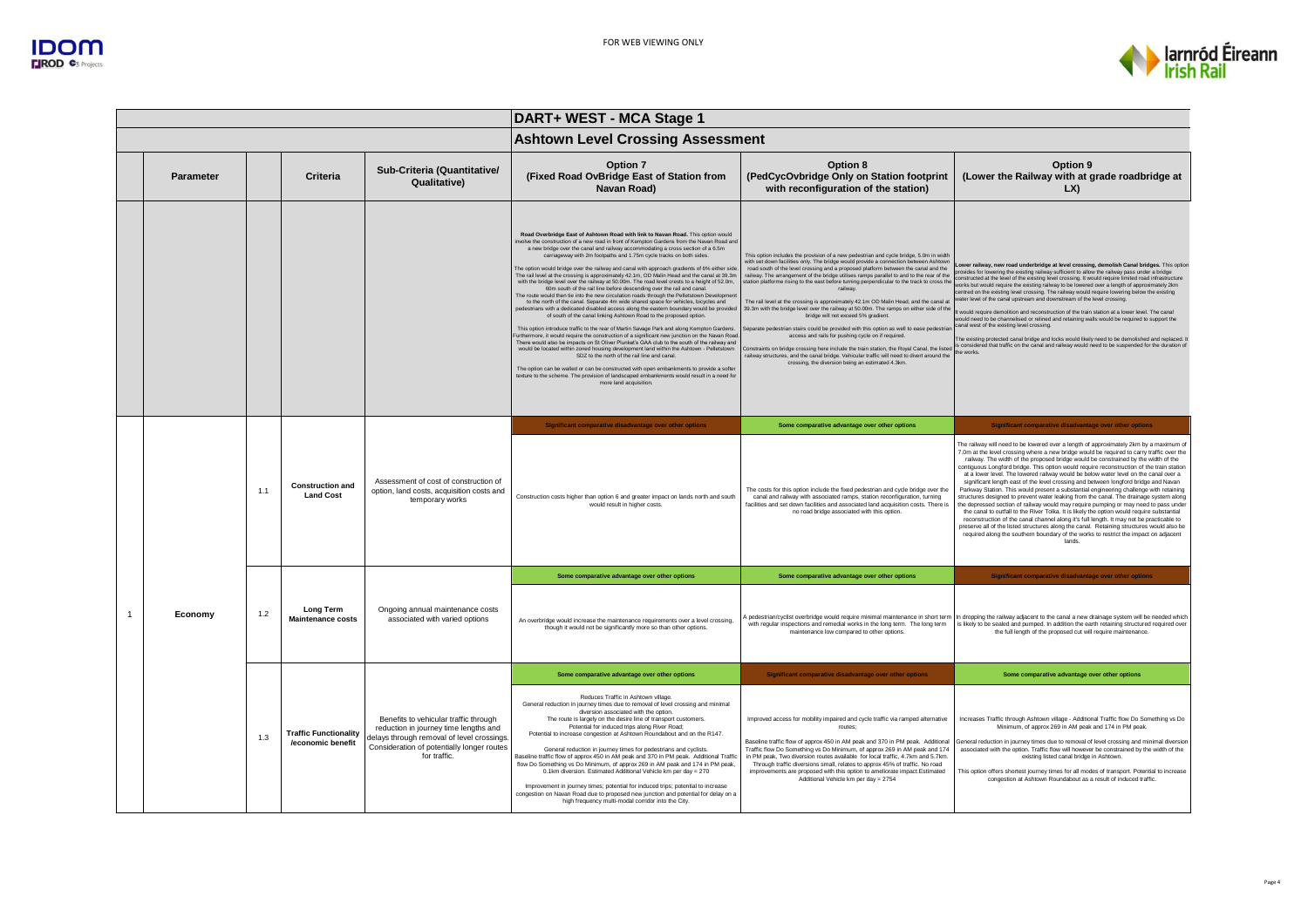## DART+ WEST - MCA Stage 1

### Ashtown Level Crossing Assessment

| | Parameter | | Criteria | Sub-Criteria (Quantitative/ Qualitative) | Option 7 (Fixed Road OvBridge East of Station from Navan Road) | Option 8 (PedCycOvbridge Only on Station footprint with reconfiguration of the station) | Option 9 (Lower the Railway with at grade roadbridge at LX) |
|---|---|---|---|---|---|---|---|
| | | | | | **Road Overbridge East of Ashtown Road with link to Navan Road.** This option would involve the construction of a new road in front of Kempton Gardens from the Navan Road and a new bridge over the canal and railway accommodating a cross section of a 6.5m carriageway with 2m footpaths and 1.75m cycle tracks on both sides.<br><br>The option would bridge over the railway and canal with approach gradients of 6% either side. The rail level at the crossing is approximately 42.1m, OD Malin Head and the canal at 39.3m with the bridge level over the railway at 50.00m. The road level crests to a height of 52.0m, 60m south of the rail line before descending over the rail and canal.<br>The route would then tie into the new circulation roads through the Pelletstown Development to the north of the canal. Separate 4m wide shared space for vehicles, bicycles and pedestrians with a dedicated disabled access along the eastern boundary would be provided of south of the canal linking Ashtown Road to the proposed option.<br><br>This option introduce traffic to the rear of Martin Savage Park and along Kempton Gardens. Furthermore, it would require the construction of a significant new junction on the Navan Road. There would also be impacts on St Oliver Plunket's GAA club to the south of the railway and would be located within zoned housing development land within the Ashtown - Pelletstown SDZ to the north of the rail line and canal.<br><br>The option can be walled or can be constructed with open embankments to provide a softer texture to the scheme. The provision of landscaped embankments would result in a need for more land acquisition. | This option includes the provision of a new pedestrian and cycle bridge, 5.0m in width with set down facilities only. The bridge would provide a connection between Ashtown road south of the level crossing and a proposed platform between the canal and the railway. The arrangement of the bridge utilises ramps parallel to and to the rear of the station platforms rising to the east before turning perpendicular to the track to cross the railway.<br><br>The rail level at the crossing is approximately 42.1m OD Malin Head, and the canal at 39.3m with the bridge level over the railway at 50.00m. The ramps on either side of the bridge will not exceed 5% gradient.<br><br>Separate pedestrian stairs could be provided with this option as well to ease pedestrian access and rails for pushing cycle on if required.<br><br>Constraints on bridge crossing here include the train station, the Royal Canal, the listed railway structures, and the canal bridge. Vehicular traffic will need to divert around the crossing, the diversion being an estimated 4.3km. | **Lower railway, new road underbridge at level crossing, demolish Canal bridges.** This option provides for lowering the existing railway sufficient to allow the railway pass under a bridge constructed at the level of the existing level crossing. It would require limited road infrastructure works but would require the existing railway to be lowered over a length of approximately 2km centred on the existing level crossing. The railway would require lowering below the existing water level of the canal upstream and downstream of the level crossing.<br><br>It would require demolition and reconstruction of the train station at a lower level. The canal would need to be channelised or relined and retaining walls would be required to support the canal west of the existing level crossing.<br><br>The existing protected canal bridge and locks would likely need to be demolished and replaced. It is considered that traffic on the canal and railway would need to be suspended for the duration of the works. |
| 1 | Economy | 1.1 | Construction and Land Cost | Assessment of cost of construction of option, land costs, acquisition costs and temporary works | **Significant comparative disadvantage over other options**<br><br>Construction costs higher than option 6 and greater impact on lands north and south would result in higher costs. | **Some comparative advantage over other options**<br><br>The costs for this option include the fixed pedestrian and cycle bridge over the canal and railway with associated ramps, station reconfiguration, turning facilities and set down facilities and associated land acquisition costs. There is no road bridge associated with this option. | **Significant comparative disadvantage over other options**<br><br>The railway will need to be lowered over a length of approximately 2km by a maximum of 7.0m at the level crossing where a new bridge would be required to carry traffic over the railway. The width of the proposed bridge would be constrained by the width of the contiguous Longford bridge. This option would require reconstruction of the train station at a lower level. The lowered railway would be below water level on the canal over a significant length east of the level crossing and between longford bridge and Navan Parkway Station. This would present a substantial engineering challenge with retaining structures designed to prevent water leaking from the canal. The drainage system along the depressed section of railway would may require pumping or may need to pass under the canal to outfall to the River Tolka. It is likely the option would require substantial reconstruction of the canal channel along it's full length. It may not be practicable to preserve all of the listed structures along the canal. Retaining structures would also be required along the southern boundary of the works to restrict the impact on adjacent lands. |
| | | 1.2 | Long Term Maintenance costs | Ongoing annual maintenance costs associated with varied options | **Some comparative advantage over other options**<br><br>An overbridge would increase the maintenance requirements over a level crossing, though it would not be significantly more so than other options. | **Some comparative advantage over other options**<br><br>A pedestrian/cyclist overbridge would require minimal maintenance in short term with regular inspections and remedial works in the long term. The long term maintenance low compared to other options. | **Significant comparative disadvantage over other options**<br><br>In dropping the railway adjacent to the canal a new drainage system will be needed which is likely to be sealed and pumped. In addition the earth retaining structured required over the full length of the proposed cut will require maintenance. |
| | | 1.3 | Traffic Functionality /economic benefit | Benefits to vehicular traffic through reduction in journey time lengths and delays through removal of level crossings. Consideration of potentially longer routes for traffic. | **Some comparative advantage over other options**<br><br>Reduces Traffic in Ashtown village.<br>General reduction in journey times due to removal of level crossing and minimal diversion associated with the option.<br>The route is largely on the desire line of transport customers.<br>Potential for induced trips along River Road;<br>Potential to increase congestion at Ashtown Roundabout and on the R147.<br><br>General reduction in journey times for pedestrians and cyclists.<br>Baseline traffic flow of approx 450 in AM peak and 370 in PM peak. Additional Traffic flow Do Something vs Do Minimum, of approx 269 in AM peak and 174 in PM peak, 0.1km diversion. Estimated Additional Vehicle km per day = 270<br><br>Improvement in journey times; potential for induced trips; potential to increase congestion on Navan Road due to proposed new junction and potential for delay on a high frequency multi-modal corridor into the City. | **Significant comparative disadvantage over other options**<br><br>Improved access for mobility impaired and cycle traffic via ramped alternative routes;<br><br>Baseline traffic flow of approx 450 in AM peak and 370 in PM peak. Additional Traffic flow Do Something vs Do Minimum, of approx 269 in AM peak and 174 in PM peak, Two diversion routes available for local traffic, 4.7km and 5.7km. Through traffic diversions small, relates to approx 45% of traffic. No road improvements are proposed with this option to ameliorate impact.Estimated Additional Vehicle km per day = 2754 | **Some comparative advantage over other options**<br><br>Increases Traffic through Ashtown village - Additional Traffic flow Do Something vs Do Minimum, of approx 269 in AM peak and 174 in PM peak.<br><br>General reduction in journey times due to removal of level crossing and minimal diversion associated with the option. Traffic flow will however be constrained by the width of the existing listed canal bridge in Ashtown.<br><br>This option offers shortest journey times for all modes of transport. Potential to increase congestion at Ashtown Roundabout as a result of induced traffic. |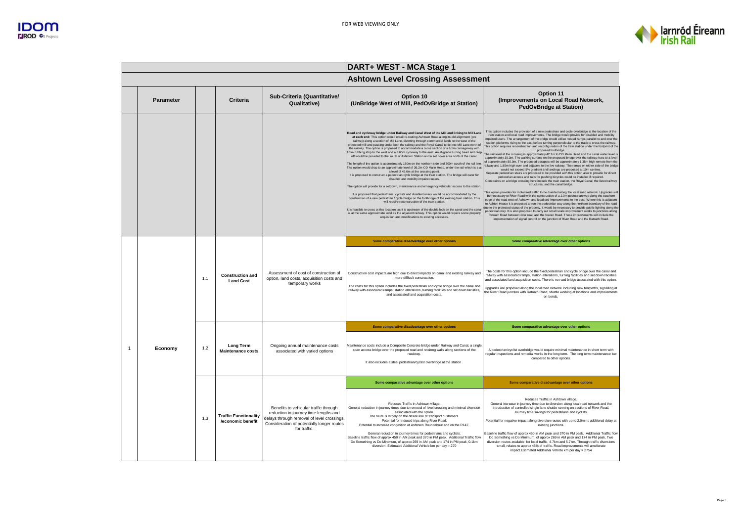| | Parameter | | Criteria | Sub-Criteria (Quantitative/ Qualitative) | Option 10 (UnBridge West of Mill, PedOvBridge at Station) | Option 11 (Improvements on Local Road Network, PedOvBridge at Station) |
|---|---|---|---|---|---|---|
| | | | | | **DART+ WEST - MCA Stage 1** | |
| | | | | | **Ashtown Level Crossing Assessment** | |
| | | | | | **Road and cycleway bridge under Railway and Canal West of the Mill and linking to Mill Lane at each end:** This option would entail re-routing Ashtown Road along its old alignment (pre railway) along a section of Mill Lane, diverting through commercial lands to the west of the protected mill and passing under both the railway and the Royal Canal to tie into Mill Lane north of the railway. The option is proposed to accommodate a cross section of a 6.5m carriageway with 1.5m rubbing strip to the west and a 3.65m cycleway to the east. An at-grade turning head and drop-off would be provided to the south of Ashtown Station and a set down area north of the canal.<br><br>The length of the option is approximately 150m on the northern side and 300m south of the rail line. The option would drop to an approximate level of 36.2m OD Malin Head, under the rail which is a at a level of 45.6m at the crossing point.<br>It is proposed to construct a pedestrian cycle bridge at the train station. The bridge will cater for disabled and mobility impaired users.<br><br>The option will provide for a setdown, maintenance and emergency vehicular access to the station.<br><br>It is proposed that pedestrians, cyclists and disabled users would be accommodated by the construction of a new pedestrian / cycle bridge on the footbridge of the existing train station. This will require reconstruction of the train station.<br><br>It is feasible to cross at this location, as it is upstream of the double lock on the canal and the canal is at the same approximate level as the adjacent railway. This option would require some property acquisition and modifications to existing accesses. | This option includes the provision of a new pedestrian and cycle overbridge at the location of the train station and local road improvements. The bridge would provide for disabled and mobility impaired users. The arrangement of the bridge would utilise nested ramps parallel to and over the station platforms rising to the east before turning perpendicular to the track to cross the railway. This option requires reconstruction and reconfiguration of the train station under the footprint of the proposed footbridge.<br>The rail level at the crossing is approximately 42.1m to OD Malin Head and the canal water level is approximately 39.3m. The walking surface on the proposed bridge over the railway rises to a level of approximately 50.0m. The proposed parapets will be approximately 1.35m high remote from the railway and 1.85m high over and adjacent to the live railway. The ramps on either side of the bridge would not exceed 5% gradient and landings are proposed at 10m centres.<br>Separate pedestrian stairs are proposed to be provided with this option also to provide for direct pedestrian access and rails for pushing bicycles could be installed if required.<br>Constraints on a bridge crossing here include the train station, the Royal Canal, the listed railway structures, and the canal bridge.<br><br>This option provides for motorised traffic to be diverted along the local road network. Upgrades will be necessary to River Road with the construction of a 2.0m pedestrian way along the southern edge of the road west of Ashtown and localised improvements to the east. Where this is adjacent to Ashton House it is proposed to run the pedestrian way along the northern boundary of the road due to the protected status of the property. It would be necessary to provide public lighting along the pedestrian way. It is also proposed to carry out small scale improvement works to junctions along Ratoath Road between river road and the Navan Road. These improvements will include the implementation of signal control on the junction of River Road and the Ratoath Road. |
| 1 | Economy | 1.1 | Construction and Land Cost | Assessment of cost of construction of option, land costs, acquisition costs and temporary works | **Some comparative disadvantage over other options**<br><br>Construction cost impacts are high due to direct impacts on canal and existing railway and more difficult construction.<br><br>The costs for this option includes the fixed pedestrian and cycle bridge over the canal and railway with associated ramps, station alterations, turning facilities and set down facilities, and associated land acquisition costs. | **Some comparative advantage over other options**<br><br>The costs for this option include the fixed pedestrian and cycle bridge over the canal and railway with associated ramps, station alterations, turning facilities and set down facilities and associated land acquisition costs. There is no road bridge associated with this option.<br><br>Upgrades are proposed along the local road network including new footpaths, signalling at the River Road junction with Ratoath Road, shuttle working at locations and improvements on bends. |
| | | 1.2 | Long Term Maintenance costs | Ongoing annual maintenance costs associated with varied options | **Some comparative disadvantage over other options**<br><br>Maintenance costs include a Composite Concrete bridge under Railway and Canal, a single span access bridge over the proposed road and retaining walls along sections of the roadway.<br><br>It also includes a steel pedestrian/cyclist overbridge at the station . | **Some comparative advantage over other options**<br><br>A pedestrian/cyclist overbridge would require minimal maintenance in short term with regular inspections and remedial works in the long term. The long term maintenance low compared to other options. |
| | | 1.3 | Traffic Functionality /economic benefit | Benefits to vehicular traffic through reduction in journey time lengths and delays through removal of level crossings. Consideration of potentially longer routes for traffic. | **Some comparative advantage over other options**<br><br>Reduces Traffic in Ashtown village.<br>General reduction in journey times due to removal of level crossing and minimal diversion associated with the option.<br>The route is largely on the desire line of transport customers.<br>Potential for induced trips along River Road;<br>Potential to increase congestion at Ashtown Roundabout and on the R147.<br><br>General reduction in journey times for pedestrians and cyclists.<br>Baseline traffic flow of approx 450 in AM peak and 370 in PM peak. Additional Traffic flow Do Something vs Do Minimum, of approx 269 in AM peak and 174 in PM peak, 0.1km diversion. Estimated Additional Vehicle km per day = 270 | **Some comparative disadvantage over other options**<br><br>Reduces Traffic in Ashtown village.<br>General increase in journey time due to diversion along local road network and the introduction of controlled single lane shuttle running on sections of River Road.<br>Journey time savings for pedestrians and cyclists.<br><br>Potential for negative impact along diversion routes with up to 2.0mins additional delay at existing junctions.<br><br>Baseline traffic flow of approx 450 in AM peak and 370 in PM peak. Additional Traffic flow Do Something vs Do Minimum, of approx 269 in AM peak and 174 in PM peak, Two diversion routes available for local traffic, 4.7km and 5.7km. Through traffic diversions small, relates to approx 45% of traffic. Road improvements will ameliorate impact.Estimated Additional Vehicle km per day = 2754 |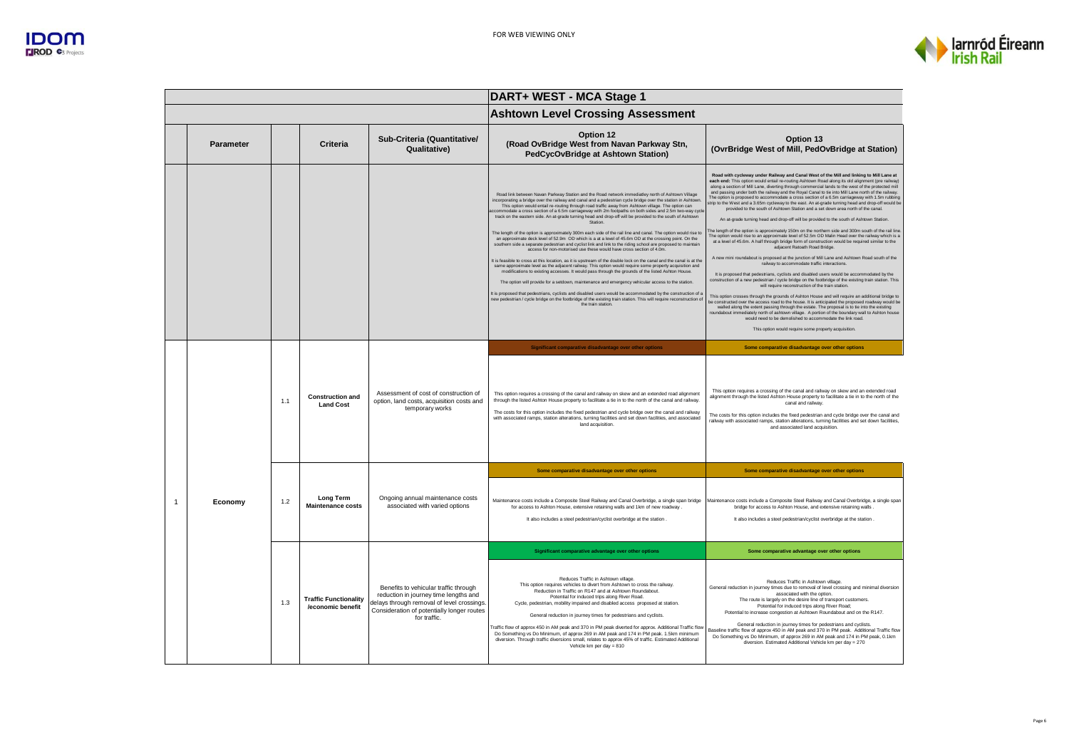FOR WEB VIEWING ONLY

| | | | | | | |
|---|---|---|---|---|---|---|
| **DART+ WEST - MCA Stage 1** | | | | | | |
| **Ashtown Level Crossing Assessment** | | | | | | |
| | **Parameter** | | **Criteria** | **Sub-Criteria (Quantitative/ Qualitative)** | **Option 12 (Road OvBridge West from Navan Parkway Stn, PedCycOvBridge at Ashtown Station)** | **Option 13 (OvrBridge West of Mill, PedOvBridge at Station)** |
| | | | | | Road link between Navan Parkway Station and the Road network immediately north of Ashtown Village incorporating a bridge over the railway and canal and a pedestrian cycle bridge over the station in Ashtown. This option would entail re-routing through road traffic away from Ashtown village. The option can accommodate a cross section of a 6.5m carriageway with 2m footpaths on both sides and 2.5m two-way cycle track on the eastern side. An at-grade turning head and drop-off will be provided to the south of Ashtown Station.<br><br>The length of the option is approximately 300m each side of the rail line and canal. The option would rise to an approximate deck level of 52.9m OD which is a at a level of 45.6m OD at the crossing point. On the southern side a separate pedestrian and cyclist link and link to the riding school are proposed to maintain access for non-motorised use these would have cross section of 4.0m.<br><br>It is feasible to cross at this location, as it is upstream of the double lock on the canal and the canal is at the same approximate level as the adjacent railway. This option would require some property acquisition and modifications to existing accesses. It would pass through the grounds of the listed Ashton House.<br><br>The option will provide for a setdown, maintenance and emergency vehicular access to the station.<br><br>It is proposed that pedestrians, cyclists and disabled users would be accommodated by the construction of a new pedestrian / cycle bridge on the footbridge of the existing train station. This will require reconstruction of the train station. | **Road with cycleway under Railway and Canal West of the Mill and linking to Mill Lane at each end:** This option would entail re-routing Ashtown Road along its old alignment (pre railway) along a section of Mill Lane, diverting through commercial lands to the west of the protected mill and passing under both the railway and the Royal Canal to tie into Mill Lane north of the railway. The option is proposed to accommodate a cross section of a 6.5m carriageway with 1.5m rubbing strip to the West and a 3.65m cycleway to the east. An at-grade turning head and drop-off would be provided to the south of Ashtown Station and a set down area north of the canal.<br><br>An at-grade turning head and drop-off will be provided to the south of Ashtown Station.<br><br>The length of the option is approximately 150m on the northern side and 300m south of the rail line. The option would rise to an approximate level of 52.5m OD Malin Head over the railway which is a at a level of 45.6m. A half through bridge form of construction would be required similar to the adjacent Ratoath Road Bridge.<br><br>A new mini roundabout is proposed at the junction of Mill Lane and Ashtown Road south of the railway to accommodate traffic interactions.<br><br>It is proposed that pedestrians, cyclists and disabled users would be accommodated by the construction of a new pedestrian / cycle bridge on the footbridge of the existing train station. This will require reconstruction of the train station.<br><br>This option crosses through the grounds of Ashton House and will require an additional bridge to be constructed over the access road to the house. It is anticipated the proposed roadway would be walled along the extent passing through the estate. The proposal is to tie into the existing roundabout immediately north of ashtown village. A portion of the boundary wall to Ashton house would need to be demolished to accommodate the link road.<br><br>This option would require some property acquisition. |
| 1 | Economy | 1.1 | **Construction and Land Cost** | Assessment of cost of construction of option, land costs, acquisition costs and temporary works | **Significant comparative disadvantage over other options**<br><br>This option requires a crossing of the canal and railway on skew and an extended road alignment through the listed Ashton House property to facilitate a tie in to the north of the canal and railway.<br><br>The costs for this option includes the fixed pedestrian and cycle bridge over the canal and railway with associated ramps, station alterations, turning facilities and set down facilities, and associated land acquisition. | **Some comparative disadvantage over other options**<br><br>This option requires a crossing of the canal and railway on skew and an extended road alignment through the listed Ashton House property to facilitate a tie in to the north of the canal and railway.<br><br>The costs for this option includes the fixed pedestrian and cycle bridge over the canal and railway with associated ramps, station alterations, turning facilities and set down facilities, and associated land acquisition. |
| | | 1.2 | **Long Term Maintenance costs** | Ongoing annual maintenance costs associated with varied options | **Some comparative disadvantage over other options**<br><br>Maintenance costs include a Composite Steel Railway and Canal Overbridge, a single span bridge for access to Ashton House, extensive retaining walls and 1km of new roadway .<br><br>It also includes a steel pedestrian/cyclist overbridge at the station . | **Some comparative disadvantage over other options**<br><br>Maintenance costs include a Composite Steel Railway and Canal Overbridge, a single span bridge for access to Ashton House, and extensive retaining walls .<br><br>It also includes a steel pedestrian/cyclist overbridge at the station . |
| | | 1.3 | **Traffic Functionality /economic benefit** | Benefits to vehicular traffic through reduction in journey time lengths and delays through removal of level crossings. Consideration of potentially longer routes for traffic. | **Significant comparative advantage over other options**<br><br>Reduces Traffic in Ashtown village.<br>This option requires vehicles to divert from Ashtown to cross the railway.<br>Reduction in Traffic on R147 and at Ashtown Roundabout.<br>Potential for induced trips along River Road.<br>Cycle, pedestrian, mobility impaired and disabled access proposed at station.<br><br>General reduction in journey times for pedestrians and cyclists.<br><br>Traffic flow of approx 450 in AM peak and 370 in PM peak diverted for approx. Additional Traffic flow Do Something vs Do Minimum, of approx 269 in AM peak and 174 in PM peak. 1.5km minimum diversion. Through traffic diversions small, relates to approx 45% of traffic. Estimated Additional Vehicle km per day = 810 | **Some comparative advantage over other options**<br><br>Reduces Traffic in Ashtown village.<br>General reduction in journey times due to removal of level crossing and minimal diversion associated with the option.<br>The route is largely on the desire line of transport customers.<br>Potential for induced trips along River Road;<br>Potential to increase congestion at Ashtown Roundabout and on the R147.<br><br>General reduction in journey times for pedestrians and cyclists.<br>Baseline traffic flow of approx 450 in AM peak and 370 in PM peak. Additional Traffic flow Do Something vs Do Minimum, of approx 269 in AM peak and 174 in PM peak, 0.1km diversion. Estimated Additional Vehicle km per day = 270 |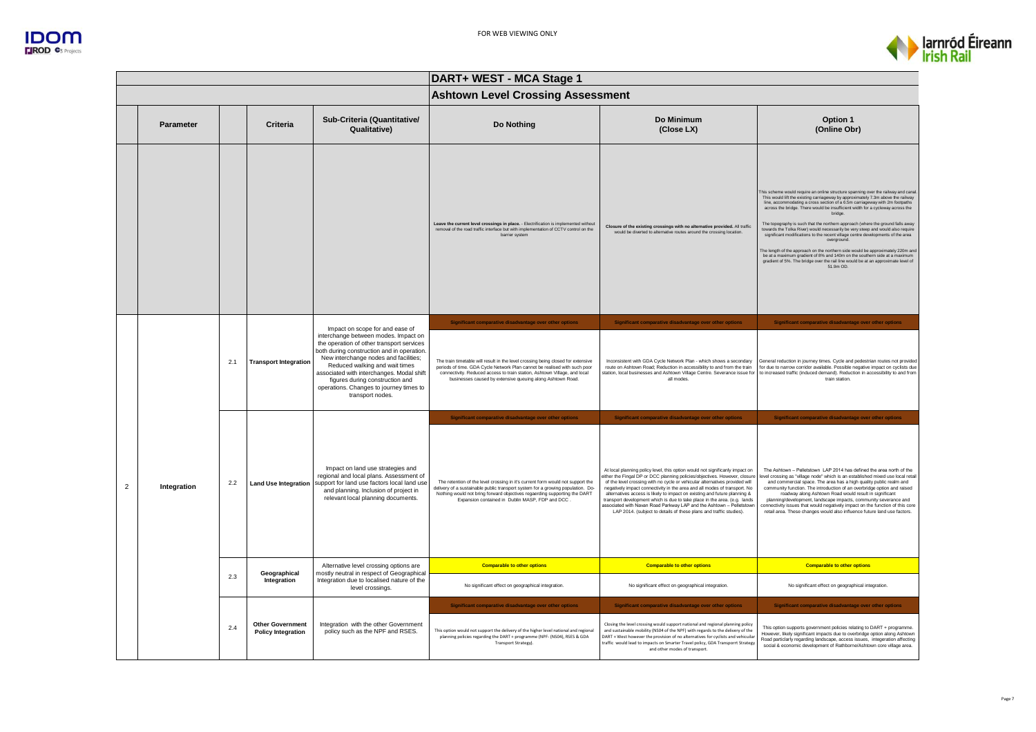# DART+ WEST - MCA Stage 1

## Ashtown Level Crossing Assessment

| | Parameter | | Criteria | Sub-Criteria (Quantitative/ Qualitative) | Do Nothing | Do Minimum (Close LX) | Option 1 (Online Obr) |
|---|---|---|---|---|---|---|---|
| | | | | | **Leave the current level crossings in place.** - Electrification is implemented without removal of the road traffic interface but with implementation of CCTV control on the barrier system | **Closure of the existing crossings with no alternative provided.** All traffic would be diverted to alternative routes around the crossing location. | This scheme would require an online structure spanning over the railway and canal. This would lift the existing carriageway by approximately 7.3m above the railway line, accommodating a cross section of a 6.5m carriageway with 2m footpaths across the bridge. There would be insufficient width for a cycleway across the bridge.<br><br>The topography is such that the northern approach (where the ground falls away towards the Tolka River) would necessarily be very steep and would also require significant modifications to the recent village centre developments of the area overground.<br><br>The length of the approach on the northern side would be approximately 220m and be at a maximum gradient of 8% and 140m on the southern side at a maximum gradient of 5%. The bridge over the rail line would be at an approximate level of 51.9m OD. |
| 2 | Integration | 2.1 | Transport Integration | Impact on scope for and ease of interchange between modes. Impact on the operation of other transport services both during construction and in operation. New interchange nodes and facilities; Reduced walking and wait times associated with interchanges. Modal shift figures during construction and operations. Changes to journey times to transport nodes. | **Significant comparative disadvantage over other options**<br><br>The train timetable will result in the level crossing being closed for extensive periods of time. GDA Cycle Network Plan cannot be realised with such poor connectivity. Reduced access to train station, Ashtown Village, and local businesses caused by extensive queuing along Ashtown Road. | **Significant comparative disadvantage over other options**<br><br>Inconsistent with GDA Cycle Network Plan - which shows a secondary route on Ashtown Road; Reduction in accessibility to and from the train station, local businesses and Ashtown Village Centre. Severance issue for all modes. | **Significant comparative disadvantage over other options**<br><br>General reduction in journey times. Cycle and pedestrian routes not provided for due to narrow corridor available. Possible negative impact on cyclists due to increased traffic (induced demand). Reduction in accessibility to and from train station. |
| | | 2.2 | Land Use Integration | Impact on land use strategies and regional and local plans. Assessment of support for land use factors local land use and planning. Inclusion of project in relevant local planning documents. | **Significant comparative disadvantage over other options**<br><br>The retention of the level crossing in it's current form would not support the delivery of a sustainable public transport system for a growing population. Do-Nothing would not bring forward objectives regaerding supporting the DART Expansion contained in Dublin MASP, FDP and DCC . | **Significant comparative disadvantage over other options**<br><br>At local planning policy level, this option would not significantly impact on either the Fingal DP or DCC planning policies/objectives. However, closure of the level crossing with no cycle or vehicular alternatives provided will negatively impact connectivity in the area and all modes of transport. No alternatives access is likely to impact on existing and future planning & transport development which is due to take place in the area. (e.g. lands associated with Navan Road Parkway LAP and the Ashtown – Pelletstown LAP 2014. (subject to details of these plans and traffic studies). | **Significant comparative disadvantage over other options**<br><br>The Ashtown – Pelletstown LAP 2014 has defined the area north of the level crossing as "village node" which is an established mixed use local retail and commercial space. The area has a high quality public realm and community function. The introduction of an overbridge option and raised roadway along Ashtown Road would result in significant planning/development, landscape impacts, community severance and connectivity issues that would negatively impact on the function of this core retail area. These changes would also influence future land use factors. |
| | | 2.3 | Geographical Integration | Alternative level crossing options are mostly neutral in respect of Geographical Integration due to localised nature of the level crossings. | **Comparable to other options**<br><br>No significant effect on geographical integration. | **Comparable to other options**<br><br>No significant effect on geographical integration. | **Comparable to other options**<br><br>No significant effect on geographical integration. |
| | | 2.4 | Other Government Policy Integration | Integration with the other Government policy such as the NPF and RSES. | **Significant comparative disadvantage over other options**<br><br>This option would not support the delivery of the higher level national and regional planning policies regarding the DART + programme (NPF- (NSO4), RSES & GDA Transport Strategy). | **Significant comparative disadvantage over other options**<br><br>Closing the level crossing would support national and regional planning policy and sustainable mobility (NSO4 of the NPF) with regards to the delivery of the DART + West however the provision of no alternatives for cyclists and vehicular traffic would lead to impacts on Smarter Travel policy, GDA Transportr Strategy and other modes of transport. | **Significant comparative disadvantage over other options**<br><br>This option supports government policies relating to DART + programme. However, likely significant impacts due to overbridge option along Ashtown Road particlarly regarding landscape, access issues, integeration affecting social & economic development of Rathborne/Ashtown core village area. |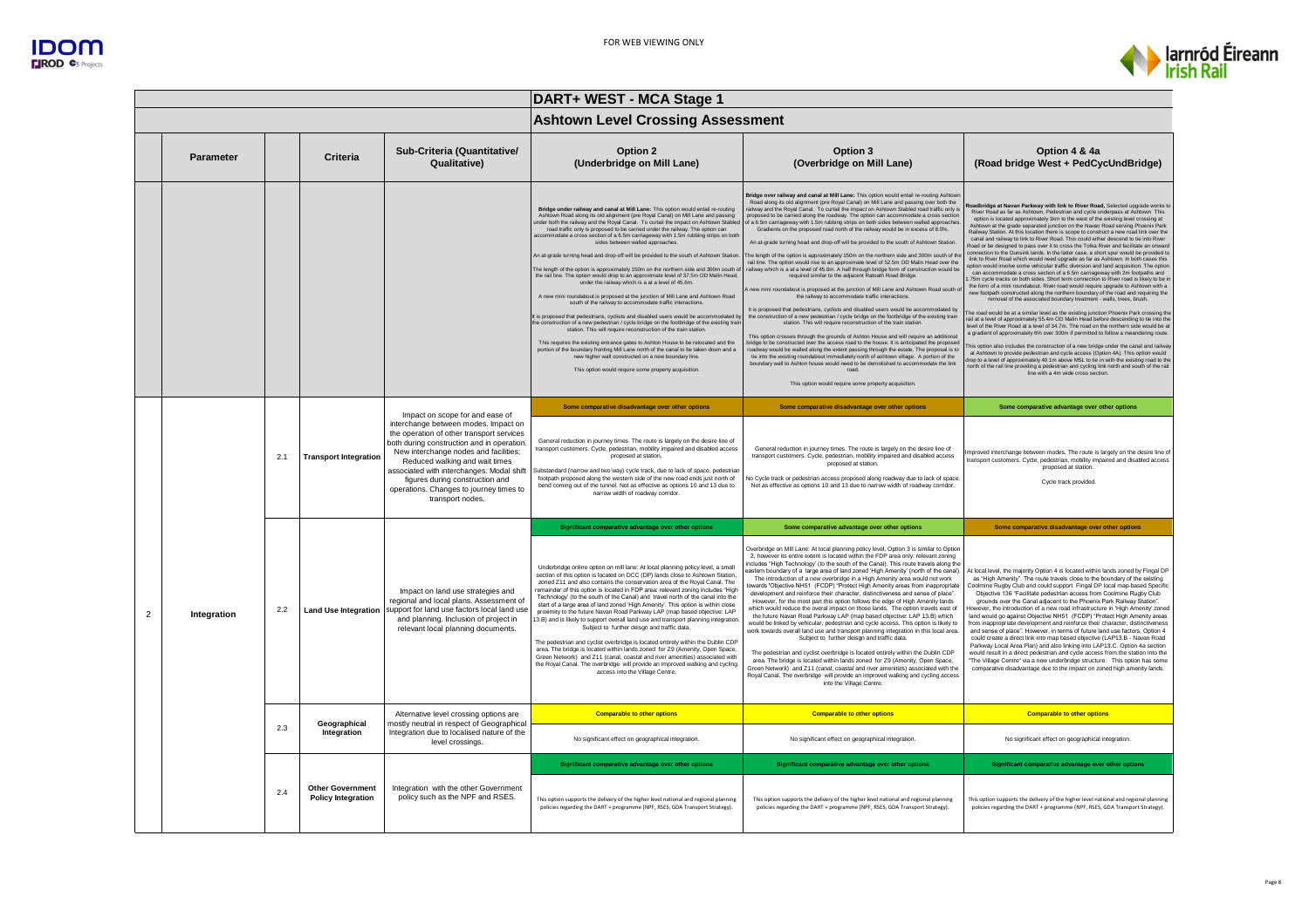FOR WEB VIEWING ONLY

# DART+ WEST - MCA Stage 1

## Ashtown Level Crossing Assessment

| | Parameter | | Criteria | Sub-Criteria (Quantitative/ Qualitative) | Option 2 (Underbridge on Mill Lane) | Option 3 (Overbridge on Mill Lane) | Option 4 & 4a (Road bridge West + PedCycUndBridge) |
|---|---|---|---|---|---|---|---|
| | | | | | **Bridge under railway and canal at Mill Lane:** This option would entail re-routing Ashtown Road along its old alignment (pre Royal Canal) on Mill Lane and passing under both the railway and the Royal Canal. To curtail the impact on Ashtown Stabled road traffic only is proposed to be carried under the railway. The option can accommodate a cross section of a 6.5m carriageway with 1.5m rubbing strips on both sides between walled approaches.<br><br>An at-grade turning head and drop-off will be provided to the south of Ashtown Station.<br><br>The length of the option is approximately 150m on the northern side and 300m south of the rail line. The option would drop to an approximate level of 37.5m OD Malin Head, under the railway which is a at a level of 45.6m.<br><br>A new mini roundabout is proposed at the junction of Mill Lane and Ashtown Road south of the railway to accommodate traffic interactions.<br><br>It is proposed that pedestrians, cyclists and disabled users would be accommodated by the construction of a new pedestrian / cycle bridge on the footbridge of the existing train station. This will require reconstruction of the train station.<br><br>This requires the existing entrance gates to Ashton House to be relocated and the portion of the boundary fronting Mill Lane north of the canal to be taken down and a new higher wall constructed on a new boundary line.<br><br>This option would require some property acquisition. | **Bridge over railway and canal at Mill Lane:** This option would entail re-routing Ashtown Road along its old alignment (pre Royal Canal) on Mill Lane and passing over both the railway and the Royal Canal. To curtail the impact on Ashtown Stabled road traffic only is proposed to be carried along the roadway. The option can accommodate a cross section of a 6.5m carriageway with 1.5m rubbing strips on both sides between walled approaches. Gradients on the proposed road north of the railway would be in excess of 8.0%.<br><br>An at-grade turning head and drop-off will be provided to the south of Ashtown Station.<br><br>The length of the option is approximately 150m on the northern side and 300m south of the rail line. The option would rise to an approximate level of 52.5m OD Malin Head over the railway which is a at a level of 45.6m. A half through bridge form of construction would be required similar to the adjacent Ratoath Road Bridge.<br><br>A new mini roundabout is proposed at the junction of Mill Lane and Ashtown Road south of the railway to accommodate traffic interactions.<br><br>It is proposed that pedestrians, cyclists and disabled users would be accommodated by the construction of a new pedestrian / cycle bridge on the footbridge of the existing train station. This will require reconstruction of the train station.<br><br>This option crosses through the grounds of Ashton House and will require an additional bridge to be constructed over the access road to the house. It is anticipated the proposed roadway would be walled along the extent passing through the estate. The proposal is to tie into the existing roundabout immediately north of ashtown village. A portion of the boundary wall to Ashton house would need to be demolished to accommodate the link road.<br><br>This option would require some property acquisition. | **Roadbridge at Navan Parkway with link to River Road,** Selected upgrade works to River Road as far as Ashtown, Pedestrian and cycle underpass at Ashtown. This option is located approximately 1km to the west of the existing level crossing at Ashtown at the grade separated junction on the Navan Road serving Phoenix Park Railway Station. At this location there is scope to construct a new road link over the canal and railway to link to River Road. This could either descend to tie into River Road or be designed to pass over it to cross the Tolka River and facilitate an onward connection to the Dunsink lands. In the latter case, a short spur would be provided to link to River Road which would need upgrade as far as Ashtown. In both cases this option would involve some vehicular traffic diversion and land acquisition. The option can accommodate a cross section of a 6.5m carriageway with 2m footpaths and 1.75m cycle tracks on both sides. Short term connection to River road is likely to be in the form of a mini roundabout. River road would require upgrade to Ashtown with a new footpath constructed along the northern boundary of the road and requiring the removal of the associated boundary treatment - walls, trees, brush.<br><br>The road would be at a similar level as the existing junction Phoenix Park crossing the rail at a level of approximately 55.4m OD Malin Head before descending to tie into the level of the River Road at a level of 34.7m. The road on the northern side would be at a gradient of approximately 6% over 300m if permitted to follow a meandering route.<br><br>This option also includes the construction of a new bridge under the canal and railway at Ashtown to provide pedestrian and cycle access (Option 4A). This option would drop to a level of approximately 40.1m above MSL to tie in with the existing road to the north of the rail line providing a pedestrian and cycling link north and south of the rail line with a 4m wide cross section. |
| 2 | Integration | 2.1 | Transport Integration | Impact on scope for and ease of interchange between modes. Impact on the operation of other transport services both during construction and in operation. New interchange nodes and facilities; Reduced walking and wait times associated with interchanges. Modal shift figures during construction and operations. Changes to journey times to transport nodes. | **Some comparative disadvantage over other options**<br><br>General reduction in journey times. The route is largely on the desire line of transport customers. Cycle, pedestrian, mobility impaired and disabled access proposed at station.<br><br>Substandard (narrow and two way) cycle track, due to lack of space, pedestrian footpath proposed along the western side of the new road ends just north of bend coming out of the tunnel. Not as effective as options 10 and 13 due to narrow width of roadway corridor. | **Some comparative disadvantage over other options**<br><br>General reduction in journey times. The route is largely on the desire line of transport customers. Cycle, pedestrian, mobility impaired and disabled access proposed at station.<br><br>No Cycle track or pedestrian access proposed along roadway due to lack of space. Not as effective as options 10 and 13 due to narrow width of roadway corridor. | **Some comparative advantage over other options**<br><br>Improved interchange between modes. The route is largely on the desire line of transport customers. Cycle, pedestrian, mobility impaired and disabled access proposed at station.<br><br>Cycle track provided. |
| | | 2.2 | Land Use Integration | Impact on land use strategies and regional and local plans. Assessment of support for land use factors local land use and planning. Inclusion of project in relevant local planning documents. | **Significant comparative advantage over other options**<br><br>Underbridge online option on mill lane: At local planning policy level, a small section of this option is located on DCC (DP) lands close to Ashtown Station, zoned Z11 and also contains the conservation area of the Royal Canal. The remainder of this option is located in FDP area: relevant zoning includes "High Technology" (to the south of the Canal) and travel north of the canal into the start of a large area of land zoned 'High Amenity'. This option is within close proximity to the future Navan Road Parkway LAP (map based objective: LAP 13.B) and is likely to support overall land use and transport planning integration. Subject to further deisgn and traffic data.<br><br>The pedestrian and cyclist overbridge is located entirely within the Dublin CDP area. The bridge is located within lands zoned for Z9 (Amenity, Open Space, Green Network) and Z11 (canal, coastal and river amenities) associated with the Royal Canal. The overbridge will provide an improved walking and cycling access into the Village Centre. | **Some comparative advantage over other options**<br><br>Overbridge on Mill Lane: At local planning policy level, Option 3 is similar to Option 2, however its entire extent is located within the FDP area only: relevant zoning includes "High Technology" (to the south of the Canal). This route travels along the eastern boundary of a large area of land zoned 'High Amenity' (north of the canal). The introduction of a new overbridge in a High Amenity area would not work towards 'Objective NH51 (FCDP) "Protect High Amenity areas from inappropriate development and reinforce their character, distinctiveness and sense of place". However, for the most part this option follows the edge of High Amenity lands which would reduce the overal impact on those lands. The option travels east of the future Navan Road Parkway LAP (map based objective: LAP 13.B) which would be linked by vehicular, pedestrian and cycle access. This option is likely to work towards overall land use and transport planning integration in this local area. Subject to further deisgn and traffic data.<br><br>The pedestrian and cyclist overbridge is located entirely within the Dublin CDP area. The bridge is located within lands zoned for Z9 (Amenity, Open Space, Green Network) and Z11 (canal, coastal and river amenities) associated with the Royal Canal. The overbridge will provide an improved walking and cycling access into the Village Centre. | **Some comparative disadvantage over other options**<br><br>At local level, the majority Option 4 is located within lands zoned by Fingal DP as "High Amenity". The route travels close to the boundary of the existing Coolmine Rugby Club and could support Fingal DP local map-based Specific Objective 136 "Facilitate pedestrian access from Coolmine Rugby Club grounds over the Canal adjacent to the Phoenix Park Railway Station". However, the introduction of a new road infrastructure in 'High Amenity' zoned land would go against Objective NH51 (FCDP) "Protect High Amenity areas from inappropriate development and reinforce their character, distinctiveness and sense of place". However, in terms of future land use factors, Option 4 could create a direct link into map based objective (LAP13.B - Navan Road Parkway Local Area Plan) and also linking into LAP13.C. Option 4a section would result in a direct pedestrian and cycle access from the station into the "The Village Centre" via a new underbridge structure. This option has some comparative disadvantage due to the impact on zoned high amenity lands. |
| | | 2.3 | Geographical Integration | Alternative level crossing options are mostly neutral in respect of Geographical Integration due to localised nature of the level crossings. | **Comparable to other options**<br><br>No significant effect on geographical integration. | **Comparable to other options**<br><br>No significant effect on geographical integration. | **Comparable to other options**<br><br>No significant effect on geographical integration. |
| | | 2.4 | Other Government Policy Integration | Integration with the other Government policy such as the NPF and RSES. | **Significant comparative advantage over other options**<br><br>This option supports the delivery of the higher level national and regional planning policies regarding the DART + programme (NPF, RSES, GDA Transport Strategy). | **Significant comparative advantage over other options**<br><br>This option supports the delivery of the higher level national and regional planning policies regarding the DART + programme (NPF, RSES, GDA Transport Strategy). | **Significant comparative advantage over other options**<br><br>This option supports the delivery of the higher level national and regional planning policies regarding the DART + programme (NPF, RSES, GDA Transport Strategy). |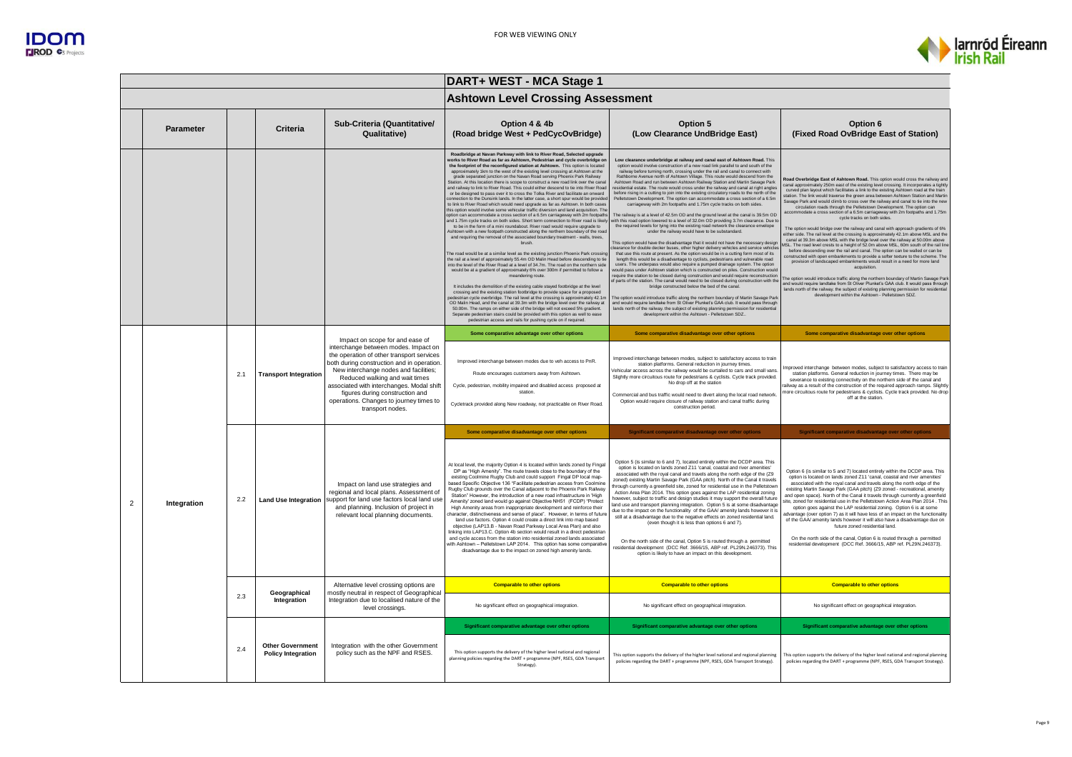FOR WEB VIEWING ONLY

# DART+ WEST - MCA Stage 1

## Ashtown Level Crossing Assessment

| | Parameter | | Criteria | Sub-Criteria (Quantitative/ Qualitative) | Option 4 & 4b (Road bridge West + PedCycOvBridge) | Option 5 (Low Clearance UndBridge East) | Option 6 (Fixed Road OvBridge East of Station) |
|---|---|---|---|---|---|---|---|
| | | | | | **Roadbridge at Navan Parkway with link to River Road, Selected upgrade works to River Road as far as Ashtown, Pedestrian and cycle overbridge on the footprint of the reconfigured station at Ashtown.** This option is located approximately 1km to the west of the existing level crossing at Ashtown at the grade separated junction on the Navan Road serving Phoenix Park Railway Station. At this location there is scope to construct a new road link over the canal and railway to link to River Road. This could either descend to tie into River Road or be designed to pass over it to cross the Tolka River and facilitate an onward connection to the Dunsink lands. In the latter case, a short spur would be provided to link to River Road which would need upgrade as far as Ashtown. In both cases this option would involve some vehicular traffic diversion and land acquisition. The option can accommodate a cross section of a 6.5m carriageway with 2m footpaths and 1.75m cycle tracks on both sides. Short term connection to River road is likely to be in the form of a mini roundabout. River road would require upgrade to Ashtown with a new footpath constructed along the northern boundary of the road and requiring the removal of the associated boundary treatment - walls, trees, brush.<br><br>The road would be at a similar level as the existing junction Phoenix Park crossing the rail at a level of approximately 55.4m OD Malin Head before descending to tie into the level of the River Road at a level of 34.7m. The road on the northern side would be at a gradient of approximately 6% over 300m if permitted to follow a meandering route.<br><br>It includes the demolition of the existing cable stayed footbridge at the level crossing and the existing station footbridge to provide space for a proposed pedestrian cycle overbridge. The rail level at the crossing is approximately 42.1m OD Malin Head, and the canal at 39.3m with the bridge level over the railway at 50.00m. The ramps on either side of the bridge will not exceed 5% gradient. Separate pedestrian stairs could be provided with this option as well to ease pedestrian access and rails for pushing cycle on if required. | **Low clearance underbridge at railway and canal east of Ashtown Road.** This option would involve construction of a new road link parallel to and south of the railway before turning north, crossing under the rail and canal to connect with Rathborne Avenue north of Ashtown Village. This route would descend from the Ashtown Road and run between Ashtown Railway Station and Martin Savage Park residential estate. The route would cross under the railway and canal at right angles before rising in a cutting to join into the existing circulatory roads to the north of the Pelletstown Development. The option can accommodate a cross section of a 6.5m carriageway with 2m footpaths and 1.75m cycle tracks on both sides.<br><br>The railway is at a level of 42.5m OD and the ground level at the canal is 39.5m OD with this road option lowered to a level of 32.0m OD providing 3.7m clearance. Due to the required levels for tying into the existing road network the clearance envelope under the railway would have to be substandard.<br><br>This option would have the disadvantage that it would not have the necessary design clearance for double decker buses, other higher delivery vehicles and service vehicles that use this route at present. As the option would be in a cutting form most of its length this would be a disadvantage to cyclists, pedestrians and vulnerable road users. The underpass would also require a pumped drainage system. The option would pass under Ashtown station which is constructed on piles. Construction would require the station to be closed during construction and would require reconstruction of parts of the station. The canal would need to be closed during construction with the bridge constructed below the bed of the canal.<br><br>The option would introduce traffic along the northern boundary of Martin Savage Park and would require landtake from St Oliver Plunket's GAA club. It would pass through lands north of the railway, the subject of existing planning permission for residential development within the Ashtown - Pelletstown SDZ.. | **Road Overbridge East of Ashtown Road.** This option would cross the railway and canal approximately 250m east of the existing level crossing. It incorporates a tightly curved plan layout which facilitates a link to the existing Ashtown road at the train station. The link would traverse the green area between Ashtown Station and Martin Savage Park and would climb to cross over the railway and canal to tie into the new circulation roads through the Pelletstown Development. The option can accommodate a cross section of a 6.5m carriageway with 2m footpaths and 1.75m cycle tracks on both sides.<br><br>The option would bridge over the railway and canal with approach gradients of 6% either side. The rail level at the crossing is approximately 42.1m above MSL and the canal at 39.3m above MSL with the bridge level over the railway at 50.00m above MSL. The road level crests to a height of 52.0m above MSL. 60m south of the rail line before descending over the rail and canal. The option can be walled or can be constructed with open embankments to provide a softer texture to the scheme. The provision of landscaped embankments would result in a need for more land acquisition.<br><br>The option would introduce traffic along the northern boundary of Martin Savage Park and would require landtake from St Oliver Plunket's GAA club. It would pass through lands north of the railway: the subject of existing planning permission for residential development within the Ashtown - Pelletstown SDZ. |
| 2 | Integration | 2.1 | Transport Integration | Impact on scope for and ease of interchange between modes. Impact on the operation of other transport services both during construction and in operation. New interchange nodes and facilities; Reduced walking and wait times associated with interchanges. Modal shift figures during construction and operations. Changes to journey times to transport nodes. | **Some comparative advantage over other options**<br><br>Improved interchange between modes due to veh access to PnR.<br><br>Route encourages customers away from Ashtown.<br><br>Cycle, pedestrian, mobility impaired and disabled access proposed at station.<br><br>Cycletrack provided along New roadway, not practicable on River Road. | **Some comparative disadvantage over other options**<br><br>Improved interchange between modes, subject to satisfactory access to train station platforms. General reduction in journey times.<br>Vehicular access across the railway would be curtailed to cars and small vans.<br>Slightly more circuitous route for pedestrians & cyclists. Cycle track provided. No drop off at the station<br><br>Commercial and bus traffic would need to divert along the local road network. Option would require closure of railway station and canal traffic during construction period. | **Some comparative disadvantage over other options**<br><br>Improved interchange between modes, subject to satisfactory access to train station platforms. General reduction in journey times. There may be severance to existing connectivity on the northern side of the canal and railway as a result of the construction of the required approach ramps. Slightly more circuitous route for pedestrians & cyclists. Cycle track provided. No drop off at the station. |
| | | 2.2 | Land Use Integration | Impact on land use strategies and regional and local plans. Assessment of support for land use factors local land use and planning. Inclusion of project in relevant local planning documents. | **Some comparative disadvantage over other options**<br><br>At local level, the majority Option 4 is located within lands zoned by Fingal DP as "High Amenity". The route travels close to the boundary of the existing Coolmine Rugby Club and could support Fingal DP local map-based Specific Objective 136 "Facilitate pedestrian access from Coolmine Rugby Club grounds over the Canal adjacent to the Phoenix Park Railway Station" However, the introduction of a new road infrastructure in 'High Amenity' zoned land would go against Objective NH51 (FCDP) "Protect High Amenity areas from inappropriate development and reinforce their character, distinctiveness and sense of place". However, in terms of future land use factors, Option 4 could create a direct link into map based objective (LAP13.B - Navan Road Parkway Local Area Plan) and also linking into LAP13.C. Option 4b section would result in a direct pedestrian and cycle access from the station into residential zoned lands associated with Ashtown – Pelletstown LAP 2014. This option has some comparative disadvantage due to the impact on zoned high amenity lands. | **Significant comparative disadvantage over other options**<br><br>Option 5 (is similar to 6 and 7), located entirely within the DCDP area. This option is located on lands zoned Z11 'canal, coastal and river amenities' associated with the royal canal and travels along the north edge of the (Z9 zoned) existing Martin Savage Park (GAA pitch). North of the Canal it travels through currently a greenfield site, zoned for residential use in the Pelletstown Action Area Plan 2014. This option goes against the LAP residential zoning however, subject to traffic and design studies it may support the overall future land use and transport planning integration. Option 5 is at some disadvantage due to the impact on the functionality of the GAA/ amenity lands however it is still at a disadvantage due to the negative effects on zoned residential land. (even though it is less than options 6 and 7).<br><br>On the north side of the canal, Option 5 is routed through a permitted residential development (DCC Ref. 3666/15, ABP ref. PL29N.246373). This option is likely to have an impact on this development. | **Significant comparative disadvantage over other options**<br><br>Option 6 (is similar to 5 and 7) located entirely within the DCDP area. This option is located on lands zoned Z11 'canal, coastal and river amenities' associated with the royal canal and travels along the north edge of the existing Martin Savage Park (GAA pitch) (Z9 zoned) - recreational, amenity and open space). North of the Canal it travels through currently a greenfield site, zoned for residential use in the Pelletstown Action Area Plan 2014 . This option goes against the LAP residential zoning. Option 6 is at some advantage (over option 7) as it will have less of an impact on the functionality of the GAA/ amenity lands however it will also have a disadvantage due on future zoned residential land.<br><br>On the north side of the canal, Option 6 is routed through a permitted residential development (DCC Ref. 3666/15, ABP ref. PL29N.246373). |
| | | 2.3 | Geographical Integration | Alternative level crossing options are mostly neutral in respect of Geographical Integration due to localised nature of the level crossings. | **Comparable to other options**<br><br>No significant effect on geographical integration. | **Comparable to other options**<br><br>No significant effect on geographical integration. | **Comparable to other options**<br><br>No significant effect on geographical integration. |
| | | 2.4 | Other Government Policy Integration | Integration with the other Government policy such as the NPF and RSES. | **Significant comparative advantage over other options**<br><br>This option supports the delivery of the higher level national and regional planning policies regarding the DART + programme (NPF, RSES, GDA Transport Strategy). | **Significant comparative advantage over other options**<br><br>This option supports the delivery of the higher level national and regional planning policies regarding the DART + programme (NPF, RSES, GDA Transport Strategy). | **Significant comparative advantage over other options**<br><br>This option supports the delivery of the higher level national and regional planning policies regarding the DART + programme (NPF, RSES, GDA Transport Strategy). |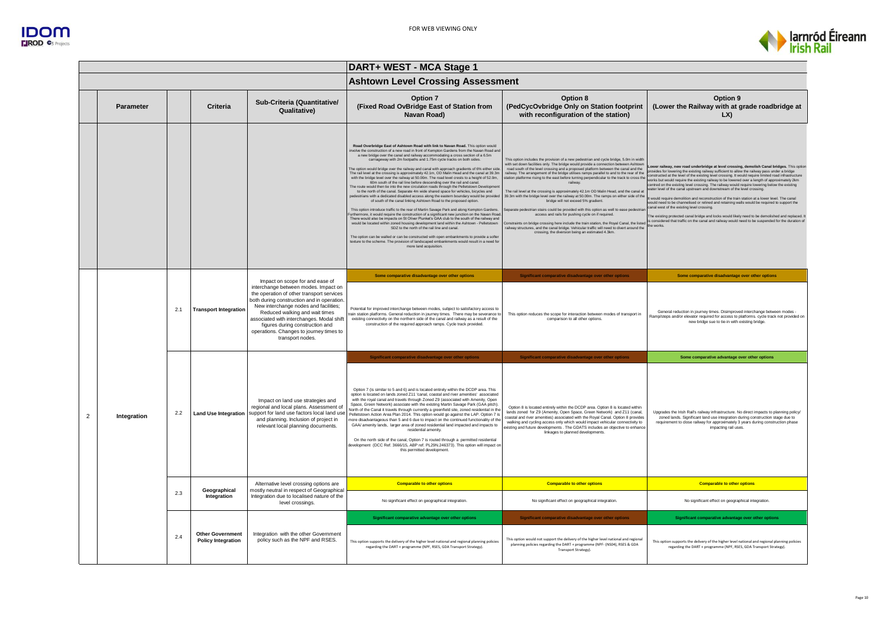# DART+ WEST - MCA Stage 1

## Ashtown Level Crossing Assessment

| | Parameter | | Criteria | Sub-Criteria (Quantitative/ Qualitative) | Option 7 (Fixed Road OvBridge East of Station from Navan Road) | Option 8 (PedCycOvbridge Only on Station footprint with reconfiguration of the station) | Option 9 (Lower the Railway with at grade roadbridge at LX) |
|---|---|---|---|---|---|---|---|
| | | | | | **Road Overbridge East of Ashtown Road with link to Navan Road.** This option would involve the construction of a new road in front of Kempton Gardens from the Navan Road and a new bridge over the canal and railway accommodating a cross section of a 6.5m carriageway with 2m footpaths and 1.75m cycle tracks on both sides. The option would bridge over the railway and canal with approach gradients of 6% either side. The rail level at the crossing is approximately 42.1m, OD Malin Head and the canal at 39.3m with the bridge level over the railway at 50.00m. The road level crests to a height of 52.0m, 60m south of the rail line before descending over the rail and canal. The route would then tie into the new circulation roads through the Pelletstown Development to the north of the canal. Separate 4m wide shared space for vehicles, bicycles and pedestrians with a dedicated disabled access along the eastern boundary would be provided of south of the canal linking Ashtown Road to the proposed option. This option introduce traffic to the rear of Martin Savage Park and along Kempton Gardens. Furthermore, it would require the construction of a significant new junction on the Navan Road. There would also be impacts on St Oliver Plunket's GAA club to the south of the railway and would be located within zoned housing development land within the Ashtown - Pelletstown SDZ to the north of the rail line and canal. The option can be walled or can be constructed with open embankments to provide a softer texture to the scheme. The provision of landscaped embankments would result in a need for more land acquisition. | This option includes the provision of a new pedestrian and cycle bridge, 5.0m in width with set down facilities only. The bridge would provide a connection between Ashtown road south of the level crossing and a proposed platform between the canal and the railway. The arrangement of the bridge utilises ramps parallel to and to the rear of the station platforms rising to the east before turning perpendicular to the track to cross the railway. The rail level at the crossing is approximately 42.1m OD Malin Head, and the canal at 39.3m with the bridge level over the railway at 50.00m. The ramps on either side of the bridge will not exceed 5% gradient. Separate pedestrian stairs could be provided with this option as well to ease pedestrian access and rails for pushing cycle on if required. Constraints on bridge crossing here include the train station, the Royal Canal, the listed railway structures, and the canal bridge. Vehicular traffic will need to divert around the crossing, the diversion being an estimated 4.3km. | **Lower railway, new road underbridge at level crossing, demolish Canal bridges.** This option provides for lowering the existing railway sufficient to allow the railway pass under a bridge constructed at the level of the existing level crossing. It would require limited road infrastructure works but would require the existing railway to be lowered over a length of approximately 2km centred on the existing level crossing. The railway would require lowering below the existing water level of the canal upstream and downstream of the level crossing. It would require demolition and reconstruction of the train station at a lower level. The canal would need to be channelised or relined and retaining walls would be required to support the canal west of the existing level crossing. The existing protected canal bridge and locks would likely need to be demolished and replaced. It is considered that traffic on the canal and railway would need to be suspended for the duration of the works. |
| 2 | Integration | 2.1 | Transport Integration | Impact on scope for and ease of interchange between modes. Impact on the operation of other transport services both during construction and in operation. New interchange nodes and facilities; Reduced walking and wait times associated with interchanges. Modal shift figures during construction and operations. Changes to journey times to transport nodes. | **Some comparative disadvantage over other options**<br><br>Potential for improved interchange between modes, subject to satisfactory access to train station platforms. General reduction in journey times. There may be severance to existing connectivity on the northern side of the canal and railway as a result of the construction of the required approach ramps. Cycle track provided. | **Significant comparative disadvantage over other options**<br><br>This option reduces the scope for interaction between modes of transport in comparison to all other options. | **Some comparative disadvantage over other options**<br><br>General reduction in journey times. Disimproved interchange between modes - Ramp/steps and/or elevator required for access to platforms. cycle track not provided on new bridge sue to tie-in with existing bridge. |
| | | 2.2 | Land Use Integration | Impact on land use strategies and regional and local plans. Assessment of support for land use factors local land use and planning. Inclusion of project in relevant local planning documents. | **Significant comparative disadvantage over other options**<br><br>Option 7 (is similar to 5 and 6) and is located entirely within the DCDP area. This option is located on lands zoned Z11 'canal, coastal and river amenities' associated with the royal canal and travels through Zoned Z9 (associated with Amenity, Open Space, Green Network) associate with the existing Martin Savage Park (GAA pitch). North of the Canal it travels through currently a greenfield site, zoned residential in the Pelletstown Action Area Plan 2014. This option would go against the LAP. Option 7 is more disadvantageous than 5 and 6 due to impact on the continued functionality of the GAA/ amenity lands, larger area of zoned residential land impacted and impacts to residential amenity.<br><br>On the north side of the canal, Option 7 is routed through a permitted residential development (DCC Ref. 3666/15, ABP ref. PL29N.246373). This option will impact on this permitted development. | **Significant comparative disadvantage over other options**<br><br>Option 8 is located entirely within the DCDP area. Option 8 is located within lands zoned for Z9 (Amenity, Open Space, Green Network) and Z11 (canal, coastal and river amenities) associated with the Royal Canal. Option 8 provides walking and cycling access only which would impact vehicular connectivity to existing and future developments . The GDATS includes an objective to enhance linkages to planned developments. | **Some comparative advantage over other options**<br><br>Upgrades the Irish Rail's railway infrastructure. No direct impacts to planning policy/ zoned lands. Significant land use integration during construction stage due to requirement to close railway for approximately 3 years during construction phase impacting rail uses. |
| | | 2.3 | Geographical Integration | Alternative level crossing options are mostly neutral in respect of Geographical Integration due to localised nature of the level crossings. | **Comparable to other options**<br><br>No significant effect on geographical integration. | **Comparable to other options**<br><br>No significant effect on geographical integration. | **Comparable to other options**<br><br>No significant effect on geographical integration. |
| | | 2.4 | Other Government Policy Integration | Integration with the other Government policy such as the NPF and RSES. | **Significant comparative advantage over other options**<br><br>This option supports the delivery of the higher level national and regional planning policies regarding the DART + programme (NPF, RSES, GDA Transport Strategy). | **Significant comparative disadvantage over other options**<br><br>This option would not support the delivery of the higher level national and regional planning policies regarding the DART + programme (NPF- (NSO4), RSES & GDA Transport Strategy). | **Significant comparative advantage over other options**<br><br>This option supports the delivery of the higher level national and regional planning policies regarding the DART + programme (NPF, RSES, GDA Transport Strategy). |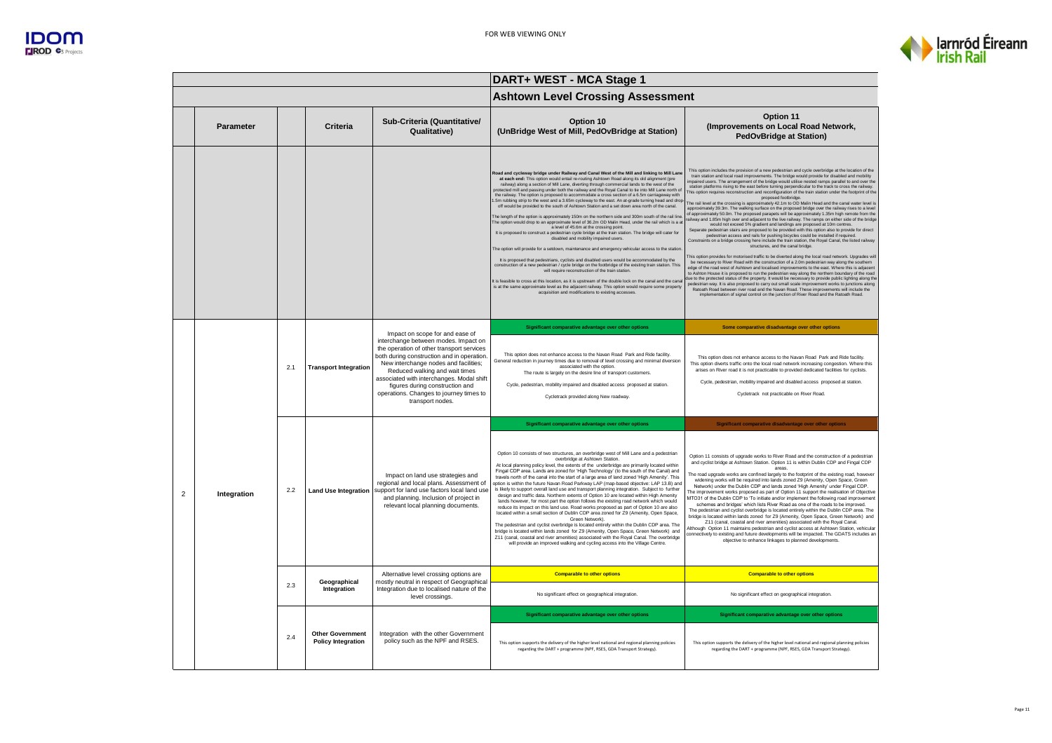FOR WEB VIEWING ONLY

# DART+ WEST - MCA Stage 1

## Ashtown Level Crossing Assessment

| | Parameter | | Criteria | Sub-Criteria (Quantitative/ Qualitative) | Option 10 (UnBridge West of Mill, PedOvBridge at Station) | Option 11 (Improvements on Local Road Network, PedOvBridge at Station) |
|---|---|---|---|---|---|---|
| | | | | | **Road and cycleway bridge under Railway and Canal West of the Mill and linking to Mill Lane at each end:** This option would entail re-routing Ashtown Road along its old alignment (pre railway) along a section of Mill Lane, diverting through commercial lands to the west of the protected mill and passing under both the railway and the Royal Canal to tie into Mill Lane north of the railway. The option is proposed to accommodate a cross section of a 6.5m carriageway with 1.5m rubbing strip to the west and a 3.65m cycleway to the east. An at-grade turning head and drop-off would be provided to the south of Ashtown Station and a set down area north of the canal. The length of the option is approximately 150m on the northern side and 300m south of the rail line. The option would drop to an approximate level of 36.2m OD Malin Head, under the rail which is a at a level of 45.6m at the crossing point. It is proposed to construct a pedestrian cycle bridge at the train station. The bridge will cater for disabled and mobility impaired users. The option will provide for a setdown, maintenance and emergency vehicular access to the station. It is proposed that pedestrians, cyclists and disabled users would be accommodated by the construction of a new pedestrian / cycle bridge on the footbridge of the existing train station. This will require reconstruction of the train station. It is feasible to cross at this location, as it is upstream of the double lock on the canal and the canal is at the same approximate level as the adjacent railway. This option would require some property acquisition and modifications to existing accesses. | This option includes the provision of a new pedestrian and cycle overbridge at the location of the train station and local road improvements. The bridge would provide for disabled and mobility impaired users. The arrangement of the bridge would utilise nested ramps parallel to and over the station platforms rising to the east before turning perpendicular to the track to cross the railway. This option requires reconstruction and reconfiguration of the train station under the footprint of the proposed footbridge. The rail level at the crossing is approximately 42.1m to OD Malin Head and the canal water level is approximately 39.3m. The walking surface on the proposed bridge over the railway rises to a level of approximately 50.0m. The proposed parapets will be approximately 1.35m high remote from the railway and 1.85m high over and adjacent to the live railway. The ramps on either side of the bridge would not exceed 5% gradient and landings are proposed at 10m centres. Separate pedestrian stairs are proposed to be provided with this option also to provide for direct pedestrian access and rails for pushing bicycles could be installed if required. Constraints on a bridge crossing here include the train station, the Royal Canal, the listed railway structures, and the canal bridge. This option provides for motorised traffic to be diverted along the local road network. Upgrades will be necessary to River Road with the construction of a 2.0m pedestrian way along the southern edge of the road west of Ashtown and localised improvements to the east. Where this is adjacent to Ashton House it is proposed to run the pedestrian way along the northern boundary of the road due to the protected status of the property. It would be necessary to provide public lighting along the pedestrian way. It is also proposed to carry out small scale improvement works to junctions along Ratoath Road between river road and the Navan Road. These improvements will include the implementation of signal control on the junction of River Road and the Ratoath Road. |
| 2 | Integration | 2.1 | Transport Integration | Impact on scope for and ease of interchange between modes. Impact on the operation of other transport services both during construction and in operation. New interchange nodes and facilities; Reduced walking and wait times associated with interchanges. Modal shift figures during construction and operations. Changes to journey times to transport nodes. | **Significant comparative advantage over other options** This option does not enhance access to the Navan Road Park and Ride facility. General reduction in journey times due to removal of level crossing and minimal diversion associated with the option. The route is largely on the desire line of transport customers. Cycle, pedestrian, mobility impaired and disabled access proposed at station. Cycletrack provided along New roadway. | **Some comparative disadvantage over other options** This option does not enhance access to the Navan Road Park and Ride facility. This option diverts traffic onto the local road network increasing congestion. Where this arises on River road it is not practicable to provided dedicated facilities for cyclists. Cycle, pedestrian, mobility impaired and disabled access proposed at station. Cycletrack not practicable on River Road. |
| | | 2.2 | Land Use Integration | Impact on land use strategies and regional and local plans. Assessment of support for land use factors local land use and planning. Inclusion of project in relevant local planning documents. | **Significant comparative advantage over other options** Option 10 consists of two structures, an overbridge west of Mill Lane and a pedestrian overbridge at Ashtown Station. At local planning policy level, the extents of the underbridge are primarily located within Fingal CDP area. Lands are zoned for 'High Technology' (to the south of the Canal) and travels north of the canal into the start of a large area of land zoned 'High Amenity'. This option is within the future Navan Road Parkway LAP (map-based objective: LAP 13.B) and is likely to support overall land use and transport planning integration. Subject to further design and traffic data. Northern extents of Option 10 are located within High Amenity lands however, for most part the option follows the existing road network which would reduce its impact on this land use. Road works proposed as part of Option 10 are also located within a small section of Dublin CDP area zoned for Z9 (Amenity, Open Space, Green Network). The pedestrian and cyclist overbridge is located entirely within the Dublin CDP area. The bridge is located within lands zoned for Z9 (Amenity, Open Space, Green Network) and Z11 (canal, coastal and river amenities) associated with the Royal Canal. The overbridge will provide an improved walking and cycling access into the Village Centre. | **Significant comparative disadvantage over other options** Option 11 consists of upgrade works to River Road and the construction of a pedestrian and cyclist bridge at Ashtown Station. Option 11 is within Dublin CDP and Fingal CDP areas. The road upgrade works are confined largely to the footprint of the existing road, however widening works will be required into lands zoned Z9 (Amenity, Open Space, Green Network) under the Dublin CDP and lands zoned 'High Amenity' under Fingal CDP. The improvement works proposed as part of Option 11 support the realisation of Objective MTO31 of the Dublin CDP to 'To initiate and/or implement the following road improvement schemes and bridges' which lists River Road as one of the roads to be improved. The pedestrian and cyclist overbridge is located entirely within the Dublin CDP area. The bridge is located within lands zoned for Z9 (Amenity, Open Space, Green Network) and Z11 (canal, coastal and river amenities) associated with the Royal Canal. Although Option 11 maintains pedestrian and cyclist access at Ashtown Station, vehicular connectively to existing and future developments will be impacted. The GDATS includes an objective to enhance linkages to planned developments. |
| | | 2.3 | Geographical Integration | Alternative level crossing options are mostly neutral in respect of Geographical Integration due to localised nature of the level crossings. | **Comparable to other options** No significant effect on geographical integration. | **Comparable to other options** No significant effect on geographical integration. |
| | | 2.4 | Other Government Policy Integration | Integration with the other Government policy such as the NPF and RSES. | **Significant comparative advantage over other options** This option supports the delivery of the higher level national and regional planning policies regarding the DART + programme (NPF, RSES, GDA Transport Strategy). | **Significant comparative advantage over other options** This option supports the delivery of the higher level national and regional planning policies regarding the DART + programme (NPF, RSES, GDA Transport Strategy). |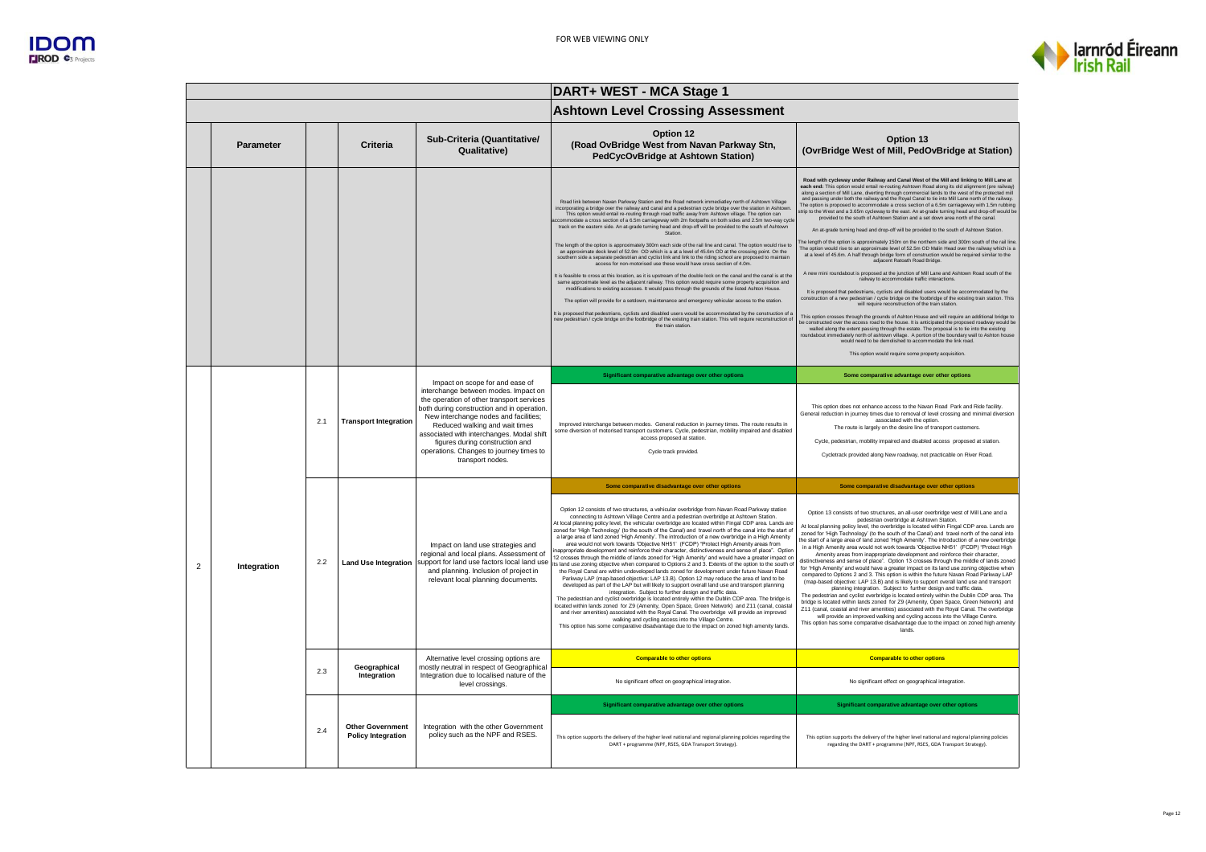FOR WEB VIEWING ONLY

| | Parameter | | Criteria | Sub-Criteria (Quantitative/ Qualitative) | DART+ WEST - MCA Stage 1<br>Ashtown Level Crossing Assessment<br>**Option 12**<br>**(Road OvBridge West from Navan Parkway Stn, PedCycOvBridge at Ashtown Station)** | **Option 13**<br>**(OvrBridge West of Mill, PedOvBridge at Station)** |
|---|---|---|---|---|---|---|
| | | | | | Road link between Navan Parkway Station and the Road network immediatley north of Ashtown Village incorporating a bridge over the railway and canal and a pedestrian cycle bridge over the station in Ashtown. This option would entail re-routing through road traffic away from Ashtown village. The option can accommodate a cross section of a 6.5m carriageway with 2m footpaths on both sides and 2.5m two-way cycle track on the eastern side. An at-grade turning head and drop-off will be provided to the south of Ashtown Station.<br><br>The length of the option is approximately 300m each side of the rail line and canal. The option would rise to an approximate deck level of 52.9m OD which is a at a level of 45.6m OD at the crossing point. On the southern side a separate pedestrian and cyclist link and link to the riding school are proposed to maintain access for non-motorised use these would have cross section of 4.0m.<br><br>It is feasible to cross at this location, as it is upstream of the double lock on the canal and the canal is at the same approximate level as the adjacent railway. This option would require some property acquisition and modifications to existing accesses. It would pass through the grounds of the listed Ashton House.<br><br>The option will provide for a setdown, maintenance and emergency vehicular access to the station.<br><br>It is proposed that pedestrians, cyclists and disabled users would be accommodated by the construction of a new pedestrian / cycle bridge on the footbridge of the existing train station. This will require reconstruction of the train station. | **Road with cycleway under Railway and Canal West of the Mill and linking to Mill Lane at each end:** This option would entail re-routing Ashtown Road along its old alignment (pre railway) along a section of Mill Lane, diverting through commercial lands to the west of the protected mill and passing under both the railway and the Royal Canal to tie into Mill Lane north of the railway. The option is proposed to accommodate a cross section of a 6.5m carriageway with 1.5m rubbing strip to the West and a 3.65m cycleway to the east. An at-grade turning head and drop-off would be provided to the south of Ashtown Station and a set down area north of the canal.<br><br>An at-grade turning head and drop-off will be provided to the south of Ashtown Station.<br><br>The length of the option is approximately 150m on the northern side and 300m south of the rail line. The option would rise to an approximate level of 52.5m OD Malin Head over the railway which is a at a level of 45.6m. A half through bridge form of construction would be required similar to the adjacent Ratoath Road Bridge.<br><br>A new mini roundabout is proposed at the junction of Mill Lane and Ashtown Road south of the railway to accommodate traffic interactions.<br><br>It is proposed that pedestrians, cyclists and disabled users would be accommodated by the construction of a new pedestrian / cycle bridge on the footbridge of the existing train station. This will require reconstruction of the train station.<br><br>This option crosses through the grounds of Ashtown House and will require an additional bridge to be constructed over the access road to the house. It is anticipated the proposed roadway would be walled along the extent passing through the estate. The proposal is to tie into the existing roundabout immediately north of ashtown village. A portion of the boundary wall to Ashton house would need to be demolished to accommodate the link road.<br><br>This option would require some property acquisition. |
| 2 | Integration | 2.1 | **Transport Integration** | Impact on scope for and ease of interchange between modes. Impact on the operation of other transport services both during construction and in operation. New interchange nodes and facilities; Reduced walking and wait times associated with interchanges. Modal shift figures during construction and operations. Changes to journey times to transport nodes. | **Significant comparative advantage over other options**<br><br>Improved interchange between modes. General reduction in journey times. The route results in some diversion of motorised transport customers. Cycle, pedestrian, mobility impaired and disabled access proposed at station.<br><br>Cycle track provided. | **Some comparative advantage over other options**<br><br>This option does not enhance access to the Navan Road Park and Ride facility. General reduction in journey times due to removal of level crossing and minimal diversion associated with the option.<br>The route is largely on the desire line of transport customers.<br><br>Cycle, pedestrian, mobility impaired and disabled access proposed at station.<br><br>Cycletrack provided along New roadway, not practicable on River Road. |
| | | 2.2 | **Land Use Integration** | Impact on land use strategies and regional and local plans. Assessment of support for land use factors local land use and planning. Inclusion of project in relevant local planning documents. | **Some comparative disadvantage over other options**<br><br>Option 12 consists of two structures, a vehicular overbridge from Navan Road Parkway station connecting to Ashtown Village Centre and a pedestrian overbridge at Ashtown Station.<br>At local planning policy level, the vehicular overbridge are located within Fingal CDP area. Lands are zoned for 'High Technology' (to the south of the Canal) and travel north of the canal into the start of a large area of land zoned 'High Amenity'. The introduction of a new overbridge in a High Amenity area would not work towards 'Objective NH51' (FCDP) "Protect High Amenity areas from inappropriate development and reinforce their character, distinctiveness and sense of place". Option 12 crosses through the middle of lands zoned for 'High Amenity' and would have a greater impact on its land use zoning objective when compared to Options 2 and 3. Extents of the option to the south of the Royal Canal are within undeveloped lands zoned for development under future Navan Road Parkway LAP (map-based objective: LAP 13.B). Option 12 may reduce the area of land to be developed as part of the LAP but will likely to support overall land use and transport planning integration. Subject to further design and traffic data.<br>The pedestrian and cyclist overbridge is located entirely within the Dublin CDP area. The bridge is located within lands zoned for Z9 (Amenity, Open Space, Green Network) and Z11 (canal, coastal and river amenities) associated with the Royal Canal. The overbridge will provide an improved walking and cycling access into the Village Centre.<br>This option has some comparative disadvantage due to the impact on zoned high amenity lands. | **Some comparative disadvantage over other options**<br><br>Option 13 consists of two structures, an all-user overbridge west of Mill Lane and a pedestrian overbridge at Ashtown Station.<br>At local planning policy level, the overbridge is located within Fingal CDP area. Lands are zoned for 'High Technology' (to the south of the Canal) and travel north of the canal into the start of a large area of land zoned 'High Amenity'. The introduction of a new overbridge in a High Amenity area would not work towards 'Objective NH51' (FCDP) "Protect High Amenity areas from inappropriate development and reinforce their character, distinctiveness and sense of place". Option 13 crosses through the middle of lands zoned for 'High Amenity' and would have a greater impact on its land use zoning objective when compared to Options 2 and 3. This option is within the future Navan Road Parkway LAP (map-based objective: LAP 13.B) and is likely to support overall land use and transport planning integration. Subject to further design and traffic data.<br>The pedestrian and cyclist overbridge is located entirely within the Dublin CDP area. The bridge is located within lands zoned for Z9 (Amenity, Open Space, Green Network) and Z11 (canal, coastal and river amenities) associated with the Royal Canal. The overbridge will provide an improved walking and cycling access into the Village Centre.<br>This option has some comparative disadvantage due to the impact on zoned high amenity lands. |
| | | 2.3 | **Geographical Integration** | Alternative level crossing options are mostly neutral in respect of Geographical Integration due to localised nature of the level crossings. | **Comparable to other options**<br><br>No significant effect on geographical integration. | **Comparable to other options**<br><br>No significant effect on geographical integration. |
| | | 2.4 | **Other Government Policy Integration** | Integration with the other Government policy such as the NPF and RSES. | **Significant comparative advantage over other options**<br><br>This option supports the delivery of the higher level national and regional planning policies regarding the DART + programme (NPF, RSES, GDA Transport Strategy). | **Significant comparative advantage over other options**<br><br>This option supports the delivery of the higher level national and regional planning policies regarding the DART + programme (NPF, RSES, GDA Transport Strategy). |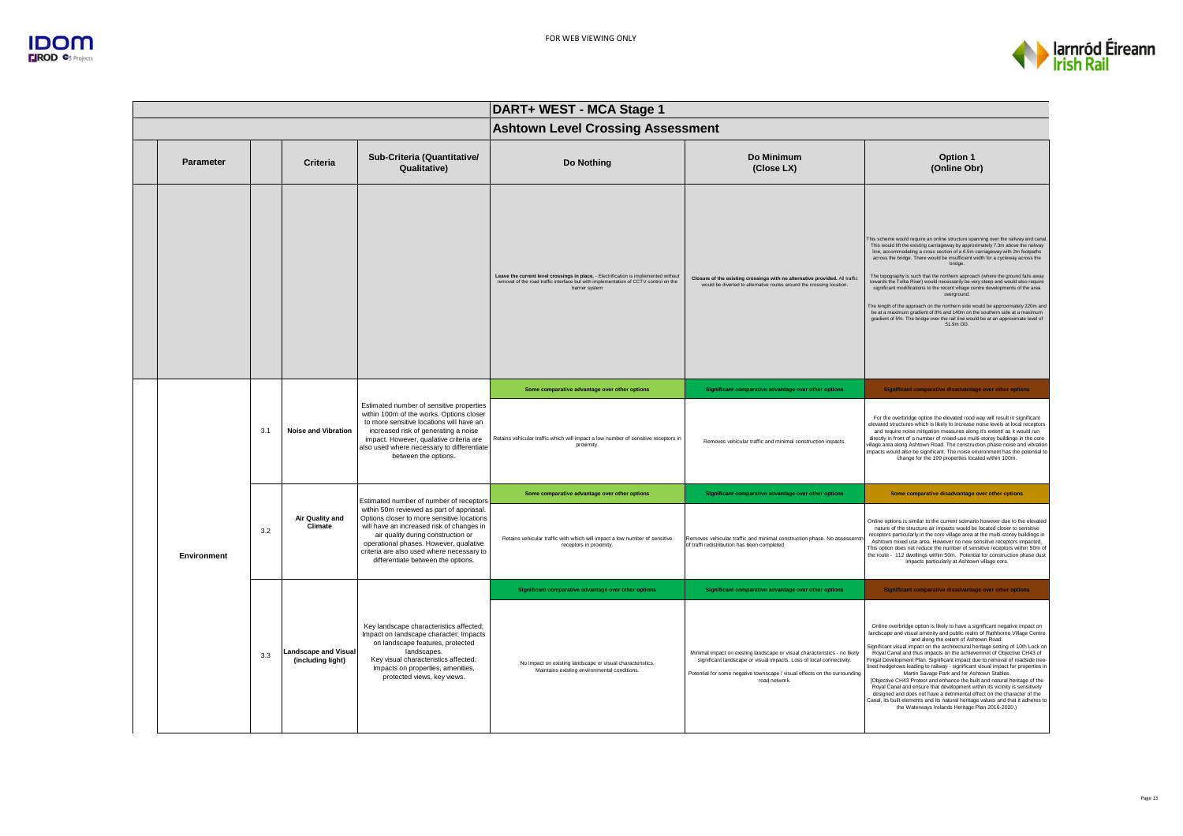FOR WEB VIEWING ONLY

| Parameter | | Criteria | Sub-Criteria (Quantitative/ Qualitative) | Do Nothing | Do Minimum (Close LX) | Option 1 (Online Obr) |
|---|---|---|---|---|---|---|
| **DART+ WEST - MCA Stage 1** | | | | | | |
| **Ashtown Level Crossing Assessment** | | | | | | |
| | | | | **Leave the current level crossings in place.** - Electrification is implemented without removal of the road traffic interface but with implementation of CCTV control on the barrier system | **Closure of the existing crossings with no alternative provided.** All traffic would be diverted to alternative routes around the crossing location. | This scheme would require an online structure spanning over the railway and canal. This would lift the existing carriageway by approximately 7.3m above the railway line, accommodating a cross section of a 6.5m carriageway with 2m footpaths across the bridge. There would be insufficient width for a cycleway across the bridge.<br><br>The topography is such that the northern approach (where the ground falls away towards the Tolka River) would necessarily be very steep and would also require significant modifications to the recent village centre developments of the area overground.<br><br>The length of the approach on the northern side would be approximately 220m and be at a maximum gradient of 8% and 140m on the southern side at a maximum gradient of 5%. The bridge over the rail line would be at an approximate level of 51.9m OD. |
| Environment | 3.1 | Noise and Vibration | Estimated number of sensitive properties within 100m of the works. Options closer to more sensitive locations will have an increased risk of generating a noise impact. However, qualative criteria are also used where necessary to differentiate between the options. | **Some comparative advantage over other options**<br><br>Retains vehicular traffic which will impact a low number of sensitive receptors in proximity. | **Significant comparative advantage over other options**<br><br>Removes vehicular traffic and minimal construction impacts. | **Significant comparative disadvantage over other options**<br><br>For the overbridge option the elevated rood way will result in significant elevated structures which is likely to increase noise levels at local receptors and require noise mitigation measures along it's extent/ as it would run directly in front of a number of mixed-use multi-storey buildings in the core village area along Ashtown Road. The construction phase noise and vibration impacts would also be significant. The noise environment has the potential to change for the 199 properties located within 100m. |
| | 3.2 | Air Quality and Climate | Estimated number of number of receptors within 50m reviewed as part of appriasal. Options closer to more sensitive locations will have an increased risk of changes in air quality during construction or operational phases. However, qualative criteria are also used where necessary to differentiate between the options. | **Some comparative advantage over other options**<br><br>Retains vehicular traffic with which will impact a low number of sensitive receptors in proximity. | **Significant comparative advantage over other options**<br><br>Removes vehicular traffic and minimal construction phase. No assessemtn of traffi redistribution has been completed | **Some comparative disadvantage over other options**<br><br>Online options is similar to the current scenario however due to the elevated nature of the structure air impacts would be located closer to sensitive receptors particularly in the core village area at the multi-storey buildings in Ashtown mixed use area. However no new sensitive receptors impacted. This option does not reduce the number of sensitive receptors within 50m of the route - 112 dwellings within 50m. Potential for construction phase dust impacts particularly at Ashtown village core. |
| | 3.3 | Landscape and Visual (including light) | Key landscape characteristics affected; Impact on landscape character; Impacts on landscape features, protected landscapes.<br>Key visual characteristics affected; Impacts on properties, amenities, protected views, key views. | **Significant comparative advantage over other options**<br><br>No impact on existing landscape or visual characteristics. Maintains existing environmental conditions. | **Significant comparative advantage over other options**<br><br>Minimal impact on existing landscape or visual characteristics - no likely significant landscape or visual impacts. Loss of local connectivity.<br><br>Potential for some negative townscape / visual effects on the surrounding road network. | **Significant comparative disadvantage over other options**<br><br>Online overbridge option is likely to have a significant negative impact on landscape and visual amenity and public realm of Rathborne Village Centre and along the extent of Ashtown Road.<br>Significant visual impact on the architectural heritage setting of 10th Lock on Royal Canal and thus impacts on the achievemnet of Objective CH43 of Fingal Development Plan. Significant impact due to removal of roadside tree-lined hedgerows leading to railway - significant visual impact for properties in Martin Savage Park and for Ashtown Stables.<br>[Objective CH43 Protect and enhance the built and natural heritage of the Royal Canal and ensure that development within its vicinity is sensitively designed and does not have a detrimental effect on the character of the Canal, its built elements and its natural heritage values and that it adheres to the Waterways Irelands Heritage Plan 2016-2020.) |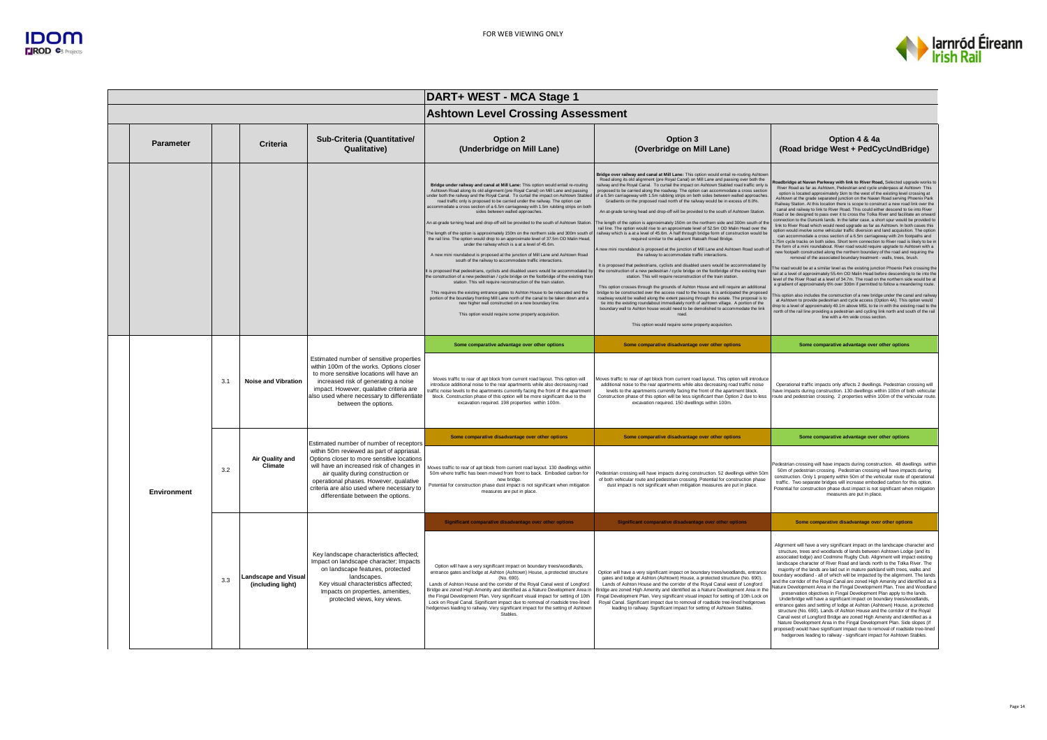"FOR WEB VIEWING ONLY"

# DART+ WEST - MCA Stage 1

## Ashtown Level Crossing Assessment

| Parameter | | Criteria | Sub-Criteria (Quantitative/ Qualitative) | Option 2 (Underbridge on Mill Lane) | Option 3 (Overbridge on Mill Lane) | Option 4 & 4a (Road bridge West + PedCycUndBridge) |
|---|---|---|---|---|---|---|
| | | | | **Bridge under railway and canal at Mill Lane:** This option would entail re-routing Ashtown Road along its old alignment (pre Royal Canal) on Mill Lane and passing under both the railway and the Royal Canal. To curtail the impact on Ashtown Stabled road traffic only is proposed to be carried under the railway. The option can accommodate a cross section of a 6.5m carriageway with 1.5m rubbing strips on both sides between walled approaches.<br><br>An at-grade turning head and drop-off will be provided to the south of Ashtown Station.<br><br>The length of the option is approximately 150m on the northern side and 300m south of the rail line. The option would drop to an approximate level of 37.5m OD Malin Head, under the railway which is a at a level of 45.6m.<br><br>A new mini roundabout is proposed at the junction of Mill Lane and Ashtown Road south of the railway to accommodate traffic interactions.<br><br>It is proposed that pedestrians, cyclists and disabled users would be accommodated by the construction of a new pedestrian / cycle bridge on the footbridge of the existing train station. This will require reconstruction of the train station.<br><br>This requires the existing entrance gates to Ashton House to be relocated and the portion of the boundary fronting Mill Lane north of the canal to be taken down and a new higher wall constructed on a new boundary line.<br><br>This option would require some property acquisition. | **Bridge over railway and canal at Mill Lane:** This option would entail re-routing Ashtown Road along its old alignment (pre Royal Canal) on Mill Lane and passing over both the railway and the Royal Canal. To curtail the impact on Ashtown Stabled road traffic only is proposed to be carried along the roadway. The option can accommodate a cross section of a 6.5m carriageway with 1.5m rubbing strips on both sides between walled approaches. Gradients on the proposed road north of the railway would be in excess of 8.0%.<br><br>An at-grade turning head and drop-off will be provided to the south of Ashtown Station.<br><br>The length of the option is approximately 150m on the northern side and 300m south of the rail line. The option would rise to an approximate level of 52.5m OD Malin Head over the railway which is a at a level of 45.6m. A half through bridge form of construction would be required similar to the adjacent Ratoath Road Bridge.<br><br>A new mini roundabout is proposed at the junction of Mill Lane and Ashtown Road south of the railway to accommodate traffic interactions.<br><br>It is proposed that pedestrians, cyclists and disabled users would be accommodated by the construction of a new pedestrian / cycle bridge on the footbridge of the existing train station. This will require reconstruction of the train station.<br><br>This option crosses through the grounds of Ashton House and will require an additional bridge to be constructed over the access road to the house. It is anticipated the proposed roadway would be walled along the extent passing through the estate. The proposal is to tie into the existing roundabout immediately north of ashtown village. A portion of the boundary wall to Ashton house would need to be demolished to accommodate the link road.<br><br>This option would require some property acquisition. | **Roadbridge at Navan Parkway with link to River Road,** Selected upgrade works to River Road as far as Ashtown, Pedestrian and cycle underpass at Ashtown This option is located approximately 1km to the west of the existing level crossing at Ashtown at the grade separated junction on the Navan Road serving Phoenix Park Railway Station. At this location there is scope to construct a new road link over the canal and railway to link to River Road. This could either descend to tie into River Road or be designed to pass over it to cross the Tolka River and facilitate an onward connection to the Dunsink lands. In the latter case, a short spur would be provided to link to River Road which would need upgrade as far as Ashtown. In both cases this option would involve some vehicular traffic diversion and land acquisition. The option can accommodate a cross section of a 6.5m carriageway with 2m footpaths and 1.75m cycle tracks on both sides. Short term connection to River road is likely to be in the form of a mini roundabout. River road would require upgrade to Ashtown with a new footpath constructed along the northern boundary of the road and requiring the removal of the associated boundary treatment - walls, trees, brush.<br><br>The road would be at a similar level as the existing junction Phoenix Park crossing the rail at a level of approximately 55.4m OD Malin Head before descending to tie into the level of the River Road at a level of 34.7m. The road on the northern side would be at a gradient of approximately 6% over 300m if permitted to follow a meandering route.<br><br>This option also includes the construction of a new bridge under the canal and railway at Ashtown to provide pedestrian and cycle access (Option 4A). This option would drop to a level of approximately 40.1m above MSL to tie in with the existing road to the north of the rail line providing a pedestrian and cycling link north and south of the rail line with a 4m wide cross section. |
| Environment | 3.1 | Noise and Vibration | Estimated number of sensitive properties within 100m of the works. Options closer to more sensitive locations will have an increased risk of generating a noise impact. However, qualative criteria are also used where necessary to differentiate between the options. | **Some comparative advantage over other options**<br><br>Moves traffic to rear of apt block from current road layout. This option will introduce additional noise to the rear apartments while also decreasing road traffic noise levels to the apartments currently facing the front of the apartment block. Construction phase of this option will be more significant due to the excavation required. 198 properties within 100m. | **Some comparative disadvantage over other options**<br><br>Moves traffic to rear of apt block from current road layout. This option will introduce additional noise to the rear apartments while also decreasing road traffic noise levels to the apartments currently facing the front of the apartment block. Construction phase of this option will be less significant than Option 2 due to less excavation required. 150 dwellings within 100m. | **Some comparative advantage over other options**<br><br>Operational traffic impacts only affects 2 dwellings. Pedestrian crossing will have impacts during construction. 130 dwellings within 100m of both vehicular route and pedestrian crossing. 2 properties within 100m of the vehicular route. |
| | 3.2 | Air Quality and Climate | Estimated number of number of receptors within 50m reviewed as part of appriasal. Options closer to more sensitive locations will have an increased risk of changes in air quality during construction or operational phases. However, qualative criteria are also used where necessary to differentiate between the options. | **Some comparative disadvantage over other options**<br><br>Moves traffic to rear of apt block from current road layout. 130 dwellings within 50m where traffic has been moved from front to back. Embodied carbon for new bridge.<br>Potential for construction phase dust impact is not significant when mitigation measures are put in place. | **Some comparative disadvantage over other options**<br><br>Pedestrian crossing will have impacts during construction. 52 dwellings within 50m of both vehicular route and pedestrian crossing. Potential for construction phase dust impact is not significant when mitigation measures are put in place. | **Some comparative advantage over other options**<br><br>Pedestrian crossing will have impacts during construction. 48 dwellings within 50m of pedestrian crossing. Pedestrian crossing will have impacts during construction. Only 1 property within 50m of the vehicular route of operational traffic. Two separate bridges will increase embodied carbon for this option. Potential for construction phase dust impact is not significant when mitigation measures are put in place. |
| | 3.3 | Landscape and Visual (including light) | Key landscape characteristics affected; Impact on landscape character; Impacts on landscape features, protected landscapes.<br>Key visual characteristics affected; Impacts on properties, amenities, protected views, key views. | **Significant comparative disadvantage over other options**<br><br>Option will have a very significant impact on boundary trees/woodlands, entrance gates and lodge at Ashton (Ashtown) House, a protected structure (No. 690).<br>Lands of Ashton House and the corridor of the Royal Canal west of Longford Bridge are zoned High Amenity and identified as a Nature Development Area in the Fingal Development Plan. Very significant visual impact for setting of 10th Lock on Royal Canal. Significant impact due to removal of roadside tree-lined hedgerows leading to railway. Very significant impact for the setting of Ashtown Stables. | **Significant comparative disadvantage over other options**<br><br>Option will have a very significant impact on boundary trees/woodlands, entrance gates and lodge at Ashton (Ashtown) House, a protected structure (No. 690).<br>Lands of Ashton House and the corridor of the Royal Canal west of Longford Bridge are zoned High Amenity and identified as a Nature Development Area in the Fingal Development Plan. Very significant visual impact for setting of 10th Lock on Royal Canal. Significant impact due to removal of roadside tree-lined hedgerows leading to railway. Significant impact for setting of Ashtown Stables. | **Some comparative disadvantage over other options**<br><br>Alignment will have a very significant impact on the landscape character and structure, trees and woodlands of lands between Ashtown Lodge (and its associated lodge) and Coolmine Rugby Club. Alignment will impact existing landscape character of River Road and lands north to the Tolka River. The majority of the lands are laid out in mature parkland with trees, walks and boundary woodland - all of which will be impacted by the alignment. The lands and the corridor of the Royal Canal are zoned High Amenity and identified as a Nature Development Area in the Fingal Development Plan. Tree and Woodland preservation objectives in Fingal Development Plan apply to the lands.<br>Underbridge will have a significant impact on boundary trees/woodlands, entrance gates and setting of lodge at Ashton (Ashtown) House, a protected structure (No. 690). Lands of Ashton House and the corridor of the Royal Canal west of Longford Bridge are zoned High Amenity and identified as a Nature Development Area in the Fingal Development Plan. Side slopes (if proposed) would have significant impact due to removal of roadside tree-lined hedgerows leading to railway - significant impact for Ashtown Stables. |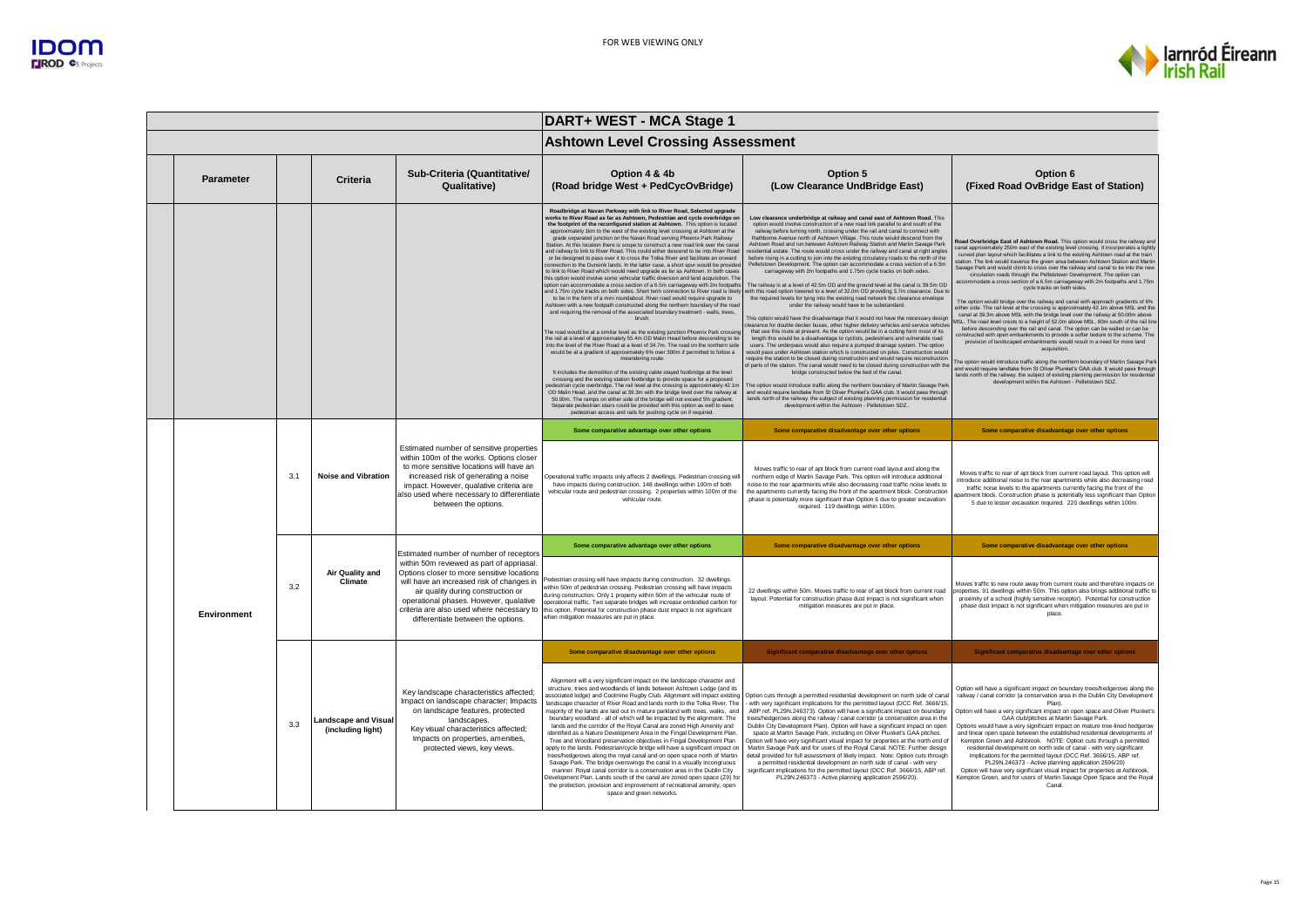FOR WEB VIEWING ONLY

# DART+ WEST - MCA Stage 1

## Ashtown Level Crossing Assessment

| Parameter | | Criteria | Sub-Criteria (Quantitative/ Qualitative) | Option 4 & 4b (Road bridge West + PedCycOvBridge) | Option 5 (Low Clearance UndBridge East) | Option 6 (Fixed Road OvBridge East of Station) |
|---|---|---|---|---|---|---|
| | | | | **Roadbridge at Navan Parkway with link to River Road, Selected upgrade works to River Road as far as Ashtown, Pedestrian and cycle overbridge on the footprint of the reconfigured station at Ashtown.** This option is located approximately 1km to the west of the existing level crossing at Ashtown at the grade separated junction on the Navan Road serving Phoenix Park Railway Station. At this location there is scope to construct a new road link over the canal and railway to link to River Road. This could either descend to tie into River Road or be designed to pass over it to cross the Tolka River and facilitate an onward connection to the Dunsink lands. In the latter case, a short spur would be provided to link to River Road which would need upgrade as far as Ashtown. In both cases this option would involve some vehicular traffic diversion and land acquisition. The option can accommodate a cross section of a 6.5m carriageway with 2m footpaths and 1.75m cycle tracks on both sides. Short term connection to River road is likely to be in the form of a mini roundabout. River road would require upgrade to Ashtown with a new footpath constructed along the northern boundary of the road and requiring the removal of the associated boundary treatment - walls, trees, brush.<br><br>The road would be at a similar level as the existing junction Phoenix Park crossing the rail at a level of approximately 55.4m OD Malin Head before descending to tie into the level of the River Road at a level of 34.7m. The road on the northern side would be at a gradient of approximately 6% over 300m if permitted to follow a meandering route.<br><br>It includes the demolition of the existing cable stayed footbridge at the level crossing and the existing station footbridge to provide space for a proposed pedestrian cycle overbridge. The rail level at the crossing is approximately 42.1m OD Malin Head, and the canal at 39.3m with the bridge level over the railway at 50.00m. The ramps on either side of the bridge will not exceed 5% gradient. Separate pedestrian stairs could be provided with this option as well to ease pedestrian access and rails for pushing cycle on if required. | **Low clearance underbridge at railway and canal east of Ashtown Road.** This option would involve construction of a new road link parallel to and south of the railway before turning north, crossing under the rail and canal to connect with Rathborne Avenue north of Ashtown Village. This route would descend from the Ashtown Road and run between Ashtown Railway Station and Martin Savage Park residential estate. The route would cross under the railway and canal at right angles before rising in a cutting to join into the existing circulatory roads to the north of the Pelletstown Development. The option can accommodate a cross section of a 6.5m carriageway with 2m footpaths and 1.75m cycle tracks on both sides.<br><br>The railway is at a level of 42.5m OD and the ground level at the canal is 39.5m OD with this road option lowered to a level of 32.0m OD providing 3.7m clearance. Due to the required levels for tying into the existing road network the clearance envelope under the railway would have to be substandard.<br><br>This option would have the disadvantage that it would not have the necessary design clearance for double decker buses, other higher delivery vehicles and service vehicles that use this route at present. As the option would be in a cutting form most of its length this would be a disadvantage to cyclists, pedestrians and vulnerable road users. The underpass would also require a pumped drainage system. The option would pass under Ashtown station which is constructed on piles. Construction would require the station to be closed during construction and would require reconstruction of parts of the station. The canal would need to be closed during construction with the bridge constructed below the bed of the canal.<br><br>The option would introduce traffic along the northern boundary of Martin Savage Park and would require landtake from St Oliver Plunket's GAA club. It would pass through lands north of the railway. the subject of existing planning permission for residential development within the Ashtown - Pelletstown SDZ.. | **Road Overbridge East of Ashtown Road.** This option would cross the railway and canal approximately 250m east of the existing level crossing. It incorporates a tightly curved plan layout which facilitates a link to the existing Ashtown road at the train station. The link would traverse the green area between Ashtown Station and Martin Savage Park and would climb to cross over the railway and canal to tie into the new circulation roads through the Pelletstown Development. The option can accommodate a cross section of a 6.5m carriageway with 2m footpaths and 1.75m cycle tracks on both sides.<br><br>The option would bridge over the railway and canal with approach gradients of 6% either side. The rail level at the crossing is approximately 42.1m above MSL and the canal at 39.3m above MSL with the bridge level over the railway at 50.00m above MSL. The road level crests to a height of 52.0m above MSL, 60m south of the rail line before descending over the rail and canal. The option can be walled or can be constructed with open embankments to provide a softer texture to the scheme. The provision of landscaped embankments would result in a need for more land acquisition.<br><br>The option would introduce traffic along the northern boundary of Martin Savage Park and would require landtake from St Oliver Plunket's GAA club. It would pass through lands north of the railway. the subject of existing planning permission for residential development within the Ashtown - Pelletstown SDZ. |
| | | | | **Some comparative advantage over other options** | **Some comparative disadvantage over other options** | **Some comparative disadvantage over other options** |
| | 3.1 | **Noise and Vibration** | Estimated number of sensitive properties within 100m of the works. Options closer to more sensitive locations will have an increased risk of generating a noise impact. However, qualative criteria are also used where necessary to differentiate between the options. | Operational traffic impacts only affects 2 dwellings. Pedestrian crossing will have impacts during construction. 148 dwellings within 100m of both vehicular route and pedestrian crossing. 2 properties within 100m of the vehicular route. | Moves traffic to rear of apt block from current road layout and along the northern edge of Martin Savage Park. This option will introduce additional noise to the rear apartments while also decreasing road traffic noise levels to the apartments currently facing the front of the apartment block. Construction phase is potentially more significant than Option 6 due to greater excavation required. 119 dwellings within 100m. | Moves traffic to rear of apt block from current road layout. This option will introduce additional noise to the rear apartments while also decreasing road traffic noise levels to the apartments currently facing the front of the apartment block. Construction phase is potentially less significant than Option 5 due to lesser excavation required. 220 dwellings within 100m. |
| | | | | **Some comparative advantage over other options** | **Some comparative disadvantage over other options** | **Some comparative disadvantage over other options** |
| **Environment** | 3.2 | **Air Quality and Climate** | Estimated number of number of receptors within 50m reviewed as part of appriasal. Options closer to more sensitive locations will have an increased risk of changes in air quality during construction or operational phases. However, qualative criteria are also used where necessary to differentiate between the options. | Pedestrian crossing will have impacts during construction. 32 dwellings within 50m of pedestrian crossing. Pedestrian crossing will have impacts during construction. Only 1 property within 50m of the vehicular route of operational traffic. Two separate bridges will increase embodied carbon for this option. Potential for construction phase dust impact is not significant when mitigation measures are put in place. | 22 dwellings within 50m. Moves traffic to rear of apt block from current road layout. Potential for construction phase dust impact is not significant when mitigation measures are put in place. | Moves traffic to new route away from current route and therefore impacts on properties. 91 dwellings within 50m. This option also brings additional traffic to proximity of a school (highly sensitive receptor). Potential for construction phase dust impact is not significant when mitigation measures are put in place. |
| | | | | **Some comparative disadvantage over other options** | **Significant comparative disadvantage over other options** | **Significant comparative disadvantage over other options** |
| | 3.3 | **Landscape and Visual (including light)** | Key landscape characteristics affected; Impact on landscape character; Impacts on landscape features, protected landscapes. Key visual characteristics affected; Impacts on properties, amenities, protected views, key views. | Alignment will a very significant impact on the landscape character and structure, trees and woodlands of lands between Ashtown Lodge (and its associated lodge) and Coolmine Rugby Club. Alignment will impact existing landscape character of River Road and lands north to the Tolka River. The majority of the lands are laid out in mature parkland with trees, walks, and boundary woodland - all of which will be impacted by the alignment. The lands and the corridor of the Royal Canal are zoned High Amenity and identified as a Nature Development Area in the Fingal Development Plan. Tree and Woodland preservation objectives in Fingal Development Plan apply to the lands. Pedestrian/cycle bridge will have a significant impact on trees/hedgerows along the royal canal and on open space north of Martin Savage Park. The bridge overswings the canal in a visually incongruous manner. Royal canal corridor is a conservation area in the Dublin City Development Plan. Lands south of the canal are zoned open space (Z9) for the protection, provision and improvement of recreational amenity, open space and green networks. | Option cuts through a permitted residential development on north side of canal - with very significant implications for the permitted layout (DCC Ref. 3666/15, ABP ref. PL29N.246373). Option will have a significant impact on boundary trees/hedgerows along the railway / canal corridor (a conservation area in the Dublin City Development Plan). Option will have a significant impact on open space at Martin Savage Park, including on Oliver Plunket's GAA pitches. Option will have very significant visual impact for properties at the north end of Martin Savage Park and for users of the Royal Canal. NOTE: Further design detail provided for full assessment of likely impact. Note: Option cuts through a permitted residential development on north side of canal - with very significant implications for the permitted layout (DCC Ref. 3666/15, ABP ref. PL29N.246373 - Active planning application 2596/20). | Option will have a significant impact on boundary trees/hedgerows along the railway / canal corridor (a conservation area in the Dublin City Development Plan).<br>Option will have a very significant impact on open space and Oliver Plunket's GAA club/pitches at Martin Savage Park.<br>Options would have a very significant impact on mature tree-lined hedgerow and linear open space between the established residential developments of Kempton Green and Ashbrook. NOTE: Option cuts through a permitted residential development on north side of canal - with very significant implications for the permitted layout (DCC Ref. 3666/15, ABP ref. PL29N.246373 - Active planning application 2596/20)<br>Option will have very significant visual impact for properties at Ashbrook, Kempton Green, and for users of Martin Savage Open Space and the Royal Canal. |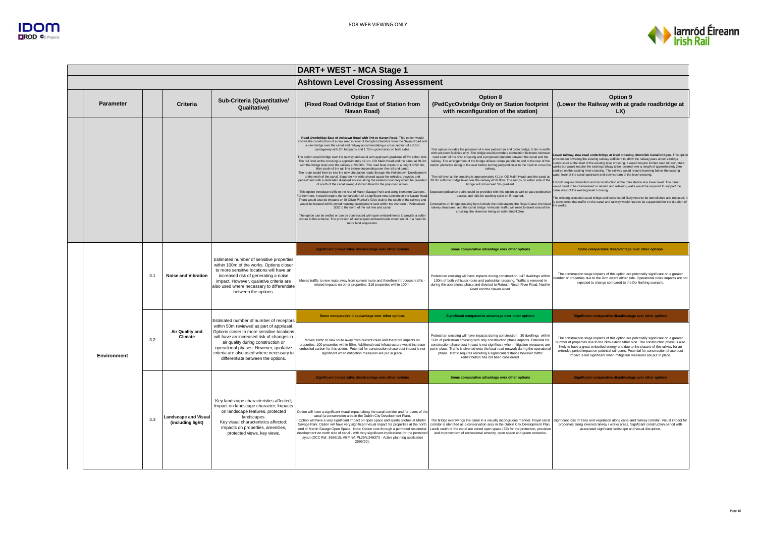# DART+ WEST - MCA Stage 1

## Ashtown Level Crossing Assessment

| Parameter | | Criteria | Sub-Criteria (Quantitative/ Qualitative) | Option 7 (Fixed Road OvBridge East of Station from Navan Road) | Option 8 (PedCycOvbridge Only on Station footprint with reconfiguration of the station) | Option 9 (Lower the Railway with at grade roadbridge at LX) |
|---|---|---|---|---|---|---|
| | | | | **Road Overbridge East of Ashtown Road with link to Navan Road.** This option would involve the construction of a new road in front of Kempton Gardens from the Navan Road and a new bridge over the canal and railway accommodating a cross section of a 6.5m carriageway with 2m footpaths and 1.75m cycle tracks on both sides.<br><br>The option would bridge over the railway and canal with approach gradients of 6% either side. The rail level at the crossing is approximately 42.1m, OD Malin Head and the canal at 39.3m with the bridge level over the railway at 50.00m. The road level crests to a height of 52.0m, 60m south of the rail line before descending over the rail and canal.<br>The route would then tie into the new circulation roads through the Pelletstown Development to the north of the canal. Separate 4m wide shared space for vehicles, bicycles and pedestrians with a dedicated disabled access along the eastern boundary would be provided of south of the canal linking Ashtown Road to the proposed option.<br><br>This option introduce traffic to the rear of Martin Savage Park and along Kempton Gardens. Furthermore, it would require the construction of a significant new junction on the Navan Road. There would also be impacts on St Oliver Plunket's GAA club to the south of the railway and would be located within zoned housing development land within the Ashtown - Pelletstown SDZ to the north of the rail line and canal.<br><br>The option can be walled or can be constructed with open embankments to provide a softer texture to the scheme. The provision of landscaped embankments would result in a need for more land acquisition. | This option includes the provision of a new pedestrian and cycle bridge, 5.0m in width with set down facilities only. The bridge would provide a connection between Ashtown road south of the level crossing and a proposed platform between the canal and the railway. The arrangement of the bridge utilises ramps parallel to and to the rear of the station platforms rising to the east before turning perpendicular to the track to cross the railway.<br><br>The rail level at the crossing is approximately 42.1m OD Malin Head, and the canal at 39.3m with the bridge level over the railway at 50.00m. The ramps on either side of the bridge will not exceed 5% gradient.<br><br>Separate pedestrian stairs could be provided with this option as well to ease pedestrian access and rails for pushing cycle on if required.<br><br>Constraints on bridge crossing here include the train station, the Royal Canal, the listed railway structures, and the canal bridge. Vehicular traffic will need to divert around the crossing, the diversion being an estimated 4.3km. | **Lower railway, new road underbridge at level crossing, demolish Canal bridges.** This option provides for lowering the existing railway sufficient to allow the railway pass under a bridge constructed at the level of the existing level crossing. It would require limited road infrastructure works but would require the existing railway to be lowered over a length of approximately 2km centred on the existing level crossing. The railway would require lowering below the existing water level of the canal upstream and downstream of the level crossing.<br><br>It would require demolition and reconstruction of the train station at a lower level. The canal would need to be channelised or relined and retaining walls would be required to support the canal west of the existing level crossing.<br><br>The existing protected canal bridge and locks would likely need to be demolished and replaced. It is considered that traffic on the canal and railway would need to be suspended for the duration of the works. |
| Environment | 3.1 | Noise and Vibration | Estimated number of sensitive properties within 100m of the works. Options closer to more sensitive locations will have an increased risk of generating a noise impact. However, qualative criteria are also used where necessary to differentiate between the options. | **Significant comparative disadvantage over other options**<br><br>Moves traffic to new route away from current route and therefore introduces traffic - related impacts on other properties. 316 properties within 100m. | **Some comparative advantage over other options**<br><br>Pedestrian crossing will have impacts during construction. 147 dwellings within 100m of both vehicular route and pedestrian crossing. Traffic is removed in during the operational phase and diverted to Ratoath Road, River Road, Nephin Road and the Navan Road. | **Some comparative disadvantage over other options**<br><br>The construction stage impacts of this option are potentially significant on a greater number of properties due to the 2km extent either side. Operational noise impacts are not expected to change compared to the Do Nothing scenario. |
| | 3.2 | Air Quality and Climate | Estimated number of number of receptors within 50m reviewed as part of appriasal. Options closer to more sensitive locations will have an increased risk of changes in air quality during construction or operational phases. However, qualative criteria are also used where necessary to differentiate between the options. | **Some comparative disadvantage over other options**<br><br>Moves traffic to new route away from current route and therefore impacts on properties. 100 properties within 50m. Additional road infrastructure would increase embodied carbon for this option. Potential for construction phase dust impact is not significant when mitigation measures are put in place. | **Significant comparative advantage over other options**<br><br>Pedestrian crossing will have impacts during construction. 30 dwellings within 50m of pedestrian crossing with only construction phase impacts. Potential for construction phase dust impact is not significant when mitigation measures are put in place. Traffic is diverted onto the local road network during the operational phase. Traffic requires rerouting a significant distance however traffic redistribution has not been considered. | **Significant comparative disadvantage over other options**<br><br>The construction stage impacts of this option are potentially significant on a greater number of properties due to the 2km extent either side. The construction phase is also likely to have a great embodied energy and due to the closure of the railway for an extended period impact on potential rail users. Potential for construction phase dust impact is not significant when mitigation measures are put in place. |
| | 3.3 | Landscape and Visual (including light) | Key landscape characteristics affected; Impact on landscape character; Impacts on landscape features, protected landscapes.<br>Key visual characteristics affected; Impacts on properties, amenities, protected views, key views. | **Significant comparative disadvantage over other options**<br><br>Option will have a significant visual impact along the canal corridor and for users of the canal (a conservation area in the Dublin City Development Plan).<br>Option will have a very significant impact on open space and sports pitches at Martin Savage Park. Option will have very significant visual impact for properties at the north end of Martin Savage Open Space. Note: Option cuts through a permitted residential development on north side of canal - with very significant implications for the permitted layout (DCC Ref. 3666/15, ABP ref. PL29N.246373 - Active planning application 2596/20). | **Some comparative advantage over other options**<br><br>The bridge overswings the canal in a visually incongruous manner. Royal canal corridor is identifed as a conservation area in the Dublin City Development Plan. Lands south of the canal are zoned open space (Z9) for the protection, provision and improvement of recreational amenity, open space and green networks. | **Significant comparative disadvantage over other options**<br><br>Signficant loss of trees and vegetation along canal and railway corridor. Visual impact for properties along lowered railway / works areas. Signficant construction period with associated significant landscape and visual disruption. |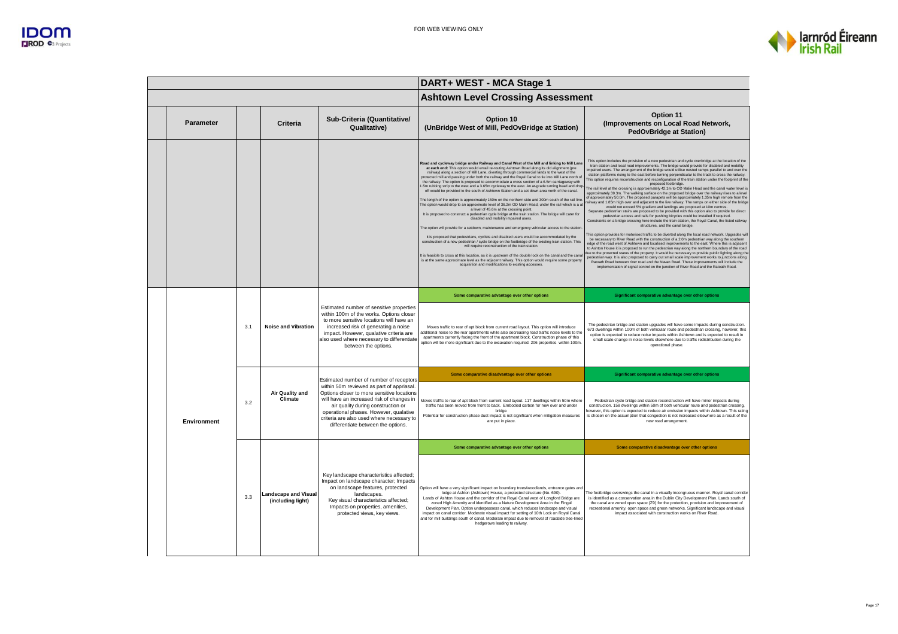FOR WEB VIEWING ONLY

| | Parameter | | Criteria | Sub-Criteria (Quantitative/ Qualitative) | DART+ WEST - MCA Stage 1<br>Ashtown Level Crossing Assessment<br>Option 10<br>(UnBridge West of Mill, PedOvBridge at Station) | Option 11<br>(Improvements on Local Road Network, PedOvBridge at Station) |
|---|---|---|---|---|---|---|
| | | | | | **Road and cycleway bridge under Railway and Canal West of the Mill and linking to Mill Lane at each end:** This option would entail re-routing Ashtown Road along its old alignment (pre railway) along a section of Mill Lane, diverting through commercial lands to the west of the protected mill and passing under both the railway and the Royal Canal to tie into Mill Lane north of the railway. The option is proposed to accommodate a cross section of a 6.5m carriageway with 1.5m rubbing strip to the west and a 3.65m cycleway to the east. An at-grade turning head and drop-off would be provided to the south of Ashtown Station and a set down area north of the canal.<br>The length of the option is approximately 150m on the northern side and 300m south of the rail line. The option would drop to an approximate level of 36.2m OD Malin Head, under the rail which is a at a level of 45.6m at the crossing point.<br>It is proposed to construct a pedestrian cycle bridge at the train station. The bridge will cater for disabled and mobility impaired users.<br>The option will provide for a setdown, maintenance and emergency vehicular access to the station.<br>It is proposed that pedestrians, cyclists and disabled users would be accommodated by the construction of a new pedestrian / cycle bridge on the footbridge of the existing train station. This will require reconstruction of the train station.<br>It is feasible to cross at this location, as it is upstream of the double lock on the canal and the canal is at the same approximate level as the adjacent railway. This option would require some property acquisition and modifications to existing accesses. | This option includes the provision of a new pedestrian and cycle overbridge at the location of the train station and local road improvements. The bridge would provide for disabled and mobility impaired users. The arrangement of the bridge would utilise nested ramps parallel to and over the station platforms rising to the east before turning perpendicular to the track to cross the railway. This option requires reconstruction and reconfiguration of the train station under the footprint of the proposed footbridge.<br>The rail level at the crossing is approximately 42.1m to OD Malin Head and the canal water level is approximately 39.3m. The walking surface on the proposed bridge over the railway rises to a level of approximately 50.0m. The proposed parapets will be approximately 1.35m high remote from the railway and 1.85m high over and adjacent to the live railway. The ramps on either side of the bridge would not exceed 5% gradient and landings are proposed at 10m centres.<br>Separate pedestrian stairs are proposed to be provided with this option also to provide for direct pedestrian access and rails for pushing bicycles could be installed if required.<br>Constraints on a bridge crossing here include the train station, the Royal Canal, the listed railway structures, and the canal bridge.<br>This option provides for motorised traffic to be diverted along the local road network. Upgrades will be necessary to River Road with the construction of a 2.0m pedestrian way along the southern edge of the road west of Ashtown and localised improvements to the east. Where this is adjacent to Ashton House it is proposed to run the pedestrian way along the northern boundary of the road due to the protected status of the property. It would be necessary to provide public lighting along the pedestrian way. It is also proposed to carry out small scale improvement works to junctions along Ratoath Road between river road and the Navan Road. These improvements will include the implementation of signal control on the junction of River Road and the Ratoath Road. |
| | Environment | 3.1 | Noise and Vibration | Estimated number of sensitive properties within 100m of the works. Options closer to more sensitive locations will have an increased risk of generating a noise impact. However, qualative criteria are also used where necessary to differentiate between the options. | Some comparative advantage over other options<br><br>Moves traffic to rear of apt block from current road layout. This option will introduce additional noise to the rear apartments while also decreasing road traffic noise levels to the apartments currently facing the front of the apartment block. Construction phase of this option will be more significant due to the excavation required. 206 properties within 100m. | Significant comparative advantage over other options<br><br>The pedestrian bridge and station upgrades will have some impacts during construction. 673 dwellings within 100m of both vehicular route and pedestrian crossing, however, this option is expected to reduce noise impacts within Ashtown and is expected to result in small scale change in noise levels elsewhere due to traffic redistribution during the operational phase. |
| | | 3.2 | Air Quality and Climate | Estimated number of number of receptors within 50m reviewed as part of appriasal. Options closer to more sensitive locations will have an increased risk of changes in air quality during construction or operational phases. However, qualative criteria are also used where necessary to differentiate between the options. | Some comparative disadvantage over other options<br><br>Moves traffic to rear of apt block from current road layout. 117 dwellings within 50m where traffic has been moved from front to back. Embodied carbon for new over and under bridge.<br>Potential for construction phase dust impact is not significant when mitigation measures are put in place. | Significant comparative advantage over other options<br><br>Pedestrian cycle bridge and station reconstruction will have minor impacts during construction. 158 dwellings within 50m of both vehicular route and pedestrian crossing, however, this option is expected to reduce air emission impacts within Ashtown. This rating is chosen on the assumption that congestion is not increased elsewhere as a result of the new road arrangement. |
| | | 3.3 | Landscape and Visual (including light) | Key landscape characteristics affected; Impact on landscape character; Impacts on landscape features, protected landscapes.<br>Key visual characteristics affected; Impacts on properties, amenities, protected views, key views. | Some comparative advantage over other options<br><br>Option will have a very significant impact on boundary trees/woodlands, entrance gates and lodge at Ashton (Ashtown) House, a protected structure (No. 680).<br>Lands of Ashton House and the corridor of the Royal Canal west of Longford Bridge are zoned High Amenity and identified as a Nature Development Area in the Fingal Development Plan. Option underpassess canal, which reduces landscape and visual impact on canal corridor. Moderate visual impact for setting of 10th Lock on Royal Canal and for mill buildings south of canal. Moderate impact due to removal of roadside tree-lined hedgerows leading to railway. | Some comparative disadvantage over other options<br><br>The footbridge overswings the canal in a visually incongruous manner. Royal canal corridor is identified as a conservation area in the Dublin City Development Plan. Lands south of the canal are zoned open space (Z9) for the protection, provision and improvement of recreational amenity, open space and green networks. Significant landscape and visual impact associated with construction works on River Road. |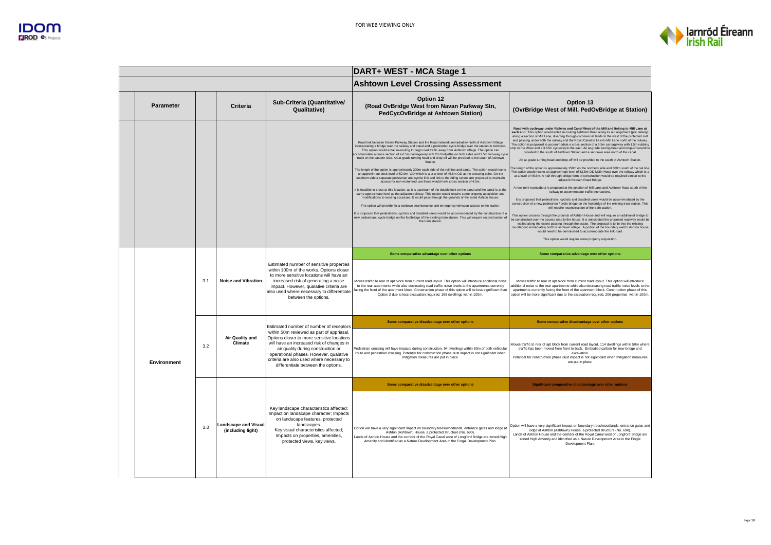# DART+ WEST - MCA Stage 1

## Ashtown Level Crossing Assessment

| Parameter | | Criteria | Sub-Criteria (Quantitative/ Qualitative) | Option 12 (Road OvBridge West from Navan Parkway Stn, PedCycOvBridge at Ashtown Station) | Option 13 (OvrBridge West of Mill, PedOvBridge at Station) |
|---|---|---|---|---|---|
| | | | | Road link between Navan Parkway Station and the Road network immediatley north of Ashtown Village incorporating a bridge over the railway and canal and a pedestrian cycle bridge over the station in Ashtown. This option would entail re-routing through road traffic away from Ashtown village. The option can accommodate a cross section of a 6.5m carriageway with 2m footpaths on both sides and 2.5m two-way cycle track on the eastern side. An at-grade turning head and drop-off will be provided to the south of Ashtown Station. The length of the option is approximately 300m each side of the rail line and canal. The option would rise to an approximate deck level of 52.9m OD which is a at a level of 45.6m OD at the crossing point. On the southern side a separate pedestrian and cyclist link and link to the riding school are proposed to maintain access for non-motorised use these would have cross section of 4.0m. It is feasible to cross at this location, as it is upstream of the double lock on the canal and the canal is at the same approximate level as the adjacent railway. This option would require some property acquisition and modifications to existing accesses. It would pass through the grounds of the listed Ashton House. The option will provide for a setdown, maintenance and emergency vehicular access to the station. It is proposed that pedestrians, cyclists and disabled users would be accommodated by the construction of a new pedestrian / cycle bridge on the footbridge of the existing train station. This will require reconstruction of the train station. | **Road with cycleway under Railway and Canal West of the Mill and linking to Mill Lane at each end:** This option would entail re-routing Ashtown Road along its old alignment (pre railway) along a section of Mill Lane, diverting through commercial lands to the west of the protected mill and passing under both the railway and the Royal Canal to tie into Mill Lane north of the railway. The option is proposed to accommodate a cross section of a 6.5m carriageway with 1.5m rubbing strip to the West and a 3.65m cycleway to the east. An at-grade turning head and drop-off would be provided to the south of Ashtown Station and a set down area north of the canal. An at-grade turning head and drop-off will be provided to the south of Ashtown Station. The length of the option is approximately 150m on the northern side and 300m south of the rail line. The option would rise to an approximate level of 52.5m OD Malin Head over the railway which is a at a level of 45.6m. A half through bridge form of construction would be required similar to the adjacent Ratoath Road Bridge. A new mini roundabout is proposed at the junction of Mill Lane and Ashtown Road south of the railway to accommodate traffic interactions. It is proposed that pedestrians, cyclists and disabled users would be accommodated by the construction of a new pedestrian / cycle bridge on the footbridge of the existing train station. This will require reconstruction of the train station. This option crosses through the grounds of Ashton House and will require an additional bridge to be constructed over the access road to the house. It is anticipated the proposed roadway would be walled along the extent passing through the estate. The proposal is to tie into the existing roundabout immediately north of ashtown village. A portion of the boundary wall to Ashton house would need to be demolished to accommodate the link road. This option would require some property acquisition. |
| Environment | 3.1 | Noise and Vibration | Estimated number of sensitive properties within 100m of the works. Options closer to more sensitive locations will have an increased risk of generating a noise impact. However, qualative criteria are also used where necessary to differentiate between the options. | **Some comparative advantage over other options** | **Some comparative advantage over other options** |
| | | | | Moves traffic to rear of apt block from current road layout. This option will introduce additional noise to the rear apartments while also decreasing road traffic noise levels to the apartments currently facing the front of the apartment block. Construction phase of this option will be less significant than Option 2 due to less excavation required. 168 dwellings within 100m. | Moves traffic to rear of apt block from current road layout. This option will introduce additional noise to the rear apartments while also decreasing road traffic noise levels to the apartments currently facing the front of the apartment block. Construction phase of this option will be more significant due to the excavation required. 206 properties within 100m. |
| | 3.2 | Air Quality and Climate | Estimated number of number of receptors within 50m reviewed as part of appriasal. Options closer to more sensitive locations will have an increased risk of changes in air quality during construction or operational phases. However, qualative criteria are also used where necessary to differentiate between the options. | **Some comparative disadvantage over other options** | **Some comparative disadvantage over other options** |
| | | | | Pedestrian crossing will have impacts during construction. 94 dwellings within 50m of both vehicular route and pedestrian crossing. Potential for construction phase dust impact is not significant when mitigation measures are put in place. | Moves traffic to rear of apt block from current road layout. 114 dwellings within 50m where traffic has been moved from front to back. Embodied carbon for new bridge and excavation. Potential for construction phase dust impact is not significant when mitigation measures are put in place. |
| | 3.3 | Landscape and Visual (including light) | Key landscape characteristics affected; Impact on landscape character; Impacts on landscape features, protected landscapes. Key visual characteristics affected; Impacts on properties, amenities, protected views, key views. | **Some comparative disadvantage over other options** | **Significant comparative disadvantage over other options** |
| | | | | Option will have a very significant impact on boundary trees/woodlands, entrance gates and lodge at Ashton (Ashtown) House, a protected structure (No. 690). Lands of Ashton House and the corridor of the Royal Canal west of Longford Bridge are zoned High Amenity and identified as a Nature Development Area in the Fingal Development Plan. | Option will have a very significant impact on boundary trees/woodlands, entrance gates and lodge at Ashton (Ashtown) House, a protected structure (No. 690). Lands of Ashton House and the corridor of the Royal Canal west of Longford Bridge are zoned High Amenity and identified as a Nature Development Area in the Fingal Development Plan. |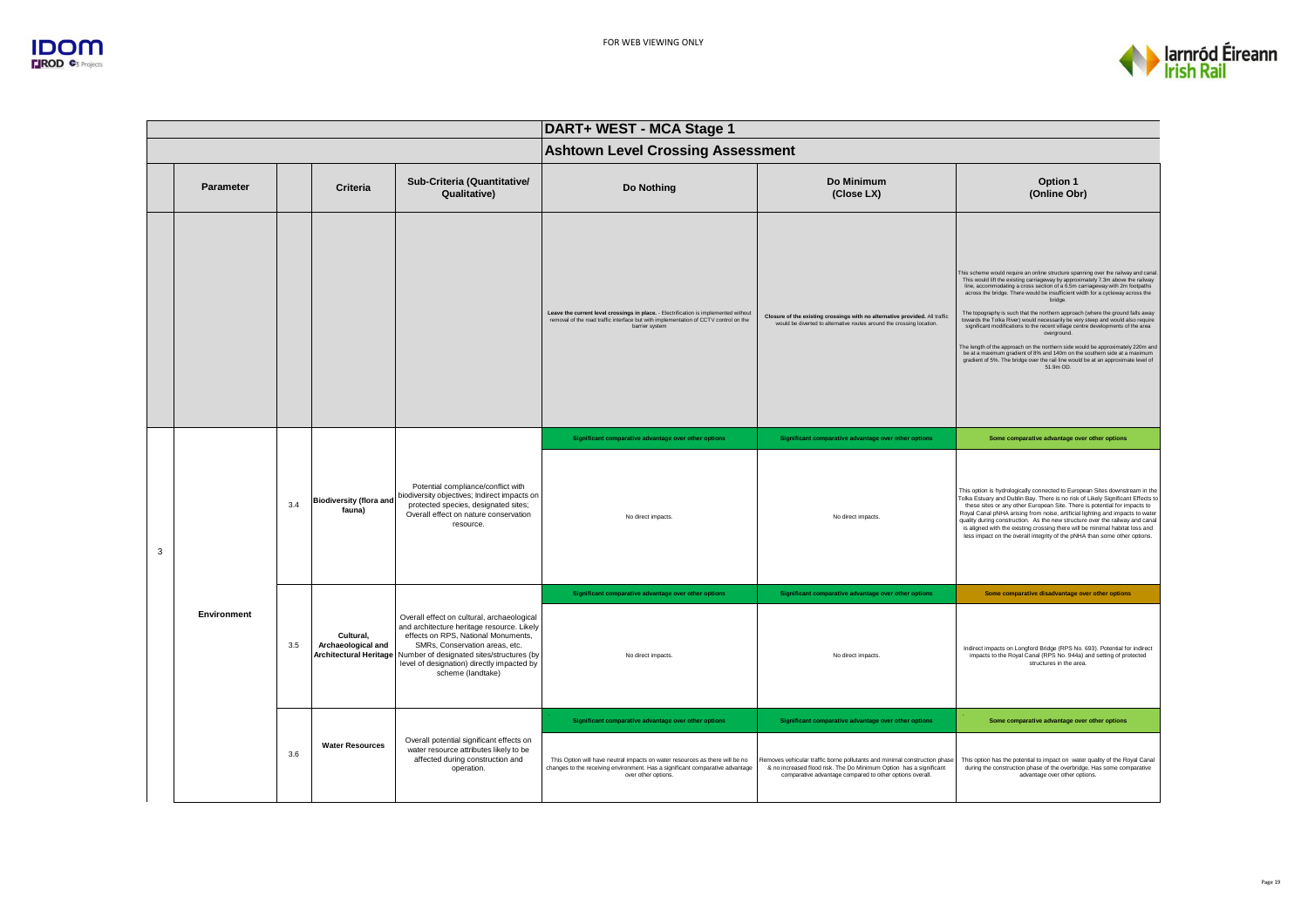FOR WEB VIEWING ONLY

# DART+ WEST - MCA Stage 1

## Ashtown Level Crossing Assessment

| | Parameter | | Criteria | Sub-Criteria (Quantitative/ Qualitative) | Do Nothing | Do Minimum (Close LX) | Option 1 (Online Obr) |
|---|---|---|---|---|---|---|---|
| | | | | | **Leave the current level crossings in place.** - Electrification is implemented without removal of the road traffic interface but with implementation of CCTV control on the barrier system | **Closure of the existing crossings with no alternative provided.** All traffic would be diverted to alternative routes around the crossing location. | This scheme would require an online structure spanning over the railway and canal. This would lift the existing carriageway by approximately 7.3m above the railway line, accommodating a cross section of a 6.5m carriageway with 2m footpaths across the bridge. There would be insufficient width for a cycleway across the bridge.<br><br>The topography is such that the northern approach (where the ground falls away towards the Tolka River) would necessarily be very steep and would also require significant modifications to the recent village centre developments of the area overground.<br><br>The length of the approach on the northern side would be approximately 220m and be at a maximum gradient of 8% and 140m on the southern side at a maximum gradient of 5%. The bridge over the rail line would be at an approximate level of 51.9m OD. |
| 3 | Environment | 3.4 | Biodiversity (flora and fauna) | Potential compliance/conflict with biodiversity objectives; Indirect impacts on protected species, designated sites; Overall effect on nature conservation resource. | **Significant comparative advantage over other options**<br><br>No direct impacts. | **Significant comparative advantage over other options**<br><br>No direct impacts. | **Some comparative advantage over other options**<br><br>This option is hydrologically connected to European Sites downstream in the Tolka Estuary and Dublin Bay. There is no risk of Likely Significant Effects to these sites or any other European Site. There is potential for impacts to Royal Canal pNHA arising from noise, artificial lighting and impacts to water quality during construction. As the new structure over the railway and canal is aligned with the existing crossing there will be minimal habitat loss and less impact on the overall integrity of the pNHA than some other options. |
| | | 3.5 | Cultural, Archaeological and Architectural Heritage | Overall effect on cultural, archaeological and architecture heritage resource. Likely effects on RPS, National Monuments, SMRs, Conservation areas, etc. Number of designated sites/structures (by level of designation) directly impacted by scheme (landtake) | **Significant comparative advantage over other options**<br><br>No direct impacts. | **Significant comparative advantage over other options**<br><br>No direct impacts. | **Some comparative disadvantage over other options**<br><br>Indirect impacts on Longford Bridge (RPS No. 693). Potential for indirect impacts to the Royal Canal (RPS No. 944a) and setting of protected structures in the area. |
| | | 3.6 | Water Resources | Overall potential significant effects on water resource attributes likely to be affected during construction and operation. | **Significant comparative advantage over other options**<br><br>This Option will have neutral impacts on water resources as there will be no changes to the receiving environment. Has a significant comparative advantage over other options. | **Significant comparative advantage over other options**<br><br>Removes vehicular traffic borne pollutants and minimal construction phase & no increased flood risk. The Do Minimum Option has a significant comparative advantage compared to other options overall. | **Some comparative advantage over other options**<br><br>This option has the potential to impact on water quality of the Royal Canal during the construction phase of the overbridge. Has some comparative advantage over other options. |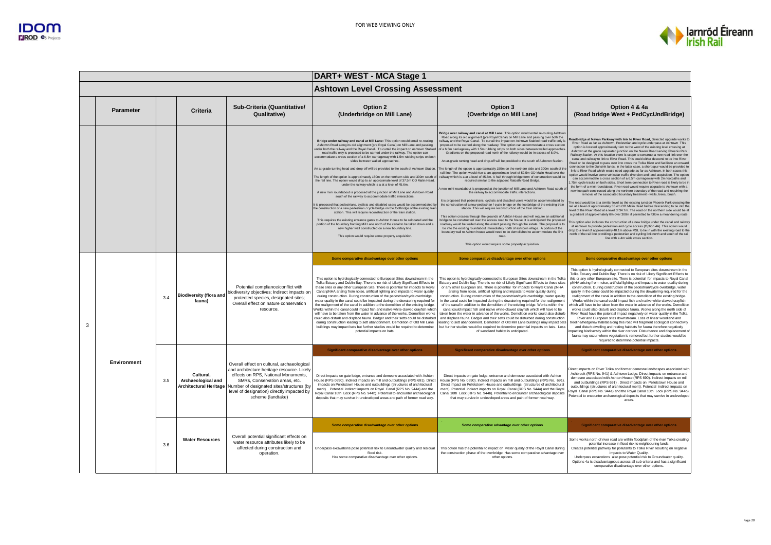FOR WEB VIEWING ONLY

| | | | | | DART+ WEST - MCA Stage 1 | | |
|---|---|---|---|---|---|---|---|
| | | | | | **Ashtown Level Crossing Assessment** | | |
| | **Parameter** | | **Criteria** | **Sub-Criteria (Quantitative/ Qualitative)** | **Option 2 (Underbridge on Mill Lane)** | **Option 3 (Overbridge on Mill Lane)** | **Option 4 & 4a (Road bridge West + PedCycUndBridge)** |
| | | | | | **Bridge under railway and canal at Mill Lane:** This option would entail re-routing Ashtown Road along its old alignment (pre Royal Canal) on Mill Lane and passing under both the railway and the Royal Canal. To curtail the impact on Ashtown Stabled road traffic only is proposed to be carried under the railway. The option can accommodate a cross section of a 6.5m carriageway with 1.5m rubbing strips on both sides between walled approaches.<br><br>An at-grade turning head and drop-off will be provided to the south of Ashtown Station.<br><br>The length of the option is approximately 150m on the northern side and 300m south of the rail line. The option would drop to an approximate level of 37.5m OD Malin Head, under the railway which is a at a level of 45.6m.<br><br>A new mini roundabout is proposed at the junction of Mill Lane and Ashtown Road south of the railway to accommodate traffic interactions.<br><br>It is proposed that pedestrians, cyclists and disabled users would be accommodated by the construction of a new pedestrian / cycle bridge on the footbridge of the existing train station. This will require reconstruction of the train station.<br><br>This requires the existing entrance gates to Ashton House to be relocated and the portion of the boundary fronting Mill Lane north of the canal to be taken down and a new higher wall constructed on a new boundary line.<br><br>This option would require some property acquisition. | **Bridge over railway and canal at Mill Lane:** This option would entail re-routing Ashtown Road along its old alignment (pre Royal Canal) on Mill Lane and passing over both the railway and the Royal Canal. To curtail the impact on Ashtown Stabled road traffic only is proposed to be carried along the roadway. The option can accommodate a cross section of a 6.5m carriageway with 1.5m rubbing strips on both sides between walled approaches. Gradients on the proposed road north of the railway would be in excess of 8.0%.<br><br>An at-grade turning head and drop-off will be provided to the south of Ashtown Station.<br><br>The length of the option is approximately 150m on the northern side and 300m south of the rail line. The option would rise to an approximate level of 52.5m OD Malin Head over the railway which is a at a level of 45.6m. A half through bridge form of construction would be required similar to the adjacent Ratoath Road Bridge.<br><br>A new mini roundabout is proposed at the junction of Mill Lane and Ashtown Road south of the railway to accommodate traffic interactions.<br><br>It is proposed that pedestrians, cyclists and disabled users would be accommodated by the construction of a new pedestrian / cycle bridge on the footbridge of the existing train station. This will require reconstruction of the train station.<br><br>This option crosses through the grounds of Ashton House and will require an additional bridge to be constructed over the access road to the house. It is anticipated the proposed roadway would be walled along the extent passing through the estate. The proposal is to tie into the existing roundabout immediately north of ashtown village. A portion of the boundary wall to Ashton house would need to be demolished to accommodate the link road.<br><br>This option would require some property acquisition. | **Roadbridge at Navan Parkway with link to River Road,** Selected upgrade works to River Road as far as Ashtown. Pedestrian and cycle underpass at Ashtown. This option is located approximately 1km to the west of the existing level crossing at Ashtown at the grade separated junction on the Navan Road serving Phoenix Park Railway Station. At this location there is scope to construct a new road link over the canal and railway to link to River Road. This could either descend to tie into River Road or be designed to pass over it to cross the Tolka River and facilitate an onward connection to the Dunsink lands. In the latter case, a short spur would be provided to link to River Road which would need upgrade as far as Ashtown. In both cases this option would involve some vehicular traffic diversion and land acquisition. The option can accommodate a cross section of a 6.5m carriageway with 2m footpaths and 1.75m cycle tracks on both sides. Short term connection to River road is likely to be in the form of a mini roundabout. River road would require upgrade to Ashtown with a new footpath constructed along the northern boundary of the road and requiring the removal of the associated boundary treatment - walls, trees, brush.<br><br>The road would be at a similar level as the existing junction Phoenix Park crossing the rail at a level of approximately 55.4m OD Malin Head before descending to tie into the level of the River Road at a level of 34.7m. The road on the northern side would be at a gradient of approximately 6% over 300m if permitted to follow a meandering route.<br><br>This option also includes the construction of a new bridge under the canal and railway at Ashtown to provide pedestrian and cycle access (Option 4A). This option would drop to a level of approximately 40.1m above MSL to tie in with the existing road to the north of the rail line providing a pedestrian and cycling link north and south of the rail line with a 4m wide cross section. |
| | | | | | Some comparative disadvantage over other options | Some comparative disadvantage over other options | Some comparative disadvantage over other options |
| 3 | **Environment** | 3.4 | **Biodiversity (flora and fauna)** | Potential compliance/conflict with biodiversity objectives; Indirect impacts on protected species, designated sites; Overall effect on nature conservation resource. | This option is hydrologically connected to European sites downstream in the Tolka Estuary and Dublin Bay. There is no risk of Likely Significant Effects to these sites or any other European Site. There is potential for impacts to Royal Canal pNHA arising from noise, artificial lighting and impacts to water quality during construction. During construction of the pedestrian/cycle overbridge, water quality in the canal could be impacted during the dewatering required for the realignment of the canal in addition to the demolition of the existing bridge. Works within the canal could impact fish and native white-clawed crayfish which will have to be taken from the water in advance of the works. Demolition works could also disturb and displace fauna. Badger and their setts could be disturbed during construction leading to sett abandonment. Demolition of Old Mill Lane buildings may impact bats but further studies would be required to determine potential impacts on bats. | This option is hydrologically connected to European Sites downstream in the Tolka Estuary and Dublin Bay. There is no risk of Likely Significant Effects to these sites or any other European Site. There is potential for impacts to Royal Canal pNHA arising from noise, artificial lighting and impacts to water quality during construction. During construction of the pedestrian/cycle overbridge, water quality in the canal could be impacted during the dewatering required for the realignment of the canal in addition to the demolition of the existing bridge. Works within the canal could impact fish and native white-clawed crayfish which will have to be taken from the water in advance of the works. Demolition works could also disturb and displace fauna. Badger and their setts could be disturbed during construction leading to sett abandonment. Demolition of Old Mill Lane buildings may impact bats but further studies would be required to determine potential impacts on bats. Loss of woodland habitat is anticipated. | This option is hydrologically connected to European sites downstream in the Tolka Estuary and Dublin Bay. There is no risk of Likely Significant Effects to this or any other European site. There is potential for impacts to Royal Canal pNHA arising from noise, artificial lighting and impacts to water quality during construction. During construction of the pedestrian/cycle overbridge, water quality in the canal could be impacted during the dewatering required for the realignment of the canal in addition to the demolition of the existing bridge. Works within the canal could impact fish and native white-clawed crayfish which will have to be taken from the water in advance of the works. Demolition works could also disturb and displace fauna. Works along the north side of River Road have the potential impact negatively on water quality in the Tolka River and European sites downstream. Loss of linear woodland and treeline/hedgerow habitat along this road will fragment ecological connectivity and disturb dwelling and resting habitats for fauna therefore negatively impacting biodiversity within the river corridor. Disturbance and displacement of fauna may occur where vegetation is removed but further studies would be required to determine potential impacts. |
| | | | | | Significant comparative disadvantage over other options | Significant comparative disadvantage over other options | Significant comparative disadvantage over other options |
| | | 3.5 | **Cultural, Archaeological and Architectural Heritage** | Overall effect on cultural, archaeological and architecture heritage resource. Likely effects on RPS, National Monuments, SMRs, Conservation areas, etc. Number of designated sites/structures (by level of designation) directly impacted by scheme (landtake) | Direct impacts on gate lodge, entrance and demesne associated with Ashton House (RPS 0690). Indirect impacts on mill and outbuildings (RPS 691). Direct impacts on Pelletstown House and outbuildings (structures of architectural merit). . Potential indirect impacts on Royal Canal (RPS No. 944a) and the Royal Canal 10th Lock (RPS No. 944b). Potential to encounter archaeological deposits that may survive in undeveloped areas and path of former road way. | Direct impacts on gate lodge, entrance and demesne associated with Ashton House (RPS No. 0690). Indirect impacts on mill and outbuildings (RPS No. 691). Direct impact on Pelletstown House and outbuildings (structures of architectural merit). Potential indirect impacts on Royal Canal (RPS No. 944a) and the Royal Canal 10th Lock (RPS No. 944b). Potential to encounter archaeological deposits that may survive in undeveloped areas and path of former road way. | Direct impacts on River Tolka and former demesne landscapes associated with Ashbrook (RPS No. 941) & Ashtown Lodge. Direct impacts on entrance and demesne associated with Ashton House (RPS 690). Indirect impacts on mill and outbuildings (RPS 691) . Direct impacts on Pelletstown House and outbuildings (structures of architectural merit). Potential indirect impacts on Royal Canal (RPS No. 944a) and the Royal Canal 10th Lock (RPS No. 944b). Potential to encounter archaeological deposits that may survive in undeveloped areas. |
| | | | | | Some comparative disadvantage over other options | Some comparative advantage over other options | Significant comparative disadvantage over other options |
| | | 3.6 | **Water Resources** | Overall potential significant effects on water resource attributes likely to be affected during construction and operation. | Underpass excavations pose potential risk to Groundwater quality and residual flood risk.<br>Has some comparative disadvantage over other options. | This option has the potential to impact on water quality of the Royal Canal during the construction phase of the overbridge. Has some comparative advantage over other options. | Some works north of river road are within floodplain of the river Tolka creating potential increase in flood risk to neighbouring lands.<br>Creates potential pathway for pollutants to Tolka River resulting on negative impacts to Water Quality.<br>Underpass excavations also pose potential risk to Groundwater quality.<br>Options 4a is disadvantageous across all sub-criteria and has a significant comparative disadvantage over other options. |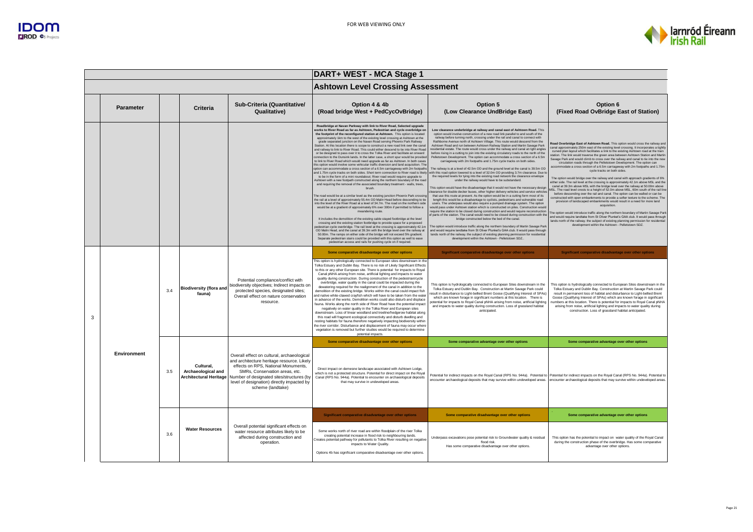FOR WEB VIEWING ONLY

# DART+ WEST - MCA Stage 1

## Ashtown Level Crossing Assessment

| | Parameter | | Criteria | Sub-Criteria (Quantitative/ Qualitative) | Option 4 & 4b (Road bridge West + PedCycOvBridge) | Option 5 (Low Clearance UndBridge East) | Option 6 (Fixed Road OvBridge East of Station) |
|---|---|---|---|---|---|---|---|
| | | | | | **Roadbridge at Navan Parkway with link to River Road, Selected upgrade works to River Road as far as Ashtown, Pedestrian and cycle overbridge on the footprint of the reconfigured station at Ashtown.** This option is located approximately 1km to the west of the existing level crossing at Ashtown at the grade separated junction on the Navan Road serving Phoenix Park Railway Station. At this location there is scope to construct a new road link over the canal and railway to link to River Road. This could either descend to be into River Road or be designed to pass over it to cross the Tolka River and facilitate an onward connection to the Dunsink lands. In the latter case, a short spur would be provided to link to River Road which would need upgrade as far as Ashtown. In both cases this option would involve some vehicular traffic diversion and land acquisition. The option can accommodate a cross section of a 6.5m carriageway with 2m footpaths and 1.75m cycle tracks on both sides. Short term connection to River road is likely to be in the form of a mini roundabout. River road would require upgrade to Ashtown with a new footpath constructed along the northern boundary of the road and requiring the removal of the associated boundary treatment - walls, trees, brush.<br><br>The road would be at a similar level as the existing junction Phoenix Park crossing the rail at a level of approximately 55.4m OD Malin Head before descending to be into the level of the River Road at a level of 34.7m. The road on the northern side would be at a gradient of approximately 6% over 300m if permitted to follow a meandering route.<br><br>It includes the demolition of the existing cable stayed footbridge at the level crossing and the existing station footbridge to provide space for a proposed pedestrian cycle overbridge. The rail level at the crossing is approximately 42.1m OD Malin Head, and the canal at 39.3m with the bridge level over the railway at 50.00m. The ramps on either side of the bridge will not exceed 5% gradient. Separate pedestrian stairs could be provided with this option as well to ease pedestrian access and rails for pushing cycle on if required. | **Low clearance underbridge at railway and canal east of Ashtown Road.** This option would involve construction of a new road link parallel to and south of the railway before turning north, crossing under the rail and canal to connect with Rathborne Avenue north of Ashtown Village. This route would descend from the Ashtown Road and run between Ashtown Railway Station and Martin Savage Park residential estate. The route would cross under the railway and canal at right angles before rising in a cutting to join into the existing circulatory roads to the north of the Pelletstown Development. The option can accommodate a cross section of a 6.5m carriageway with 2m footpaths and 1.75m cycle tracks on both sides.<br><br>The railway is at a level of 42.5m OD and the ground level at the canal is 39.5m OD with this road option lowered to a level of 32.0m OD providing 3.7m clearance. Due to the required levels for tying into the existing road network the clearance envelope under the railway would have to be substandard.<br><br>This option would have the disadvantage that it would not have the necessary design clearance for double decker buses, other higher delivery vehicles and service vehicles that use this route at present. As the option would be in a cutting form most of its length this would be a disadvantage to cyclists, pedestrians and vulnerable road users. The underpass would also require a pumped drainage system. The option would pass under Ashtown station which is constructed on piles. Construction would require the station to be closed during construction and would require reconstruction of parts of the station. The canal would need to be closed during construction with the bridge constructed below the bed of the canal.<br><br>The option would introduce traffic along the northern boundary of Martin Savage Park and would require landtake from St Oliver Plunket's GAA club. It would pass through lands north of the railway, the subject of existing planning permission for residential development within the Ashtown - Pelletstown SDZ.. | **Road Overbridge East of Ashtown Road.** This option would cross the railway and canal approximately 250m east of the existing level crossing. It incorporates a tightly curved plan layout which facilitates a link to the existing Ashtown road at the train station. The link would traverse the green area between Ashtown Station and Martin Savage Park and would climb to cross over the railway and canal to tie into the new circulation roads through the Pelletstown Development. The option can accommodate a cross section of a 6.5m carriageway with 2m footpaths and 1.75m cycle tracks on both sides.<br><br>The option would bridge over the railway and canal with approach gradients of 6% either side. The rail level at the crossing is approximately 42.1m above MSL and the canal at 39.3m above MSL with the bridge level over the railway at 50.00m above MSL. The road level crests to a height of 52.0m above MSL, 60m south of the rail line before descending over the rail and canal. The option can be walled or can be constructed with open embankments to provide a softer texture to the scheme. The provision of landscaped embankments would result in a need for more land acquisition.<br><br>The option would introduce traffic along the northern boundary of Martin Savage Park and would require landtake from St Oliver Plunket's GAA club. It would pass through lands north of the railway, the subject of existing planning permission for residential development within the Ashtown - Pelletstown SDZ. |
| 3 | Environment | 3.4 | Biodiversity (flora and fauna) | Potential compliance/conflict with biodiversity objectives; Indirect impacts on protected species, designated sites; Overall effect on nature conservation resource. | **Some comparative disadvantage over other options**<br><br>This option is hydrologically connected to European sites downstream in the Tolka Estuary and Dublin Bay. There is no risk of Likely Significant Effects to this or any other European site. There is potential for impacts to Royal Canal pNHA arising from noise, artificial lighting and impacts to water quality during construction. During construction of the pedestrian/cycle overbridge, water quality in the canal could be impacted during the dewatering required for the realignment of the canal in addition to the demolition of the existing bridge. Works within the canal could impact fish and native white-clawed crayfish which will have to be taken from the water in advance of the works. Demolition works could also disturb and displace fauna. Works along the north side of River Road have the potential impact negatively on water quality in the Tolka River and European sites downstream. Loss of linear woodland and treeline/hedgerow habitat along this road will fragment ecological connectivity and disturb dwelling and resting habitats for fauna therefore negatively impacting biodiversity within the river corridor. Disturbance and displacement of fauna may occur where vegetation is removed but further studies would be required to determine potential impacts. | **Significant comparative disadvantage over other options**<br><br>This option is hydrologically connected to European Sites downstream in the Tolka Estuary and Dublin Bay. Construction at Martin Savage Park could result in disturbance to Light-bellied Brent Goose (Qualifying Interest of SPAs) which are known forage in significant numbers at this location. There is potential for impacts to Royal Canal pNHA arising from noise, artificial lighting and impacts to water quality during construction. Loss of grassland habitat anticipated. | **Significant comparative disadvantage over other options**<br><br>This option is hydrologically connected to European Sites downstream in the Tolka Estuary and Dublin Bay. Construction at Martin Savage Park could result in permanent loss of habitat and disturbance to Light-bellied Brent Goose (Qualifying Interest of SPAs) which are known forage in significant numbers at this location. There is potential for impacts to Royal Canal pNHA arising from noise, artificial lighting and impacts to water quality during construction. Loss of grassland habitat anticipated. |
| | | 3.5 | Cultural, Archaeological and Architectural Heritage | Overall effect on cultural, archaeological and architecture heritage resource. Likely effects on RPS, National Monuments, SMRs, Conservation areas, etc. Number of designated sites/structures (by level of designation) directly impacted by scheme (landtake) | **Some comparative disadvantage over other options**<br><br>Direct impact on demesne landscape associated with Ashtown Lodge, which is not a protected structure. Potential for direct impact on the Royal Canal (RPS No. 944a). Potential to encounter on archaeological deposits that may survive in undeveloped areas. | **Some comparative advantage over other options**<br><br>Potential for indirect impacts on the Royal Canal (RPS No. 944a). Potential to encounter archaeological deposits that may survive within undeveloped areas. | **Some comparative advantage over other options**<br><br>Potential for indirect impacts on the Royal Canal (RPS No. 944a). Potential to encounter archaeological deposits that may survive within undeveloped areas. |
| | | 3.6 | Water Resources | Overall potential significant effects on water resource attributes likely to be affected during construction and operation. | **Significant comparative disadvantage over other options**<br><br>Some works north of river road are within floodplain of the river Tolka creating potential increase in flood risk to neighbouring lands. Creates potential pathway for pollutants to Tolka River resulting on negative impacts to Water Quality.<br><br>Options 4b has significant comparative disadvantage over other options. | **Some comparative disadvantage over other options**<br><br>Underpass excavations pose potential risk to Groundwater quality & residual flood risk.<br>Has some comparative disadvantage over other options. | **Some comparative advantage over other options**<br><br>This option has the potential to impact on water quality of the Royal Canal during the construction phase of the overbridge. Has some comparative advantage over other options. |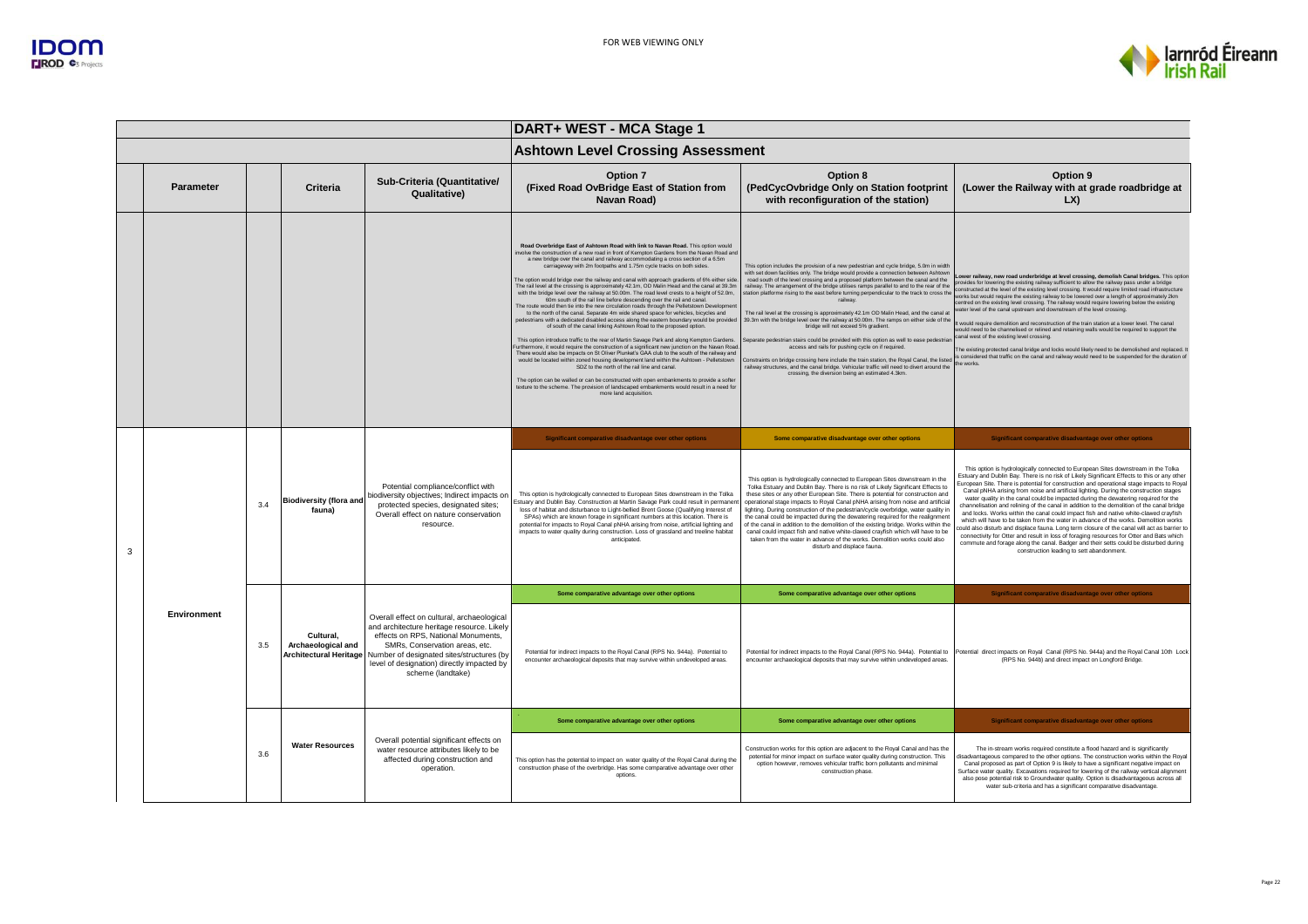# DART+ WEST - MCA Stage 1

## Ashtown Level Crossing Assessment

| | Parameter | | Criteria | Sub-Criteria (Quantitative/ Qualitative) | Option 7 (Fixed Road OvBridge East of Station from Navan Road) | Option 8 (PedCycOvbridge Only on Station footprint with reconfiguration of the station) | Option 9 (Lower the Railway with at grade roadbridge at LX) |
|---|---|---|---|---|---|---|---|
| | | | | | **Road Overbridge East of Ashtown Road with link to Navan Road.** This option would involve the construction of a new road in front of Kempton Gardens from the Navan Road and a new bridge over the canal and railway accommodating a cross section of a 6.5m carriageway with 2m footpaths and 1.75m cycle tracks on both sides.<br><br>The option would bridge over the railway and canal with approach gradients of 6% either side. The rail level at the crossing is approximately 42.1m, OD Malin Head and the canal at 39.3m with the bridge level over the railway at 50.00m. The road level crests to a height of 52.0m, 60m south of the rail line before descending over the rail and canal.<br>The route would then tie into the new circulation roads through the Pelletstown Development to the north of the canal. Separate 4m wide shared space for vehicles, bicycles and pedestrians with a dedicated disabled access along the eastern boundary would be provided of south of the canal linking Ashtown Road to the proposed option.<br><br>This option introduce traffic to the rear of Martin Savage Park and along Kempton Gardens. Furthermore, it would require the construction of a significant new junction on the Navan Road. There would also be impacts on St Oliver Plunket's GAA club to the south of the railway and would be located within zoned housing development land within the Ashtown - Pelletstown SDZ to the north of the rail line and canal.<br><br>The option can be walled or can be constructed with open embankments to provide a softer texture to the scheme. The provision of landscaped embankments would result in a need for more land acquisition. | This option includes the provision of a new pedestrian and cycle bridge, 5.0m in width with set down facilities only. The bridge would provide a connection between Ashtown road south of the level crossing and a proposed platform between the canal and the railway. The arrangement of the bridge utilises ramps parallel to and to the rear of the station platforms rising to the east before turning perpendicular to the track to cross the railway.<br><br>The rail level at the crossing is approximately 42.1m OD Malin Head, and the canal at 39.3m with the bridge level over the railway at 50.00m. The ramps on either side of the bridge will not exceed 5% gradient.<br><br>Separate pedestrian stairs could be provided with this option as well to ease pedestrian access and rails for pushing cycle on if required.<br><br>Constraints on bridge crossing here include the train station, the Royal Canal, the listed railway structures, and the canal bridge. Vehicular traffic will need to divert around the crossing, the diversion being an estimated 4.3km. | **Lower railway, new road underbridge at level crossing, demolish Canal bridges.** This option provides for lowering the existing railway sufficient to allow the railway pass under a bridge constructed at the level of the existing level crossing. It would require limited road infrastructure works but would require the existing railway to be lowered over a length of approximately 2km centred on the existing level crossing. The railway would require lowering below the existing water level of the canal upstream and downstream of the level crossing.<br><br>It would require demolition and reconstruction of the train station at a lower level. The canal would need to be channelised or relined and retaining walls would be required to support the canal west of the existing level crossing.<br><br>The existing protected canal bridge and locks would likely need to be demolished and replaced. It is considered that traffic on the canal and railway would need to be suspended for the duration of the works. |
| | | | | | Significant comparative disadvantage over other options | Some comparative disadvantage over other options | Significant comparative disadvantage over other options |
| 3 | Environment | 3.4 | Biodiversity (flora and fauna) | Potential compliance/conflict with biodiversity objectives; Indirect impacts on protected species, designated sites; Overall effect on nature conservation resource. | This option is hydrologically connected to European Sites downstream in the Tolka Estuary and Dublin Bay. Construction at Martin Savage Park could result in permanent loss of habitat and disturbance to Light-bellied Brent Goose (Qualifying Interest of SPAs) which are known forage in significant numbers at this location. There is potential for impacts to Royal Canal pNHA arising from noise, artificial lighting and impacts to water quality during construction. Loss of grassland and treeline habitat anticipated. | This option is hydrologically connected to European Sites downstream in the Tolka Estuary and Dublin Bay. There is no risk of Likely Significant Effects to these sites or any other European Site. There is potential for construction and operational stage impacts to Royal Canal pNHA arising from noise and artificial lighting. During construction of the pedestrian/cycle overbridge, water quality in the canal could be impacted during the dewatering required for the realignment of the canal in addition to the demolition of the existing bridge. Works within the canal could impact fish and native white-clawed crayfish which will have to be taken from the water in advance of the works. Demolition works could also disturb and displace fauna. | This option is hydrologically connected to European Sites downstream in the Tolka Estuary and Dublin Bay. There is no risk of Likely Significant Effects to this or any other European Site. There is potential for construction and operational stage impacts to Royal Canal pNHA arising from noise and artificial lighting. During the construction stages water quality in the canal could be impacted during the dewatering required for the channelisation and relining of the canal in addition to the demolition of the canal bridge and locks. Works within the canal could impact fish and native white-clawed crayfish which will have to be taken from the water in advance of the works. Demolition works could also disturb and displace fauna. Long term closure of the canal will act as barrier to connectivity for Otter and result in loss of foraging resources for Otter and Bats which commute and forage along the canal. Badger and their setts could be disturbed during construction leading to sett abandonment. |
| | | | | | Some comparative advantage over other options | Some comparative advantage over other options | Significant comparative disadvantage over other options |
| | | 3.5 | Cultural, Archaeological and Architectural Heritage | Overall effect on cultural, archaeological and architecture heritage resource. Likely effects on RPS, National Monuments, SMRs, Conservation areas, etc. Number of designated sites/structures (by level of designation) directly impacted by scheme (landtake) | Potential for indirect impacts to the Royal Canal (RPS No. 944a). Potential to encounter archaeological deposits that may survive within undeveloped areas. | Potential for indirect impacts to the Royal Canal (RPS No. 944a). Potential to encounter archaeological deposits that may survive within undeveloped areas. | Potential direct impacts on Royal Canal (RPS No. 944a) and the Royal Canal 10th Lock (RPS No. 944b) and direct impact on Longford Bridge. |
| | | | | | Some comparative advantage over other options | Some comparative advantage over other options | Significant comparative disadvantage over other options |
| | | 3.6 | Water Resources | Overall potential significant effects on water resource attributes likely to be affected during construction and operation. | This option has the potential to impact on water quality of the Royal Canal during the construction phase of the overbridge. Has some comparative advantage over other options. | Construction works for this option are adjacent to the Royal Canal and has the potential for minor impact on surface water quality during construction. This option however, removes vehicular traffic born pollutants and minimal construction phase. | The in-stream works required constitute a flood hazard and is significantly disadvantageous compared to the other options. The construction works within the Royal Canal proposed as part of Option 9 is likely to have a significant negative impact on Surface water quality. Excavations required for lowering of the railway vertical alignment also pose potential risk to Groundwater quality. Option is disadvantageous across all water sub-criteria and has a significant comparative disadvantage. |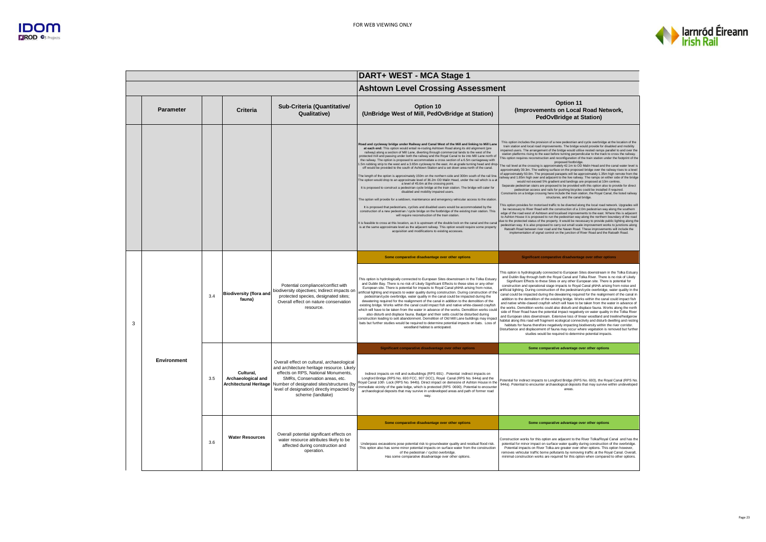FOR WEB VIEWING ONLY

| | Parameter | | Criteria | Sub-Criteria (Quantitative/ Qualitative) | DART+ WEST - MCA Stage 1<br>Ashtown Level Crossing Assessment<br>Option 10<br>(UnBridge West of Mill, PedOvBridge at Station) | Option 11<br>(Improvements on Local Road Network, PedOvBridge at Station) |
|---|---|---|---|---|---|---|
| | | | | | **Road and cycleway bridge under Railway and Canal West of the Mill and linking to Mill Lane at each end:** This option would entail re-routing Ashtown Road along its old alignment (pre railway) along a section of Mill Lane, diverting through commercial lands to the west of the protected mill and passing under both the railway and the Royal Canal to tie into Mill Lane north of the railway. The option is proposed to accommodate a cross section of a 6.5m carriageway with 1.5m rubbing strip to the west and a 3.65m cycleway to the east. An at-grade turning head and drop-off would be provided to the south of Ashtown Station and a set down area north of the canal.<br><br>The length of the option is approximately 150m on the northern side and 300m south of the rail line. The option would drop to an approximate level of 36.2m OD Malin Head, under the rail which is a at a level of 45.6m at the crossing point.<br>It is proposed to construct a pedestrian cycle bridge at the train station. The bridge will cater for disabled and mobility impaired users.<br><br>The option will provide for a setdown, maintenance and emergency vehicular access to the station.<br><br>It is proposed that pedestrians, cyclists and disabled users would be accommodated by the construction of a new pedestrian / cycle bridge on the footbridge of the existing train station. This will require reconstruction of the train station.<br><br>It is feasible to cross at this location, as it is upstream of the double lock on the canal and the canal is at the same approximate level as the adjacent railway. This option would require some property acquisition and modifications to existing accesses. | This option includes the provision of a new pedestrian and cycle overbridge at the location of the train station and local road improvements. The bridge would provide for disabled and mobility impaired users. The arrangement of the bridge would utilise nested ramps parallel to and over the station platforms rising to the east before turning perpendicular to the track to cross the railway. This option requires reconstruction and reconfiguration of the train station under the footprint of the proposed footbridge.<br>The rail level at the crossing is approximately 42.1m to OD Malin Head and the canal water level is approximately 39.3m. The walking surface on the proposed bridge over the railway rises to a level of approximately 50.0m. The proposed parapets will be approximately 1.35m high remote from the railway and 1.85m high over and adjacent to the live railway. The ramps on either side of the bridge would not exceed 5% gradient and landings are proposed at 10m centres.<br>Separate pedestrian stairs are proposed to be provided with this option also to provide for direct pedestrian access and rails for pushing bicycles could be installed if required.<br>Constraints on a bridge crossing here include the train station, the Royal Canal, the listed railway structures, and the canal bridge.<br><br>This option provides for motorised traffic to be diverted along the local road network. Upgrades will be necessary to River Road with the construction of a 2.0m pedestrian way along the southern edge of the road west of Ashtown and localised improvements to the east. Where this is adjacent to Ashton House it is proposed to run the pedestrian way along the northern boundary of the road due to the protected status of the property. It would be necessary to provide public lighting along the pedestrian way. It is also proposed to carry out small scale improvement works to junctions along Ratoath Road between river road and the Navan Road. These improvements will include the implementation of signal control on the junction of River Road and the Ratoath Road. |
| 3 | Environment | 3.4 | Biodiversity (flora and fauna) | Potential compliance/conflict with biodiversity objectives; Indirect impacts on protected species, designated sites; Overall effect on nature conservation resource. | **Some comparative disadvantage over other options**<br><br>This option is hydrologically connected to European Sites downstream in the Tolka Estuary and Dublin Bay. There is no risk of Likely Significant Effects to these sites or any other European site. There is potential for impacts to Royal Canal pNHA arising from noise, artificial lighting and impacts to water quality during construction. During construction of the pedestrian/cycle overbridge, water quality in the canal could be impacted during the dewatering required for the realignment of the canal in addition to the demolition of the existing bridge. Works within the canal could impact fish and native white-clawed crayfish which will have to be taken from the water in advance of the works. Demolition works could also disturb and displace fauna. Badger and their setts could be disturbed during construction leading to sett abandonment. Demolition of Old Mill Lane buildings may impact bats but further studies would be required to determine potential impacts on bats. Loss of woodland habitat is anticipated. | **Significant comparative disadvantage over other options**<br><br>This option is hydrologically connected to European Sites downstream in the Tolka Estuary and Dublin Bay through both the Royal Canal and Tolka River. There is no risk of Likely Significant Effects to these Sites or any other European site. There is potential for construction and operational stage impacts to Royal Canal pNHA arising from noise and artificial lighting. During construction of the pedestrian/cycle overbridge, water quality in the canal could be impacted during the dewatering required for the realignment of the canal in addition to the demolition of the existing bridge. Works within the canal could impact fish and native white-clawed crayfish which will have to be taken from the water in advance of the works. Demolition works could also disturb and displace fauna. Works along the north side of River Road have the potential impact negatively on water quality in the Tolka River and European sites downstream. Extensive loss of linear woodland and treeline/hedgerow habitat along this road will fragment ecological connectivity and disturb dwelling and resting habitats for fauna therefore negatively impacting biodiversity within the river corridor. Disturbance and displacement of fauna may occur where vegetation is removed but further studies would be required to determine potential impacts. |
| | | 3.5 | Cultural, Archaeological and Architectural Heritage | Overall effect on cultural, archaeological and architecture heritage resource. Likely effects on RPS, National Monuments, SMRs, Conservation areas, etc. Number of designated sites/structures (by level of designation) directly impacted by scheme (landtake) | **Significant comparative disadvantage over other options**<br><br>Indirect impacts on mill and outbuildings (RPS 691) . Potential indirect impacts on Longford Bridge (RPS No. 693 FCC, 907 DCC), Royal Canal (RPS No. 944a) and the Royal Canal 10th Lock (RPS No. 944b). Direct impact on demesne of Ashton House in the immediate vicinity of the gate lodge, which is protected (RPS 0690). Potential to encounter archaeological deposits that may survive in undeveloped areas and path of former road way. | **Some comparative advantage over other options**<br><br>Potential for indirect impacts to Longford Bridge (RPS No. 693), the Royal Canal (RPS No. 944a). Potential to encounter archaeological deposits that may survive within undeveloped areas. |
| | | 3.6 | Water Resources | Overall potential significant effects on water resource attributes likely to be affected during construction and operation. | **Some comparative disadvantage over other options**<br><br>Underpass excavations pose potential risk to groundwater quality and residual flood risk. This option also has some minor potential impacts on surface water from the construction of the pedestrian / cyclist overbridge.<br>Has some comparative disadvantage over other options. | **Some comparative advantage over other options**<br><br>Construction works for this option are adjacent to the River Tolka/Royal Canal and has the potential for minor impact on surface water quality during construction of the overbridge. Potential impacts on River Tolka are greater over other options. This option however, removes vehicular traffic borne pollutants by removing traffic at the Royal Canal. Overall, minimal construction works are required for this option when compared to other options. |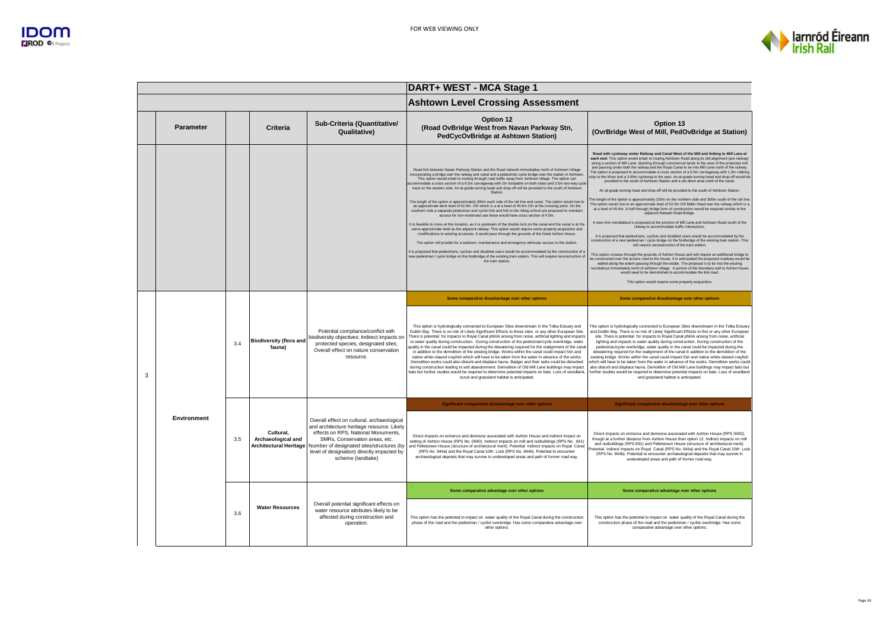# DART+ WEST - MCA Stage 1

## Ashtown Level Crossing Assessment

| | Parameter | | Criteria | Sub-Criteria (Quantitative/ Qualitative) | Option 12 (Road OvBridge West from Navan Parkway Stn, PedCycOvBridge at Ashtown Station) | Option 13 (OvrBridge West of Mill, PedOvBridge at Station) |
|---|---|---|---|---|---|---|
| | | | | | Road link between Navan Parkway Station and the Road network immediatley north of Ashtown Village incorporating a bridge over the railway and canal and a pedestrian cycle bridge over the station in Ashtown. This option would entail re-routing through road traffic away from Ashtown village. The option can accommodate a cross section of a 6.5m carriageway with 2m footpaths on both sides and 2.5m two-way cycle track on the eastern side. An at-grade turning head and drop-off will be provided to the south of Ashtown Station.<br><br>The length of the option is approximately 300m each side of the rail line and canal. The option would rise to an approximate deck level of 52.9m OD which is a at a level of 45.6m OD at the crossing point. On the southern side a separate pedestrian and cyclist link and link to the riding school are proposed to maintain access for non-motorised use these would have cross section of 4.0m.<br><br>It is feasible to cross at this location, as it is upstream of the double lock on the canal and the canal is at the same approximate level as the adjacent railway. This option would require some property acquisition and modifications to existing accesses. It would pass through the grounds of the listed Ashton House.<br><br>The option will provide for a setdown, maintenance and emergency vehicular access to the station.<br><br>It is proposed that pedestrians, cyclists and disabled users would be accommodated by the construction of a new pedestrian / cycle bridge on the footbridge of the existing train station. This will require reconstruction of the train station. | **Road with cycleway under Railway and Canal West of the Mill and linking to Mill Lane at each end:** This option would entail re-routing Ashtown Road along its old alignment (pre railway) along a section of Mill Lane, diverting through commercial lands to the west of the protected mill and passing under both the railway and the Royal Canal to tie into Mill Lane north of the railway. The option is proposed to accommodate a cross section of a 6.5m carriageway with 1.5m rubbing strip to the West and a 3.65m cycleway to the east. An at-grade turning head and drop-off would be provided to the south of Ashtown Station and a set down area north of the canal.<br><br>An at-grade turning head and drop-off will be provided to the south of Ashtown Station.<br><br>The length of the option is approximately 150m on the northern side and 300m south of the rail line. The option would rise to an approximate level of 52.5m OD Malin Head over the railway which is a at a level of 45.6m. A half through bridge form of construction would be required similar to the adjacent Ratoath Road Bridge.<br><br>A new mini roundabout is proposed at the junction of Mill Lane and Ashtown Road south of the railway to accommodate traffic interactions.<br><br>It is proposed that pedestrians, cyclists and disabled users would be accommodated by the construction of a new pedestrian / cycle bridge on the footbridge of the existing train station. This will require reconstruction of the train station.<br><br>This option crosses through the grounds of Ashton House and will require an additional bridge to be constructed over the access road to the house. It is anticipated the proposed roadway would be walled along the extent passing through the estate. The proposal is to tie into the existing roundabout immediately north of ashtown village. A portion of the boundary wall to Ashton house would need to be demolished to accommodate the link road.<br><br>This option would require some property acquisition. |
| 3 | Environment | 3.4 | Biodiversity (flora and fauna) | Potential compliance/conflict with biodiversity objectives; Indirect impacts on protected species, designated sites; Overall effect on nature conservation resource. | **Some comparative disadvantage over other options**<br><br>This option is hydrologically connected to European Sites downstream in the Tolka Estuary and Dublin Bay. There is no risk of Likely Significant Effects to these sites or any other European Site. There is potential for impacts to Royal Canal pNHA arising from noise, artificial lighting and impacts to water quality during construction. During construction of the pedestrian/cycle overbridge, water quality in the canal could be impacted during the dewatering required for the realignment of the canal in addition to the demolition of the existing bridge. Works within the canal could impact fish and native white-clawed crayfish which will have to be taken from the water in advance of the works. Demolition works could also disturb and displace fauna. Badger and their setts could be disturbed during construction leading to sett abandonment. Demolition of Old Mill Lane buildings may impact bats but further studies would be required to determine potential impacts on bats. Loss of woodland, scrub and grassland habitat is anticipated. | **Some comparative disadvantage over other options**<br><br>This option is hydrologically connected to European Sites downstream in the Tolka Estuary and Dublin Bay. There is no risk of Likely Significant Effects to this or any other European site. There is potential for impacts to Royal Canal pNHA arising from noise, artificial lighting and impacts to water quality during construction. During construction of the pedestrian/cycle overbridge, water quality in the canal could be impacted during the dewatering required for the realignment of the canal in addition to the demolition of the existing bridge. Works within the canal could impact fish and native white-clawed crayfish which will have to be taken from the water in advance of the works. Demolition works could also disturb and displace fauna. Demolition of Old Mill Lane buildings may impact bats but further studies would be required to determine potential impacts on bats. Loss of woodland and grassland habitat is anticipated. |
| | | 3.5 | Cultural, Archaeological and Architectural Heritage | Overall effect on cultural, archaeological and architecture heritage resource. Likely effects on RPS, National Monuments, SMRs, Conservation areas, etc. Number of designated sites/structures (by level of designation) directly impacted by scheme (landtake) | **Significant comparative disadvantage over other options**<br><br>Direct impacts on entrance and demesne associated with Ashton House and indirect impact on setting of Ashton House (RPS No. 0690). Indirect impacts on mill and outbuildings (RPS No. 691) and Pelletstown House (structure of architectural merit). Potential indirect impacts on Royal Canal (RPS No. 944a) and the Royal Canal 10th Lock (RPS No. 944b). Potential to encounter archaeological deposits that may survive in undeveloped areas and path of former road way. | **Significant comparative disadvantage over other options**<br><br>Direct impacts on entrance and demesne associated with Ashton House (RPS 0690), though at a further distance from Ashton House than option 12. Indirect impacts on mill and outbuildings (RPS 691) and Pelletstown House (structure of architectural merit). Potential indirect impacts on Royal Canal (RPS No. 944a) and the Royal Canal 10th Lock (RPS No. 944b). Potential to encounter archaeological deposits that may survive in undeveloped areas and path of former road way. |
| | | 3.6 | Water Resources | Overall potential significant effects on water resource attributes likely to be affected during construction and operation. | **Some comparative advantage over other options**<br><br>This option has the potential to impact on water quality of the Royal Canal during the construction phase of the road and the pedestrian / cyclist overbridge. Has some comparative advantage over other options. | **Some comparative advantage over other options**<br><br>This option has the potential to impact on water quality of the Royal Canal during the construction phase of the road and the pedestrian / cyclist overbridge. Has some comparative advantage over other options. |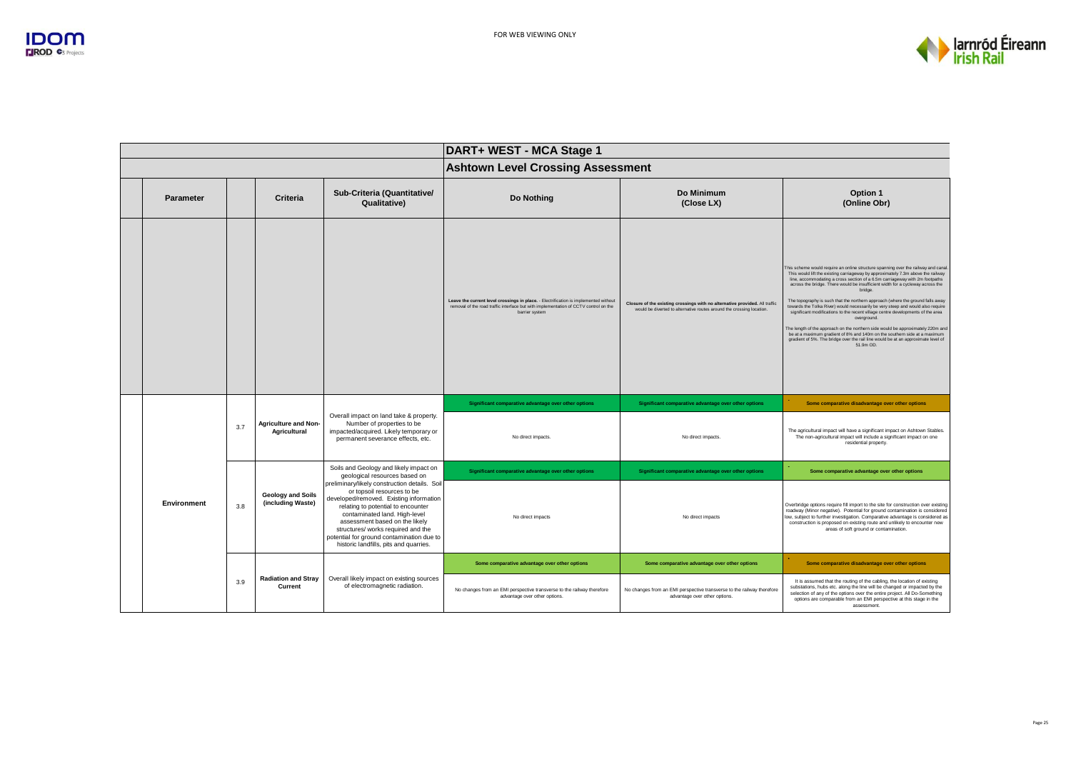FOR WEB VIEWING ONLY

| | | | | DART+ WEST - MCA Stage 1 | | |
|---|---|---|---|---|---|---|
| | | | | **Ashtown Level Crossing Assessment** | | |
| **Parameter** | | **Criteria** | **Sub-Criteria (Quantitative/ Qualitative)** | **Do Nothing** | **Do Minimum (Close LX)** | **Option 1 (Online Obr)** |
| | | | | **Leave the current level crossings in place.** - Electrification is implemented without removal of the road traffic interface but with implementation of CCTV control on the barrier system | **Closure of the existing crossings with no alternative provided.** All traffic would be diverted to alternative routes around the crossing location. | This scheme would require an online structure spanning over the railway and canal. This would lift the existing carriageway by approximately 7.3m above the railway line, accommodating a cross section of a 6.5m carriageway with 2m footpaths across the bridge. There would be insufficient width for a cycleway across the bridge.<br><br>The topography is such that the northern approach (where the ground falls away towards the Tolka River) would necessarily be very steep and would also require significant modifications to the recent village centre developments of the area overground.<br><br>The length of the approach on the northern side would be approximately 220m and be at a maximum gradient of 8% and 140m on the southern side at a maximum gradient of 5%. The bridge over the rail line would be at an approximate level of 51.9m OD. |
| **Environment** | 3.7 | **Agriculture and Non-Agricultural** | Overall impact on land take & property. Number of properties to be impacted/acquired. Likely temporary or permanent severance effects, etc. | **Significant comparative advantage over other options**<br><br>No direct impacts. | **Significant comparative advantage over other options**<br><br>No direct impacts. | - **Some comparative disadvantage over other options**<br><br>The agricultural impact will have a significant impact on Ashtown Stables. The non-agricultural impact will include a significant impact on one residential property. |
| | 3.8 | **Geology and Soils (including Waste)** | Soils and Geology and likely impact on geological resources based on preliminary/likely construction details. Soil or topsoil resources to be developed/removed. Existing information relating to potential to encounter contaminated land. High-level assessment based on the likely structures/ works required and the potential for ground contamination due to historic landfills, pits and quarries. | **Significant comparative advantage over other options**<br><br>No direct impacts | **Significant comparative advantage over other options**<br><br>No direct impacts | - **Some comparative advantage over other options**<br><br>Overbridge options require fill import to the site for construction over existing roadway (Minor negative). Potential for ground contamination is considered low, subject to further investigation. Comparative advantage is considered as construction is proposed on existing route and unlikely to encounter new areas of soft ground or contamination. |
| | 3.9 | **Radiation and Stray Current** | Overall likely impact on existing sources of electromagnetic radiation. | **Some comparative advantage over other options**<br><br>No changes from an EMI perspective transverse to the railway therefore advantage over other options. | **Some comparative advantage over other options**<br><br>No changes from an EMI perspective transverse to the railway therefore advantage over other options. | - **Some comparative disadvantage over other options**<br><br>It is assumed that the routing of the cabling, the location of existing substations, hubs etc. along the line will be changed or impacted by the selection of any of the options over the entire project. All Do-Something options are comparable from an EMI perspective at this stage in the assessment. |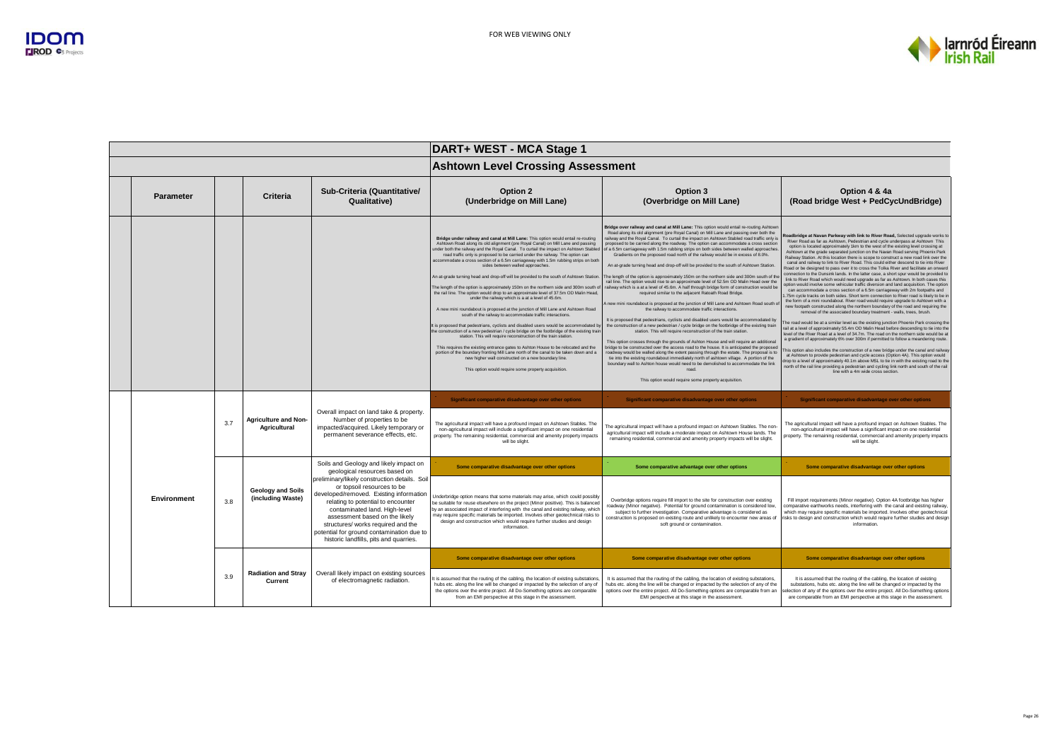FOR WEB VIEWING ONLY

## DART+ WEST - MCA Stage 1

### Ashtown Level Crossing Assessment

| Parameter | | Criteria | Sub-Criteria (Quantitative/ Qualitative) | Option 2 (Underbridge on Mill Lane) | Option 3 (Overbridge on Mill Lane) | Option 4 & 4a (Road bridge West + PedCycUndBridge) |
|---|---|---|---|---|---|---|
| | | | | **Bridge under railway and canal at Mill Lane:** This option would entail re-routing Ashtown Road along its old alignment (pre Royal Canal) on Mill Lane and passing under both the railway and the Royal Canal. To curtail the impact on Ashtown Stabled road traffic only is proposed to be carried under the railway. The option can accommodate a cross section of a 6.5m carriageway with 1.5m rubbing strips on both sides between walled approaches.<br><br>An at-grade turning head and drop-off will be provided to the south of Ashtown Station.<br><br>The length of the option is approximately 150m on the northern side and 300m south of the rail line. The option would drop to an approximate level of 37.5m OD Malin Head, under the railway which is a at a level of 45.6m.<br><br>A new mini roundabout is proposed at the junction of Mill Lane and Ashtown Road south of the railway to accommodate traffic interactions.<br><br>It is proposed that pedestrians, cyclists and disabled users would be accommodated by the construction of a new pedestrian / cycle bridge on the footbridge of the existing train station. This will require reconstruction of the train station.<br><br>This requires the existing entrance gates to Ashton House to be relocated and the portion of the boundary fronting Mill Lane north of the canal to be taken down and a new higher wall constructed on a new boundary line.<br><br>This option would require some property acquisition. | **Bridge over railway and canal at Mill Lane:** This option would entail re-routing Ashtown Road along its old alignment (pre Royal Canal) on Mill Lane and passing over both the railway and the Royal Canal. To curtail the impact on Ashtown Stabled road traffic only is proposed to be carried along the roadway. The option can accommodate a cross section of a 6.5m carriageway with 1.5m rubbing strips on both sides between walled approaches. Gradients on the proposed road north of the railway would be in excess of 6.0%.<br><br>An at-grade turning head and drop-off will be provided to the south of Ashtown Station.<br><br>The length of the option is approximately 150m on the northern side and 300m south of the rail line. The option would rise to an approximate level of 52.5m OD Malin Head over the railway which is a at a level of 45.6m. A half through bridge form of construction would be required similar to the adjacent Ratoath Road Bridge.<br><br>A new mini roundabout is proposed at the junction of Mill Lane and Ashtown Road south of the railway to accommodate traffic interactions.<br><br>It is proposed that pedestrians, cyclists and disabled users would be accommodated by the construction of a new pedestrian / cycle bridge on the footbridge of the existing train station. This will require reconstruction of the train station.<br><br>This option crosses through the grounds of Ashton House and will require an additional bridge to be constructed over the access road to the house. It is anticipated the proposed roadway would be walled along the extent passing through the estate. The proposal is to tie into the existing roundabout immediately north of ashtown village. A portion of the boundary wall to Ashton house would need to be demolished to accommodate the link road.<br><br>This option would require some property acquisition. | **Roadbridge at Navan Parkway with link to River Road,** Selected upgrade works to River Road as far as Ashtown, Pedestrian and cycle underpass at Ashtown This option is located approximately 1km to the west of the existing level crossing at Ashtown at the grade separated junction on the Navan Road serving Phoenix Park Railway Station. At this location there is scope to construct a new road link over the canal and railway to link to River Road. This could either descend to tie into River Road or be designed to pass over it to cross the Tolka River and facilitate an onward connection to the Dunsink lands. In the latter case, a short spur would be provided to link to River Road which would need upgrade as far as Ashtown. In both cases this option would involve some vehicular traffic diversion and land acquisition. The option can accommodate a cross section of a 6.5m carriageway with 2m footpaths and 1.75m cycle tracks on both sides. Short term connection to River road is likely to be in the form of a mini roundabout. River road would require upgrade to Ashtown with a new footpath constructed along the northern boundary of the road and requiring the removal of the associated boundary treatment - walls, trees, brush.<br><br>The road would be at a similar level as the existing junction Phoenix Park crossing the rail at a level of approximately 55.4m OD Malin Head before descending to tie into the level of the River Road at a level of 34.7m. The road on the northern side would be at a gradient of approximately 6% over 300m if permitted to follow a meandering route.<br><br>This option also includes the construction of a new bridge under the canal and railway at Ashtown to provide pedestrian and cycle access (Option 4A). This option would drop to a level of approximately 40.1m above MSL to tie in with the existing road to the north of the rail line providing a pedestrian and cycling link north and south of the rail line with a 4m wide cross section. |
| | | | | - Significant comparative disadvantage over other options | - Significant comparative disadvantage over other options | - Significant comparative disadvantage over other options |
| | 3.7 | Agriculture and Non-Agricultural | Overall impact on land take & property. Number of properties to be impacted/acquired. Likely temporary or permanent severance effects, etc. | The agricultural impact will have a profound impact on Ashtown Stables. The non-agricultural impact will include a significant impact on one residential property. The remaining residential, commercial and amenity property impacts will be slight. | The agricultural impact will have a profound impact on Ashtown Stables. The non-agricultural impact will include a moderate impact on Ashtown House lands. The remaining residential, commercial and amenity property impacts will be slight. | The agricultural impact will have a profound impact on Ashtown Stables. The non-agricultural impact will have a significant impact on one residential property. The remaining residential, commercial and amenity property impacts will be slight. |
| | | | | - Some comparative disadvantage over other options | - Some comparative advantage over other options | - Some comparative disadvantage over other options |
| Environment | 3.8 | Geology and Soils (including Waste) | Soils and Geology and likely impact on geological resources based on preliminary/likely construction details. Soil or topsoil resources to be developed/removed. Existing information relating to potential to encounter contaminated land. High-level assessment based on the likely structures/ works required and the potential for ground contamination due to historic landfills, pits and quarries. | Underbridge option means that some materials may arise, which could possibly be suitable for reuse elsewhere on the project (Minor positive). This is balanced by an associated impact of interfering with the canal and existing railway, which may require specific materials be imported. Involves other geotechnical risks to design and construction which would require further studies and design information. | Overbridge options require fill import to the site for construction over existing roadway (Minor negative). Potential for ground contamination is considered low, subject to further investigation. Comparative advantage is considered as construction is proposed on existing route and unlikely to encounter new areas of soft ground or contamination. | Fill import requirements (Minor negative). Option 4A footbridge has higher comparative earthworks needs, interfering with the canal and existing railway, which may require specific materials be imported. Involves other geotechnical risks to design and construction which would require further studies and design information. |
| | | | | Some comparative disadvantage over other options | Some comparative disadvantage over other options | Some comparative disadvantage over other options |
| | 3.9 | Radiation and Stray Current | Overall likely impact on existing sources of electromagnetic radiation. | It is assumed that the routing of the cabling, the location of existing substations, hubs etc. along the line will be changed or impacted by the selection of any of the options over the entire project. All Do-Something options are comparable from an EMI perspective at this stage in the assessment. | It is assumed that the routing of the cabling, the location of existing substations, hubs etc. along the line will be changed or impacted by the selection of any of the options over the entire project. All Do-Something options are comparable from an EMI perspective at this stage in the assessment. | It is assumed that the routing of the cabling, the location of existing substations, hubs etc. along the line will be changed or impacted by the selection of any of the options over the entire project. All Do-Something options are comparable from an EMI perspective at this stage in the assessment. |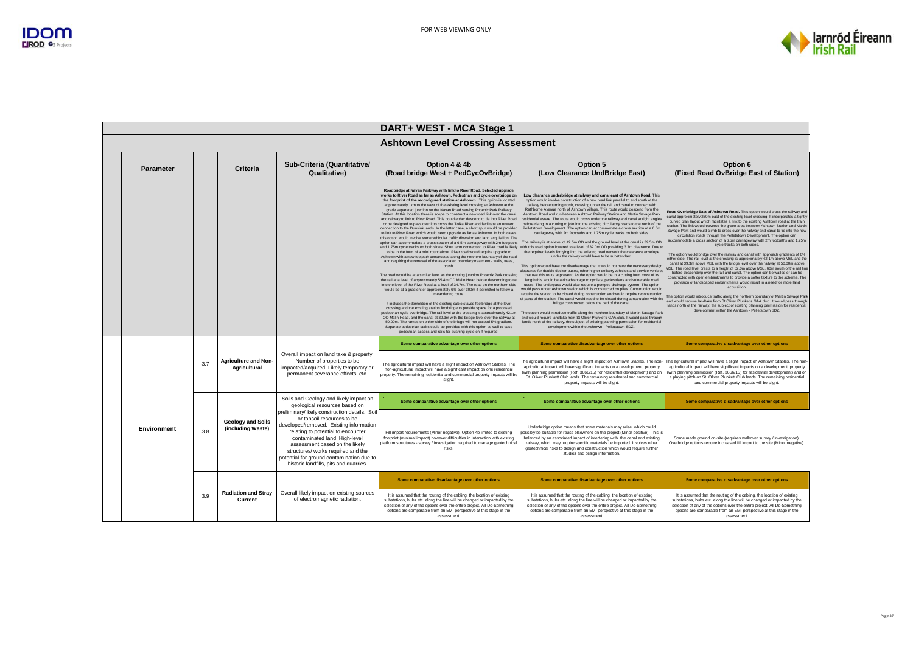# DART+ WEST - MCA Stage 1

## Ashtown Level Crossing Assessment

| Parameter | | Criteria | Sub-Criteria (Quantitative/ Qualitative) | Option 4 & 4b (Road bridge West + PedCycOvBridge) | Option 5 (Low Clearance UndBridge East) | Option 6 (Fixed Road OvBridge East of Station) |
|---|---|---|---|---|---|---|
| | | | | **Roadbridge at Navan Parkway with link to River Road, Selected upgrade works to River Road as far as Ashtown, Pedestrian and cycle overbridge on the footprint of the reconfigured station at Ashtown.** This option is located approximately 1km to the west of the existing level crossing at Ashtown at the grade separated junction on the Navan Road serving Phoenix Park Railway Station. At this location there is scope to construct a new road link over the canal and railway to link to River Road. This could either descend to tie into River Road or be designed to pass over it to cross the Tolka River and facilitate an onward connection to the Dunsink lands. In the latter case, a short spur would be provided to link to River Road which would need upgrade as far as Ashtown. In both cases this option would involve some vehicular traffic diversion and land acquisition. The option can accommodate a cross section of a 6.5m carriageway with 2m footpaths and 1.75m cycle tracks on both sides. Short term connection to River road is likely to be in the form of a mini roundabout. River road would require upgrade to Ashtown with a new footpath constructed along the northern boundary of the road and requiring the removal of the associated boundary treatment - walls, trees, brush.<br><br>The road would be at a similar level as the existing junction Phoenix Park crossing the rail at a level of approximately 55.4m OD Malin Head before descending to tie into the level of the River Road at a level of 34.7m. The road on the northern side would be at a gradient of approximately 6% over 300m if permitted to follow a meandering route.<br><br>It includes the demolition of the existing cable stayed footbridge at the level crossing and the existing station footbridge to provide space for a proposed pedestrian cycle overbridge. The rail level at the crossing is approximately 42.1m OD Malin Head, and the canal at 39.3m with the bridge level over the railway at 50.00m. The ramps on either side of the bridge will not exceed 5% gradient. Separate pedestrian stairs could be provided with this option as well to ease pedestrian access and rails for pushing cycle on if required. | **Low clearance underbridge at railway and canal east of Ashtown Road.** This option would involve construction of a new road link parallel to and south of the railway before turning north, crossing under the rail and canal to connect with Rathborne Avenue north of Ashtown Village. This route would descend from the Ashtown Road and run between Ashtown Railway Station and Martin Savage Park residential estate. The route would cross under the railway and canal at right angles before rising in a cutting to join into the existing circulatory roads to the north of the Pelletstown development. The option can accommodate a cross section of a 6.5m carriageway with 2m footpaths and 1.75m cycle tracks on both sides.<br><br>The railway is at a level of 42.5m OD and the ground level at the canal is 39.5m OD with this road option lowered to a level of 32.0m OD providing 3.7m clearance. Due to the required levels for tying into the existing road network the clearance envelope under the railway would have to be substandard.<br><br>This option would have the disadvantage that it would not have the necessary design clearance for double decker buses, other higher delivery vehicles and service vehicles that use this route at present. As the option would be in a cutting form most of its length this would be a disadvantage to cyclists, pedestrians and vulnerable road users. The underpass would also require a pumped drainage system. The option would pass under Ashtown station which is constructed on piles. Construction would require the station to be closed during construction and would require reconstruction of parts of the station. The canal would need to be closed during construction with the bridge constructed below the bed of the canal.<br><br>The option would introduce traffic along the northern boundary of Martin Savage Park and would require landtake from St Oliver Plunket's GAA club. It would pass through lands north of the railway, the subject of existing planning permission for residential development within the Ashtown - Pelletstown SDZ.. | **Road Overbridge East of Ashtown Road.** This option would cross the railway and canal approximately 250m east of the existing level crossing. It incorporates a tightly curved plan layout which facilitates a link to the existing Ashtown road at the train station. The link would traverse the green area between Ashtown Station and Martin Savage Park and would climb to cross over the railway and canal to tie into the new circulation roads through the Pelletstown Development. The option can accommodate a cross section of a 6.5m carriageway with 2m footpaths and 1.75m cycle tracks on both sides.<br><br>The option would bridge over the railway and canal with approach gradients of 6% either side. The rail level at the crossing is approximately 42.1m above MSL and the canal at 39.3m above MSL with the bridge level over the railway at 50.00m above MSL. The road level crests to a height of 52.0m above MSL. 60m south of the rail line before descending over the rail and canal. The option can be walled or can be constructed with open embankments to provide a softer texture to the scheme. The provision of landscaped embankments would result in a need for more land acquisition.<br><br>The option would introduce traffic along the northern boundary of Martin Savage Park and would require landtake from St Oliver Plunket's GAA club. It would pass through lands north of the railway, the subject of existing planning permission for residential development within the Ashtown - Pelletstown SDZ. |
| Environment | 3.7 | **Agriculture and Non-Agricultural** | Overall impact on land take & property. Number of properties to be impacted/acquired. Likely temporary or permanent severance effects, etc. | **Some comparative advantage over other options**<br><br>The agricultural impact will have a slight impact on Ashtown Stables. The non-agricultural impact will have a significant impact on one residential property. The remaining residential and commercial property impacts will be slight. | **Some comparative disadvantage over other options**<br><br>The agricultural impact will have a slight impact on Ashtown Stables. The non-agricultural impact will have significant impacts on a development property (with planning permission (Ref. 3666/15) for residential development) and on St. Oliver Plunkett Club lands. The remaining residential and commercial property impacts will be slight. | **Some comparative disadvantage over other options**<br><br>The agricultural impact will have a slight impact on Ashtown Stables. The non-agricultural impact will have significant impacts on a development property (with planning permission (Ref. 3666/15) for residential development) and on a playing pitch on St. Oliver Plunkett Club lands. The remaining residential and commercial property impacts will be slight. |
| | 3.8 | **Geology and Soils (including Waste)** | Soils and Geology and likely impact on geological resources based on preliminary/likely construction details. Soil or topsoil resources to be developed/removed. Existing information relating to potential to encounter contaminated land. High-level assessment based on the likely structures/ works required and the potential for ground contamination due to historic landfills, pits and quarries. | **Some comparative advantage over other options**<br><br>Fill import requirements (Minor negative). Option 4b limited to existing footprint (minimal impact) however difficulties in interaction with existing platform structures - survey / investigation required to manage geotechnical risks. | **Some comparative advantage over other options**<br><br>Underbridge option means that some materials may arise, which could possibly be suitable for reuse elsewhere on the project (Minor positive). This is balanced by an associated impact of interfering with the canal and existing railway, which may require specific materials be imported. Involves other geotechnical risks to design and construction which would require further studies and design information. | **Some comparative disadvantage over other options**<br><br>Some made ground on-site (requires walkover survey / investigation). Overbridge options require increased fill import to the site (Minor negative). |
| | 3.9 | **Radiation and Stray Current** | Overall likely impact on existing sources of electromagnetic radiation. | **Some comparative disadvantage over other options**<br><br>It is assumed that the routing of the cabling, the location of existing substations, hubs etc. along the line will be changed or impacted by the selection of any of the options over the entire project. All Do-Something options are comparable from an EMI perspective at this stage in the assessment. | **Some comparative disadvantage over other options**<br><br>It is assumed that the routing of the cabling, the location of existing substations, hubs etc. along the line will be changed or impacted by the selection of any of the options over the entire project. All Do-Something options are comparable from an EMI perspective at this stage in the assessment. | **Some comparative disadvantage over other options**<br><br>It is assumed that the routing of the cabling, the location of existing substations, hubs etc. along the line will be changed or impacted by the selection of any of the options over the entire project. All Do-Something options are comparable from an EMI perspective at this stage in the assessment. |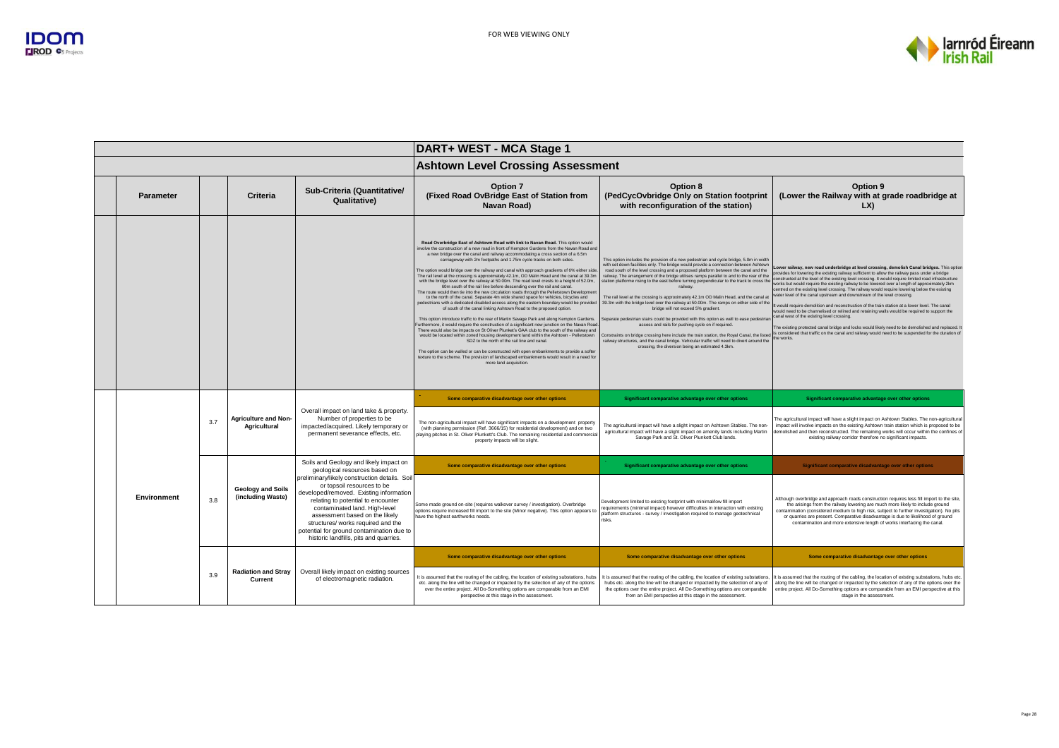FOR WEB VIEWING ONLY

# DART+ WEST - MCA Stage 1

## Ashtown Level Crossing Assessment

| Parameter | | Criteria | Sub-Criteria (Quantitative/ Qualitative) | Option 7 (Fixed Road OvBridge East of Station from Navan Road) | Option 8 (PedCycOvbridge Only on Station footprint with reconfiguration of the station) | Option 9 (Lower the Railway with at grade roadbridge at LX) |
|---|---|---|---|---|---|---|
| | | | | **Road Overbridge East of Ashtown Road with link to Navan Road.** This option would involve the construction of a new road in front of Kempton Gardens from the Navan Road and a new bridge over the canal and railway accommodating a cross section of a 6.5m carriageway with 2m footpaths and 1.75m cycle tracks on both sides. The option would bridge over the railway and canal with approach gradients of 6% either side. The rail level at the crossing is approximately 42.1m, OD Malin Head and the canal at 39.3m with the bridge level over the railway at 50.00m. The road level crests to a height of 52.0m, 60m south of the rail line before descending over the rail and canal. The route would then tie into the new circulation roads through the Pelletstown Development to the north of the canal. Separate 4m wide shared space for vehicles, bicycles and pedestrians with a dedicated disabled access along the eastern boundary would be provided of south of the canal linking Ashtown Road to the proposed option. This option introduce traffic to the rear of Martin Savage Park and along Kempton Gardens. Furthermore, it would require the construction of a significant new junction on the Navan Road. There would also be impacts on St Oliver Plunket's GAA club to the south of the railway and would be located within zoned housing development land within the Ashtown - Pelletstown SDZ to the north of the rail line and canal. The option can be walled or can be constructed with open embankments to provide a softer texture to the scheme. The provision of landscaped embankments would result in a need for more land acquisition. | This option includes the provision of a new pedestrian and cycle bridge, 5.0m in width with set down facilities only. The bridge would provide a connection between Ashtown road south of the level crossing and a proposed platform between the canal and the railway. The arrangement of the bridge utilises ramps parallel to and to the rear of the station platforms rising to the east before turning perpendicular to the track to cross the railway. The rail level at the crossing is approximately 42.1m OD Malin Head, and the canal at 39.3m with the bridge level over the railway at 50.00m. The ramps on either side of the bridge will not exceed 5% gradient. Separate pedestrian stairs could be provided with this option as well to ease pedestrian access and rails for pushing cycle on if required. Constraints on bridge crossing here include the train station, the Royal Canal, the listed railway structures, and the canal bridge. Vehicular traffic will need to divert around the crossing, the diversion being an estimated 4.3km. | **Lower railway, new road underbridge at level crossing, demolish Canal bridges.** This option provides for lowering the existing railway sufficient to allow the railway pass under a bridge constructed at the level of the existing level crossing. It would require limited road infrastructure works but would require the existing railway to be lowered over a length of approximately 2km centred on the existing level crossing. The railway would require lowering below the existing water level of the canal upstream and downstream of the level crossing. It would require demolition and reconstruction of the train station at a lower level. The canal would need to be channelised or relined and retaining walls would be required to support the canal west of the existing level crossing. The existing protected canal bridge and locks would likely need to be demolished and replaced. It is considered that traffic on the canal and railway would need to be suspended for the duration of the works. |
| Environment | 3.7 | **Agriculture and Non-Agricultural** | Overall impact on land take & property. Number of properties to be impacted/acquired. Likely temporary or permanent severance effects, etc. | **Some comparative disadvantage over other options** | **Significant comparative advantage over other options** | **Significant comparative advantage over other options** |
| | | | | The non-agricultural impact will have significant impacts on a development property (with planning permission (Ref. 3666/15) for residential development) and on two playing pitches in St. Oliver Plunkett's Club. The remaining residential and commercial property impacts will be slight. | The agricultural impact will have a slight impact on Ashtown Stables. The non-agricultural impact will have a slight impact on amenity lands including Martin Savage Park and St. Oliver Plunkett Club lands. | The agricultural impact will have a slight impact on Ashtown Stables. The non-agricultural impact will involve impacts on the existing Ashtown train station which is proposed to be demolished and then reconstructed. The remaining works will occur within the confines of existing railway corridor therefore no significant impacts. |
| | 3.8 | **Geology and Soils (including Waste)** | Soils and Geology and likely impact on geological resources based on preliminary/likely construction details. Soil or topsoil resources to be developed/removed. Existing information relating to potential to encounter contaminated land. High-level assessment based on the likely structures/ works required and the potential for ground contamination due to historic landfills, pits and quarries. | **Some comparative disadvantage over other options** | **Significant comparative advantage over other options** | **Significant comparative disadvantage over other options** |
| | | | | Some made ground on-site (requires walkover survey / investigation). Overbridge options require increased fill import to the site (Minor negative). This option appears to have the highest earthworks needs. | Development limited to existing footprint with minimal/low fill import requirements (minimal impact) however difficulties in interaction with existing platform structures - survey / investigation required to manage geotechnical risks. | Although overbridge and approach roads construction requires less fill import to the site, the arisings from the railway lowering are much more likely to include ground contamination (considered medium to high risk, subject to further investigation). No pits or quarries are present. Comparative disadvantage is due to likelihood of ground contamination and more extensive length of works interfacing the canal. |
| | 3.9 | **Radiation and Stray Current** | Overall likely impact on existing sources of electromagnetic radiation. | **Some comparative disadvantage over other options** | **Some comparative disadvantage over other options** | **Some comparative disadvantage over other options** |
| | | | | It is assumed that the routing of the cabling, the location of existing substations, hubs etc. along the line will be changed or impacted by the selection of any of the options over the entire project. All Do-Something options are comparable from an EMI perspective at this stage in the assessment. | It is assumed that the routing of the cabling, the location of existing substations, hubs etc. along the line will be changed or impacted by the selection of any of the options over the entire project. All Do-Something options are comparable from an EMI perspective at this stage in the assessment. | It is assumed that the routing of the cabling, the location of existing substations, hubs etc. along the line will be changed or impacted by the selection of any of the options over the entire project. All Do-Something options are comparable from an EMI perspective at this stage in the assessment. |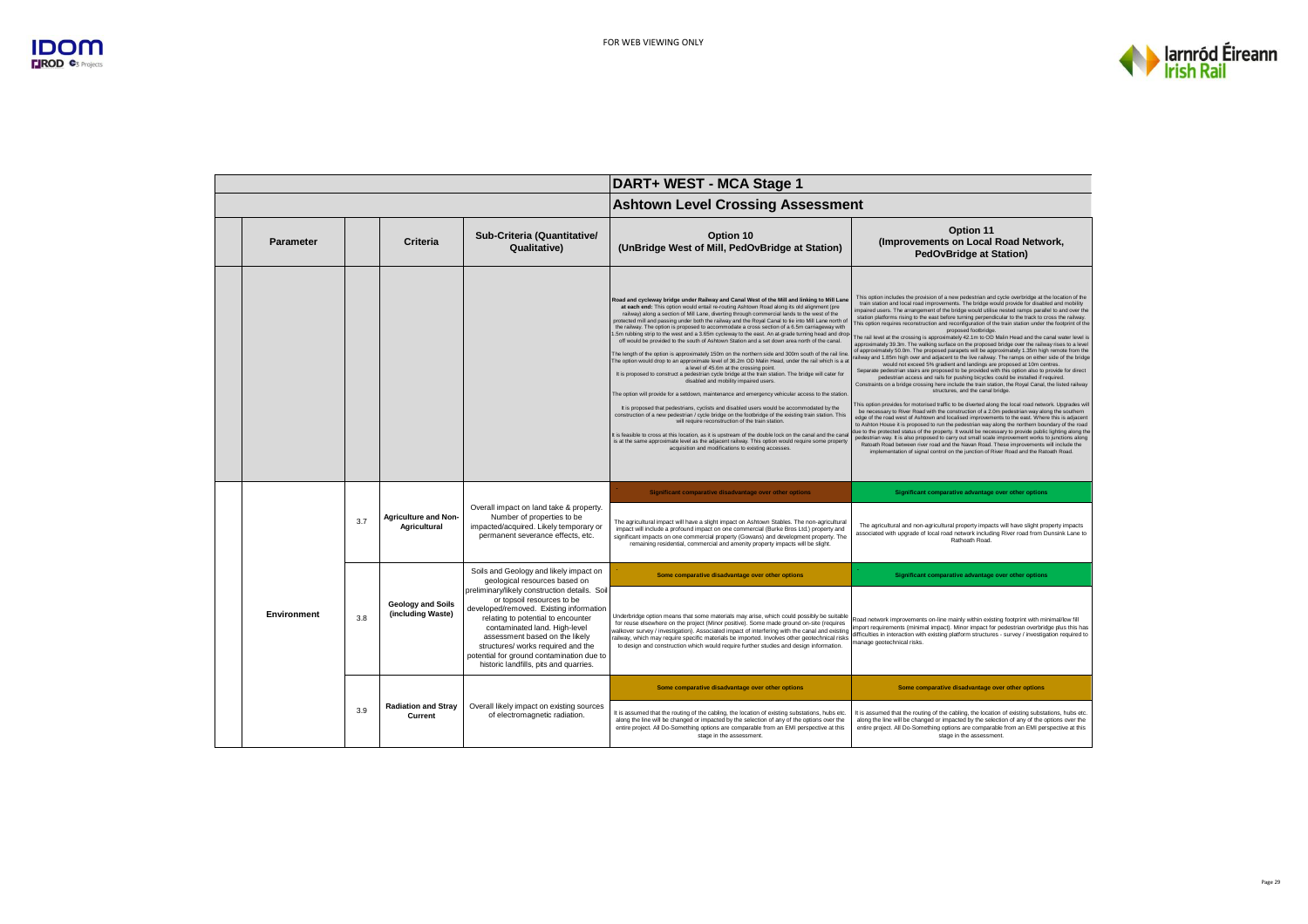FOR WEB VIEWING ONLY

| Parameter | | Criteria | Sub-Criteria (Quantitative/ Qualitative) | DART+ WEST - MCA Stage 1 — Ashtown Level Crossing Assessment — Option 10 (UnBridge West of Mill, PedOvBridge at Station) | Option 11 (Improvements on Local Road Network, PedOvBridge at Station) |
|---|---|---|---|---|---|
| | | | | **Road and cycleway bridge under Railway and Canal West of the Mill and linking to Mill Lane at each end:** This option would entail re-routing Ashtown Road along its old alignment (pre railway) along a section of Mill Lane, diverting through commercial lands to the west of the protected mill and passing under both the railway and the Royal Canal to tie into Mill Lane north of the railway. The option is proposed to accommodate a cross section of a 6.5m carriageway with 1.5m rubbing strip to the west and a 3.65m cycleway to the east. An at-grade turning head and drop-off would be provided to the south of Ashtown Station and a set down area north of the canal. The length of the option is approximately 150m on the northern side and 300m south of the rail line. The option would drop to an approximate level of 36.2m OD Malin Head, under the rail which is a at a level of 45.6m at the crossing point. It is proposed to construct a pedestrian cycle bridge at the train station. The bridge will cater for disabled and mobility impaired users. The option will provide for a setdown, maintenance and emergency vehicular access to the station. It is proposed that pedestrians, cyclists and disabled users would be accommodated by the construction of a new pedestrian / cycle bridge on the footbridge of the existing train station. This will require reconstruction of the train station. It is feasible to cross at this location, as it is upstream of the double lock on the canal and the canal is at the same approximate level as the adjacent railway. This option would require some property acquisition and modifications to existing accesses. | This option includes the provision of a new pedestrian and cycle overbridge at the location of the train station and local road improvements. The bridge would provide for disabled and mobility impaired users. The arrangement of the bridge would utilise nested ramps parallel to and over the station platforms rising to the east before turning perpendicular to the track to cross the railway. This option requires reconstruction and reconfiguration of the train station under the footprint of the proposed footbridge. The rail level at the crossing is approximately 42.1m to OD Malin Head and the canal water level is approximately 39.3m. The walking surface on the proposed bridge over the railway rises to a level of approximately 50.0m. The proposed parapets will be approximately 1.35m high remote from the railway and 1.85m high over and adjacent to the live railway. The ramps on either side of the bridge would not exceed 5% gradient and landings are proposed at 10m centres. Separate pedestrian stairs are proposed to be provided with this option also to provide for direct pedestrian access and rails for pushing bicycles could be installed if required. Constraints on a bridge crossing here include the train station, the Royal Canal, the listed railway structures, and the canal bridge. This option provides for motorised traffic to be diverted along the local road network. Upgrades will be necessary to River Road with the construction of a 2.0m pedestrian way along the southern edge of the road west of Ashtown and localised improvements to the east. Where this is adjacent to Ashton House it is proposed to run the pedestrian way along the northern boundary of the road due to the protected status of the property. It would be necessary to provide public lighting along the pedestrian way. It is also proposed to carry out small scale improvement works to junctions along Ratoath Road between river road and the Navan Road. These improvements will include the implementation of signal control on the junction of River Road and the Ratoath Road. |
| Environment | 3.7 | **Agriculture and Non-Agricultural** | Overall impact on land take & property. Number of properties to be impacted/acquired. Likely temporary or permanent severance effects, etc. | **Significant comparative disadvantage over other options** The agricultural impact will have a slight impact on Ashtown Stables. The non-agricultural impact will include a profound impact on one commercial (Burke Bros Ltd.) property and significant impacts on one commercial property (Gowans) and development property. The remaining residential, commercial and amenity property impacts will be slight. | **Significant comparative advantage over other options** The agricultural and non-agricultural property impacts will have slight property impacts associated with upgrade of local road network including River road from Dunsink Lane to Rathoath Road. |
| | 3.8 | **Geology and Soils (including Waste)** | Soils and Geology and likely impact on geological resources based on preliminary/likely construction details. Soil or topsoil resources to be developed/removed. Existing information relating to potential to encounter contaminated land. High-level assessment based on the likely structures/ works required and the potential for ground contamination due to historic landfills, pits and quarries. | **Some comparative disadvantage over other options** Underbridge option means that some materials may arise, which could possibly be suitable for reuse elsewhere on the project (Minor positive). Some made ground on-site (requires walkover survey / investigation). Associated impact of interfering with the canal and existing railway, which may require specific materials be imported. Involves other geotechnical risks to design and construction which would require further studies and design information. | **Significant comparative advantage over other options** Road network improvements on-line mainly within existing footprint with minimal/low fill import requirements (minimal impact). Minor impact for pedestrian overbridge plus this has difficulties in interaction with existing platform structures - survey / investigation required to manage geotechnical risks. |
| | 3.9 | **Radiation and Stray Current** | Overall likely impact on existing sources of electromagnetic radiation. | **Some comparative disadvantage over other options** It is assumed that the routing of the cabling, the location of existing substations, hubs etc. along the line will be changed or impacted by the selection of any of the options over the entire project. All Do-Something options are comparable from an EMI perspective at this stage in the assessment. | **Some comparative disadvantage over other options** It is assumed that the routing of the cabling, the location of existing substations, hubs etc. along the line will be changed or impacted by the selection of any of the options over the entire project. All Do-Something options are comparable from an EMI perspective at this stage in the assessment. |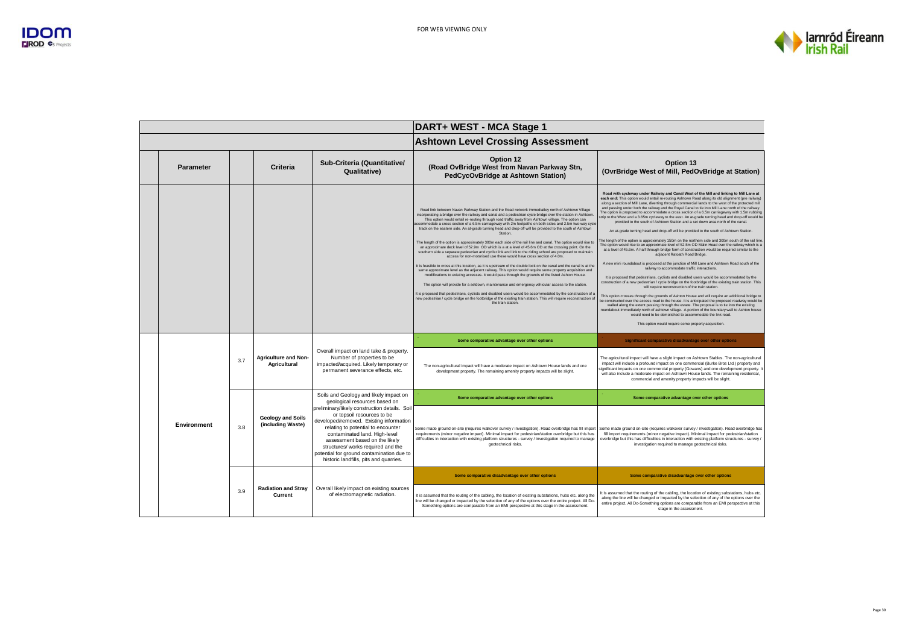FOR WEB VIEWING ONLY

| | Parameter | | Criteria | Sub-Criteria (Quantitative/ Qualitative) | DART+ WEST - MCA Stage 1<br>Ashtown Level Crossing Assessment<br>Option 12<br>(Road OvBridge West from Navan Parkway Stn, PedCycOvBridge at Ashtown Station) | Option 13<br>(OvrBridge West of Mill, PedOvBridge at Station) |
|---|---|---|---|---|---|---|
| | | | | | Road link between Navan Parkway Station and the Road network immediatley north of Ashtown Village incorporating a bridge over the railway and canal and a pedestrian cycle bridge over the station in Ashtown. This option would entail re-routing through road traffic away from Ashtown village. The option can accommodate a cross section of a 6.5m carriageway with 2m footpaths on both sides and 2.5m two-way cycle track on the eastern side. An at-grade turning head and drop-off will be provided to the south of Ashtown Station.<br><br>The length of the option is approximately 300m each side of the rail line and canal. The option would rise to an approximate deck level of 52.9m OD which is a at a level of 45.6m OD at the crossing point. On the southern side a separate pedestrian and cyclist link and link to the riding school are proposed to maintain access for non-motorised use these would have cross section of 4.0m.<br><br>It is feasible to cross at this location, as it is upstream of the double lock on the canal and the canal is at the same approximate level as the adjacent railway. This option would require some property acquisition and modifications to existing accesses. It would pass through the grounds of the listed Ashton House.<br><br>The option will provide for a setdown, maintenance and emergency vehicular access to the station.<br><br>It is proposed that pedestrians, cyclists and disabled users would be accommodated by the construction of a new pedestrian / cycle bridge on the footbridge of the existing train station. This will require reconstruction of the train station. | **Road with cycleway under Railway and Canal West of the Mill and linking to Mill Lane at each end:** This option would entail re-routing Ashtown Road along its old alignment (pre railway) along a section of Mill Lane, diverting through commercial lands to the west of the protected mill and passing under both the railway and the Royal Canal to tie into Mill Lane north of the railway. The option is proposed to accommodate a cross section of a 6.5m carriageway with 1.5m rubbing strip to the West and a 3.65m cycleway to the east. An at-grade turning head and drop-off would be provided to the south of Ashtown Station and a set down area north of the canal.<br><br>An at-grade turning head and drop-off will be provided to the south of Ashtown Station.<br><br>The length of the option is approximately 150m on the northern side and 300m south of the rail line. The option would rise to an approximate level of 52.5m OD Malin Head over the railway which is a at a level of 45.6m. A half through bridge form of construction would be required similar to the adjacent Ratoath Road Bridge.<br><br>A new mini roundabout is proposed at the junction of Mill Lane and Ashtown Road south of the railway to accommodate traffic interactions.<br><br>It is proposed that pedestrians, cyclists and disabled users would be accommodated by the construction of a new pedestrian / cycle bridge on the footbridge of the existing train station. This will require reconstruction of the train station.<br><br>This option crosses through the grounds of Ashton House and will require an additional bridge to be constructed over the access road to the house. It is anticipated the proposed roadway would be walled along the extent passing through the estate. The proposal is to tie into the existing roundabout immediately north of ashtown village. A portion of the boundary wall to Ashton house would need to be demolished to accommodate the link road.<br><br>This option would require some property acquisition. |
| | Environment | 3.7 | Agriculture and Non-Agricultural | Overall impact on land take & property. Number of properties to be impacted/acquired. Likely temporary or permanent severance effects, etc. | **Some comparative advantage over other options**<br><br>The non-agricultural impact will have a moderate impact on Ashtown House lands and one development property. The remaining amenity property impacts will be slight. | **Significant comparative disadvantage over other options**<br><br>The agricultural impact will have a slight impact on Ashtown Stables. The non-agricultural impact will include a profound impact on one commercial (Burke Bros Ltd.) property and significant impacts on one commercial property (Gowans) and one development property. It will also include a moderate impact on Ashtown House lands. The remaining residential, commercial and amenity property impacts will be slight. |
| | | 3.8 | Geology and Soils (including Waste) | Soils and Geology and likely impact on geological resources based on preliminary/likely construction details. Soil or topsoil resources to be developed/removed. Existing information relating to potential to encounter contaminated land. High-level assessment based on the likely structures/ works required and the potential for ground contamination due to historic landfills, pits and quarries. | **Some comparative advantage over other options**<br><br>Some made ground on-site (requires walkover survey / investigation). Road overbridge has fill import requirements (minor negative impact). Minimal impact for pedestrian/station overbridge but this has difficulties in interaction with existing platform structures - survey / investigation required to manage geotechnical risks. | **Some comparative advantage over other options**<br><br>Some made ground on-site (requires walkover survey / investigation). Road overbridge has fill import requirements (minor negative impact). Minimal impact for pedestrian/station overbridge but this has difficulties in interaction with existing platform structures - survey / investigation required to manage geotechnical risks. |
| | | 3.9 | Radiation and Stray Current | Overall likely impact on existing sources of electromagnetic radiation. | **Some comparative disadvantage over other options**<br><br>It is assumed that the routing of the cabling, the location of existing substations, hubs etc. along the line will be changed or impacted by the selection of any of the options over the entire project. All Do-Something options are comparable from an EMI perspective at this stage in the assessment. | **Some comparative disadvantage over other options**<br><br>It is assumed that the routing of the cabling, the location of existing substations, hubs etc. along the line will be changed or impacted by the selection of any of the options over the entire project. All Do-Something options are comparable from an EMI perspective at this stage in the assessment. |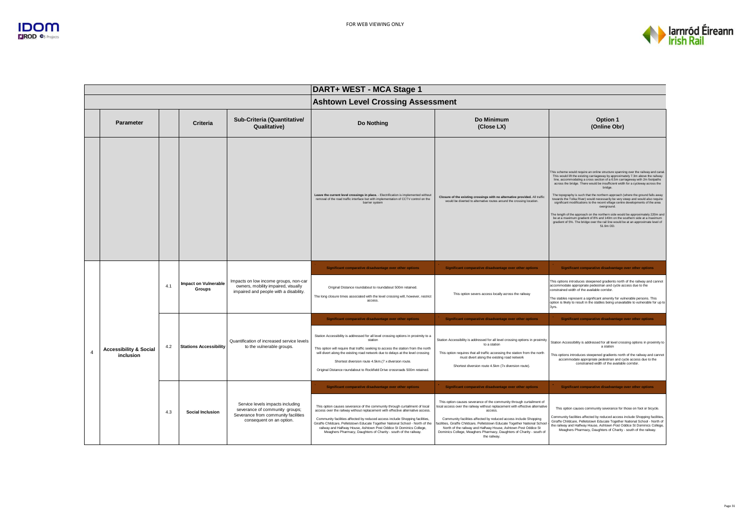FOR WEB VIEWING ONLY

# DART+ WEST - MCA Stage 1

## Ashtown Level Crossing Assessment

| | Parameter | | Criteria | Sub-Criteria (Quantitative/ Qualitative) | Do Nothing | Do Minimum (Close LX) | Option 1 (Online Obr) |
|---|---|---|---|---|---|---|---|
| | | | | | **Leave the current level crossings in place.** - Electrification is implemented without removal of the road traffic interface but with implementation of CCTV control on the barrier system | **Closure of the existing crossings with no alternative provided.** All traffic would be diverted to alternative routes around the crossing location. | This scheme would require an online structure spanning over the railway and canal. This would lift the existing carriageway by approximately 7.3m above the railway line, accommodating a cross section of a 6.5m carriageway with 2m footpaths across the bridge. There would be insufficient width for a cycleway across the bridge.<br><br>The topography is such that the northern approach (where the ground falls away towards the Tolka River) would necessarily be very steep and would also require significant modifications to the recent village centre developments of the area overground.<br><br>The length of the approach on the northern side would be approximately 220m and be at a maximum gradient of 8% and 140m on the southern side at a maximum gradient of 5%. The bridge over the rail line would be at an approximate level of 51.9m OD. |
| 4 | Accessibility & Social inclusion | 4.1 | Impact on Vulnerable Groups | Impacts on low income groups, non-car owners, mobility impaired, visually impaired and people with a disability. | **Significant comparative disadvantage over other options**<br><br>Original Distance roundabout to roundabout 500m retained.<br><br>The long closure times associated with the level crossing will, however, restrict access. | **Significant comparative disadvantage over other options**<br><br>This option severs access locally across the railway | **Significant comparative disadvantage over other options**<br><br>This options introduces steepened gradients north of the railway and cannot accommodate appropriate pedestrian and cycle access due to the constrained width of the available corridor.<br><br>The stables represent a significant amenity for vulnerable persons. This option is likely to result in the stables being unavailable to vulnerable for up to 3yrs. |
| | | 4.2 | Stations Accessibility | Quantification of increased service levels to the vulnerable groups. | **Significant comparative disadvantage over other options**<br><br>Station Accessibility is addressed for all level crossing options in proximity to a station<br><br>This option will require that traffic seeking to access the station from the north will divert along the existing road network due to delays at the level crossing<br><br>Shortest diversion route 4.5km.(7 x diversion route.<br><br>Original Distance roundabout to Rockfield Drive crossroads 500m retained. | **Significant comparative disadvantage over other options**<br><br>Station Accessibility is addressed for all level crossing options in proximity to a station<br><br>This option requires that all traffic accessing the station from the north must divert along the existing road network<br><br>Shortest diversion route 4.5km (7x diversion route). | **Significant comparative disadvantage over other options**<br><br>Station Accessibility is addressed for all level crossing options in proximity to a station<br><br>This options introduces steepened gradients north of the railway and cannot accommodate appropriate pedestrian and cycle access due to the constrained width of the available corridor. |
| | | 4.3 | Social Inclusion | Service levels impacts including severance of community groups; Severance from community facilities consequent on an option. | **Significant comparative disadvantage over other options**<br><br>This option causes severance of the community through curtailment of local access over the railway without replacement with effective alternative access.<br><br>Community facilities affected by reduced access include Shopping facilities, Giraffe Childcare, Pelletstown Educate Together National School - North of the railway and Halfway House, Ashtown Post Oddice St Dominics College, Meaghers Pharmacy, Daughters of Charity - south of the railway. | **Significant comparative disadvantage over other options**<br><br>This option causes severance of the community through curtailment of local access over the railway without replacement with effective alternative access.<br><br>Community facilities affected by reduced access include Shopping facilities, Giraffe Childcare, Pelletstown Educate Together National School North of the railway and Halfway House, Ashtown Post Oddice St Dominics College, Meaghers Pharmacy, Daughters of Charity - south of the railway. | **Significant comparative disadvantage over other options**<br><br>This option causes community severance for those on foot or bicycle.<br><br>Community facilities affected by reduced access include Shopping facilities, Giraffe Childcare, Pelletstown Educate Together National School - North of the railway and Halfway House, Ashtown Post Oddice St Dominics College, Meaghers Pharmacy, Daughters of Charity - south of the railway. |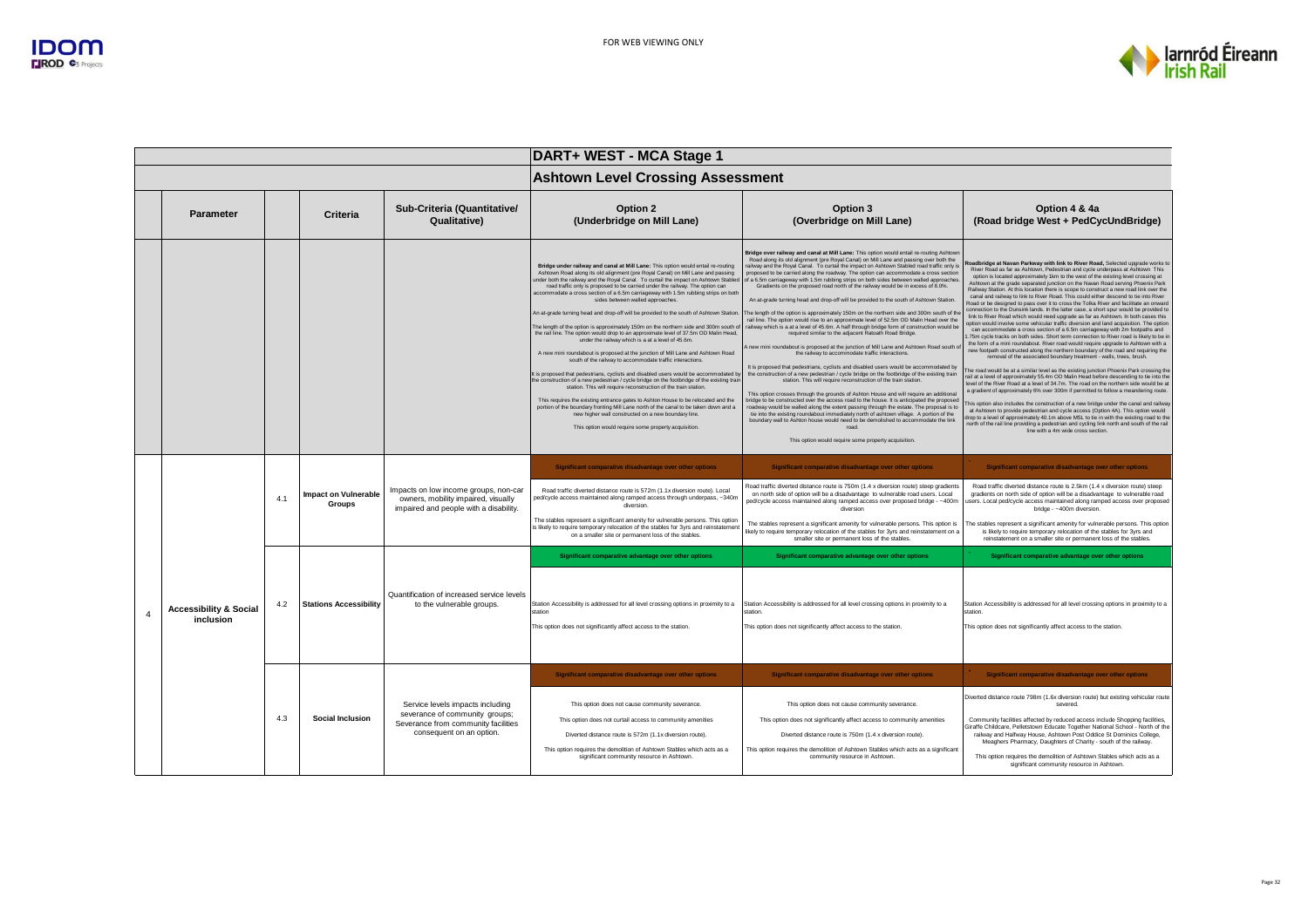FOR WEB VIEWING ONLY

# DART+ WEST - MCA Stage 1

## Ashtown Level Crossing Assessment

| | Parameter | | Criteria | Sub-Criteria (Quantitative/ Qualitative) | Option 2 (Underbridge on Mill Lane) | Option 3 (Overbridge on Mill Lane) | Option 4 & 4a (Road bridge West + PedCycUndBridge) |
|---|---|---|---|---|---|---|---|
| | | | | | **Bridge under railway and canal at Mill Lane:** This option would entail re-routing Ashtown Road along its old alignment (pre Royal Canal) on Mill Lane and passing under both the railway and the Royal Canal. To curtail the impact on Ashtown Stabled road traffic only is proposed to be carried under the railway. The option can accommodate a cross section of a 6.5m carriageway with 1.5m rubbing strips on both sides between walled approaches.<br><br>An at-grade turning head and drop-off will be provided to the south of Ashtown Station.<br><br>The length of the option is approximately 150m on the northern side and 300m south of the rail line. The option would drop to an approximate level of 37.5m OD Malin Head, under the railway which is a at a level of 45.6m.<br><br>A new mini roundabout is proposed at the junction of Mill Lane and Ashtown Road south of the railway to accommodate traffic interactions.<br><br>It is proposed that pedestrians, cyclists and disabled users would be accommodated by the construction of a new pedestrian / cycle bridge on the footbridge of the existing train station. This will require reconstruction of the train station.<br><br>This requires the existing entrance gates to Ashton House to be relocated and the portion of the boundary fronting Mill Lane north of the canal to be taken down and a new higher wall constructed on a new boundary line.<br><br>This option would require some property acquisition. | **Bridge over railway and canal at Mill Lane:** This option would entail re-routing Ashtown Road along its old alignment (pre Royal Canal) on Mill Lane and passing over both the railway and the Royal Canal. To curtail the impact on Ashtown Stabled road traffic only is proposed to be carried along the roadway. The option can accommodate a cross section of a 6.5m carriageway with 1.5m rubbing strips on both sides between walled approaches. Gradients on the proposed road north of the railway would be in excess of 8.0%.<br><br>An at-grade turning head and drop-off will be provided to the south of Ashtown Station.<br><br>The length of the option is approximately 150m on the northern side and 300m south of the rail line. The option would rise to an approximate level of 52.5m OD Malin Head over the railway which is a at a level of 45.6m. A half through bridge form of construction would be required similar to the adjacent Ratoath Road Bridge.<br><br>A new mini roundabout is proposed at the junction of Mill Lane and Ashtown Road south of the railway to accommodate traffic interactions.<br><br>It is proposed that pedestrians, cyclists and disabled users would be accommodated by the construction of a new pedestrian / cycle bridge on the footbridge of the existing train station. This will require reconstruction of the train station.<br><br>This option crosses through the grounds of Ashton House and will require an additional bridge to be constructed over the access road to the house. It is anticipated the proposed roadway would be walled along the extent passing through the estate. The proposal is to tie into the existing roundabout immediately north of Ashtown village. A portion of the boundary wall to Ashton house would need to be demolished to accommodate the link road.<br><br>This option would require some property acquisition. | **Roadbridge at Navan Parkway with link to River Road,** Selected upgrade works to River Road as far as Ashtown, Pedestrian and cycle underpass at Ashtown This option is located approximately 1km to the west of the existing level crossing at Ashtown at the grade separated junction on the Navan Road serving Phoenix Park Railway Station. At this location there is scope to construct a new road link over the canal and railway to link to River Road. This could either descend to tie into River Road or be designed to pass over it to cross the Tolka River and facilitate an onward connection to the Dunsink lands. In the latter case, a short spur would be provided to link to River Road which would need upgrade as far as Ashtown. In both cases this option would involve some vehicular traffic diversion and land acquisition. The option can accommodate a cross section of a 6.5m carriageway with 2m footpaths and 1.75m cycle tracks on both sides. Short term connection to River road is likely to be in the form of a mini roundabout. River road would require upgrade to Ashtown with a new footpath constructed along the northern boundary of the road and requiring the removal of the associated boundary treatment - walls, trees, brush.<br><br>The road would be at a similar level as the existing junction Phoenix Park crossing the rail at a level of approximately 55.4m OD Malin Head before descending to tie into the level of the River Road at a level of 34.7m. The road on the northern side would be at a gradient of approximately 6% over 300m if permitted to follow a meandering route.<br><br>This option also includes the construction of a new bridge under the canal and railway at Ashtown to provide pedestrian and cycle access (Option 4A). This option would drop to a level of approximately 40.1m above MSL to tie in with the existing road to the north of the rail line providing a pedestrian and cycling link north and south of the rail line with a 4m wide cross section. |
| 4 | Accessibility & Social inclusion | 4.1 | Impact on Vulnerable Groups | Impacts on low income groups, non-car owners, mobility impaired, visually impaired and people with a disability. | **Significant comparative disadvantage over other options**<br><br>Road traffic diverted distance route is 572m (1.1x diversion route). Local ped/cycle access maintained along ramped access through underpass, ~340m diversion.<br><br>The stables represent a significant amenity for vulnerable persons. This option is likely to require temporary relocation of the stables for 3yrs and reinstatement on a smaller site or permanent loss of the stables. | **Significant comparative disadvantage over other options**<br><br>Road traffic diverted distance route is 750m (1.4 x diversion route) steep gradients on north side of option will be a disadvantage to vulnerable road users. Local ped/cycle access maintained along ramped access over proposed bridge - ~400m diversion<br><br>The stables represent a significant amenity for vulnerable persons. This option is likely to require temporary relocation of the stables for 3yrs and reinstatement on a smaller site or permanent loss of the stables. | **Significant comparative disadvantage over other options**<br><br>Road traffic diverted distance route is 2.5km (1.4 x diversion route) steep gradients on north side of option will be a disadvantage to vulnerable road users. Local ped/cycle access maintained along ramped access over proposed bridge - ~400m diversion.<br><br>The stables represent a significant amenity for vulnerable persons. This option is likely to require temporary relocation of the stables for 3yrs and reinstatement on a smaller site or permanent loss of the stables. |
| | | 4.2 | Stations Accessibility | Quantification of increased service levels to the vulnerable groups. | **Significant comparative advantage over other options**<br><br>Station Accessibility is addressed for all level crossing options in proximity to a station<br><br>This option does not significantly affect access to the station. | **Significant comparative advantage over other options**<br><br>Station Accessibility is addressed for all level crossing options in proximity to a station.<br><br>This option does not significantly affect access to the station. | **Significant comparative advantage over other options**<br><br>Station Accessibility is addressed for all level crossing options in proximity to a station.<br><br>This option does not significantly affect access to the station. |
| | | 4.3 | Social Inclusion | Service levels impacts including severance of community groups; Severance from community facilities consequent on an option. | **Significant comparative disadvantage over other options**<br><br>This option does not cause community severance.<br><br>This option does not curtail access to community amenities<br><br>Diverted distance route is 572m (1.1x diversion route).<br><br>This option requires the demolition of Ashtown Stables which acts as a significant community resource in Ashtown. | **Significant comparative disadvantage over other options**<br><br>This option does not cause community severance.<br><br>This option does not significantly affect access to community amenities<br><br>Diverted distance route is 750m (1.4 x diversion route).<br><br>This option requires the demolition of Ashtown Stables which acts as a significant community resource in Ashtown. | **Significant comparative disadvantage over other options**<br><br>Diverted distance route 798m (1.6x diversion route) but existing vehicular route severed.<br><br>Community facilities affected by reduced access include Shopping facilities, Giraffe Childcare, Pelletstown Educate Together National School - North of the railway and Halfway House, Ashtown Post Oddice St Dominics College, Meaghers Pharmacy, Daughters of Charity - south of the railway.<br><br>This option requires the demolition of Ashtown Stables which acts as a significant community resource in Ashtown. |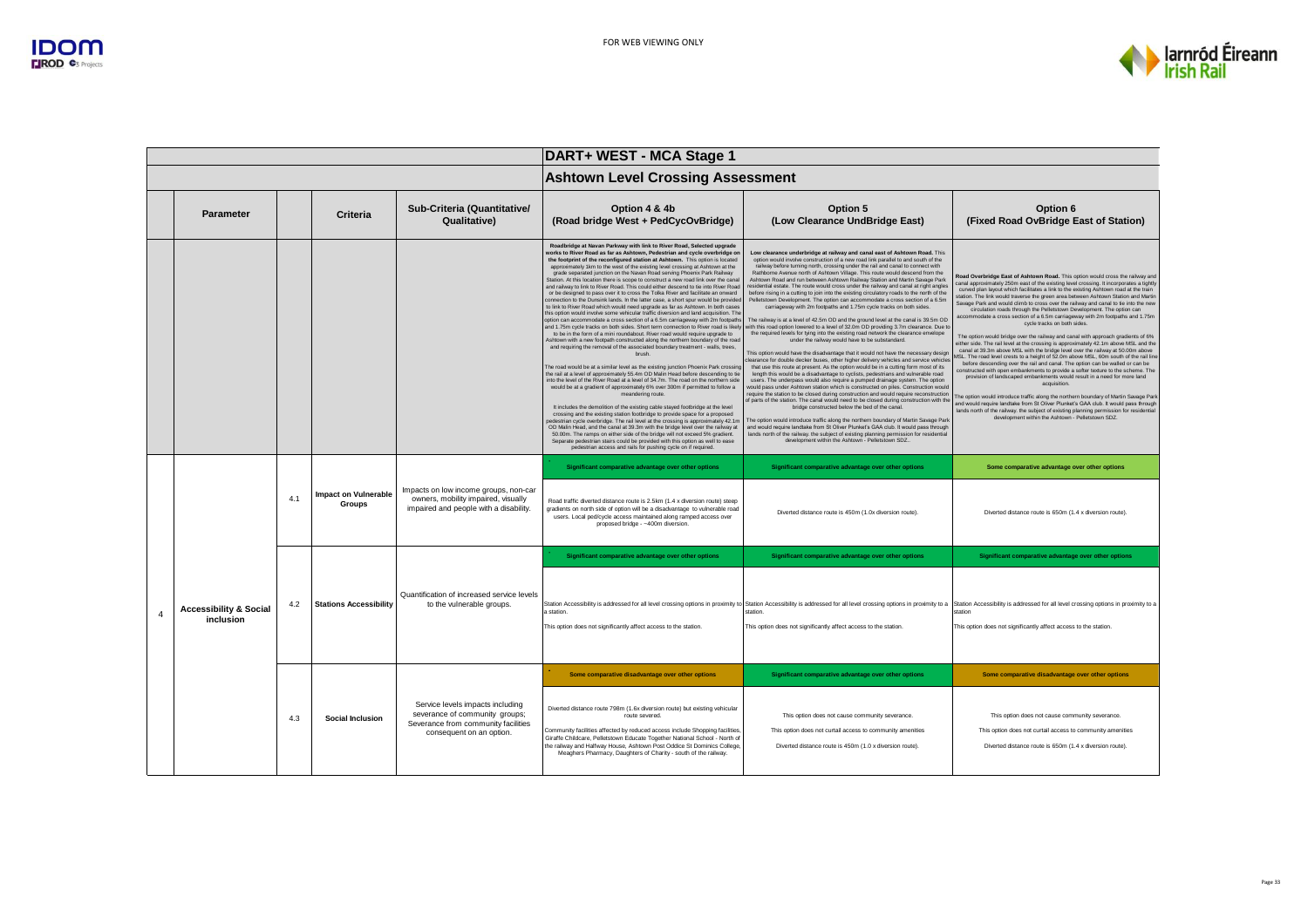FOR WEB VIEWING ONLY

# DART+ WEST - MCA Stage 1

## Ashtown Level Crossing Assessment

| | Parameter | | Criteria | Sub-Criteria (Quantitative/ Qualitative) | Option 4 & 4b (Road bridge West + PedCycOvBridge) | Option 5 (Low Clearance UndBridge East) | Option 6 (Fixed Road OvBridge East of Station) |
|---|---|---|---|---|---|---|---|
| | | | | | **Roadbridge at Navan Parkway with link to River Road, Selected upgrade works to River Road as far as Ashtown, Pedestrian and cycle overbridge on the footprint of the reconfigured station at Ashtown.** This option is located approximately 1km to the west of the existing level crossing at Ashtown at the grade separated junction on the Navan Road serving Phoenix Park Railway Station. At this location there is scope to construct a new road link over the canal and railway to link to River Road. This could either descend to tie into River Road or be designed to pass over it to cross the Tolka River and facilitate an onward connection to the Dunsink lands. In the latter case, a short spur would be provided to link to River Road which would need upgrade as far as Ashtown. In both cases this option would involve some vehicular traffic diversion and land acquisition. The option can accommodate a cross section of a 6.5m carriageway with 2m footpaths and 1.75m cycle tracks on both sides. Short term connection to River road is likely to be in the form of a mini roundabout. River road would require upgrade to Ashtown with a new footpath constructed along the northern boundary of the road and requiring the removal of the associated boundary treatment - walls, trees, brush.<br><br>The road would be at a similar level as the existing junction Phoenix Park crossing the rail at a level of approximately 55.4m OD Malin Head before descending to tie into the level of the River Road at a level of 34.7m. The road on the northern side would be at a gradient of approximately 6% over 300m if permitted to follow a meandering route.<br><br>It includes the demolition of the existing cable stayed footbridge at the level crossing and the existing station footbridge to provide space for a proposed pedestrian cycle overbridge. The rail level at the crossing is approximately 42.1m OD Malin Head, and the canal at 39.3m with the bridge level over the railway at 50.00m. The ramps on either side of the bridge will not exceed 5% gradient. Separate pedestrian stairs could be provided with this option as well to ease pedestrian access and rails for pushing cycle on if required. | **Low clearance underbridge at railway and canal east of Ashtown Road.** This option would involve construction of a new road link parallel to and south of the railway before turning north, crossing under the rail and canal to connect with Rathborne Avenue north of Ashtown Village. This route would descend from the Ashtown Road and run between Ashtown Railway Station and Martin Savage Park residential estate. The route would cross under the railway and canal at right angles before rising in a cutting to join into the existing circulatory roads to the north of the Pelletstown Development. The option can accommodate a cross section of a 6.5m carriageway with 2m footpaths and 1.75m cycle tracks on both sides.<br><br>The railway is at a level of 42.5m OD and the ground level at the canal is 39.5m OD with this road option lowered to a level of 32.0m OD providing 3.7m clearance. Due to the required levels for tying into the existing road network the clearance envelope under the railway would have to be substandard.<br><br>This option would have the disadvantage that it would not have the necessary design clearance for double decker buses, other higher delivery vehicles and service vehicles that use this route at present. As the option would be in a cutting form most of its length this would be a disadvantage to cyclists, pedestrians and vulnerable road users. The underpass would also require a pumped drainage system. The option would pass under Ashtown station which is constructed on piles. Construction would require the station to be closed during construction and would require reconstruction of parts of the station. The canal would need to be closed during construction with the bridge constructed below the bed of the canal.<br><br>The option would introduce traffic along the northern boundary of Martin Savage Park and would require landtake from St Oliver Plunket's GAA club. It would pass through lands north of the railway, the subject of existing planning permission for residential development within the Ashtown - Pelletstown SDZ.. | **Road Overbridge East of Ashtown Road.** This option would cross the railway and canal approximately 250m east of the existing level crossing. It incorporates a tightly curved plan layout which facilitates a link to the existing Ashtown road at the train station. The link would traverse the green area between Ashtown Station and Martin Savage Park and would climb to cross over the railway and canal to tie into the new circulation roads through the Pelletstown Development. The option can accommodate a cross section of a 6.5m carriageway with 2m footpaths and 1.75m cycle tracks on both sides.<br><br>The option would bridge over the railway and canal with approach gradients of 6% either side. The rail level at the crossing is approximately 42.1m above MSL and the canal at 39.3m above MSL with the bridge level over the railway at 50.00m above MSL. The road level crests to a height of 52.0m above MSL, 60m south of the rail line before descending over the rail and canal. The option can be walled or can be constructed with open embankments to provide a softer texture to the scheme. The provision of landscaped embankments would result in a need for more land acquisition.<br><br>The option would introduce traffic along the northern boundary of Martin Savage Park and would require landtake from St Oliver Plunket's GAA club. It would pass through lands north of the railway, the subject of existing planning permission for residential development within the Ashtown - Pelletstown SDZ. |
| 4 | Accessibility & Social inclusion | 4.1 | **Impact on Vulnerable Groups** | Impacts on low income groups, non-car owners, mobility impaired, visually impaired and people with a disability. | **Significant comparative advantage over other options**<br><br>Road traffic diverted distance route is 2.5km (1.4 x diversion route) steep gradients on north side of option will be a disadvantage to vulnerable road users. Local ped/cycle access maintained along ramped access over proposed bridge - ~400m diversion. | **Significant comparative advantage over other options**<br><br>Diverted distance route is 450m (1.0x diversion route). | **Some comparative advantage over other options**<br><br>Diverted distance route is 650m (1.4 x diversion route). |
| | | 4.2 | **Stations Accessibility** | Quantification of increased service levels to the vulnerable groups. | **Significant comparative advantage over other options**<br><br>Station Accessibility is addressed for all level crossing options in proximity to a station.<br><br>This option does not significantly affect access to the station. | **Significant comparative advantage over other options**<br><br>Station Accessibility is addressed for all level crossing options in proximity to a station.<br><br>This option does not significantly affect access to the station. | **Significant comparative advantage over other options**<br><br>Station Accessibility is addressed for all level crossing options in proximity to a station<br><br>This option does not significantly affect access to the station. |
| | | 4.3 | **Social Inclusion** | Service levels impacts including severance of community groups; Severance from community facilities consequent on an option. | **Some comparative disadvantage over other options**<br><br>Diverted distance route 798m (1.6x diversion route) but existing vehicular route severed.<br><br>Community facilities affected by reduced access include Shopping facilities, Giraffe Childcare, Pelletstown Educate Together National School - North of the railway and Halfway House, Ashtown Post Oddice St Dominics College, Meaghers Pharmacy, Daughters of Charity - south of the railway. | **Significant comparative advantage over other options**<br><br>This option does not cause community severance.<br><br>This option does not curtail access to community amenities<br><br>Diverted distance route is 450m (1.0 x diversion route). | **Some comparative disadvantage over other options**<br><br>This option does not cause community severance.<br><br>This option does not curtail access to community amenities<br><br>Diverted distance route is 650m (1.4 x diversion route). |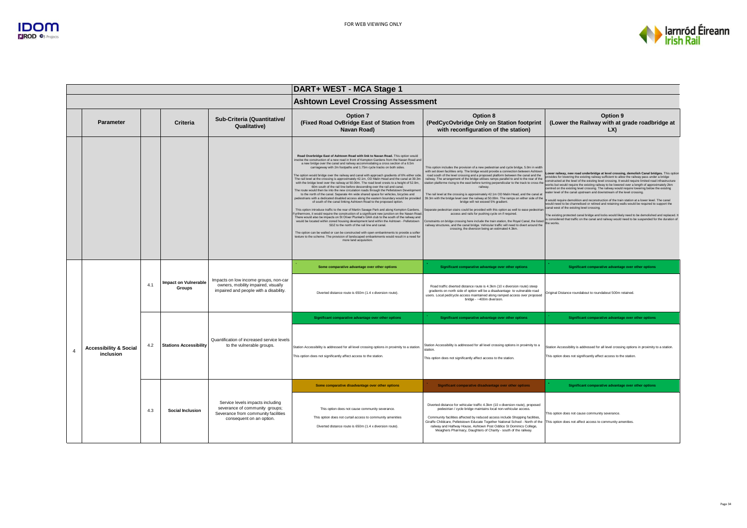FOR WEB VIEWING ONLY

## DART+ WEST - MCA Stage 1

### Ashtown Level Crossing Assessment

| | Parameter | | Criteria | Sub-Criteria (Quantitative/ Qualitative) | Option 7 (Fixed Road OvBridge East of Station from Navan Road) | Option 8 (PedCycOvbridge Only on Station footprint with reconfiguration of the station) | Option 9 (Lower the Railway with at grade roadbridge at LX) |
|---|---|---|---|---|---|---|---|
| | | | | | **Road Overbridge East of Ashtown Road with link to Navan Road.** This option would involve the construction of a new road in front of Kempton Gardens from the Navan Road and a new bridge over the canal and railway accommodating a cross section of a 6.5m carriageway with 2m footpaths and 1.75m cycle tracks on both sides. The option would bridge over the railway and canal with approach gradients of 6% either side. The rail level at the crossing is approximately 42.1m, OD Malin Head and the canal at 39.3m with the bridge level over the railway at 50.00m. The road level crests to a height of 52.0m, 60m south of the rail line before descending over the rail and canal. The route would then tie into the new circulation roads through the Pelletstown Development to the north of the canal. Separate 4m wide shared space for vehicles, bicycles and pedestrians with a dedicated disabled access along the eastern boundary would be provided of south of the canal linking Ashtown Road to the proposed option. This option introduce traffic to the rear of Martin Savage Park and along Kempton Gardens. Furthermore, it would require the construction of a significant new junction on the Navan Road. There would also be impacts on St Oliver Plunket's GAA club to the south of the railway and would be located within zoned housing development land within the Ashtown - Pelletstown SDZ to the north of the rail line and canal. The option can be walled or can be constructed with open embankments to provide a softer texture to the scheme. The provision of landscaped embankments would result in a need for more land acquisition. | This option includes the provision of a new pedestrian and cycle bridge, 5.0m in width with set down facilities only. The bridge would provide a connection between Ashtown road south of the level crossing and a proposed platform between the canal and the railway. The arrangement of the bridge utilises ramps parallel to and to the rear of the station platforms rising to the east before turning perpendicular to the track to cross the railway. The rail level at the crossing is approximately 42.1m OD Malin Head, and the canal at 39.3m with the bridge level over the railway at 50.00m. The ramps on either side of the bridge will not exceed 5% gradient. Separate pedestrian stairs could be provided with this option as well to ease pedestrian access and rails for pushing cycle on if required. Constraints on bridge crossing here include the train station, the Royal Canal, the listed railway structures, and the canal bridge. Vehicular traffic will need to divert around the crossing, the diversion being an estimated 4.3km. | **Lower railway, new road underbridge at level crossing, demolish Canal bridges.** This option provides for lowering the existing railway sufficient to allow the railway pass under a bridge constructed at the level of the existing level crossing. It would require limited road infrastructure works but would require the existing railway to be lowered over a length of approximately 2km centred on the existing level crossing. The railway would require lowering below the existing water level of the canal upstream and downstream of the level crossing. It would require demolition and reconstruction of the train station at a lower level. The canal would need to be channelised or relined and retaining walls would be required to support the canal west of the existing level crossing. The existing protected canal bridge and locks would likely need to be demolished and replaced. It is considered that traffic on the canal and railway would need to be suspended for the duration of the works. |
| 4 | Accessibility & Social inclusion | 4.1 | Impact on Vulnerable Groups | Impacts on low income groups, non-car owners, mobility impaired, visually impaired and people with a disability. | Some comparative advantage over other options<br><br>Diverted distance route is 650m (1.4 x diversion route). | Significant comparative advantage over other options<br><br>Road traffic diverted distance route is 4.3km (10 x diversion route) steep gradients on north side of option will be a disadvantage to vulnerable road users. Local ped/cycle access maintained along ramped access over proposed bridge - ~400m diversion. | Significant comparative advantage over other options<br><br>Original Distance roundabout to roundabout 500m retained. |
| | | 4.2 | Stations Accessibility | Quantification of increased service levels to the vulnerable groups. | Significant comparative advantage over other options<br><br>Station Accessibility is addressed for all level crossing options in proximity to a station.<br><br>This option does not significantly affect access to the station. | Significant comparative advantage over other options<br><br>Station Accessibility is addressed for all level crossing options in proximity to a station.<br><br>This option does not significantly affect access to the station. | Significant comparative advantage over other options<br><br>Station Accessibility is addressed for all level crossing options in proximity to a station.<br><br>This option does not significantly affect access to the station. |
| | | 4.3 | Social Inclusion | Service levels impacts including severance of community groups; Severance from community facilities consequent on an option. | Some comparative disadvantage over other options<br><br>This option does not cause community severance.<br><br>This option does not curtail access to community amenities<br><br>Diverted distance route is 650m (1.4 x diversion route). | Significant comparative disadvantage over other options<br><br>Diverted distance for vehicular traffic 4.3km (10 x diversion route), proposed pedestrian / cycle bridge maintains local non-vehicular access.<br><br>Community facilities affected by reduced access include Shopping facilities, Giraffe Childcare, Pelletstown Educate Together National School - North of the railway and Halfway House, Ashtown Post Oddice St Dominics College, Meaghers Pharmacy, Daughters of Charity - south of the railway. | Significant comparative advantage over other options<br><br>This option does not cause community severance.<br><br>This option does not affect access to community amenities. |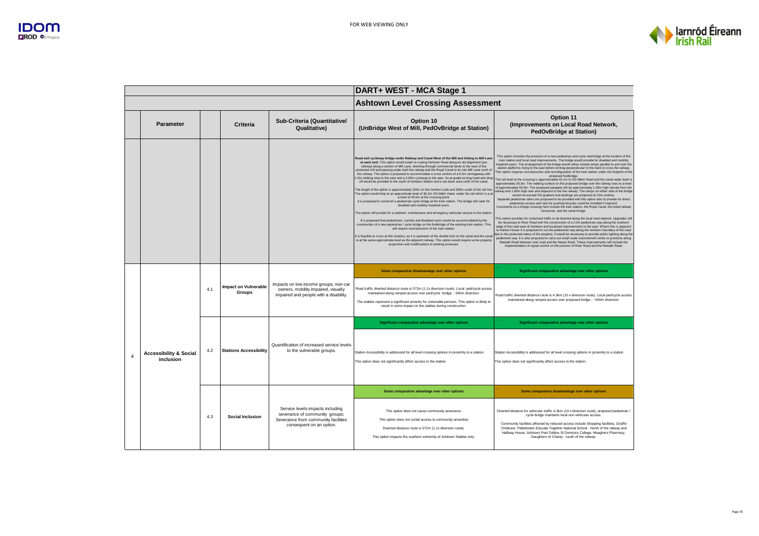FOR WEB VIEWING ONLY

## DART+ WEST - MCA Stage 1

### Ashtown Level Crossing Assessment

| | Parameter | | Criteria | Sub-Criteria (Quantitative/ Qualitative) | Option 10 (UnBridge West of Mill, PedOvBridge at Station) | Option 11 (Improvements on Local Road Network, PedOvBridge at Station) |
|---|---|---|---|---|---|---|
| | | | | | **Road and cycleway bridge under Railway and Canal West of the Mill and linking to Mill Lane at each end:** This option would entail re-routing Ashtown Road along its old alignment (pre railway) along a section of Mill Lane, diverting through commercial lands to the west of the protected mill and passing under both the railway and the Royal Canal to tie into Mill Lane north of the railway. The option is proposed to accommodate a cross section of a 6.5m carriageway with 1.5m rubbing strip to the west and a 3.65m cycleway to the east. An at-grade turning head and drop-off would be provided to the south of Ashtown Station and a set down area north of the canal. The length of the option is approximately 150m on the northern side and 300m south of the rail line. The option would drop to an approximate level of 36.2m OD Malin Head, under the rail which is a at a level of 45.6m at the crossing point. It is proposed to construct a pedestrian cycle bridge at the train station. The bridge will cater for disabled and mobility impaired users. The option will provide for a setdown, maintenance and emergency vehicular access to the station. It is proposed that pedestrians, cyclists and disabled users would be accommodated by the construction of a new pedestrian / cycle bridge on the footbridge of the existing train station. This will require reconstruction of the train station. It is feasible to cross at this location, as it is upstream of the double lock on the canal and the canal is at the same approximate level as the adjacent railway. This option would require some property acquisition and modifications to existing accesses. | This option includes the provision of a new pedestrian and cycle overbridge at the location of the train station and local road improvements. The bridge would provide for disabled and mobility impaired users. The arrangement of the bridge would utilise nested ramps parallel to and over the station platforms rising to the east before turning perpendicular to the track to cross the railway. This option requires reconstruction and reconfiguration of the train station under the footprint of the proposed footbridge. The rail level at the crossing is approximately 42.1m to OD Malin Head and the canal water level is approximately 39.3m. The walking surface on the proposed bridge over the railway rises to a level of approximately 50.0m. The proposed parapets will be approximately 1.35m high remote from the railway and 1.85m high over and adjacent to the live railway. The ramps on either side of the bridge would not exceed 5% gradient and landings are proposed at 10m centres. Separate pedestrian stairs are proposed to be provided with this option also to provide for direct pedestrian access and rails for pushing bicycles could be installed if required. Constraints on a bridge crossing here include the train station, the Royal Canal, the listed railway structures, and the canal bridge. This option provides for motorised traffic to be diverted along the local road network. Upgrades will be necessary to River Road with the construction of a 2.0m pedestrian way along the southern edge of the road west of Ashtown and localised improvements to the east. Where this is adjacent to Ashton House it is proposed to run the pedestrian way along the northern boundary of the road due to the protected status of the property. It would be necessary to provide public lighting along the pedestrian way. It is also proposed to carry out small scale improvement works to junctions along Ratoath Road between river road and the Navan Road. These improvements will include the implementation of signal control on the junction of River Road and the Ratoath Road. |
| 4 | Accessibility & Social inclusion | 4.1 | Impact on Vulnerable Groups | Impacts on low income groups, non-car owners, mobility impaired, visually impaired and people with a disability. | **Some comparative disadvantage over other options** Road traffic diverted distance route is 572m (1.1x diversion route). Local ped/cycle access maintained along ramped access over ped/cycle bridge, ~340m diversion. The stables represent a significant amenity for vulnerable persons. This option is likely to result in some impact on the stables during construction. | **Significant comparative advantage over other options** Road traffic diverted distance route is 4.3km (10 x diversion route). Local ped/cycle access maintained along ramped access over proposed bridge - ~400m diversion. |
| | | 4.2 | Stations Accessibility | Quantification of increased service levels to the vulnerable groups. | **Significant comparative advantage over other options** Station Accessibility is addressed for all level crossing options in proximity to a station. This option does not significantly affect access to the station. | **Significant comparative advantage over other options** Station Accessibility is addressed for all level crossing options in proximity to a station. This option does not significantly affect access to the station. |
| | | 4.3 | Social Inclusion | Service levels impacts including severance of community groups; Severance from community facilities consequent on an option. | **Some comparative advantage over other options** This option does not cause community severance. This option does not curtail access to community amenities Diverted distance route is 572m (1.1x diversion route). This option impacts the southern extremity of Ashtown Stables only. | **Some comparative disadvantage over other options** Diverted distance for vehicular traffic 4.3km (10 x diversion route), proposed pedestrian / cycle bridge maintains local non-vehicular access. Community facilities affected by reduced access include Shopping facilities, Giraffe Childcare, Pelletstown Educate Together National School - North of the railway and Halfway House, Ashtown Post Oddice St Dominics College, Meaghers Pharmacy, Daughters of Charity - south of the railway. |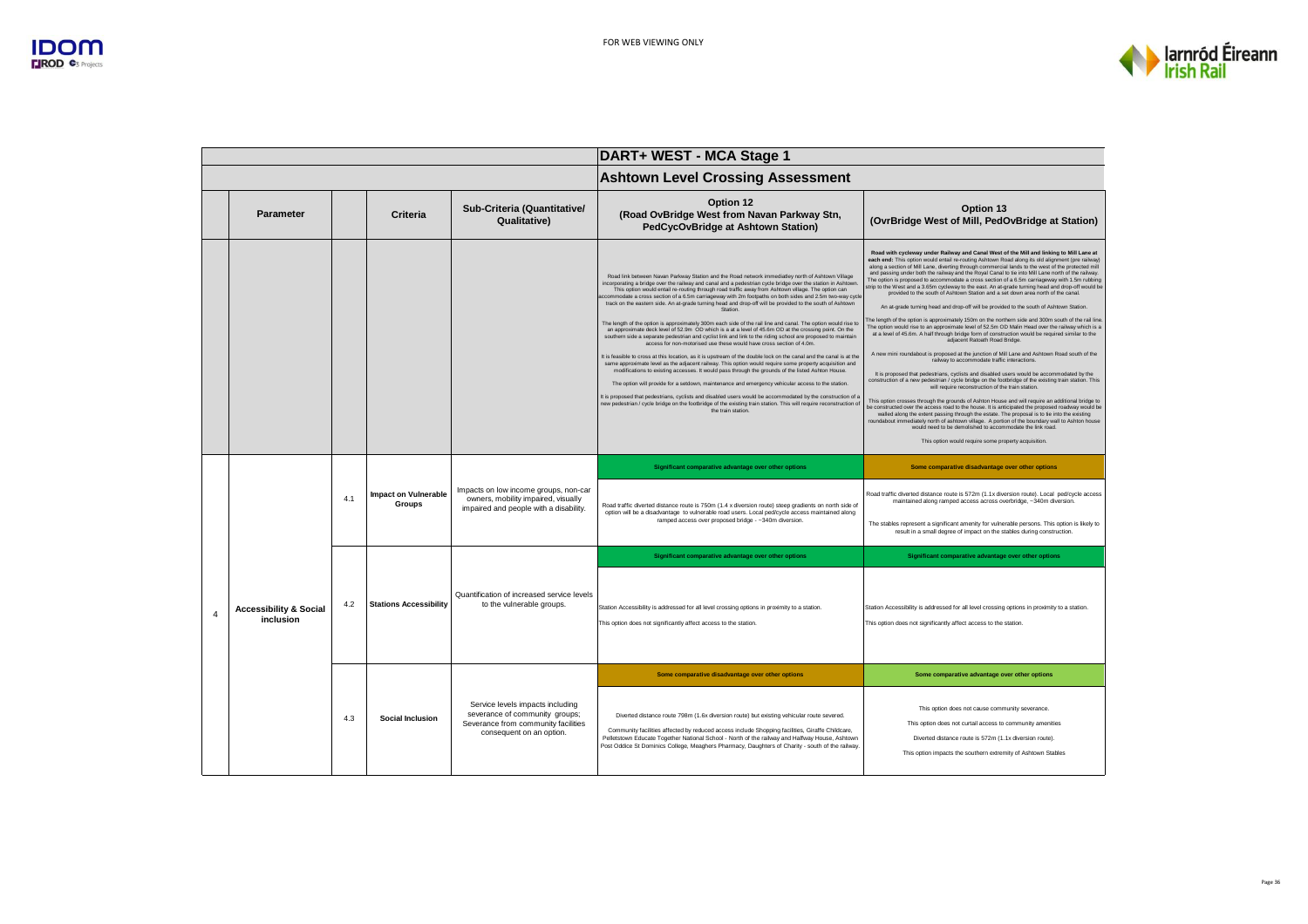FOR WEB VIEWING ONLY

## DART+ WEST - MCA Stage 1

### Ashtown Level Crossing Assessment

| | Parameter | | Criteria | Sub-Criteria (Quantitative/ Qualitative) | Option 12 (Road OvBridge West from Navan Parkway Stn, PedCycOvBridge at Ashtown Station) | Option 13 (OvrBridge West of Mill, PedOvBridge at Station) |
|---|---|---|---|---|---|---|
| | | | | | Road link between Navan Parkway Station and the Road network immediatley north of Ashtown Village incorporating a bridge over the railway and canal and a pedestrian cycle bridge over the station in Ashtown. This option would entail re-routing through road traffic away from Ashtown village. The option can accommodate a cross section of a 6.5m carriageway with 2m footpaths on both sides and 2.5m two-way cycle track on the eastern side. An at-grade turning head and drop-off will be provided to the south of Ashtown Station.<br><br>The length of the option is approximately 300m each side of the rail line and canal. The option would rise to an approximate deck level of 52.9m OD which is a at a level of 45.6m OD at the crossing point. On the southern side a separate pedestrian and cyclist link and link to the riding school are proposed to maintain access for non-motorised use these would have cross section of 4.0m.<br><br>It is feasible to cross at this location, as it is upstream of the double lock on the canal and the canal is at the same approximate level as the adjacent railway. This option would require some property acquisition and modifications to existing accesses. It would pass through the grounds of the listed Ashton House.<br><br>The option will provide for a setdown, maintenance and emergency vehicular access to the station.<br><br>It is proposed that pedestrians, cyclists and disabled users would be accommodated by the construction of a new pedestrian / cycle bridge on the footbridge of the existing train station. This will require reconstruction of the train station. | **Road with cycleway under Railway and Canal West of the Mill and linking to Mill Lane at each end:** This option would entail re-routing Ashtown Road along its old alignment (pre railway) along a section of Mill Lane, diverting through commercial lands to the west of the protected mill and passing under both the railway and the Royal Canal to tie into Mill Lane north of the railway. The option is proposed to accommodate a cross section of a 6.5m carriageway with 1.5m rubbing strip to the West and a 3.65m cycleway to the east. An at-grade turning head and drop-off would be provided to the south of Ashtown Station and a set down area north of the canal.<br><br>An at-grade turning head and drop-off will be provided to the south of Ashtown Station.<br><br>The length of the option is approximately 150m on the northern side and 300m south of the rail line. The option would rise to an approximate level of 52.5m OD Malin Head over the railway which is a at a level of 45.6m. A half through bridge form of construction would be required similar to the adjacent Ratoath Road Bridge.<br><br>A new mini roundabout is proposed at the junction of Mill Lane and Ashtown Road south of the railway to accommodate traffic interactions.<br><br>It is proposed that pedestrians, cyclists and disabled users would be accommodated by the construction of a new pedestrian / cycle bridge on the footbridge of the existing train station. This will require reconstruction of the train station.<br><br>This option crosses through the grounds of Ashton House and will require an additional bridge to be constructed over the access road to the house. It is anticipated the proposed roadway would be walled along the extent passing through the estate. The proposal is to tie into the existing roundabout immediately north of ashtown village. A portion of the boundary wall to Ashton house would need to be demolished to accommodate the link road.<br><br>This option would require some property acquisition. |
| 4 | Accessibility & Social inclusion | 4.1 | Impact on Vulnerable Groups | Impacts on low income groups, non-car owners, mobility impaired, visually impaired and people with a disability. | **Significant comparative advantage over other options**<br><br>Road traffic diverted distance route is 750m (1.4 x diversion route) steep gradients on north side of option will be a disadvantage to vulnerable road users. Local ped/cycle access maintained along ramped access over proposed bridge - ~340m diversion. | **Some comparative disadvantage over other options**<br><br>Road traffic diverted distance route is 572m (1.1x diversion route). Local ped/cycle access maintained along ramped access across overbridge, ~340m diversion.<br><br>The stables represent a significant amenity for vulnerable persons. This option is likely to result in a small degree of impact on the stables during construction. |
| | | 4.2 | Stations Accessibility | Quantification of increased service levels to the vulnerable groups. | **Significant comparative advantage over other options**<br><br>Station Accessibility is addressed for all level crossing options in proximity to a station.<br><br>This option does not significantly affect access to the station. | **Significant comparative advantage over other options**<br><br>Station Accessibility is addressed for all level crossing options in proximity to a station.<br><br>This option does not significantly affect access to the station. |
| | | 4.3 | Social Inclusion | Service levels impacts including severance of community groups; Severance from community facilities consequent on an option. | **Some comparative disadvantage over other options**<br><br>Diverted distance route 798m (1.6x diversion route) but existing vehicular route severed.<br><br>Community facilities affected by reduced access include Shopping facilities, Giraffe Childcare, Pelletstown Educate Together National School - North of the railway and Halfway House, Ashtown Post Oddice St Dominics College, Meaghers Pharmacy, Daughters of Charity - south of the railway. | **Some comparative advantage over other options**<br><br>This option does not cause community severance.<br><br>This option does not curtail access to community amenities<br><br>Diverted distance route is 572m (1.1x diversion route).<br><br>This option impacts the southern extremity of Ashtown Stables |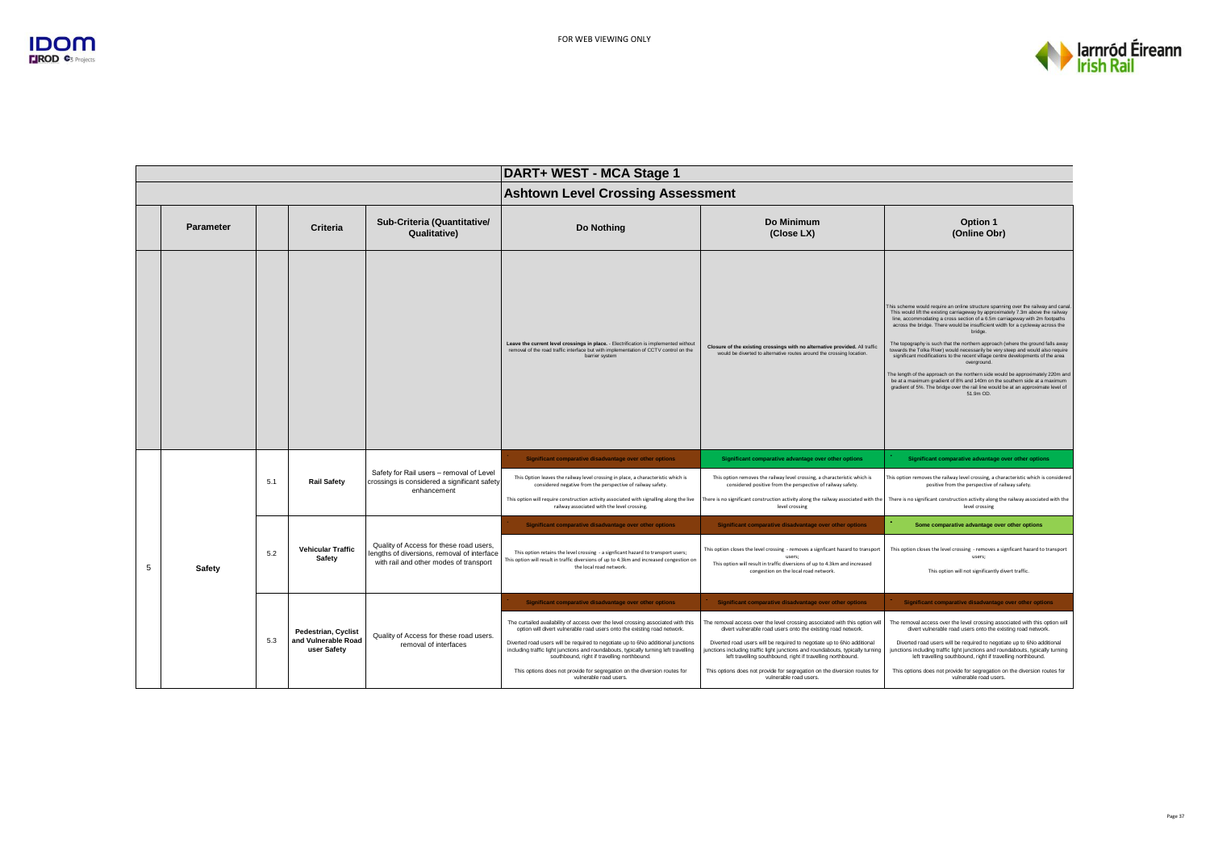FOR WEB VIEWING ONLY

| | | | | | | | |
|---|---|---|---|---|---|---|---|
| | | | | | **DART+ WEST - MCA Stage 1** | | |
| | | | | | **Ashtown Level Crossing Assessment** | | |
| | **Parameter** | | **Criteria** | **Sub-Criteria (Quantitative/ Qualitative)** | **Do Nothing** | **Do Minimum (Close LX)** | **Option 1 (Online Obr)** |
| | | | | | **Leave the current level crossings in place.** - Electrification is implemented without removal of the road traffic interface but with implementation of CCTV control on the barrier system | **Closure of the existing crossings with no alternative provided.** All traffic would be diverted to alternative routes around the crossing location. | This scheme would require an online structure spanning over the railway and canal. This would lift the existing carriageway by approximately 7.3m above the railway line, accommodating a cross section of a 6.5m carriageway with 2m footpaths across the bridge. There would be insufficient width for a cycleway across the bridge.<br><br>The topography is such that the northern approach (where the ground falls away towards the Tolka River) would necessarily be very steep and would also require significant modifications to the recent village centre developments of the area overground.<br><br>The length of the approach on the northern side would be approximately 220m and be at a maximum gradient of 8% and 140m on the southern side at a maximum gradient of 5%. The bridge over the rail line would be at an approximate level of 51.9m OD. |
| 5 | Safety | 5.1 | **Rail Safety** | Safety for Rail users – removal of Level crossings is considered a significant safety enhancement | **Significant comparative disadvantage over other options**<br><br>This Option leaves the railway level crossing in place, a characteristic which is considered negative from the perspective of railway safety.<br><br>This option will require construction activity associated with signalling along the live railway associated with the level crossing. | **Significant comparative advantage over other options**<br><br>This option removes the railway level crossing, a characteristic which is considered positive from the perspective of railway safety.<br><br>There is no significant construction activity along the railway associated with the level crossing | **Significant comparative advantage over other options**<br><br>This option removes the railway level crossing, a characteristic which is considered positive from the perspective of railway safety.<br><br>There is no significant construction activity along the railway associated with the level crossing |
| | | 5.2 | **Vehicular Traffic Safety** | Quality of Access for these road users, lengths of diversions, removal of interface with rail and other modes of transport | **Significant comparative disadvantage over other options**<br><br>This option retains the level crossing - a significant hazard to transport users;<br>This option will result in traffic diversions of up to 4.3km and increased congestion on the local road network. | **Significant comparative disadvantage over other options**<br><br>This option closes the level crossing - removes a significant hazard to transport users;<br>This option will result in traffic diversions of up to 4.3km and increased congestion on the local road network. | **Some comparative advantage over other options**<br><br>This option closes the level crossing - removes a significant hazard to transport users;<br><br>This option will not significantly divert traffic. |
| | | 5.3 | **Pedestrian, Cyclist and Vulnerable Road user Safety** | Quality of Access for these road users. removal of interfaces | **Significant comparative disadvantage over other options**<br><br>The curtailed availability of access over the level crossing associated with this option will divert vulnerable road users onto the existing road network.<br><br>Diverted road users will be required to negotiate up to 6No additional junctions including traffic light junctions and roundabouts, typically turning left travelling southbound, right if travelling northbound.<br><br>This options does not provide for segregation on the diversion routes for vulnerable road users. | **Significant comparative disadvantage over other options**<br><br>The removal access over the level crossing associated with this option will divert vulnerable road users onto the existing road network.<br><br>Diverted road users will be required to negotiate up to 6No additional junctions including traffic light junctions and roundabouts, typically turning left travelling southbound, right if travelling northbound.<br><br>This options does not provide for segregation on the diversion routes for vulnerable road users. | **Significant comparative disadvantage over other options**<br><br>The removal access over the level crossing associated with this option will divert vulnerable road users onto the existing road network.<br><br>Diverted road users will be required to negotiate up to 6No additional junctions including traffic light junctions and roundabouts, typically turning left travelling southbound, right if travelling northbound.<br><br>This options does not provide for segregation on the diversion routes for vulnerable road users. |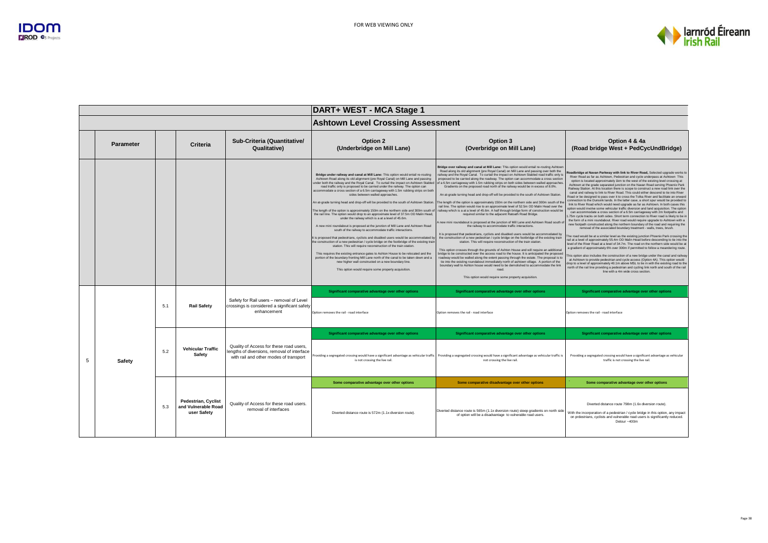FOR WEB VIEWING ONLY

# DART+ WEST - MCA Stage 1

## Ashtown Level Crossing Assessment

| | Parameter | | Criteria | Sub-Criteria (Quantitative/ Qualitative) | Option 2 (Underbridge on Mill Lane) | Option 3 (Overbridge on Mill Lane) | Option 4 & 4a (Road bridge West + PedCycUndBridge) |
|---|---|---|---|---|---|---|---|
| | | | | | **Bridge under railway and canal at Mill Lane:** This option would entail re-routing Ashtown Road along its old alignment (pre Royal Canal) on Mill Lane and passing under both the railway and the Royal Canal. To curtail the impact on Ashtown Stabled road traffic only is proposed to be carried under the railway. The option can accommodate a cross section of a 6.5m carriageway with 1.5m rubbing strips on both sides between walled approaches. An at-grade turning head and drop-off will be provided to the south of Ashtown Station. The length of the option is approximately 150m on the northern side and 300m south of the rail line. The option would drop to an approximate level of 37.5m OD Malin Head, under the railway which is a at a level of 45.6m. A new mini roundabout is proposed at the junction of Mill Lane and Ashtown Road south of the railway to accommodate traffic interactions. It is proposed that pedestrians, cyclists and disabled users would be accommodated by the construction of a new pedestrian / cycle bridge on the footbridge of the existing train station. This will require reconstruction of the train station. This requires the existing entrance gates to Ashton House to be relocated and the portion of the boundary fronting Mill Lane north of the canal to be taken down and a new higher wall constructed on a new boundary line. This option would require some property acquisition. | **Bridge over railway and canal at Mill Lane:** This option would entail re-routing Ashtown Road along its old alignment (pre Royal Canal) on Mill Lane and passing over both the railway and the Royal Canal. To curtail the impact on Ashtown Stabled road traffic only is proposed to be carried along the roadway. The option can accommodate a cross section of a 6.5m carriageway with 1.5m rubbing strips on both sides between walled approaches. Gradients on the proposed road north of the railway would be in excess of 8.0%. An at-grade turning head and drop-off will be provided to the south of Ashtown Station. The length of the option is approximately 150m on the northern side and 300m south of the rail line. The option would rise to an approximate level of 52.5m OD Malin Head over the railway which is a at a level of 45.6m. A half through bridge form of construction would be required similar to the adjacent Ratoath Road Bridge. A new mini roundabout is proposed at the junction of Mill Lane and Ashtown Road south of the railway to accommodate traffic interactions. It is proposed that pedestrians, cyclists and disabled users would be accommodated by the construction of a new pedestrian / cycle bridge on the footbridge of the existing train station. This will require reconstruction of the train station. This option crosses through the grounds of Ashton House and will require an additional bridge to be constructed over the access road to the house. It is anticipated the proposed roadway would be walled along the extent passing through the estate. The proposal is to tie into the existing roundabout immediately north of ashtown village. A portion of the boundary wall to Ashton house would need to be demolished to accommodate the link road. This option would require some property acquisition. | **Roadbridge at Navan Parkway with link to River Road,** Selected upgrade works to River Road as far as Ashtown. Pedestrian and cycle underpass at Ashtown. This option is located approximately 1km to the west of the existing level crossing at Ashtown at the grade separated junction on the Navan Road serving Phoenix Park Railway Station. At this location there is scope to construct a new road link over the canal and railway to link to River Road. This could either descend to tie into River Road or be designed to pass over it to cross the Tolka River and facilitate an onward connection to the Dunsink lands. In the latter case, a short spur would be provided to link to River Road which would need upgrade as far as Ashtown. In both cases this option would involve some vehicular traffic diversion and land acquisition. The option can accommodate a cross section of a 6.5m carriageway with 2m footpaths and 1.75m cycle tracks on both sides. Short term connection to River road is likely to be in the form of a mini roundabout. River road would require upgrade to Ashtown with a new footpath constructed along the northern boundary of the road and requiring the removal of the associated boundary treatment - walls, trees, brush. The road would be at a similar level as the existing junction Phoenix Park crossing the rail at a level of approximately 55.4m OD Malin Head before descending to tie into the level of the River Road at a level of 34.7m. The road on the northern side would be at a gradient of approximately 6% over 300m if permitted to follow a meandering route. This option also includes the construction of a new bridge under the canal and railway at Ashtown to provide pedestrian and cycle access (Option 4A). This option would drop to a level of approximately 40.1m above MSL to tie in with the existing road to the north of the rail line providing a pedestrian and cycling link north and south of the rail line with a 4m wide cross section. |
| 5 | Safety | 5.1 | Rail Safety | Safety for Rail users – removal of Level crossings is considered a significant safety enhancement | **Significant comparative advantage over other options**<br>Option removes the rail - road interface | **Significant comparative advantage over other options**<br>Option removes the rail - road interface | **Significant comparative advantage over other options**<br>Option removes the rail - road interface |
| | | 5.2 | Vehicular Traffic Safety | Quality of Access for these road users, lengths of diversions, removal of interface with rail and other modes of transport | **Significant comparative advantage over other options**<br>Providing a segregated crossing would have a significant advantage as vehicular traffic is not crossing the live rail. | **Significant comparative advantage over other options**<br>Providing a segregated crossing would have a significant advantage as vehicular traffic is not crossing the live rail. | **Significant comparative advantage over other options**<br>Providing a segregated crossing would have a significant advantage as vehicular traffic is not crossing the live rail. |
| | | 5.3 | Pedestrian, Cyclist and Vulnerable Road user Safety | Quality of Access for these road users. removal of interfaces | **Some comparative advantage over other options**<br>Diverted distance route is 572m (1.1x diversion route). | **Some comparative disadvantage over other options**<br>Diverted distance route is 565m (1.1x diversion route) steep gradients on north side of option will be a disadvantage to vulnerable road users. | **Some comparative advantage over other options**<br>Diverted distance route 798m (1.6x diversion route).<br>With the incorporation of a pedestrian / cycle bridge in this option, any impact on prdestrians, cyclists and vulnerable road users is significantly reduced.<br>Detour ~400m |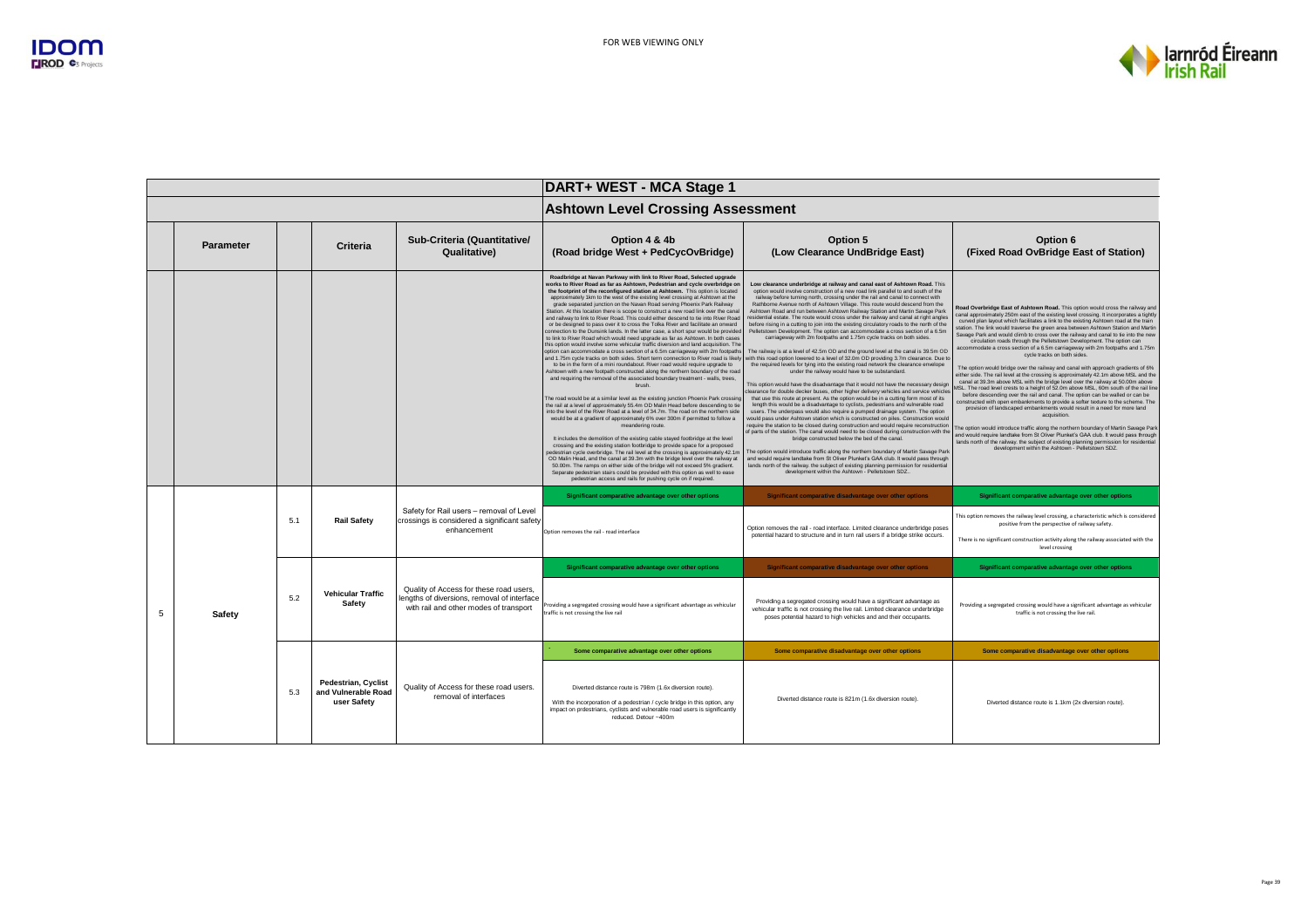| | Parameter | | Criteria | Sub-Criteria (Quantitative/ Qualitative) | Option 4 & 4b (Road bridge West + PedCycOvBridge) | Option 5 (Low Clearance UndBridge East) | Option 6 (Fixed Road OvBridge East of Station) |
|---|---|---|---|---|---|---|---|
| | | | | | **DART+ WEST - MCA Stage 1** | | |
| | | | | | **Ashtown Level Crossing Assessment** | | |
| | | | | | **Roadbridge at Navan Parkway with link to River Road, Selected upgrade works to River Road as far as Ashtown, Pedestrian and cycle overbridge on the footprint of the reconfigured station at Ashtown.** This option is located approximately 1km to the west of the existing level crossing at Ashtown at the grade separated junction on the Navan Road serving Phoenix Park Railway Station. At this location there is scope to construct a new road link over the canal and railway to link to River Road. This could either descend to tie into River Road or be designed to pass over it to cross the Tolka River and facilitate an onward connection to the Dunsink lands. In the latter case, a short spur would be provided to link to River Road which would need upgrade as far as Ashtown. In both cases this option would involve some vehicular traffic diversion and land acquisition. The option can accommodate a cross section of a 6.5m carriageway with 2m footpaths and 1.75m cycle tracks on both sides. Short term connection to River road is likely to be in the form of a mini roundabout. River road would require upgrade to Ashtown with a new footpath constructed along the northern boundary of the road and requiring the removal of the associated boundary treatment - walls, trees, brush.<br><br>The road would be at a similar level as the existing junction Phoenix Park crossing the rail at a level of approximately 55.4m OD Malin Head before descending to tie into the level of the River Road at a level of 34.7m. The road on the northern side would be at a gradient of approximately 6% over 300m if permitted to follow a meandering route.<br><br>It includes the demolition of the existing cable stayed footbridge at the level crossing and the existing station footbridge to provide space for a proposed pedestrian cycle overbridge. The rail level at the crossing is approximately 42.1m OD Malin Head, and the canal at 39.3m with the bridge level over the railway at 50.00m. The ramps on either side of the bridge will not exceed 5% gradient. Separate pedestrian stairs could be provided with this option as well to ease pedestrian access and rails for pushing cycle on if required. | **Low clearance underbridge at railway and canal east of Ashtown Road.** This option would involve construction of a new road link parallel to and south of the railway before turning north, crossing under the rail and canal to connect with Rathborne Avenue north of Ashtown Village. This route would descend from the Ashtown Road and run between Ashtown Railway Station and Martin Savage Park residential estate. The route would cross under the railway and canal at right angles before rising in a cutting to join into the existing circulatory roads to the north of the Pelletstown Development. The option can accommodate a cross section of a 6.5m carriageway with 2m footpaths and 1.75m cycle tracks on both sides.<br><br>The railway is at a level of 42.5m OD and the ground level at the canal is 39.5m OD with this road option lowered to a level of 32.0m OD providing 3.7m clearance. Due to the required levels for tying into the existing road network the clearance envelope under the railway would have to be substandard.<br><br>This option would have the disadvantage that it would not have the necessary design clearance for double decker buses, other higher delivery vehicles and service vehicles that use this route at present. As the option would be in a cutting form most of its length this would be a disadvantage to cyclists, pedestrians and vulnerable road users. The underpass would also require a pumped drainage system. The option would pass under Ashtown station which is constructed on piles. Construction would require the station to be closed during construction and would require reconstruction of parts of the station. The canal would need to be closed during construction with the bridge constructed below the bed of the canal.<br><br>The option would introduce traffic along the northern boundary of Martin Savage Park and would require landtake from St Oliver Plunket's GAA club. It would pass through lands north of the railway. the subject of existing planning permission for residential development within the Ashtown - Pelletstown SDZ.. | **Road Overbridge East of Ashtown Road.** This option would cross the railway and canal approximately 250m east of the existing level crossing. It incorporates a tightly curved plan layout which facilitates a link to the existing Ashtown road at the train station. The link would traverse the green area between Ashtown Station and Martin Savage Park and would climb to cross over the railway and canal to tie into the new circulation roads through the Pelletstown Development. The option can accommodate a cross section of a 6.5m carriageway with 2m footpaths and 1.75m cycle tracks on both sides.<br><br>The option would bridge over the railway and canal with approach gradients of 6% either side. The rail level at the crossing is approximately 42.1m above MSL and the canal at 39.3m above MSL with the bridge level over the railway at 50.00m above MSL. The road level crests to a height of 52.0m above MSL, 60m south of the rail line before descending over the rail and canal. The option can be walled or can be constructed with open embankments to provide a softer texture to the scheme. The provision of landscaped embankments would result in a need for more land acquisition.<br><br>The option would introduce traffic along the northern boundary of Martin Savage Park and would require landtake from St Oliver Plunket's GAA club. It would pass through lands north of the railway. the subject of existing planning permission for residential development within the Ashtown - Pelletstown SDZ. |
| 5 | Safety | 5.1 | **Rail Safety** | Safety for Rail users – removal of Level crossings is considered a significant safety enhancement | **Significant comparative advantage over other options**<br><br>Option removes the rail - road interface | **Significant comparative disadvantage over other options**<br><br>Option removes the rail - road interface. Limited clearance underbridge poses potential hazard to structure and in turn rail users if a bridge strike occurs. | **Significant comparative advantage over other options**<br><br>This option removes the railway level crossing, a characteristic which is considered positive from the perspective of railway safety.<br><br>There is no significant construction activity along the railway associated with the level crossing |
| | | 5.2 | **Vehicular Traffic Safety** | Quality of Access for these road users, lengths of diversions, removal of interface with rail and other modes of transport | **Significant comparative advantage over other options**<br><br>Providing a segregated crossing would have a significant advantage as vehicular traffic is not crossing the live rail | **Significant comparative disadvantage over other options**<br><br>Providing a segregated crossing would have a significant advantage as vehicular traffic is not crossing the live rail. Limited clearance underbridge poses potential hazard to high vehicles and and their occupants. | **Significant comparative advantage over other options**<br><br>Providing a segregated crossing would have a significant advantage as vehicular traffic is not crossing the live rail. |
| | | 5.3 | **Pedestrian, Cyclist and Vulnerable Road user Safety** | Quality of Access for these road users. removal of interfaces | **Some comparative advantage over other options**<br><br>Diverted distance route is 798m (1.6x diversion route).<br><br>With the incorporation of a pedestrian / cycle bridge in this option, any impact on prdestrians, cyclists and vulnerable road users is significantly reduced. Detour ~400m | **Some comparative disadvantage over other options**<br><br>Diverted distance route is 821m (1.6x diversion route). | **Some comparative disadvantage over other options**<br><br>Diverted distance route is 1.1km (2x diversion route). |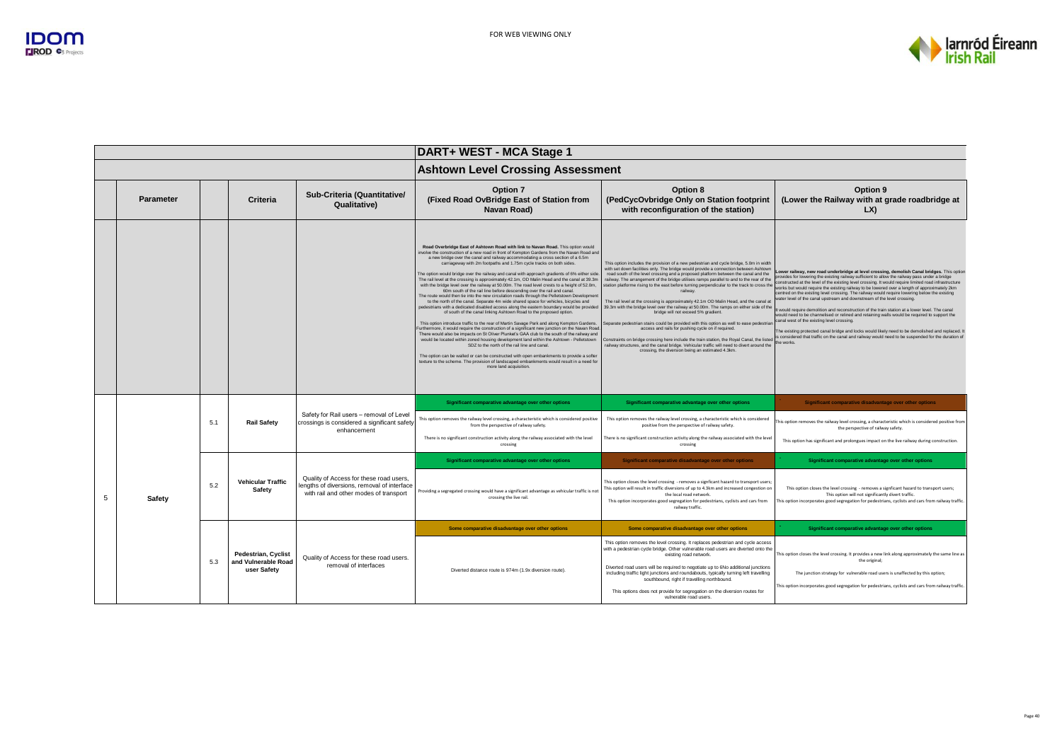FOR WEB VIEWING ONLY

# DART+ WEST - MCA Stage 1

## Ashtown Level Crossing Assessment

| | Parameter | | Criteria | Sub-Criteria (Quantitative/ Qualitative) | Option 7 (Fixed Road OvBridge East of Station from Navan Road) | Option 8 (PedCycOvbridge Only on Station footprint with reconfiguration of the station) | Option 9 (Lower the Railway with at grade roadbridge at LX) |
|---|---|---|---|---|---|---|---|
| | | | | | **Road Overbridge East of Ashtown Road with link to Navan Road.** This option would involve the construction of a new road in front of Kempton Gardens from the Navan Road and a new bridge over the canal and railway accommodating a cross section of a 6.5m carriageway with 2m footpaths and 1.75m cycle tracks on both sides. The option would bridge over the railway and canal with approach gradients of 6% either side. The rail level at the crossing is approximately 42.1m, OD Malin Head and the canal at 39.3m with the bridge level over the railway at 50.00m. The road level crests to a height of 52.0m, 60m south of the rail line before descending over the rail and canal. The route would then tie into the new circulation roads through the Pelletstown Development to the north of the canal. Separate 4m wide shared space for vehicles, bicycles and pedestrians with a dedicated disabled access along the eastern boundary would be provided of south of the canal linking Ashtown Road to the proposed option. This option introduce traffic to the rear of Martin Savage Park and along Kempton Gardens. Furthermore, it would require the construction of a significant new junction on the Navan Road. There would also be impacts on St Oliver Plunket's GAA club to the south of the railway and would be located within zoned housing development land within the Ashtown - Pelletstown SDZ to the north of the rail line and canal. The option can be walled or can be constructed with open embankments to provide a softer texture to the scheme. The provision of landscaped embankments would result in a need for more land acquisition. | This option includes the provision of a new pedestrian and cycle bridge, 5.0m in width with set down facilities only. The bridge would provide a connection between Ashtown road south of the level crossing and a proposed platform between the canal and the railway. The arrangement of the bridge utilises ramps parallel to and to the rear of the station platforms rising to the east before turning perpendicular to the track to cross the railway. The rail level at the crossing is approximately 42.1m OD Malin Head, and the canal at 39.3m with the bridge level over the railway at 50.00m. The ramps on either side of the bridge will not exceed 5% gradient. Separate pedestrian stairs could be provided with this option as well to ease pedestrian access and rails for pushing cycle on if required. Constraints on bridge crossing here include the train station, the Royal Canal, the listed railway structures, and the canal bridge. Vehicular traffic will need to divert around the crossing, the diversion being an estimated 4.3km. | **Lower railway, new road underbridge at level crossing, demolish Canal bridges.** This option provides for lowering the existing railway sufficient to allow the railway pass under a bridge constructed at the level of the existing level crossing. It would require limited road infrastructure works but would require the existing railway to be lowered over a length of approximately 2km centred on the existing level crossing. The railway would require lowering below the existing water level of the canal upstream and downstream of the level crossing. It would require demolition and reconstruction of the train station at a lower level. The canal would need to be channelised or relined and retaining walls would be required to support the canal west of the existing level crossing. The existing protected canal bridge and locks would likely need to be demolished and replaced. It is considered that traffic on the canal and railway would need to be suspended for the duration of the works. |
| 5 | Safety | 5.1 | Rail Safety | Safety for Rail users – removal of Level crossings is considered a significant safety enhancement | **Significant comparative advantage over other options** This option removes the railway level crossing, a characteristic which is considered positive from the perspective of railway safety. There is no significant construction activity along the railway associated with the level crossing | **Significant comparative advantage over other options** This option removes the railway level crossing, a characteristic which is considered positive from the perspective of railway safety. There is no significant construction activity along the railway associated with the level crossing | **Significant comparative disadvantage over other options** This option removes the railway level crossing, a characteristic which is considered positive from the perspective of railway safety. This option has significant and prolongues impact on the live railway during construction. |
| | | 5.2 | Vehicular Traffic Safety | Quality of Access for these road users, lengths of diversions, removal of interface with rail and other modes of transport | **Significant comparative advantage over other options** Providing a segregated crossing would have a significant advantage as vehicular traffic is not crossing the live rail. | **Significant comparative disadvantage over other options** This option closes the level crossing - removes a signficant hazard to transport users; This option will result in traffic diversions of up to 4.3km and increased congestion on the local road network. This option incorporates good segregation for pedestrians, cyclists and cars from railway traffic. | **Significant comparative advantage over other options** This option closes the level crossing - removes a signficant hazard to transport users; This option will not significantly divert traffic. This option incorporates good segregation for pedestrians, cyclists and cars from railway traffic. |
| | | 5.3 | Pedestrian, Cyclist and Vulnerable Road user Safety | Quality of Access for these road users. removal of interfaces | **Some comparative disadvantage over other options** Diverted distance route is 974m (1.9x diversion route). | **Some comparative disadvantage over other options** This option removes the level crossing. It replaces pedestrian and cycle access with a pedestrian cycle bridge. Other vulnerable road users are diverted onto the existing road network. Diverted road users will be required to negotiate up to 6No additional junctions including traffic light junctions and roundabouts, typically turning left travelling southbound, right if travelling northbound. This options does not provide for segregation on the diversion routes for vulnerable road users. | **Significant comparative advantage over other options** This option closes the level crossing. It provides a new link along approximately the same line as the original; The junction strategy for vulnerable road users is unaffected by this option; This option incorporates good segregation for pedestrians, cyclists and cars from railway traffic. |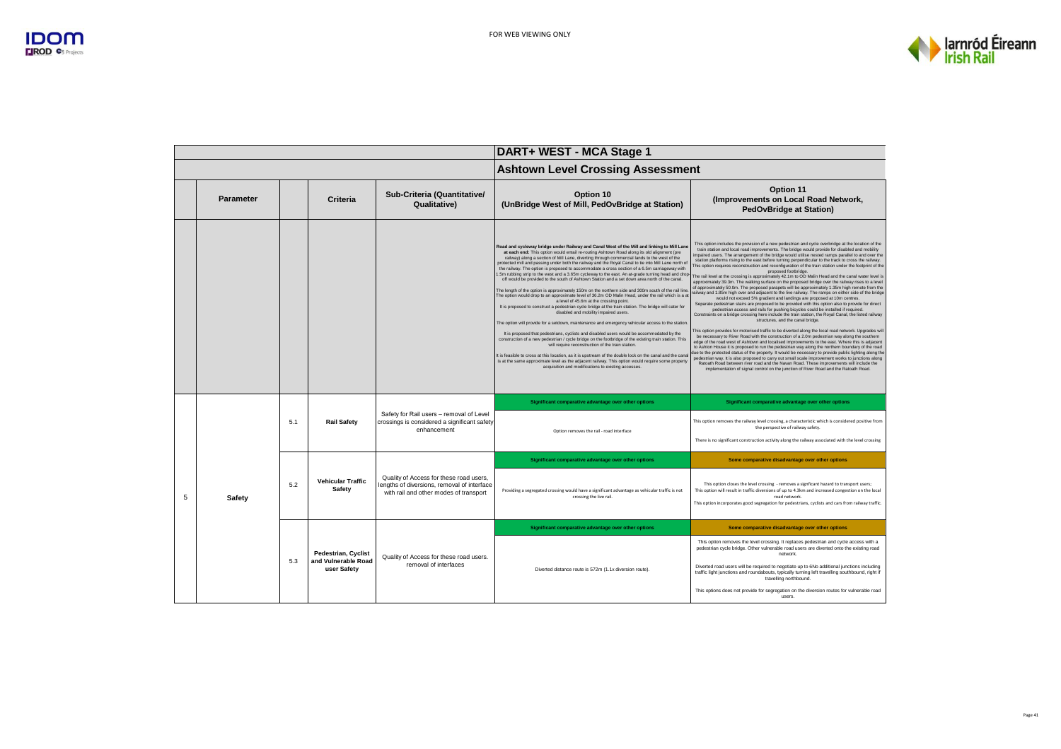FOR WEB VIEWING ONLY

| | | | | | **DART+ WEST - MCA Stage 1** | |
|---|---|---|---|---|---|---|
| | | | | | **Ashtown Level Crossing Assessment** | |
| | **Parameter** | | **Criteria** | **Sub-Criteria (Quantitative/ Qualitative)** | **Option 10 (UnBridge West of Mill, PedOvBridge at Station)** | **Option 11 (Improvements on Local Road Network, PedOvBridge at Station)** |
| | | | | | **Road and cycleway bridge under Railway and Canal West of the Mill and linking to Mill Lane at each end:** This option would entail re-routing Ashtown Road along its old alignment (pre railway) along a section of Mill Lane, diverting through commercial lands to the west of the protected mill and passing under both the railway and the Royal Canal to tie into Mill Lane north of the railway. The option is proposed to accommodate a cross section of a 6.5m carriageway with 1.5m rubbing strip to the west and a 3.65m cycleway to the east. An at-grade turning head and drop-off would be provided to the south of Ashtown Station and a set down area north of the canal.<br><br>The length of the option is approximately 150m on the northern side and 300m south of the rail line. The option would drop to an approximate level of 36.2m OD Malin Head, under the rail which is a at a level of 45.6m at the crossing point.<br>It is proposed to construct a pedestrian cycle bridge at the train station. The bridge will cater for disabled and mobility impaired users.<br><br>The option will provide for a setdown, maintenance and emergency vehicular access to the station.<br><br>It is proposed that pedestrians, cyclists and disabled users would be accommodated by the construction of a new pedestrian / cycle bridge on the footbridge of the existing train station. This will require reconstruction of the train station.<br><br>It is feasible to cross at this location, as it is upstream of the double lock on the canal and the canal is at the same approximate level as the adjacent railway. This option would require some property acquisition and modifications to existing accesses. | This option includes the provision of a new pedestrian and cycle overbridge at the location of the train station and local road improvements. The bridge would provide for disabled and mobility impaired users. The arrangement of the bridge would utilise nested ramps parallel to and over the station platforms rising to the east before turning perpendicular to the track to cross the railway. This option requires reconstruction and reconfiguration of the train station under the footprint of the proposed footbridge.<br>The rail level at the crossing is approximately 42.1m to OD Malin Head and the canal water level is approximately 39.3m. The walking surface on the proposed bridge over the railway rises to a level of approximately 50.0m. The proposed parapets will be approximately 1.35m high remote from the railway and 1.85m high over and adjacent to the live railway. The ramps on either side of the bridge would not exceed 5% gradient and landings are proposed at 10m centres.<br>Separate pedestrian stairs are proposed to be provided with this option also to provide for direct pedestrian access and rails for pushing bicycles could be installed if required.<br>Constraints on a bridge crossing here include the train station, the Royal Canal, the listed railway structures, and the canal bridge.<br><br>This option provides for motorised traffic to be diverted along the local road network. Upgrades will be necessary to River Road with the construction of a 2.0m pedestrian way along the southern edge of the road west of Ashtown and localised improvements to the east. Where this is adjacent to Ashton House it is proposed to run the pedestrian way along the northern boundary of the road due to the protected status of the property. It would be necessary to provide public lighting along the pedestrian way. It is also proposed to carry out small scale improvement works to junctions along Ratoath Road between river road and the Navan Road. These improvements will include the implementation of signal control on the junction of River Road and the Ratoath Road. |
| 5 | Safety | 5.1 | **Rail Safety** | Safety for Rail users – removal of Level crossings is considered a significant safety enhancement | **Significant comparative advantage over other options**<br><br>Option removes the rail - road interface | **Significant comparative advantage over other options**<br><br>This option removes the railway level crossing, a characteristic which is considered positive from the perspective of railway safety.<br><br>There is no significant construction activity along the railway associated with the level crossing |
| | | 5.2 | **Vehicular Traffic Safety** | Quality of Access for these road users, lengths of diversions, removal of interface with rail and other modes of transport | **Significant comparative advantage over other options**<br><br>Providing a segregated crossing would have a significant advantage as vehicular traffic is not crossing the live rail. | **Some comparative disadvantage over other options**<br><br>This option closes the level crossing - removes a significant hazard to transport users; This option will result in traffic diversions of up to 4.3km and increased congestion on the local road network.<br><br>This option incorporates good segregation for pedestrians, cyclists and cars from railway traffic. |
| | | 5.3 | **Pedestrian, Cyclist and Vulnerable Road user Safety** | Quality of Access for these road users. removal of interfaces | **Significant comparative advantage over other options**<br><br>Diverted distance route is 572m (1.1x diversion route). | **Some comparative disadvantage over other options**<br><br>This option removes the level crossing. It replaces pedestrian and cycle access with a pedestrian cycle bridge. Other vulnerable road users are diverted onto the existing road network.<br><br>Diverted road users will be required to negotiate up to 6No additional junctions including traffic light junctions and roundabouts, typically turning left travelling southbound, right if travelling northbound.<br><br>This options does not provide for segregation on the diversion routes for vulnerable road users. |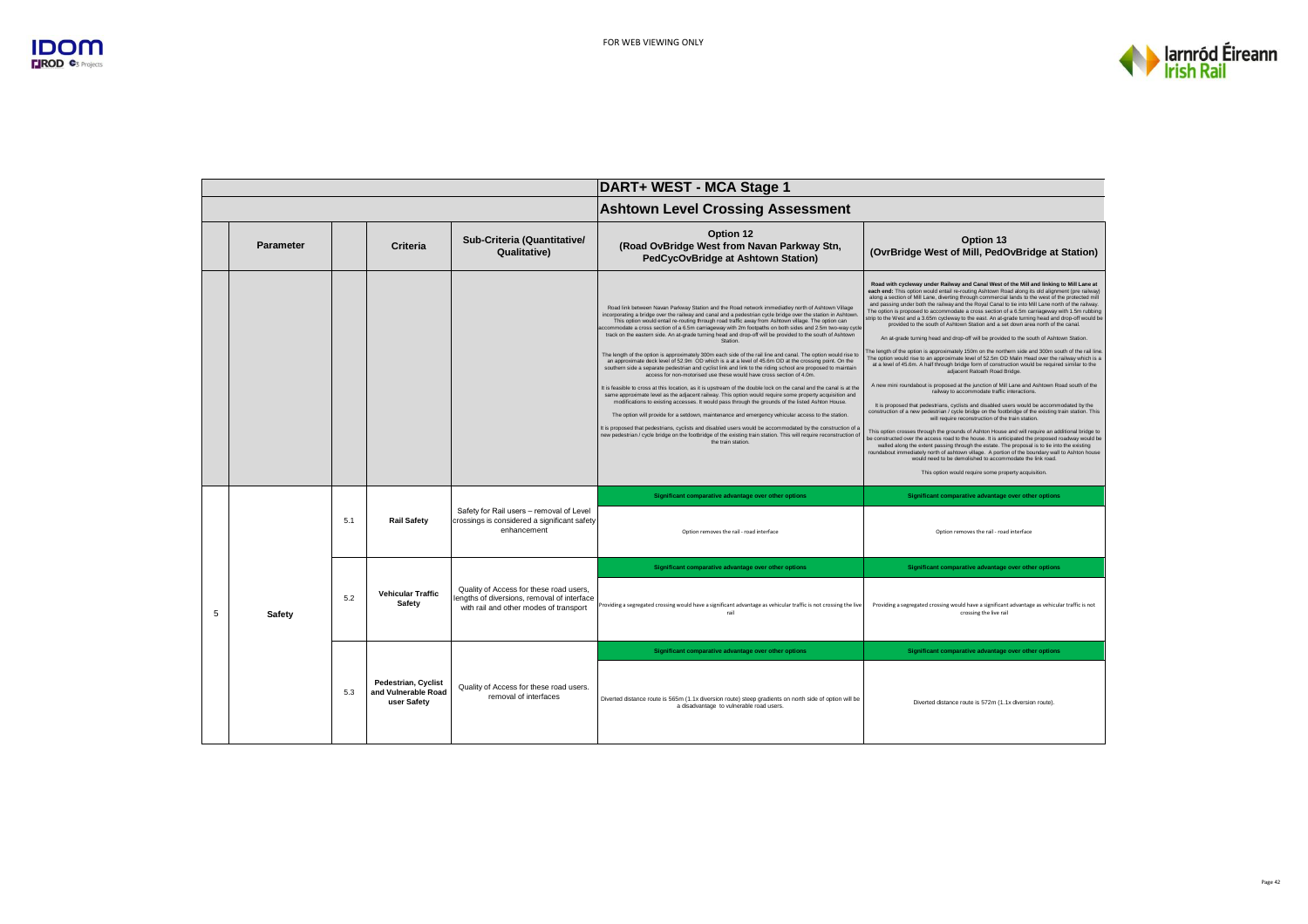FOR WEB VIEWING ONLY

# DART+ WEST - MCA Stage 1

## Ashtown Level Crossing Assessment

| | Parameter | | Criteria | Sub-Criteria (Quantitative/ Qualitative) | Option 12 (Road OvBridge West from Navan Parkway Stn, PedCycOvBridge at Ashtown Station) | Option 13 (OvrBridge West of Mill, PedOvBridge at Station) |
|---|---|---|---|---|---|---|
| | | | | | Road link between Navan Parkway Station and the Road network immediatley north of Ashtown Village incorporating a bridge over the railway and canal and a pedestrian cycle bridge over the station in Ashtown. This option would entail re-routing through road traffic away from Ashtown village. The option can accommodate a cross section of a 6.5m carriageway with 2m footpaths on both sides and 2.5m two-way cycle track on the eastern side. An at-grade turning head and drop-off will be provided to the south of Ashtown Station.<br><br>The length of the option is approximately 300m each side of the rail line and canal. The option would rise to an approximate deck level of 52.9m OD which is a at a level of 45.6m OD at the crossing point. On the southern side a separate pedestrian and cyclist link and link to the riding school are proposed to maintain access for non-motorised use these would have cross section of 4.0m.<br><br>It is feasible to cross at this location, as it is upstream of the double lock on the canal and the canal is at the same approximate level as the adjacent railway. This option would require some property acquisition and modifications to existing accesses. It would pass through the grounds of the listed Ashton House.<br><br>The option will provide for a setdown, maintenance and emergency vehicular access to the station.<br><br>It is proposed that pedestrians, cyclists and disabled users would be accommodated by the construction of a new pedestrian / cycle bridge on the footbridge of the existing train station. This will require reconstruction of the train station. | **Road with cycleway under Railway and Canal West of the Mill and linking to Mill Lane at each end:** This option would entail re-routing Ashtown Road along its old alignment (pre railway) along a section of Mill Lane, diverting through commercial lands to the west of the protected mill and passing under both the railway and the Royal Canal to tie into Mill Lane north of the railway. The option is proposed to accommodate a cross section of a 6.5m carriageway with 1.5m rubbing strip to the West and a 3.65m cycleway to the east. An at-grade turning head and drop-off would be provided to the south of Ashtown Station and a set down area north of the canal.<br><br>An at-grade turning head and drop-off will be provided to the south of Ashtown Station.<br><br>The length of the option is approximately 150m on the northern side and 300m south of the rail line. The option would rise to an approximate level of 52.5m OD Malin Head over the railway which is a at a level of 45.6m. A half through bridge form of construction would be required similar to the adjacent Ratoath Road Bridge.<br><br>A new mini roundabout is proposed at the junction of Mill Lane and Ashtown Road south of the railway to accommodate traffic interactions.<br><br>It is proposed that pedestrians, cyclists and disabled users would be accommodated by the construction of a new pedestrian / cycle bridge on the footbridge of the existing train station. This will require reconstruction of the train station.<br><br>This option crosses through the grounds of Ashton House and will require an additional bridge to be constructed over the access road to the house. It is anticipated the proposed roadway would be walled along the extent passing through the estate. The proposal is to tie into the existing roundabout immediately north of ashtown village. A portion of the boundary wall to Ashton house would need to be demolished to accommodate the link road.<br><br>This option would require some property acquisition. |
| 5 | Safety | 5.1 | Rail Safety | Safety for Rail users – removal of Level crossings is considered a significant safety enhancement | **Significant comparative advantage over other options**<br><br>Option removes the rail - road interface | **Significant comparative advantage over other options**<br><br>Option removes the rail - road interface |
| | | 5.2 | Vehicular Traffic Safety | Quality of Access for these road users, lengths of diversions, removal of interface with rail and other modes of transport | **Significant comparative advantage over other options**<br><br>Providing a segregated crossing would have a significant advantage as vehicular traffic is not crossing the live rail | **Significant comparative advantage over other options**<br><br>Providing a segregated crossing would have a significant advantage as vehicular traffic is not crossing the live rail |
| | | 5.3 | Pedestrian, Cyclist and Vulnerable Road user Safety | Quality of Access for these road users. removal of interfaces | **Significant comparative advantage over other options**<br><br>Diverted distance route is 565m (1.1x diversion route) steep gradients on north side of option will be a disadvantage to vulnerable road users. | **Significant comparative advantage over other options**<br><br>Diverted distance route is 572m (1.1x diversion route). |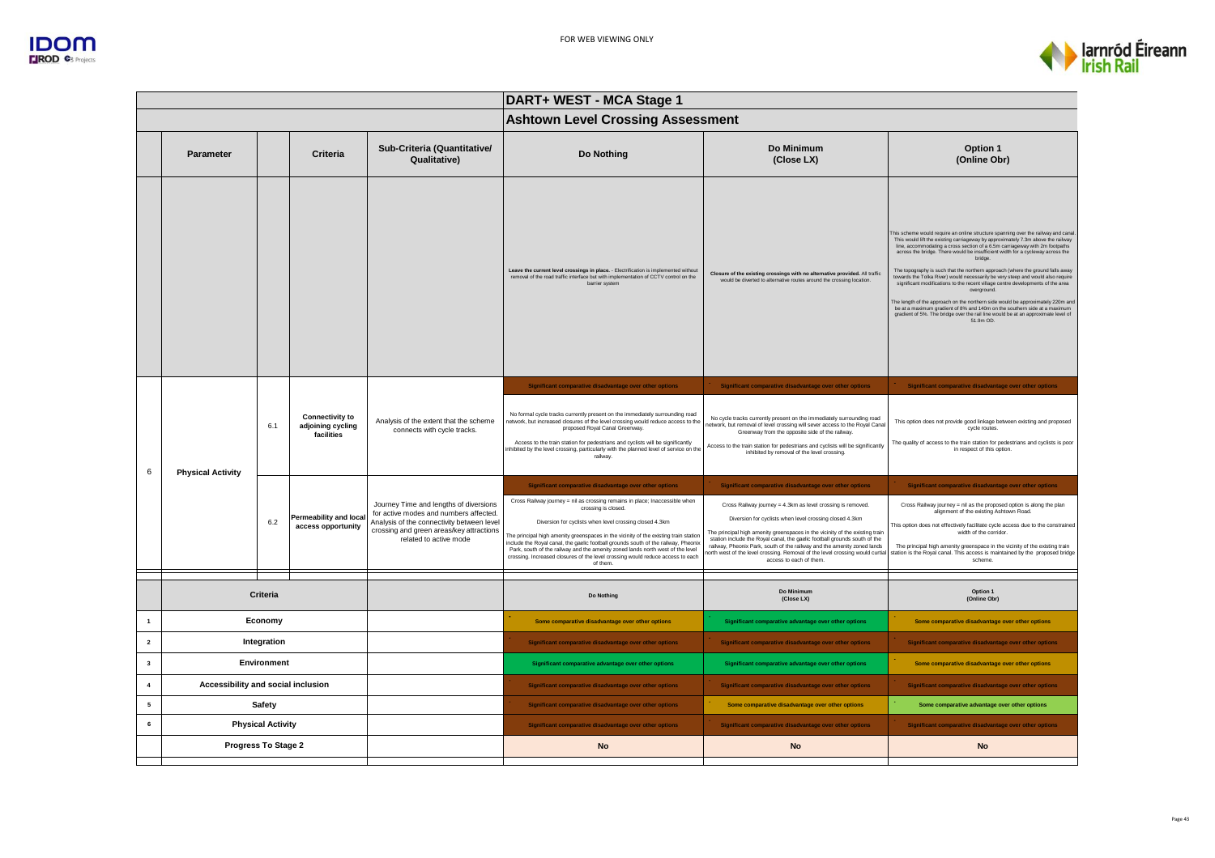# DART+ WEST - MCA Stage 1

## Ashtown Level Crossing Assessment

| | Parameter | | Criteria | Sub-Criteria (Quantitative/ Qualitative) | Do Nothing | Do Minimum (Close LX) | Option 1 (Online Obr) |
|---|---|---|---|---|---|---|---|
| | | | | | **Leave the current level crossings in place.** - Electrification is implemented without removal of the road traffic interface but with implementation of CCTV control on the barrier system | **Closure of the existing crossings with no alternative provided.** All traffic would be diverted to alternative routes around the crossing location. | This scheme would require an online structure spanning over the railway and canal. This would lift the existing carriageway by approximately 7.3m above the railway line, accommodating a cross section of a 6.5m carriageway with 2m footpaths across the bridge. There would be insufficient width for a cycleway across the bridge.<br><br>The topography is such that the northern approach (where the ground falls away towards the Tolka River) would necessarily be very steep and would also require significant modifications to the recent village centre developments of the area overground.<br><br>The length of the approach on the northern side would be approximately 220m and be at a maximum gradient of 8% and 140m on the southern side at a maximum gradient of 5%. The bridge over the rail line would be at an approximate level of 51.9m OD. |
| 6 | Physical Activity | | | | Significant comparative disadvantage over other options | Significant comparative disadvantage over other options | Significant comparative disadvantage over other options |
| | | 6.1 | Connectivity to adjoining cycling facilities | Analysis of the extent that the scheme connects with cycle tracks. | No formal cycle tracks currently present on the immediately surrounding road network, but increased closures of the level crossing would reduce access to the proposed Royal Canal Greenway.<br><br>Access to the train station for pedestrians and cyclists will be significantly inhibited by the level crossing, particularly with the planned level of service on the railway. | No cycle tracks currently present on the immediately surrounding road network, but removal of level crossing will sever access to the Royal Canal Greenway from the opposite side of the railway.<br><br>Access to the train station for pedestrians and cyclists will be significantly inhibited by removal of the level crossing. | This option does not provide good linkage between existing and proposed cycle routes.<br><br>The quality of access to the train station for pedestrians and cyclists is poor in respect of this option. |
| | | | | | Significant comparative disadvantage over other options | Significant comparative disadvantage over other options | Significant comparative disadvantage over other options |
| | | 6.2 | Permeability and local access opportunity | Journey Time and lengths of diversions for active modes and numbers affected. Analysis of the connectivity between level crossing and green areas/key attractions related to active mode | Cross Railway journey = nil as crossing remains in place; Inaccessible when crossing is closed.<br><br>Diversion for cyclists when level crossing closed 4.3km<br><br>The principal high amenity greenspaces in the vicinity of the existing train station include the Royal canal, the gaelic football grounds south of the railway, Pheonix Park, south of the railway and the amenity zoned lands north west of the level crossing. Increased closures of the level crossing would reduce access to each of them. | Cross Railway journey = 4.3km as level crossing is removed.<br><br>Diversion for cyclists when level crossing closed 4.3km<br><br>The principal high amenity greenspaces in the vicinity of the existing train station include the Royal canal, the gaelic football grounds south of the railway, Pheonix Park, south of the railway and the amenity zoned lands north west of the level crossing. Removal of the level crossing would curtail access to each of them. | Cross Railway journey = nil as the proposed option is along the plan alignment of the existing Ashtown Road.<br><br>This option does not effectively facilitate cycle access due to the constrained width of the corridor.<br><br>The principal high amenity greenspace in the vicinity of the existing train station is the Royal canal. This access is maintained by the proposed bridge scheme. |

| | Criteria | | Do Nothing | Do Minimum (Close LX) | Option 1 (Online Obr) |
|---|---|---|---|---|---|
| 1 | Economy | | Some comparative disadvantage over other options | Significant comparative advantage over other options | Some comparative disadvantage over other options |
| 2 | Integration | | Significant comparative disadvantage over other options | Significant comparative disadvantage over other options | Significant comparative disadvantage over other options |
| 3 | Environment | | Significant comparative advantage over other options | Significant comparative advantage over other options | Some comparative disadvantage over other options |
| 4 | Accessibility and social inclusion | | Significant comparative disadvantage over other options | Significant comparative disadvantage over other options | Significant comparative disadvantage over other options |
| 5 | Safety | | Significant comparative disadvantage over other options | Some comparative disadvantage over other options | Some comparative advantage over other options |
| 6 | Physical Activity | | Significant comparative disadvantage over other options | Significant comparative disadvantage over other options | Significant comparative disadvantage over other options |
| | Progress To Stage 2 | | No | No | No |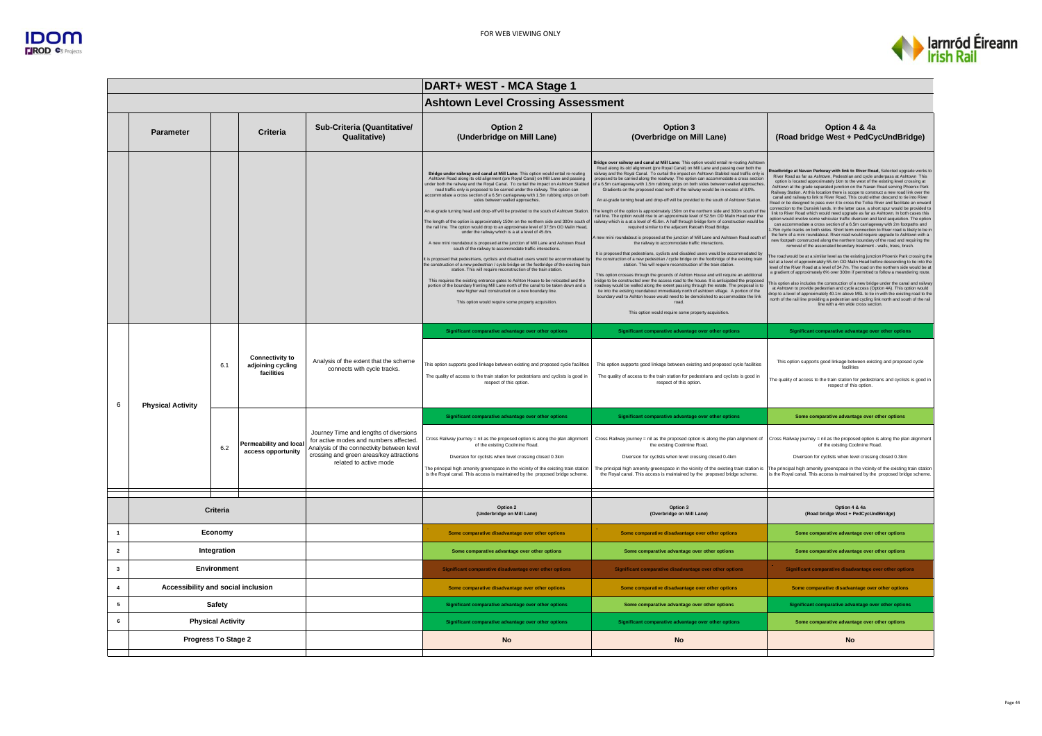FOR WEB VIEWING ONLY

# DART+ WEST - MCA Stage 1

## Ashtown Level Crossing Assessment

| | Parameter | | Criteria | Sub-Criteria (Quantitative/ Qualitative) | Option 2 (Underbridge on Mill Lane) | Option 3 (Overbridge on Mill Lane) | Option 4 & 4a (Road bridge West + PedCycUndBridge) |
|---|---|---|---|---|---|---|---|
| | | | | | **Bridge under railway and canal at Mill Lane:** This option would entail re-routing Ashtown Road along its old alignment (pre Royal Canal) on Mill Lane and passing under both the railway and the Royal Canal. To curtail the impact on Ashtown Stabled road traffic only is proposed to be carried under the railway. The option can accommodate a cross section of a 6.5m carriageway with 1.5m rubbing strips on both sides between walled approaches.<br><br>An at-grade turning head and drop-off will be provided to the south of Ashtown Station.<br><br>The length of the option is approximately 150m on the northern side and 300m south of the rail line. The option would drop to an approximate level of 37.5m OD Malin Head, under the railway which is a at a level of 45.6m.<br><br>A new mini roundabout is proposed at the junction of Mill Lane and Ashtown Road south of the railway to accommodate traffic interactions.<br><br>It is proposed that pedestrians, cyclists and disabled users would be accommodated by the construction of a new pedestrian / cycle bridge on the footbridge of the existing train station. This will require reconstruction of the train station.<br><br>This requires the existing entrance gates to Ashton House to be relocated and the portion of the boundary fronting Mill Lane north of the canal to be taken down and a new higher wall constructed on a new boundary line.<br><br>This option would require some property acquisition. | **Bridge over railway and canal at Mill Lane:** This option would entail re-routing Ashtown Road along its old alignment (pre Royal Canal) on Mill Lane and passing over both the railway and the Royal Canal. To curtail the impact on Ashtown Stabled road traffic only is proposed to be carried along the roadway. The option can accommodate a cross section of a 6.5m carriageway with 1.5m rubbing strips on both sides between walled approaches. Gradients on the proposed road north of the railway would be in excess of 8.0%.<br><br>An at-grade turning head and drop-off will be provided to the south of Ashtown Station.<br><br>The length of the option is approximately 150m on the northern side and 300m south of the rail line. The option would rise to an approximate level of 52.5m OD Malin Head over the railway which is a at a level of 45.6m. A half through bridge form of construction would be required similar to the adjacent Ratoath Road Bridge.<br><br>A new mini roundabout is proposed at the junction of Mill Lane and Ashtown Road south of the railway to accommodate traffic interactions.<br><br>It is proposed that pedestrians, cyclists and disabled users would be accommodated by the construction of a new pedestrian / cycle bridge on the footbridge of the existing train station. This will require reconstruction of the train station.<br><br>This option crosses through the grounds of Ashton House and will require an additional bridge to be constructed over the access road to the house. It is anticipated the proposed roadway would be walled along the extent passing through the estate. The proposal is to tie into the existing roundabout immediately north of ashtown village. A portion of the boundary wall to Ashton house would need to be demolished to accommodate the link road.<br><br>This option would require some property acquisition. | **Roadbridge at Navan Parkway with link to River Road,** Selected upgrade works to River Road as far as Ashtown, Pedestrian and cycle underpass at Ashtown This option is located approximately 1km to the west of the existing level crossing at Ashtown at the grade separated junction on the Navan Road serving Phoenix Park Railway Station. At this location there is scope to construct a new road link over the canal and railway to link to River Road. This could either descend to tie into River Road or be designed to pass over it to cross the Tolka River and facilitate an onward connection to the Dunsink lands. In the latter case, a short spur would be provided to link to River Road which would need upgrade as far as Ashtown. In both cases this option would involve some vehicular traffic diversion and land acquisition. The option can accommodate a cross section of a 6.5m carriageway with 2m footpaths and 1.75m cycle tracks on both sides. Short term connection to River road is likely to be in the form of a mini roundabout. River road would require upgrade to Ashtown with a new footpath constructed along the northern boundary of the road and requiring the removal of the associated boundary treatment - walls, trees, brush.<br><br>The road would be at a similar level as the existing junction Phoenix Park crossing the rail at a level of approximately 55.4m OD Malin Head before descending to tie into the level of the River Road at a level of 34.7m. The road on the northern side would be at a gradient of approximately 8% over 300m if permitted to follow a meandering route.<br><br>This option also includes the construction of a new bridge under the canal and railway at Ashtown to provide pedestrian and cycle access (Option 4A). This option would drop to a level of approximately 40.1m above MSL to tie in with the existing road to the north of the rail line providing a pedestrian and cycling link north and south of the rail line with a 4m wide cross section. |
| 6 | Physical Activity | 6.1 | Connectivity to adjoining cycling facilities | Analysis of the extent that the scheme connects with cycle tracks. | **Significant comparative advantage over other options**<br><br>This option supports good linkage between existing and proposed cycle facilities<br><br>The quality of access to the train station for pedestrians and cyclists is good in respect of this option. | **Significant comparative advantage over other options**<br><br>This option supports good linkage between existing and proposed cycle facilities<br><br>The quality of access to the train station for pedestrians and cyclists is good in respect of this option. | **Significant comparative advantage over other options**<br><br>This option supports good linkage between existing and proposed cycle facilities<br><br>The quality of access to the train station for pedestrians and cyclists is good in respect of this option. |
| | | 6.2 | Permeability and local access opportunity | Journey Time and lengths of diversions for active modes and numbers affected. Analysis of the connectivity between level crossing and green areas/key attractions related to active mode | **Significant comparative advantage over other options**<br><br>Cross Railway journey = nil as the proposed option is along the plan alignment of the existing Coolmine Road.<br><br>Diversion for cyclists when level crossing closed 0.3km<br><br>The principal high amenity greenspace in the vicinity of the existing train station is the Royal canal. This access is maintained by the proposed bridge scheme. | **Significant comparative advantage over other options**<br><br>Cross Railway journey = nil as the proposed option is along the plan alignment of the existing Coolmine Road.<br><br>Diversion for cyclists when level crossing closed 0.4km<br><br>The principal high amenity greenspace in the vicinity of the existing train station is the Royal canal. This access is maintained by the proposed bridge scheme. | **Some comparative advantage over other options**<br><br>Cross Railway journey = nil as the proposed option is along the plan alignment of the existing Coolmine Road.<br><br>Diversion for cyclists when level crossing closed 0.3km<br><br>The principal high amenity greenspace in the vicinity of the existing train station is the Royal canal. This access is maintained by the proposed bridge scheme. |

| | Criteria | | Option 2 (Underbridge on Mill Lane) | Option 3 (Overbridge on Mill Lane) | Option 4 & 4a (Road bridge West + PedCycUndBridge) |
|---|---|---|---|---|---|
| 1 | Economy | | Some comparative disadvantage over other options | Some comparative disadvantage over other options | Some comparative advantage over other options |
| 2 | Integration | | Some comparative advantage over other options | Some comparative advantage over other options | Some comparative advantage over other options |
| 3 | Environment | | Significant comparative disadvantage over other options | Significant comparative disadvantage over other options | Significant comparative disadvantage over other options |
| 4 | Accessibility and social inclusion | | Some comparative disadvantage over other options | Some comparative disadvantage over other options | Some comparative disadvantage over other options |
| 5 | Safety | | Significant comparative advantage over other options | Some comparative advantage over other options | Significant comparative advantage over other options |
| 6 | Physical Activity | | Significant comparative advantage over other options | Significant comparative advantage over other options | Some comparative advantage over other options |
| | Progress To Stage 2 | | No | No | No |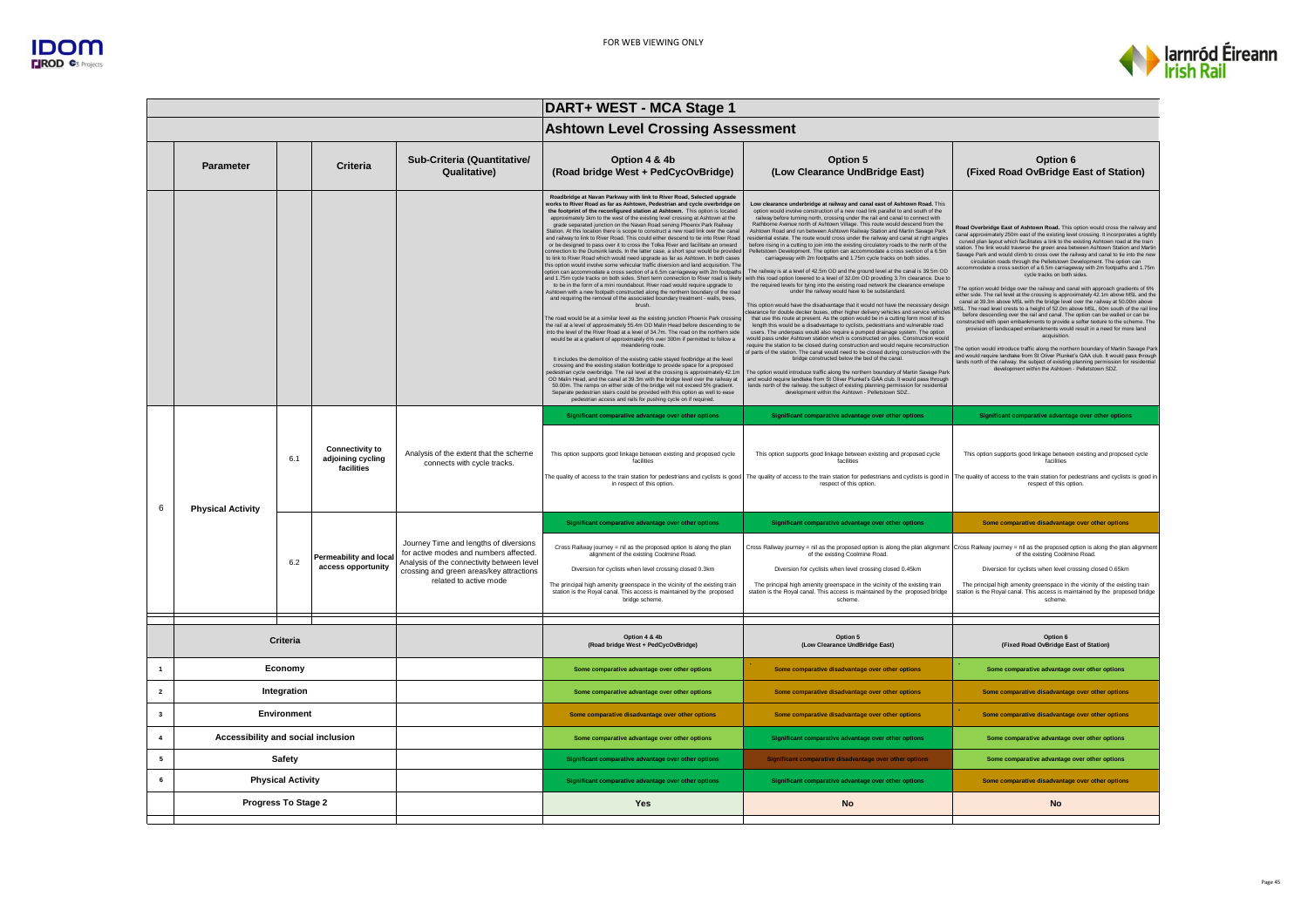FOR WEB VIEWING ONLY

# DART+ WEST - MCA Stage 1

## Ashtown Level Crossing Assessment

| | Parameter | | Criteria | Sub-Criteria (Quantitative/ Qualitative) | Option 4 & 4b (Road bridge West + PedCycOvBridge) | Option 5 (Low Clearance UndBridge East) | Option 6 (Fixed Road OvBridge East of Station) |
|---|---|---|---|---|---|---|---|
| | | | | | **Roadbridge at Navan Parkway with link to River Road, Selected upgrade works to River Road as far as Ashtown, Pedestrian and cycle overbridge on the footprint of the reconfigured station at Ashtown.** This option is located approximately 1km to the west of the existing level crossing at Ashtown at the grade separated junction on the Navan Road serving Phoenix Park Railway Station. At this location there is scope to construct a new road link over the canal and railway to link to River Road. This could either descend to tie into River Road or be designed to pass over it to cross the Tolka River and facilitate an onward connection to the Dunsink lands. In the latter case, a short spur would be provided to link to River Road which would need upgrade as far as Ashtown. In both cases this option would involve some vehicular traffic diversion and land acquisition. The option can accommodate a cross section of a 6.5m carriageway with 2m footpaths and 1.75m cycle tracks on both sides. Short term connection to River road is likely to be in the form of a mini roundabout. River road would require upgrade to Ashtown with a new footpath constructed along the northern boundary of the road and requiring the removal of the associated boundary treatment - walls, trees, brush.<br><br>The road would be at a similar level as the existing junction Phoenix Park crossing the rail at a level of approximately 55.4m OD Malin Head before descending to tie into the level of the River Road at a level of 34.7m. The road on the northern side would be at a gradient of approximately 6% over 300m if permitted to follow a meandering route.<br><br>It includes the demolition of the existing cable stayed footbridge at the level crossing and the existing station footbridge to provide space for a proposed pedestrian cycle overbridge. The rail level at the crossing is approximately 42.1m OD Malin Head, and the canal at 39.3m with the bridge level over the railway at 50.00m. The ramps on either side of the bridge will not exceed 5% gradient. Separate pedestrian stairs could be provided with this option as well to ease pedestrian access and rails for pushing cycle on if required. | **Low clearance underbridge at railway and canal east of Ashtown Road.** This option would involve construction of a new road link parallel to and south of the railway before turning north, crossing under the rail and canal to connect with Rathborne Avenue north of Ashtown Village. This route would descend from the Ashtown Road and run between Ashtown Railway Station and Martin Savage Park residential estate. The route would cross under the railway and canal at right angles before rising in a cutting to join into the existing circulatory roads to the north of the Pelletstown Development. The option can accommodate a cross section of a 6.5m carriageway with 2m footpaths and 1.75m cycle tracks on both sides.<br><br>The railway is at a level of 42.5m OD and the ground level at the canal is 39.5m OD with this road option lowered to a level of 32.0m OD providing 3.7m clearance. Due to the required levels for tying into the existing road network the clearance envelope under the railway would have to be substandard.<br><br>This option would have the disadvantage that it would not have the necessary design clearance for double decker buses, other higher delivery vehicles and service vehicles that use this route at present. As the option would be in a cutting form most of its length this would be a disadvantage to cyclists, pedestrians and vulnerable road users. The underpass would also require a pumped drainage system. The option would pass under Ashtown station which is constructed on piles. Construction would require the station to be closed during construction and would require reconstruction of parts of the station. The canal would need to be closed during construction with the bridge constructed below the bed of the canal.<br><br>The option would introduce traffic along the northern boundary of Martin Savage Park and would require landtake from St Oliver Plunket's GAA club. It would pass through lands north of the railway, the subject of existing planning permission for residential development within the Ashtown - Pelletstown SDZ.. | **Road Overbridge East of Ashtown Road.** This option would cross the railway and canal approximately 250m east of the existing level crossing. It incorporates a tightly curved plan layout which facilitates a link to the existing Ashtown road at the train station. The link would traverse the green area between Ashtown Station and Martin Savage Park and would climb to cross over the railway and canal to tie into the new circulation roads through the Pelletstown Development. The option can accommodate a cross section of a 6.5m carriageway with 2m footpaths and 1.75m cycle tracks on both sides.<br><br>The option would bridge over the railway and canal with approach gradients of 6% either side. The rail level at the crossing is approximately 42.1m above MSL and the canal at 39.3m above MSL with the bridge level over the railway at 50.00m above MSL. The road level crests to a height of 52.0m above MSL, 60m south of the rail line before descending over the rail and canal. The option can be walled or can be constructed with open embankments to provide a softer texture to the scheme. The provision of landscaped embankments would result in a need for more land acquisition.<br><br>The option would introduce traffic along the northern boundary of Martin Savage Park and would require landtake from St Oliver Plunket's GAA club. It would pass through lands north of the railway, the subject of existing planning permission for residential development within the Ashtown - Pelletstown SDZ. |
| 6 | Physical Activity | 6.1 | Connectivity to adjoining cycling facilities | Analysis of the extent that the scheme connects with cycle tracks. | **Significant comparative advantage over other options**<br><br>This option supports good linkage between existing and proposed cycle facilities<br><br>The quality of access to the train station for pedestrians and cyclists is good in respect of this option. | **Significant comparative advantage over other options**<br><br>This option supports good linkage between existing and proposed cycle facilities<br><br>The quality of access to the train station for pedestrians and cyclists is good in respect of this option. | **Significant comparative advantage over other options**<br><br>This option supports good linkage between existing and proposed cycle facilities<br><br>The quality of access to the train station for pedestrians and cyclists is good in respect of this option. |
| | | 6.2 | Permeability and local access opportunity | Journey Time and lengths of diversions for active modes and numbers affected. Analysis of the connectivity between level crossing and green areas/key attractions related to active mode | **Significant comparative advantage over other options**<br><br>Cross Railway journey = nil as the proposed option is along the plan alignment of the existing Coolmine Road.<br><br>Diversion for cyclists when level crossing closed 0.3km<br><br>The principal high amenity greenspace in the vicinity of the existing train station is the Royal canal. This access is maintained by the proposed bridge scheme. | **Significant comparative advantage over other options**<br><br>Cross Railway journey = nil as the proposed option is along the plan alignment of the existing Coolmine Road.<br><br>Diversion for cyclists when level crossing closed 0.45km<br><br>The principal high amenity greenspace in the vicinity of the existing train station is the Royal canal. This access is maintained by the proposed bridge scheme. | **Some comparative disadvantage over other options**<br><br>Cross Railway journey = nil as the proposed option is along the plan alignment of the existing Coolmine Road.<br><br>Diversion for cyclists when level crossing closed 0.65km<br><br>The principal high amenity greenspace in the vicinity of the existing train station is the Royal canal. This access is maintained by the proposed bridge scheme. |

| | Criteria | | Option 4 & 4b (Road bridge West + PedCycOvBridge) | Option 5 (Low Clearance UndBridge East) | Option 6 (Fixed Road OvBridge East of Station) |
|---|---|---|---|---|---|
| 1 | Economy | | Some comparative advantage over other options | Some comparative disadvantage over other options | Some comparative advantage over other options |
| 2 | Integration | | Some comparative advantage over other options | Some comparative disadvantage over other options | Some comparative disadvantage over other options |
| 3 | Environment | | Some comparative disadvantage over other options | Some comparative disadvantage over other options | Some comparative disadvantage over other options |
| 4 | Accessibility and social inclusion | | Some comparative advantage over other options | Significant comparative advantage over other options | Some comparative advantage over other options |
| 5 | Safety | | Significant comparative advantage over other options | Significant comparative disadvantage over other options | Some comparative advantage over other options |
| 6 | Physical Activity | | Significant comparative advantage over other options | Significant comparative advantage over other options | Some comparative disadvantage over other options |
| | Progress To Stage 2 | | Yes | No | No |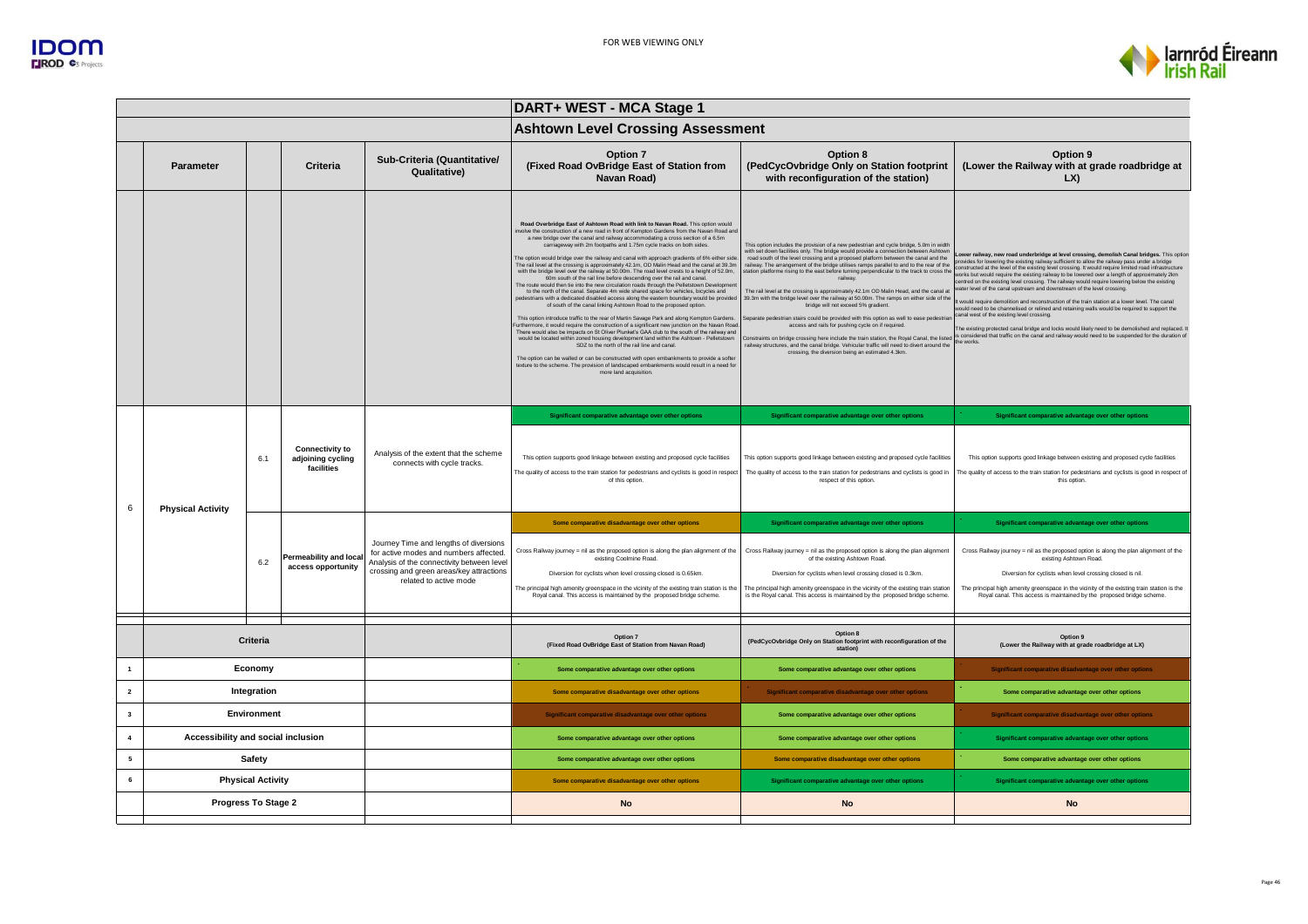FOR WEB VIEWING ONLY

# DART+ WEST - MCA Stage 1

## Ashtown Level Crossing Assessment

| | Parameter | | Criteria | Sub-Criteria (Quantitative/ Qualitative) | Option 7 (Fixed Road OvBridge East of Station from Navan Road) | Option 8 (PedCycOvbridge Only on Station footprint with reconfiguration of the station) | Option 9 (Lower the Railway with at grade roadbridge at LX) |
|---|---|---|---|---|---|---|---|
| | | | | | **Road Overbridge East of Ashtown Road with link to Navan Road.** This option would involve the construction of a new road in front of Kempton Gardens from the Navan Road and a new bridge over the canal and railway accommodating a cross section of a 6.5m carriageway with 2m footpaths and 1.75m cycle tracks on both sides. The option would bridge over the railway and canal with approach gradients of 6% either side. The rail level at the crossing is approximately 42.1m, OD Malin Head and the canal at 39.3m with the bridge level over the railway at 50.00m. The road level crests to a height of 52.0m, 60m south of the rail line before descending over the rail and canal. The route would then tie into the new circulation roads through the Pelletstown Development to the north of the canal. Separate 4m wide shared space for vehicles, bicycles and pedestrians with a dedicated disabled access along the eastern boundary would be provided of south of the canal linking Ashtown Road to the proposed option. This option introduce traffic to the rear of Martin Savage Park and along Kempton Gardens. Furthermore, it would require the construction of a significant new junction on the Navan Road. There would also be impacts on St Oliver Plunket's GAA club to the south of the railway and would be located within zoned housing development land within the Ashtown - Pelletstown SDZ to the north of the rail line and canal. The option can be walled or can be constructed with open embankments to provide a softer texture to the scheme. The provision of landscaped embankments would result in a need for more land acquisition. | This option includes the provision of a new pedestrian and cycle bridge, 5.0m in width with set down facilities only. The bridge would provide a connection between Ashtown road south of the level crossing and a proposed platform between the canal and the railway. The arrangement of the bridge utilises ramps parallel to and to the rear of the station platforms rising to the east before turning perpendicular to the track to cross the railway. The rail level at the crossing is approximately 42.1m OD Malin Head, and the canal at 39.3m with the bridge level over the railway at 50.00m. The ramps on either side of the bridge will not exceed 5% gradient. Separate pedestrian stairs could be provided with this option as well to ease pedestrian access and rails for pushing cycle on if required. Constraints on bridge crossing here include the train station, the Royal Canal, the listed railway structures, and the canal bridge. Vehicular traffic will need to divert around the crossing, the diversion being an estimated 4.3km. | **Lower railway, new road underbridge at level crossing, demolish Canal bridges.** This option provides for lowering the existing railway sufficient to allow the railway pass under a bridge constructed at the level of the existing level crossing. It would require limited road infrastructure works but would require the existing railway to be lowered over a length of approximately 2km centred on the existing level crossing. The railway would require lowering below the existing water level of the canal upstream and downstream of the level crossing. It would require demolition and reconstruction of the train station at a lower level. The canal would need to be channelised or relined and retaining walls would be required to support the canal west of the existing level crossing. The existing protected canal bridge and locks would likely need to be demolished and replaced. It is considered that traffic on the canal and railway would need to be suspended for the duration of the works. |
| 6 | Physical Activity | 6.1 | Connectivity to adjoining cycling facilities | Analysis of the extent that the scheme connects with cycle tracks. | **Significant comparative advantage over other options** This option supports good linkage between existing and proposed cycle facilities The quality of access to the train station for pedestrians and cyclists is good in respect of this option. | **Significant comparative advantage over other options** This option supports good linkage between existing and proposed cycle facilities The quality of access to the train station for pedestrians and cyclists is good in respect of this option. | **Significant comparative advantage over other options** This option supports good linkage between existing and proposed cycle facilities The quality of access to the train station for pedestrians and cyclists is good in respect of this option. |
| | | 6.2 | Permeability and local access opportunity | Journey Time and lengths of diversions for active modes and numbers affected. Analysis of the connectivity between level crossing and green areas/key attractions related to active mode | **Some comparative disadvantage over other options** Cross Railway journey = nil as the proposed option is along the plan alignment of the existing Coolmine Road. Diversion for cyclists when level crossing closed is 0.65km. The principal high amenity greenspace in the vicinity of the existing train station is the Royal canal. This access is maintained by the proposed bridge scheme. | **Significant comparative advantage over other options** Cross Railway journey = nil as the proposed option is along the plan alignment of the existing Ashtown Road. Diversion for cyclists when level crossing closed is 0.3km. The principal high amenity greenspace in the vicinity of the existing train station is the Royal canal. This access is maintained by the proposed bridge scheme. | **Significant comparative advantage over other options** Cross Railway journey = nil as the proposed option is along the plan alignment of the existing Ashtown Road. Diversion for cyclists when level crossing closed is nil. The principal high amenity greenspace in the vicinity of the existing train station is the Royal canal. This access is maintained by the proposed bridge scheme. |

| | Criteria | | Option 7 (Fixed Road OvBridge East of Station from Navan Road) | Option 8 (PedCycOvbridge Only on Station footprint with reconfiguration of the station) | Option 9 (Lower the Railway with at grade roadbridge at LX) |
|---|---|---|---|---|---|
| 1 | Economy | | Some comparative advantage over other options | Some comparative advantage over other options | Significant comparative disadvantage over other options |
| 2 | Integration | | Some comparative disadvantage over other options | Significant comparative disadvantage over other options | Some comparative advantage over other options |
| 3 | Environment | | Significant comparative disadvantage over other options | Some comparative advantage over other options | Significant comparative disadvantage over other options |
| 4 | Accessibility and social inclusion | | Some comparative advantage over other options | Some comparative advantage over other options | Significant comparative advantage over other options |
| 5 | Safety | | Some comparative advantage over other options | Some comparative disadvantage over other options | Some comparative advantage over other options |
| 6 | Physical Activity | | Some comparative disadvantage over other options | Significant comparative advantage over other options | Significant comparative advantage over other options |
| | **Progress To Stage 2** | | **No** | **No** | **No** |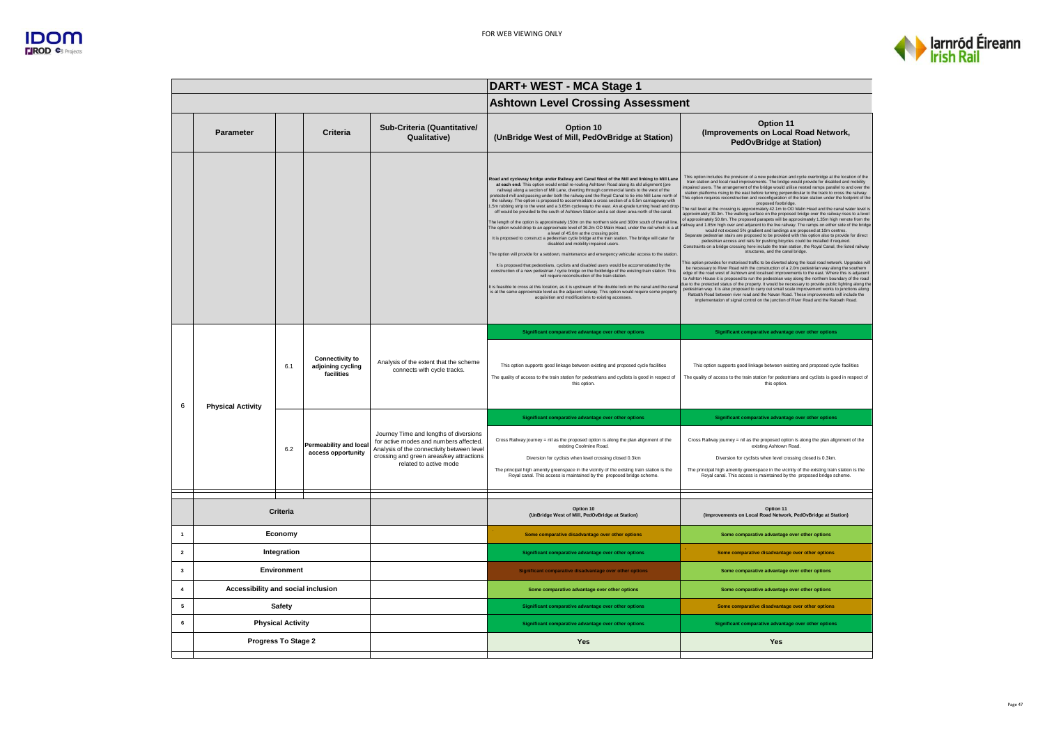FOR WEB VIEWING ONLY

## DART+ WEST - MCA Stage 1

### Ashtown Level Crossing Assessment

| | Parameter | | Criteria | Sub-Criteria (Quantitative/ Qualitative) | Option 10 (UnBridge West of Mill, PedOvBridge at Station) | Option 11 (Improvements on Local Road Network, PedOvBridge at Station) |
|---|---|---|---|---|---|---|
| | | | | | **Road and cycleway bridge under Railway and Canal West of the Mill and linking to Mill Lane at each end:** This option would entail re-routing Ashtown Road along its old alignment (pre railway) along a section of Mill Lane, diverting through commercial lands to the west of the protected mill and passing under both the railway and the Royal Canal to tie into Mill Lane north of the railway. The option is proposed to accommodate a cross section of a 6.5m carriageway with 1.5m rubbing strip to the west and a 3.65m cycleway to the east. An at-grade turning head and drop-off would be provided to the south of Ashtown Station and a set down area north of the canal. The length of the option is approximately 150m on the northern side and 300m south of the rail line. The option would drop to an approximate level of 36.2m OD Malin Head, under the rail which is a at a level of 45.6m at the crossing point. It is proposed to construct a pedestrian cycle bridge at the train station. The bridge will cater for disabled and mobility impaired users. The option will provide for a setdown, maintenance and emergency vehicular access to the station. It is proposed that pedestrians, cyclists and disabled users would be accommodated by the construction of a new pedestrian / cycle bridge on the footbridge of the existing train station. This will require reconstruction of the train station. It is feasible to cross at this location, as it is upstream of the double lock on the canal and the canal is at the same approximate level as the adjacent railway. This option would require some property acquisition and modifications to existing accesses. | This option includes the provision of a new pedestrian and cycle overbridge at the location of the train station and local road improvements. The bridge would provide for disabled and mobility impaired users. The arrangement of the bridge would utilise nested ramps parallel to and over the station platforms rising to the east before turning perpendicular to the track to cross the railway. This option requires reconstruction and reconfiguration of the train station under the footprint of the proposed footbridge. The rail level at the crossing is approximately 42.1m to OD Malin Head and the canal water level is approximately 39.3m. The walking surface on the proposed bridge over the railway rises to a level of approximately 50.0m. The proposed parapets will be approximately 1.35m high remote from the railway and 1.85m high over and adjacent to the live railway. The ramps on either side of the bridge would not exceed 5% gradient and landings are proposed at 10m centres. Separate pedestrian stairs are proposed to be provided with this option also to provide for direct pedestrian access and rails for pushing bicycles could be installed if required. Constraints on a bridge crossing here include the train station, the Royal Canal, the listed railway structures, and the canal bridge. This option provides for motorised traffic to be diverted along the local road network. Upgrades will be necessary to River Road with the construction of a 2.0m pedestrian way along the southern edge of the road west of Ashtown and localised improvements to the east. Where this is adjacent to Ashton House it is proposed to run the pedestrian way along the northern boundary of the road due to the protected status of the property. It would be necessary to provide public lighting along the pedestrian way. It is also proposed to carry out small scale improvement works to junctions along Ratoath Road between river road and the Navan Road. These improvements will include the implementation of signal control on the junction of River Road and the Ratoath Road. |
| 6 | Physical Activity | 6.1 | Connectivity to adjoining cycling facilities | Analysis of the extent that the scheme connects with cycle tracks. | Significant comparative advantage over other options<br><br>This option supports good linkage between existing and proposed cycle facilities<br><br>The quality of access to the train station for pedestrians and cyclists is good in respect of this option. | Significant comparative advantage over other options<br><br>This option supports good linkage between existing and proposed cycle facilities<br><br>The quality of access to the train station for pedestrians and cyclists is good in respect of this option. |
| | | 6.2 | Permeability and local access opportunity | Journey Time and lengths of diversions for active modes and numbers affected. Analysis of the connectivity between level crossing and green areas/key attractions related to active mode | Significant comparative advantage over other options<br><br>Cross Railway journey = nil as the proposed option is along the plan alignment of the existing Coolmine Road.<br><br>Diversion for cyclists when level crossing closed 0.3km<br><br>The principal high amenity greenspace in the vicinity of the existing train station is the Royal canal. This access is maintained by the proposed bridge scheme. | Significant comparative advantage over other options<br><br>Cross Railway journey = nil as the proposed option is along the plan alignment of the existing Ashtown Road.<br><br>Diversion for cyclists when level crossing closed is 0.3km.<br><br>The principal high amenity greenspace in the vicinity of the existing train station is the Royal canal. This access is maintained by the proposed bridge scheme. |

| | Criteria | | Option 10 (UnBridge West of Mill, PedOvBridge at Station) | Option 11 (Improvements on Local Road Network, PedOvBridge at Station) |
|---|---|---|---|---|
| 1 | Economy | | Some comparative disadvantage over other options | Some comparative advantage over other options |
| 2 | Integration | | Significant comparative advantage over other options | Some comparative disadvantage over other options |
| 3 | Environment | | Significant comparative disadvantage over other options | Some comparative advantage over other options |
| 4 | Accessibility and social inclusion | | Some comparative advantage over other options | Some comparative advantage over other options |
| 5 | Safety | | Significant comparative advantage over other options | Some comparative disadvantage over other options |
| 6 | Physical Activity | | Significant comparative advantage over other options | Significant comparative advantage over other options |
| | Progress To Stage 2 | | Yes | Yes |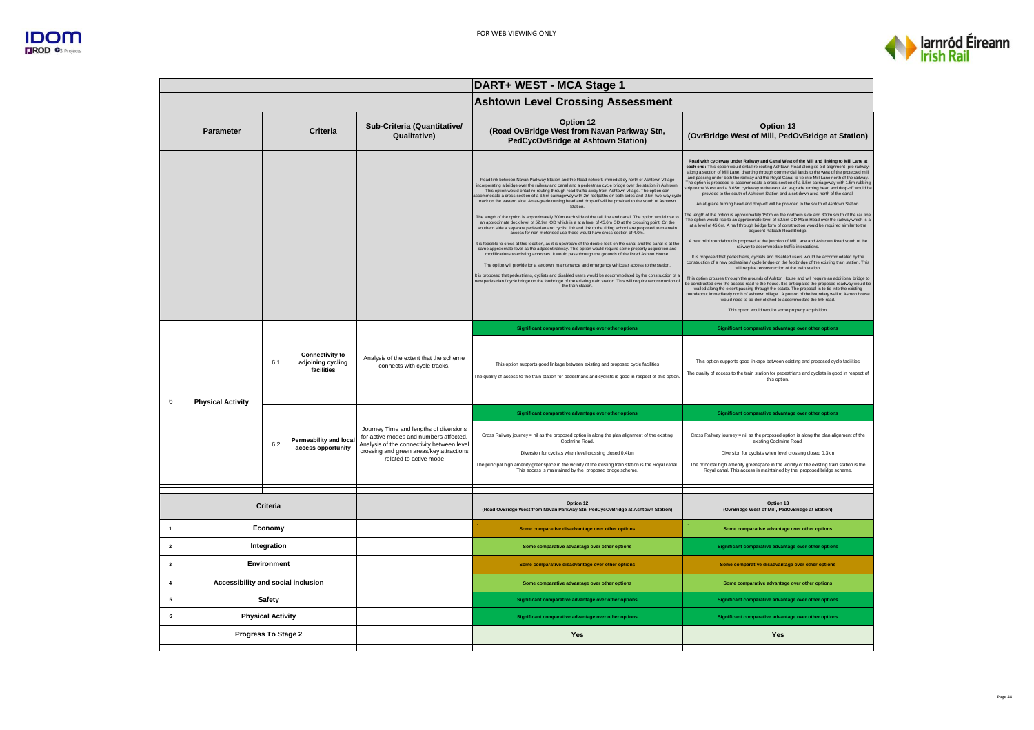FOR WEB VIEWING ONLY

# DART+ WEST - MCA Stage 1

## Ashtown Level Crossing Assessment

| | Parameter | | Criteria | Sub-Criteria (Quantitative/ Qualitative) | Option 12 (Road OvBridge West from Navan Parkway Stn, PedCycOvBridge at Ashtown Station) | Option 13 (OvrBridge West of Mill, PedOvBridge at Station) |
|---|---|---|---|---|---|---|
| | | | | | Road link between Navan Parkway Station and the Road network immediatley north of Ashtown Village incorporating a bridge over the railway and canal and a pedestrian cycle bridge over the station in Ashtown. This option would entail re-routing through road traffic away from Ashtown village. The option can accommodate a cross section of a 6.5m carriageway with 2m footpaths on both sides and 2.5m two-way cycle track on the eastern side. An at-grade turning head and drop-off will be provided to the south of Ashtown Station.<br><br>The length of the option is approximately 300m each side of the rail line and canal. The option would rise to an approximate deck level of 52.9m OD which is a at a level of 45.6m OD at the crossing point. On the southern side a separate pedestrian and cyclist link and link to the riding school are proposed to maintain access for non-motorised use these would have cross section of 4.0m.<br><br>It is feasible to cross at this location, as it is upstream of the double lock on the canal and the canal is at the same approximate level as the adjacent railway. This option would require some property acquisition and modifications to existing accesses. It would pass through the grounds of the listed Ashton House.<br><br>The option will provide for a setdown, maintenance and emergency vehicular access to the station.<br><br>It is proposed that pedestrians, cyclists and disabled users would be accommodated by the construction of a new pedestrian / cycle bridge on the footbridge of the existing train station. This will require reconstruction of the train station. | **Road with cycleway under Railway and Canal West of the Mill and linking to Mill Lane at each end:** This option would entail re-routing Ashtown Road along its old alignment (pre railway) along a section of Mill Lane, diverting through commercial lands to the west of the protected mill and passing under both the railway and the Royal Canal to tie into Mill Lane north of the railway. The option is proposed to accommodate a cross section of a 6.5m carriageway with 1.5m rubbing strip to the West and a 3.65m cycleway to the east. An at-grade turning head and drop-off would be provided to the south of Ashtown Station and a set down area north of the canal.<br><br>An at-grade turning head and drop-off will be provided to the south of Ashtown Station.<br><br>The length of the option is approximately 150m on the northern side and 300m south of the rail line. The option would rise to an approximate level of 52.5m OD Malin Head over the railway which is a at a level of 45.6m. A half through bridge form of construction would be required similar to the adjacent Ratoath Road Bridge.<br><br>A new mini roundabout is proposed at the junction of Mill Lane and Ashtown Road south of the railway to accommodate traffic interactions.<br><br>It is proposed that pedestrians, cyclists and disabled users would be accommodated by the construction of a new pedestrian / cycle bridge on the footbridge of the existing train station. This will require reconstruction of the train station.<br><br>This option crosses through the grounds of Ashton House and will require an additional bridge to be constructed over the access road to the house. It is anticipated the proposed roadway would be walled along the extent passing through the estate. The proposal is to tie into the existing roundabout immediately north of ashtown village. A portion of the boundary wall to Ashton house would need to be demolished to accommodate the link road.<br><br>This option would require some property acquisition. |
| 6 | Physical Activity | 6.1 | Connectivity to adjoining cycling facilities | Analysis of the extent that the scheme connects with cycle tracks. | Significant comparative advantage over other options<br><br>This option supports good linkage between existing and proposed cycle facilities<br><br>The quality of access to the train station for pedestrians and cyclists is good in respect of this option. | Significant comparative advantage over other options<br><br>This option supports good linkage between existing and proposed cycle facilities<br><br>The quality of access to the train station for pedestrians and cyclists is good in respect of this option. |
| | | 6.2 | Permeability and local access opportunity | Journey Time and lengths of diversions for active modes and numbers affected. Analysis of the connectivity between level crossing and green areas/key attractions related to active mode | Significant comparative advantage over other options<br><br>Cross Railway journey = nil as the proposed option is along the plan alignment of the existing Coolmine Road.<br><br>Diversion for cyclists when level crossing closed 0.4km<br><br>The principal high amenity greenspace in the vicinity of the existing train station is the Royal canal. This access is maintained by the proposed bridge scheme. | Significant comparative advantage over other options<br><br>Cross Railway journey = nil as the proposed option is along the plan alignment of the existing Coolmine Road.<br><br>Diversion for cyclists when level crossing closed 0.3km<br><br>The principal high amenity greenspace in the vicinity of the existing train station is the Royal canal. This access is maintained by the proposed bridge scheme. |

| | Criteria | | Option 12 (Road OvBridge West from Navan Parkway Stn, PedCycOvBridge at Ashtown Station) | Option 13 (OvrBridge West of Mill, PedOvBridge at Station) |
|---|---|---|---|---|
| 1 | Economy | | Some comparative disadvantage over other options | Some comparative advantage over other options |
| 2 | Integration | | Some comparative advantage over other options | Significant comparative advantage over other options |
| 3 | Environment | | Some comparative disadvantage over other options | Some comparative disadvantage over other options |
| 4 | Accessibility and social inclusion | | Some comparative advantage over other options | Some comparative advantage over other options |
| 5 | Safety | | Significant comparative advantage over other options | Significant comparative advantage over other options |
| 6 | Physical Activity | | Significant comparative advantage over other options | Significant comparative advantage over other options |
| | Progress To Stage 2 | | Yes | Yes |